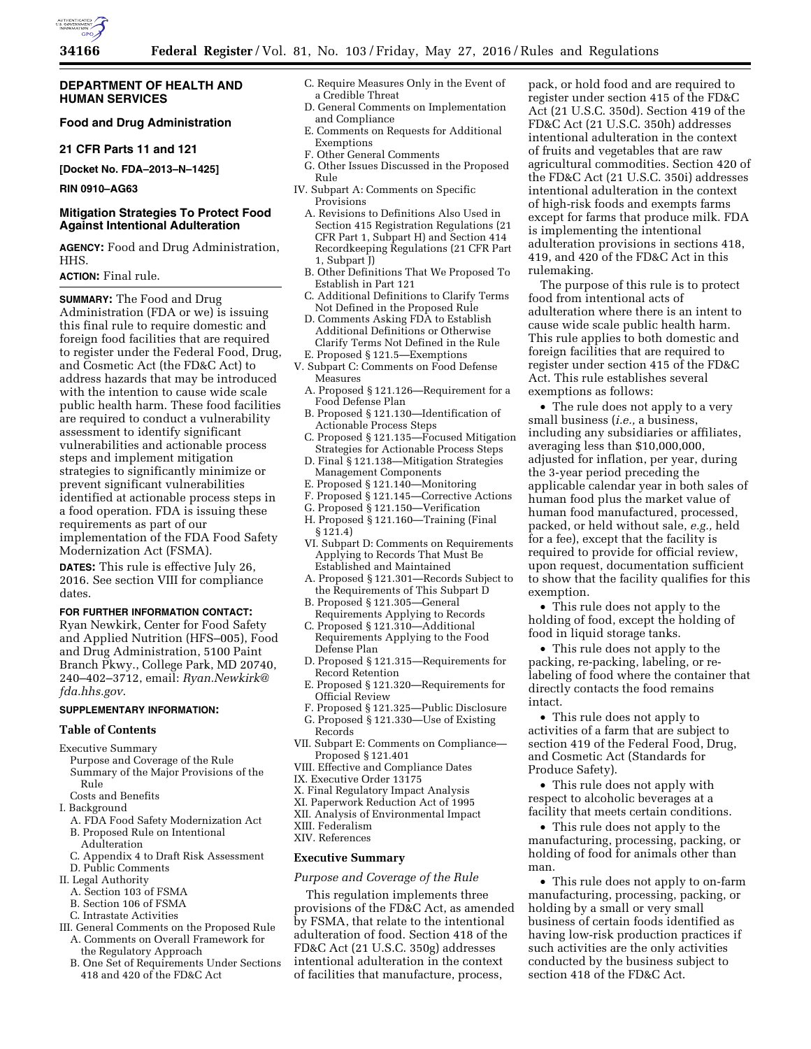**DEPARTMENT OF HEALTH AND HUMAN SERVICES**

**Food and Drug Administration**

**21 CFR Parts 11 and 121**

**[Docket No. FDA–2013–N–1425]**

**RIN 0910–AG63**

# Mitigation Strategies To Protect Food Against Intentional Adulteration

**AGENCY:** Food and Drug Administration, HHS.

**ACTION:** Final rule.

**SUMMARY:** The Food and Drug Administration (FDA or we) is issuing this final rule to require domestic and foreign food facilities that are required to register under the Federal Food, Drug, and Cosmetic Act (the FD&C Act) to address hazards that may be introduced with the intention to cause wide scale public health harm. These food facilities are required to conduct a vulnerability assessment to identify significant vulnerabilities and actionable process steps and implement mitigation strategies to significantly minimize or prevent significant vulnerabilities identified at actionable process steps in a food operation. FDA is issuing these requirements as part of our implementation of the FDA Food Safety Modernization Act (FSMA).

**DATES:** This rule is effective July 26, 2016. See section VIII for compliance dates.

**FOR FURTHER INFORMATION CONTACT:** Ryan Newkirk, Center for Food Safety and Applied Nutrition (HFS–005), Food and Drug Administration, 5100 Paint Branch Pkwy., College Park, MD 20740, 240–402–3712, email: *Ryan.Newkirk@fda.hhs.gov*.

**SUPPLEMENTARY INFORMATION:**

## Table of Contents

Executive Summary
- Purpose and Coverage of the Rule
- Summary of the Major Provisions of the Rule
- Costs and Benefits

I. Background
- A. FDA Food Safety Modernization Act
- B. Proposed Rule on Intentional Adulteration
- C. Appendix 4 to Draft Risk Assessment
- D. Public Comments

II. Legal Authority
- A. Section 103 of FSMA
- B. Section 106 of FSMA
- C. Intrastate Activities

III. General Comments on the Proposed Rule
- A. Comments on Overall Framework for the Regulatory Approach
- B. One Set of Requirements Under Sections 418 and 420 of the FD&C Act
- C. Require Measures Only in the Event of a Credible Threat
- D. General Comments on Implementation and Compliance
- E. Comments on Requests for Additional Exemptions
- F. Other General Comments
- G. Other Issues Discussed in the Proposed Rule

IV. Subpart A: Comments on Specific Provisions
- A. Revisions to Definitions Also Used in Section 415 Registration Regulations (21 CFR Part 1, Subpart H) and Section 414 Recordkeeping Regulations (21 CFR Part 1, Subpart J)
- B. Other Definitions That We Proposed To Establish in Part 121
- C. Additional Definitions to Clarify Terms Not Defined in the Proposed Rule
- D. Comments Asking FDA to Establish Additional Definitions or Otherwise Clarify Terms Not Defined in the Rule
- E. Proposed § 121.5—Exemptions

V. Subpart C: Comments on Food Defense Measures
- A. Proposed § 121.126—Requirement for a Food Defense Plan
- B. Proposed § 121.130—Identification of Actionable Process Steps
- C. Proposed § 121.135—Focused Mitigation Strategies for Actionable Process Steps
- D. Final § 121.138—Mitigation Strategies Management Components
- E. Proposed § 121.140—Monitoring
- F. Proposed § 121.145—Corrective Actions
- G. Proposed § 121.150—Verification
- H. Proposed § 121.160—Training (Final § 121.4)

VI. Subpart D: Comments on Requirements Applying to Records That Must Be Established and Maintained
- A. Proposed § 121.301—Records Subject to the Requirements of This Subpart D
- B. Proposed § 121.305—General Requirements Applying to Records
- C. Proposed § 121.310—Additional Requirements Applying to the Food Defense Plan
- D. Proposed § 121.315—Requirements for Record Retention
- E. Proposed § 121.320—Requirements for Official Review
- F. Proposed § 121.325—Public Disclosure
- G. Proposed § 121.330—Use of Existing Records

VII. Subpart E: Comments on Compliance—Proposed § 121.401

VIII. Effective and Compliance Dates

IX. Executive Order 13175

X. Final Regulatory Impact Analysis

XI. Paperwork Reduction Act of 1995

XII. Analysis of Environmental Impact

XIII. Federalism

XIV. References

## Executive Summary

### *Purpose and Coverage of the Rule*

This regulation implements three provisions of the FD&C Act, as amended by FSMA, that relate to the intentional adulteration of food. Section 418 of the FD&C Act (21 U.S.C. 350g) addresses intentional adulteration in the context of facilities that manufacture, process, pack, or hold food and are required to register under section 415 of the FD&C Act (21 U.S.C. 350d). Section 419 of the FD&C Act (21 U.S.C. 350h) addresses intentional adulteration in the context of fruits and vegetables that are raw agricultural commodities. Section 420 of the FD&C Act (21 U.S.C. 350i) addresses intentional adulteration in the context of high-risk foods and exempts farms except for farms that produce milk. FDA is implementing the intentional adulteration provisions in sections 418, 419, and 420 of the FD&C Act in this rulemaking.

The purpose of this rule is to protect food from intentional acts of adulteration where there is an intent to cause wide scale public health harm. This rule applies to both domestic and foreign facilities that are required to register under section 415 of the FD&C Act. This rule establishes several exemptions as follows:

- The rule does not apply to a very small business (*i.e.,* a business, including any subsidiaries or affiliates, averaging less than $10,000,000, adjusted for inflation, per year, during the 3-year period preceding the applicable calendar year in both sales of human food plus the market value of human food manufactured, processed, packed, or held without sale, *e.g.,* held for a fee), except that the facility is required to provide for official review, upon request, documentation sufficient to show that the facility qualifies for this exemption.
- This rule does not apply to the holding of food, except the holding of food in liquid storage tanks.
- This rule does not apply to the packing, re-packing, labeling, or re-labeling of food where the container that directly contacts the food remains intact.
- This rule does not apply to activities of a farm that are subject to section 419 of the Federal Food, Drug, and Cosmetic Act (Standards for Produce Safety).
- This rule does not apply with respect to alcoholic beverages at a facility that meets certain conditions.
- This rule does not apply to the manufacturing, processing, packing, or holding of food for animals other than man.
- This rule does not apply to on-farm manufacturing, processing, packing, or holding by a small or very small business of certain foods identified as having low-risk production practices if such activities are the only activities conducted by the business subject to section 418 of the FD&C Act.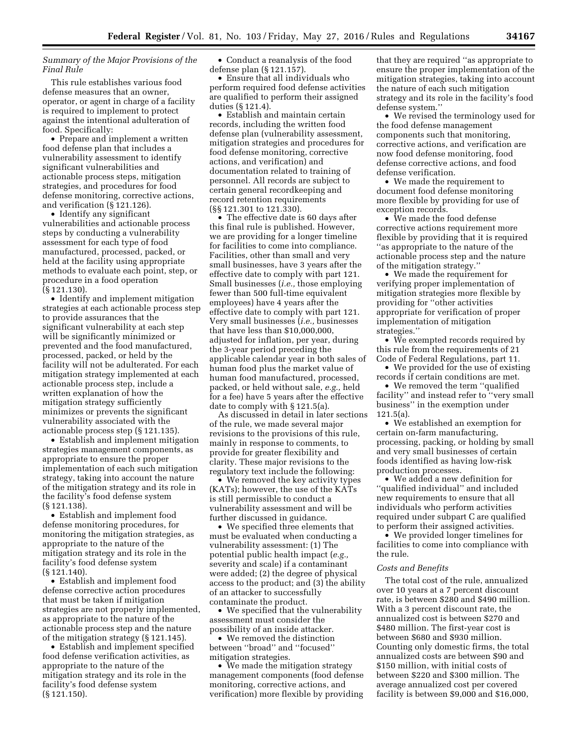*Summary of the Major Provisions of the Final Rule*

This rule establishes various food defense measures that an owner, operator, or agent in charge of a facility is required to implement to protect against the intentional adulteration of food. Specifically:

- Prepare and implement a written food defense plan that includes a vulnerability assessment to identify significant vulnerabilities and actionable process steps, mitigation strategies, and procedures for food defense monitoring, corrective actions, and verification (§ 121.126).
- Identify any significant vulnerabilities and actionable process steps by conducting a vulnerability assessment for each type of food manufactured, processed, packed, or held at the facility using appropriate methods to evaluate each point, step, or procedure in a food operation (§ 121.130).
- Identify and implement mitigation strategies at each actionable process step to provide assurances that the significant vulnerability at each step will be significantly minimized or prevented and the food manufactured, processed, packed, or held by the facility will not be adulterated. For each mitigation strategy implemented at each actionable process step, include a written explanation of how the mitigation strategy sufficiently minimizes or prevents the significant vulnerability associated with the actionable process step (§ 121.135).
- Establish and implement mitigation strategies management components, as appropriate to ensure the proper implementation of each such mitigation strategy, taking into account the nature of the mitigation strategy and its role in the facility's food defense system (§ 121.138).
- Establish and implement food defense monitoring procedures, for monitoring the mitigation strategies, as appropriate to the nature of the mitigation strategy and its role in the facility's food defense system (§ 121.140).
- Establish and implement food defense corrective action procedures that must be taken if mitigation strategies are not properly implemented, as appropriate to the nature of the actionable process step and the nature of the mitigation strategy (§ 121.145).
- Establish and implement specified food defense verification activities, as appropriate to the nature of the mitigation strategy and its role in the facility's food defense system (§ 121.150).
- Conduct a reanalysis of the food defense plan (§ 121.157).
- Ensure that all individuals who perform required food defense activities are qualified to perform their assigned duties (§ 121.4).
- Establish and maintain certain records, including the written food defense plan (vulnerability assessment, mitigation strategies and procedures for food defense monitoring, corrective actions, and verification) and documentation related to training of personnel. All records are subject to certain general recordkeeping and record retention requirements (§§ 121.301 to 121.330).
- The effective date is 60 days after this final rule is published. However, we are providing for a longer timeline for facilities to come into compliance. Facilities, other than small and very small businesses, have 3 years after the effective date to comply with part 121. Small businesses (*i.e.,* those employing fewer than 500 full-time equivalent employees) have 4 years after the effective date to comply with part 121. Very small businesses (*i.e.,* businesses that have less than $10,000,000, adjusted for inflation, per year, during the 3-year period preceding the applicable calendar year in both sales of human food plus the market value of human food manufactured, processed, packed, or held without sale, *e.g.,* held for a fee) have 5 years after the effective date to comply with § 121.5(a).

As discussed in detail in later sections of the rule, we made several major revisions to the provisions of this rule, mainly in response to comments, to provide for greater flexibility and clarity. These major revisions to the regulatory text include the following:

- We removed the key activity types (KATs); however, the use of the KATs is still permissible to conduct a vulnerability assessment and will be further discussed in guidance.
- We specified three elements that must be evaluated when conducting a vulnerability assessment: (1) The potential public health impact (*e.g.,* severity and scale) if a contaminant were added; (2) the degree of physical access to the product; and (3) the ability of an attacker to successfully contaminate the product.
- We specified that the vulnerability assessment must consider the possibility of an inside attacker.
- We removed the distinction between ''broad'' and ''focused'' mitigation strategies.
- We made the mitigation strategy management components (food defense monitoring, corrective actions, and verification) more flexible by providing that they are required ''as appropriate to ensure the proper implementation of the mitigation strategies, taking into account the nature of each such mitigation strategy and its role in the facility's food defense system.''
- We revised the terminology used for the food defense management components such that monitoring, corrective actions, and verification are now food defense monitoring, food defense corrective actions, and food defense verification.
- We made the requirement to document food defense monitoring more flexible by providing for use of exception records.
- We made the food defense corrective actions requirement more flexible by providing that it is required ''as appropriate to the nature of the actionable process step and the nature of the mitigation strategy.''
- We made the requirement for verifying proper implementation of mitigation strategies more flexible by providing for ''other activities appropriate for verification of proper implementation of mitigation strategies.''
- We exempted records required by this rule from the requirements of 21 Code of Federal Regulations, part 11.
- We provided for the use of existing records if certain conditions are met.
- We removed the term ''qualified facility'' and instead refer to ''very small business'' in the exemption under 121.5(a).
- We established an exemption for certain on-farm manufacturing, processing, packing, or holding by small and very small businesses of certain foods identified as having low-risk production processes.
- We added a new definition for ''qualified individual'' and included new requirements to ensure that all individuals who perform activities required under subpart C are qualified to perform their assigned activities.
- We provided longer timelines for facilities to come into compliance with the rule.

*Costs and Benefits*

The total cost of the rule, annualized over 10 years at a 7 percent discount rate, is between $280 and $490 million. With a 3 percent discount rate, the annualized cost is between $270 and $480 million. The first-year cost is between $680 and $930 million. Counting only domestic firms, the total annualized costs are between $90 and $150 million, with initial costs of between $220 and $300 million. The average annualized cost per covered facility is between $9,000 and $16,000,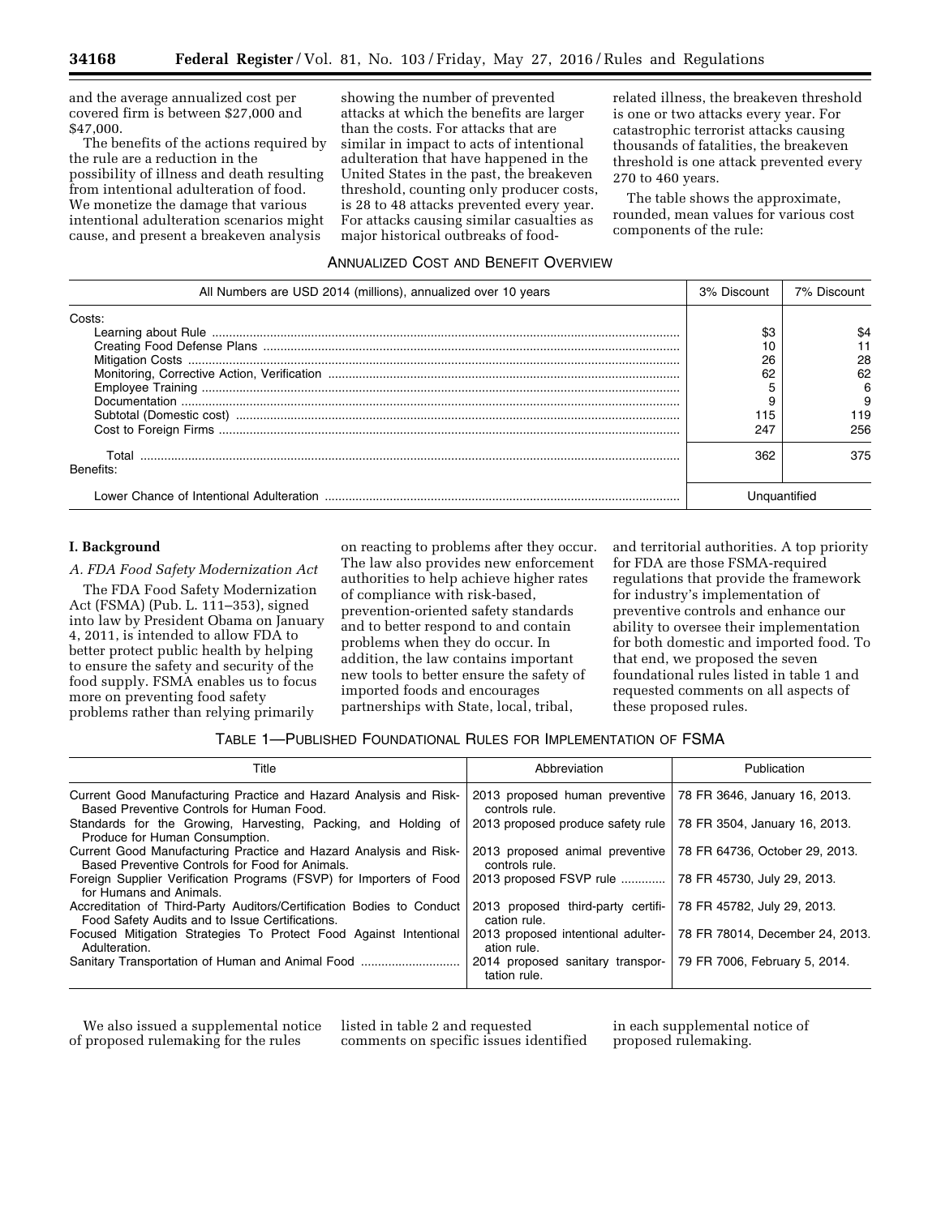and the average annualized cost per covered firm is between $27,000 and $47,000.

The benefits of the actions required by the rule are a reduction in the possibility of illness and death resulting from intentional adulteration of food. We monetize the damage that various intentional adulteration scenarios might cause, and present a breakeven analysis showing the number of prevented attacks at which the benefits are larger than the costs. For attacks that are similar in impact to acts of intentional adulteration that have happened in the United States in the past, the breakeven threshold, counting only producer costs, is 28 to 48 attacks prevented every year. For attacks causing similar casualties as major historical outbreaks of food-related illness, the breakeven threshold is one or two attacks every year. For catastrophic terrorist attacks causing thousands of fatalities, the breakeven threshold is one attack prevented every 270 to 460 years.

The table shows the approximate, rounded, mean values for various cost components of the rule:

ANNUALIZED COST AND BENEFIT OVERVIEW

| All Numbers are USD 2014 (millions), annualized over 10 years | 3% Discount | 7% Discount |
|---|---|---|
| Costs: | | |
| Learning about Rule | $3 | $4 |
| Creating Food Defense Plans | 10 | 11 |
| Mitigation Costs | 26 | 28 |
| Monitoring, Corrective Action, Verification | 62 | 62 |
| Employee Training | 5 | 6 |
| Documentation | 9 | 9 |
| Subtotal (Domestic cost) | 115 | 119 |
| Cost to Foreign Firms | 247 | 256 |
| Total | 362 | 375 |
| Benefits: | | |
| Lower Chance of Intentional Adulteration | Unquantified | |

## I. Background

### *A. FDA Food Safety Modernization Act*

The FDA Food Safety Modernization Act (FSMA) (Pub. L. 111–353), signed into law by President Obama on January 4, 2011, is intended to allow FDA to better protect public health by helping to ensure the safety and security of the food supply. FSMA enables us to focus more on preventing food safety problems rather than relying primarily on reacting to problems after they occur. The law also provides new enforcement authorities to help achieve higher rates of compliance with risk-based, prevention-oriented safety standards and to better respond to and contain problems when they do occur. In addition, the law contains important new tools to better ensure the safety of imported foods and encourages partnerships with State, local, tribal, and territorial authorities. A top priority for FDA are those FSMA-required regulations that provide the framework for industry's implementation of preventive controls and enhance our ability to oversee their implementation for both domestic and imported food. To that end, we proposed the seven foundational rules listed in table 1 and requested comments on all aspects of these proposed rules.

TABLE 1—PUBLISHED FOUNDATIONAL RULES FOR IMPLEMENTATION OF FSMA

| Title | Abbreviation | Publication |
|---|---|---|
| Current Good Manufacturing Practice and Hazard Analysis and Risk-Based Preventive Controls for Human Food. | 2013 proposed human preventive controls rule. | 78 FR 3646, January 16, 2013. |
| Standards for the Growing, Harvesting, Packing, and Holding of Produce for Human Consumption. | 2013 proposed produce safety rule | 78 FR 3504, January 16, 2013. |
| Current Good Manufacturing Practice and Hazard Analysis and Risk-Based Preventive Controls for Food for Animals. | 2013 proposed animal preventive controls rule. | 78 FR 64736, October 29, 2013. |
| Foreign Supplier Verification Programs (FSVP) for Importers of Food for Humans and Animals. | 2013 proposed FSVP rule | 78 FR 45730, July 29, 2013. |
| Accreditation of Third-Party Auditors/Certification Bodies to Conduct Food Safety Audits and to Issue Certifications. | 2013 proposed third-party certification rule. | 78 FR 45782, July 29, 2013. |
| Focused Mitigation Strategies To Protect Food Against Intentional Adulteration. | 2013 proposed intentional adulteration rule. | 78 FR 78014, December 24, 2013. |
| Sanitary Transportation of Human and Animal Food | 2014 proposed sanitary transportation rule. | 79 FR 7006, February 5, 2014. |

We also issued a supplemental notice of proposed rulemaking for the rules listed in table 2 and requested comments on specific issues identified in each supplemental notice of proposed rulemaking.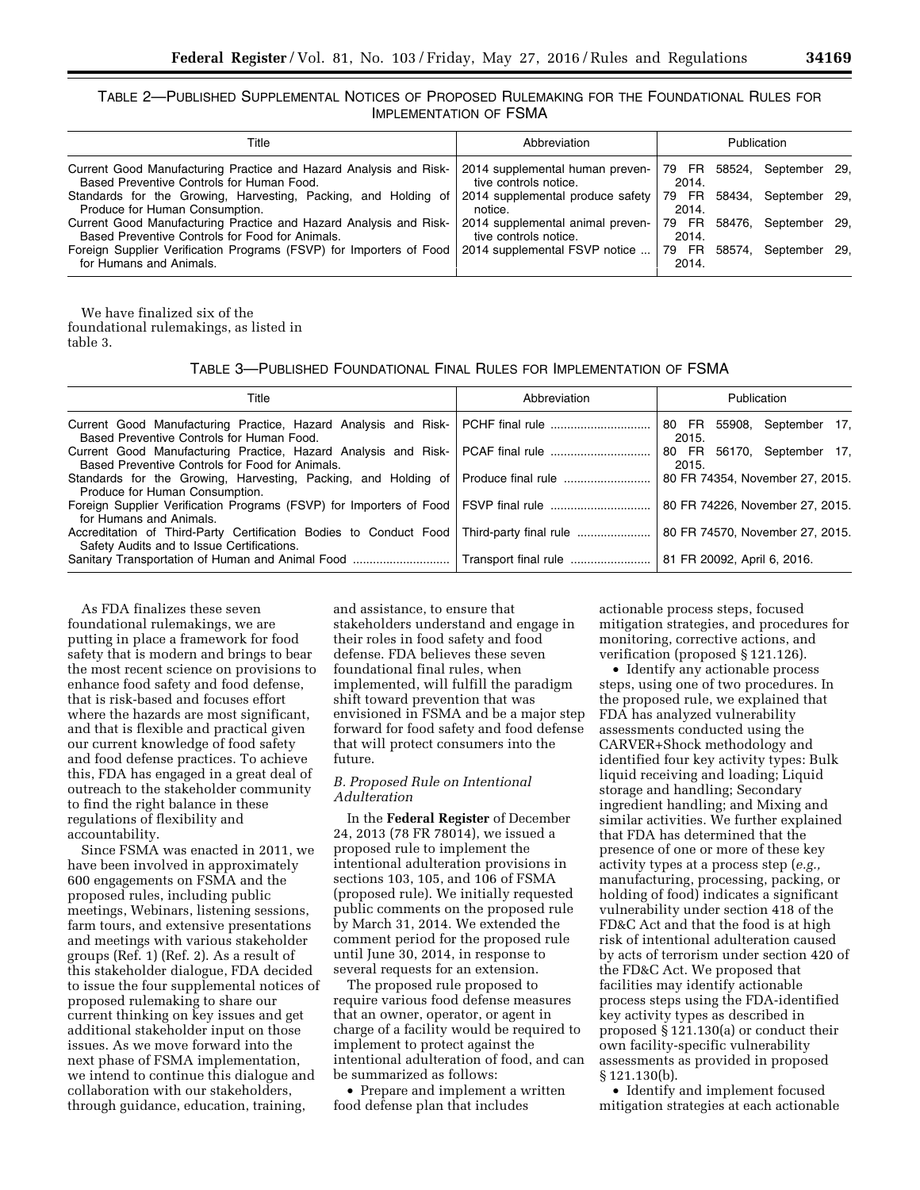TABLE 2—PUBLISHED SUPPLEMENTAL NOTICES OF PROPOSED RULEMAKING FOR THE FOUNDATIONAL RULES FOR IMPLEMENTATION OF FSMA

| Title | Abbreviation | Publication |
|---|---|---|
| Current Good Manufacturing Practice and Hazard Analysis and Risk-Based Preventive Controls for Human Food. | 2014 supplemental human preventive controls notice. | 79 FR 58524, September 29, 2014. |
| Standards for the Growing, Harvesting, Packing, and Holding of Produce for Human Consumption. | 2014 supplemental produce safety notice. | 79 FR 58434, September 29, 2014. |
| Current Good Manufacturing Practice and Hazard Analysis and Risk-Based Preventive Controls for Food for Animals. | 2014 supplemental animal preventive controls notice. | 79 FR 58476, September 29, 2014. |
| Foreign Supplier Verification Programs (FSVP) for Importers of Food for Humans and Animals. | 2014 supplemental FSVP notice | 79 FR 58574, September 29, 2014. |

We have finalized six of the foundational rulemakings, as listed in table 3.

TABLE 3—PUBLISHED FOUNDATIONAL FINAL RULES FOR IMPLEMENTATION OF FSMA

| Title | Abbreviation | Publication |
|---|---|---|
| Current Good Manufacturing Practice, Hazard Analysis and Risk-Based Preventive Controls for Human Food. | PCHF final rule | 80 FR 55908, September 17, 2015. |
| Current Good Manufacturing Practice, Hazard Analysis and Risk-Based Preventive Controls for Food for Animals. | PCAF final rule | 80 FR 56170, September 17, 2015. |
| Standards for the Growing, Harvesting, Packing, and Holding of Produce for Human Consumption. | Produce final rule | 80 FR 74354, November 27, 2015. |
| Foreign Supplier Verification Programs (FSVP) for Importers of Food for Humans and Animals. | FSVP final rule | 80 FR 74226, November 27, 2015. |
| Accreditation of Third-Party Certification Bodies to Conduct Food Safety Audits and to Issue Certifications. | Third-party final rule | 80 FR 74570, November 27, 2015. |
| Sanitary Transportation of Human and Animal Food | Transport final rule | 81 FR 20092, April 6, 2016. |

As FDA finalizes these seven foundational rulemakings, we are putting in place a framework for food safety that is modern and brings to bear the most recent science on provisions to enhance food safety and food defense, that is risk-based and focuses effort where the hazards are most significant, and that is flexible and practical given our current knowledge of food safety and food defense practices. To achieve this, FDA has engaged in a great deal of outreach to the stakeholder community to find the right balance in these regulations of flexibility and accountability.

Since FSMA was enacted in 2011, we have been involved in approximately 600 engagements on FSMA and the proposed rules, including public meetings, Webinars, listening sessions, farm tours, and extensive presentations and meetings with various stakeholder groups (Ref. 1) (Ref. 2). As a result of this stakeholder dialogue, FDA decided to issue the four supplemental notices of proposed rulemaking to share our current thinking on key issues and get additional stakeholder input on those issues. As we move forward into the next phase of FSMA implementation, we intend to continue this dialogue and collaboration with our stakeholders, through guidance, education, training, and assistance, to ensure that stakeholders understand and engage in their roles in food safety and food defense. FDA believes these seven foundational final rules, when implemented, will fulfill the paradigm shift toward prevention that was envisioned in FSMA and be a major step forward for food safety and food defense that will protect consumers into the future.

### *B. Proposed Rule on Intentional Adulteration*

In the **Federal Register** of December 24, 2013 (78 FR 78014), we issued a proposed rule to implement the intentional adulteration provisions in sections 103, 105, and 106 of FSMA (proposed rule). We initially requested public comments on the proposed rule by March 31, 2014. We extended the comment period for the proposed rule until June 30, 2014, in response to several requests for an extension.

The proposed rule proposed to require various food defense measures that an owner, operator, or agent in charge of a facility would be required to implement to protect against the intentional adulteration of food, and can be summarized as follows:

- Prepare and implement a written food defense plan that includes actionable process steps, focused mitigation strategies, and procedures for monitoring, corrective actions, and verification (proposed § 121.126).
- Identify any actionable process steps, using one of two procedures. In the proposed rule, we explained that FDA has analyzed vulnerability assessments conducted using the CARVER+Shock methodology and identified four key activity types: Bulk liquid receiving and loading; Liquid storage and handling; Secondary ingredient handling; and Mixing and similar activities. We further explained that FDA has determined that the presence of one or more of these key activity types at a process step (*e.g.,* manufacturing, processing, packing, or holding of food) indicates a significant vulnerability under section 418 of the FD&C Act and that the food is at high risk of intentional adulteration caused by acts of terrorism under section 420 of the FD&C Act. We proposed that facilities may identify actionable process steps using the FDA-identified key activity types as described in proposed § 121.130(a) or conduct their own facility-specific vulnerability assessments as provided in proposed § 121.130(b).
- Identify and implement focused mitigation strategies at each actionable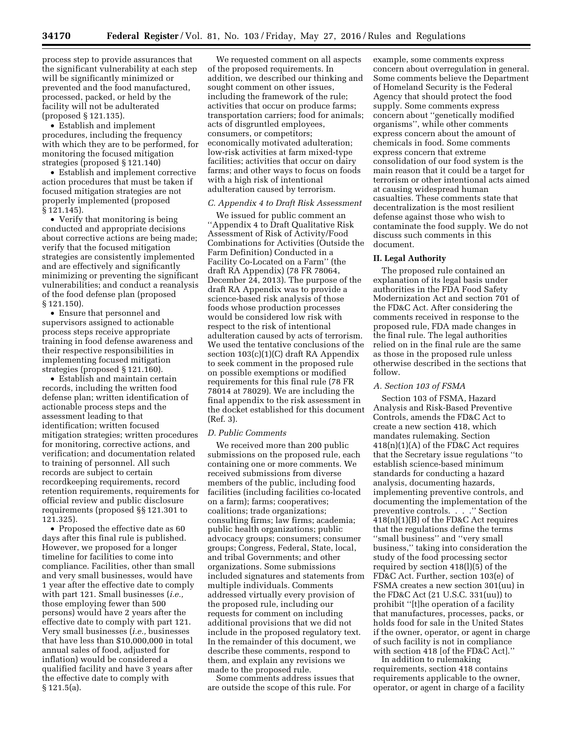process step to provide assurances that the significant vulnerability at each step will be significantly minimized or prevented and the food manufactured, processed, packed, or held by the facility will not be adulterated (proposed § 121.135).

- Establish and implement procedures, including the frequency with which they are to be performed, for monitoring the focused mitigation strategies (proposed § 121.140)
- Establish and implement corrective action procedures that must be taken if focused mitigation strategies are not properly implemented (proposed § 121.145).
- Verify that monitoring is being conducted and appropriate decisions about corrective actions are being made; verify that the focused mitigation strategies are consistently implemented and are effectively and significantly minimizing or preventing the significant vulnerabilities; and conduct a reanalysis of the food defense plan (proposed § 121.150).
- Ensure that personnel and supervisors assigned to actionable process steps receive appropriate training in food defense awareness and their respective responsibilities in implementing focused mitigation strategies (proposed § 121.160).
- Establish and maintain certain records, including the written food defense plan; written identification of actionable process steps and the assessment leading to that identification; written focused mitigation strategies; written procedures for monitoring, corrective actions, and verification; and documentation related to training of personnel. All such records are subject to certain recordkeeping requirements, record retention requirements, requirements for official review and public disclosure requirements (proposed §§ 121.301 to 121.325).
- Proposed the effective date as 60 days after this final rule is published. However, we proposed for a longer timeline for facilities to come into compliance. Facilities, other than small and very small businesses, would have 1 year after the effective date to comply with part 121. Small businesses (*i.e.,* those employing fewer than 500 persons) would have 2 years after the effective date to comply with part 121. Very small businesses (*i.e.,* businesses that have less than $10,000,000 in total annual sales of food, adjusted for inflation) would be considered a qualified facility and have 3 years after the effective date to comply with § 121.5(a).

We requested comment on all aspects of the proposed requirements. In addition, we described our thinking and sought comment on other issues, including the framework of the rule; activities that occur on produce farms; transportation carriers; food for animals; acts of disgruntled employees, consumers, or competitors; economically motivated adulteration; low-risk activities at farm mixed-type facilities; activities that occur on dairy farms; and other ways to focus on foods with a high risk of intentional adulteration caused by terrorism.

### *C. Appendix 4 to Draft Risk Assessment*

We issued for public comment an ''Appendix 4 to Draft Qualitative Risk Assessment of Risk of Activity/Food Combinations for Activities (Outside the Farm Definition) Conducted in a Facility Co-Located on a Farm'' (the draft RA Appendix) (78 FR 78064, December 24, 2013). The purpose of the draft RA Appendix was to provide a science-based risk analysis of those foods whose production processes would be considered low risk with respect to the risk of intentional adulteration caused by acts of terrorism. We used the tentative conclusions of the section 103(c)(1)(C) draft RA Appendix to seek comment in the proposed rule on possible exemptions or modified requirements for this final rule (78 FR 78014 at 78029). We are including the final appendix to the risk assessment in the docket established for this document (Ref. 3).

### *D. Public Comments*

We received more than 200 public submissions on the proposed rule, each containing one or more comments. We received submissions from diverse members of the public, including food facilities (including facilities co-located on a farm); farms; cooperatives; coalitions; trade organizations; consulting firms; law firms; academia; public health organizations; public advocacy groups; consumers; consumer groups; Congress, Federal, State, local, and tribal Governments; and other organizations. Some submissions included signatures and statements from multiple individuals. Comments addressed virtually every provision of the proposed rule, including our requests for comment on including additional provisions that we did not include in the proposed regulatory text. In the remainder of this document, we describe these comments, respond to them, and explain any revisions we made to the proposed rule.

Some comments address issues that are outside the scope of this rule. For example, some comments express concern about overregulation in general. Some comments believe the Department of Homeland Security is the Federal Agency that should protect the food supply. Some comments express concern about ''genetically modified organisms'', while other comments express concern about the amount of chemicals in food. Some comments express concern that extreme consolidation of our food system is the main reason that it could be a target for terrorism or other intentional acts aimed at causing widespread human casualties. These comments state that decentralization is the most resilient defense against those who wish to contaminate the food supply. We do not discuss such comments in this document.

## II. Legal Authority

The proposed rule contained an explanation of its legal basis under authorities in the FDA Food Safety Modernization Act and section 701 of the FD&C Act. After considering the comments received in response to the proposed rule, FDA made changes in the final rule. The legal authorities relied on in the final rule are the same as those in the proposed rule unless otherwise described in the sections that follow.

### *A. Section 103 of FSMA*

Section 103 of FSMA, Hazard Analysis and Risk-Based Preventive Controls, amends the FD&C Act to create a new section 418, which mandates rulemaking. Section 418(n)(1)(A) of the FD&C Act requires that the Secretary issue regulations ''to establish science-based minimum standards for conducting a hazard analysis, documenting hazards, implementing preventive controls, and documenting the implementation of the preventive controls. . . .'' Section 418(n)(1)(B) of the FD&C Act requires that the regulations define the terms ''small business'' and ''very small business,'' taking into consideration the study of the food processing sector required by section 418(l)(5) of the FD&C Act. Further, section 103(e) of FSMA creates a new section 301(uu) in the FD&C Act (21 U.S.C. 331(uu)) to prohibit ''[t]he operation of a facility that manufactures, processes, packs, or holds food for sale in the United States if the owner, operator, or agent in charge of such facility is not in compliance with section 418 [of the FD&C Act].''

In addition to rulemaking requirements, section 418 contains requirements applicable to the owner, operator, or agent in charge of a facility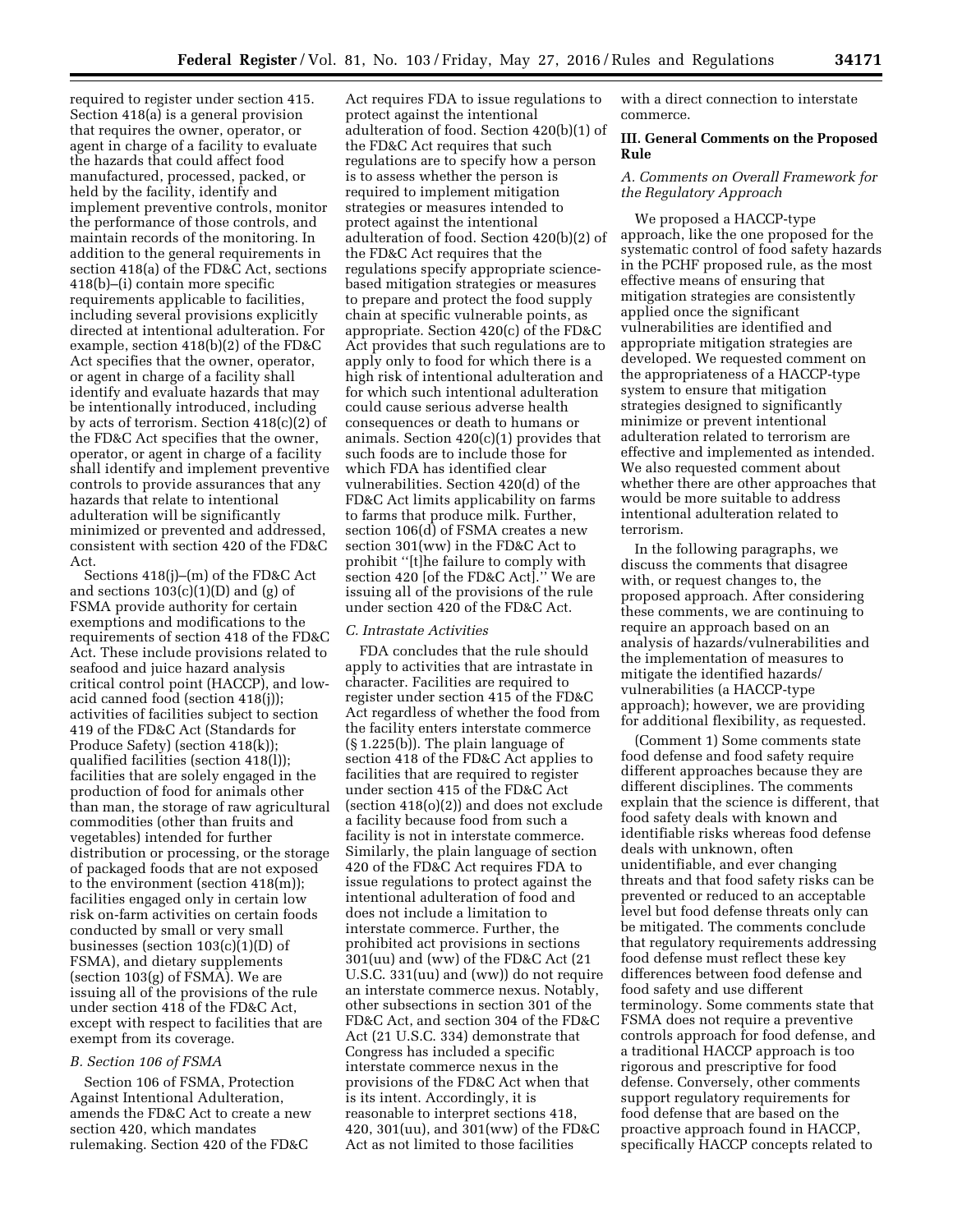required to register under section 415. Section 418(a) is a general provision that requires the owner, operator, or agent in charge of a facility to evaluate the hazards that could affect food manufactured, processed, packed, or held by the facility, identify and implement preventive controls, monitor the performance of those controls, and maintain records of the monitoring. In addition to the general requirements in section 418(a) of the FD&C Act, sections 418(b)–(i) contain more specific requirements applicable to facilities, including several provisions explicitly directed at intentional adulteration. For example, section 418(b)(2) of the FD&C Act specifies that the owner, operator, or agent in charge of a facility shall identify and evaluate hazards that may be intentionally introduced, including by acts of terrorism. Section 418(c)(2) of the FD&C Act specifies that the owner, operator, or agent in charge of a facility shall identify and implement preventive controls to provide assurances that any hazards that relate to intentional adulteration will be significantly minimized or prevented and addressed, consistent with section 420 of the FD&C Act.

Sections 418(j)–(m) of the FD&C Act and sections 103(c)(1)(D) and (g) of FSMA provide authority for certain exemptions and modifications to the requirements of section 418 of the FD&C Act. These include provisions related to seafood and juice hazard analysis critical control point (HACCP), and low-acid canned food (section 418(j)); activities of facilities subject to section 419 of the FD&C Act (Standards for Produce Safety) (section 418(k)); qualified facilities (section 418(l)); facilities that are solely engaged in the production of food for animals other than man, the storage of raw agricultural commodities (other than fruits and vegetables) intended for further distribution or processing, or the storage of packaged foods that are not exposed to the environment (section 418(m)); facilities engaged only in certain low risk on-farm activities on certain foods conducted by small or very small businesses (section 103(c)(1)(D) of FSMA), and dietary supplements (section 103(g) of FSMA). We are issuing all of the provisions of the rule under section 418 of the FD&C Act, except with respect to facilities that are exempt from its coverage.

### *B. Section 106 of FSMA*

Section 106 of FSMA, Protection Against Intentional Adulteration, amends the FD&C Act to create a new section 420, which mandates rulemaking. Section 420 of the FD&C Act requires FDA to issue regulations to protect against the intentional adulteration of food. Section 420(b)(1) of the FD&C Act requires that such regulations are to specify how a person is to assess whether the person is required to implement mitigation strategies or measures intended to protect against the intentional adulteration of food. Section 420(b)(2) of the FD&C Act requires that the regulations specify appropriate science-based mitigation strategies or measures to prepare and protect the food supply chain at specific vulnerable points, as appropriate. Section 420(c) of the FD&C Act provides that such regulations are to apply only to food for which there is a high risk of intentional adulteration and for which such intentional adulteration could cause serious adverse health consequences or death to humans or animals. Section 420(c)(1) provides that such foods are to include those for which FDA has identified clear vulnerabilities. Section 420(d) of the FD&C Act limits applicability on farms to farms that produce milk. Further, section 106(d) of FSMA creates a new section 301(ww) in the FD&C Act to prohibit ''[t]he failure to comply with section 420 [of the FD&C Act].'' We are issuing all of the provisions of the rule under section 420 of the FD&C Act.

### *C. Intrastate Activities*

FDA concludes that the rule should apply to activities that are intrastate in character. Facilities are required to register under section 415 of the FD&C Act regardless of whether the food from the facility enters interstate commerce (§ 1.225(b)). The plain language of section 418 of the FD&C Act applies to facilities that are required to register under section 415 of the FD&C Act (section 418(o)(2)) and does not exclude a facility because food from such a facility is not in interstate commerce. Similarly, the plain language of section 420 of the FD&C Act requires FDA to issue regulations to protect against the intentional adulteration of food and does not include a limitation to interstate commerce. Further, the prohibited act provisions in sections 301(uu) and (ww) of the FD&C Act (21 U.S.C. 331(uu) and (ww)) do not require an interstate commerce nexus. Notably, other subsections in section 301 of the FD&C Act, and section 304 of the FD&C Act (21 U.S.C. 334) demonstrate that Congress has included a specific interstate commerce nexus in the provisions of the FD&C Act when that is its intent. Accordingly, it is reasonable to interpret sections 418, 420, 301(uu), and 301(ww) of the FD&C Act as not limited to those facilities with a direct connection to interstate commerce.

## III. General Comments on the Proposed Rule

### *A. Comments on Overall Framework for the Regulatory Approach*

We proposed a HACCP-type approach, like the one proposed for the systematic control of food safety hazards in the PCHF proposed rule, as the most effective means of ensuring that mitigation strategies are consistently applied once the significant vulnerabilities are identified and appropriate mitigation strategies are developed. We requested comment on the appropriateness of a HACCP-type system to ensure that mitigation strategies designed to significantly minimize or prevent intentional adulteration related to terrorism are effective and implemented as intended. We also requested comment about whether there are other approaches that would be more suitable to address intentional adulteration related to terrorism.

In the following paragraphs, we discuss the comments that disagree with, or request changes to, the proposed approach. After considering these comments, we are continuing to require an approach based on an analysis of hazards/vulnerabilities and the implementation of measures to mitigate the identified hazards/vulnerabilities (a HACCP-type approach); however, we are providing for additional flexibility, as requested.

(Comment 1) Some comments state food defense and food safety require different approaches because they are different disciplines. The comments explain that the science is different, that food safety deals with known and identifiable risks whereas food defense deals with unknown, often unidentifiable, and ever changing threats and that food safety risks can be prevented or reduced to an acceptable level but food defense threats only can be mitigated. The comments conclude that regulatory requirements addressing food defense must reflect these key differences between food defense and food safety and use different terminology. Some comments state that FSMA does not require a preventive controls approach for food defense, and a traditional HACCP approach is too rigorous and prescriptive for food defense. Conversely, other comments support regulatory requirements for food defense that are based on the proactive approach found in HACCP, specifically HACCP concepts related to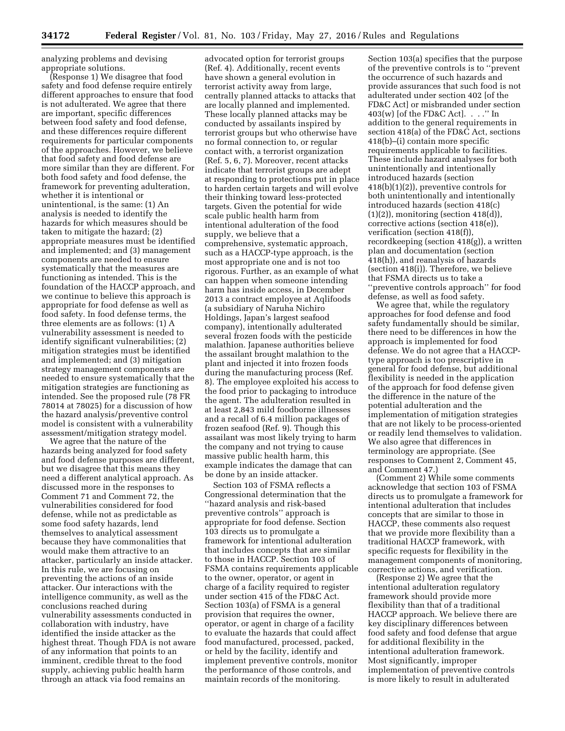analyzing problems and devising appropriate solutions.

(Response 1) We disagree that food safety and food defense require entirely different approaches to ensure that food is not adulterated. We agree that there are important, specific differences between food safety and food defense, and these differences require different requirements for particular components of the approaches. However, we believe that food safety and food defense are more similar than they are different. For both food safety and food defense, the framework for preventing adulteration, whether it is intentional or unintentional, is the same: (1) An analysis is needed to identify the hazards for which measures should be taken to mitigate the hazard; (2) appropriate measures must be identified and implemented; and (3) management components are needed to ensure systematically that the measures are functioning as intended. This is the foundation of the HACCP approach, and we continue to believe this approach is appropriate for food defense as well as food safety. In food defense terms, the three elements are as follows: (1) A vulnerability assessment is needed to identify significant vulnerabilities; (2) mitigation strategies must be identified and implemented; and (3) mitigation strategy management components are needed to ensure systematically that the mitigation strategies are functioning as intended. See the proposed rule (78 FR 78014 at 78025) for a discussion of how the hazard analysis/preventive control model is consistent with a vulnerability assessment/mitigation strategy model.

We agree that the nature of the hazards being analyzed for food safety and food defense purposes are different, but we disagree that this means they need a different analytical approach. As discussed more in the responses to Comment 71 and Comment 72, the vulnerabilities considered for food defense, while not as predictable as some food safety hazards, lend themselves to analytical assessment because they have commonalities that would make them attractive to an attacker, particularly an inside attacker. In this rule, we are focusing on preventing the actions of an inside attacker. Our interactions with the intelligence community, as well as the conclusions reached during vulnerability assessments conducted in collaboration with industry, have identified the inside attacker as the highest threat. Though FDA is not aware of any information that points to an imminent, credible threat to the food supply, achieving public health harm through an attack via food remains an advocated option for terrorist groups (Ref. 4). Additionally, recent events have shown a general evolution in terrorist activity away from large, centrally planned attacks to attacks that are locally planned and implemented. These locally planned attacks may be conducted by assailants inspired by terrorist groups but who otherwise have no formal connection to, or regular contact with, a terrorist organization (Ref. 5, 6, 7). Moreover, recent attacks indicate that terrorist groups are adept at responding to protections put in place to harden certain targets and will evolve their thinking toward less-protected targets. Given the potential for wide scale public health harm from intentional adulteration of the food supply, we believe that a comprehensive, systematic approach, such as a HACCP-type approach, is the most appropriate one and is not too rigorous. Further, as an example of what can happen when someone intending harm has inside access, in December 2013 a contract employee at Aqlifoods (a subsidiary of Naruha Nichiro Holdings, Japan's largest seafood company), intentionally adulterated several frozen foods with the pesticide malathion. Japanese authorities believe the assailant brought malathion to the plant and injected it into frozen foods during the manufacturing process (Ref. 8). The employee exploited his access to the food prior to packaging to introduce the agent. The adulteration resulted in at least 2,843 mild foodborne illnesses and a recall of 6.4 million packages of frozen seafood (Ref. 9). Though this assailant was most likely trying to harm the company and not trying to cause massive public health harm, this example indicates the damage that can be done by an inside attacker.

Section 103 of FSMA reflects a Congressional determination that the ''hazard analysis and risk-based preventive controls'' approach is appropriate for food defense. Section 103 directs us to promulgate a framework for intentional adulteration that includes concepts that are similar to those in HACCP. Section 103 of FSMA contains requirements applicable to the owner, operator, or agent in charge of a facility required to register under section 415 of the FD&C Act. Section 103(a) of FSMA is a general provision that requires the owner, operator, or agent in charge of a facility to evaluate the hazards that could affect food manufactured, processed, packed, or held by the facility, identify and implement preventive controls, monitor the performance of those controls, and maintain records of the monitoring. Section 103(a) specifies that the purpose of the preventive controls is to ''prevent the occurrence of such hazards and provide assurances that such food is not adulterated under section 402 [of the FD&C Act] or misbranded under section 403(w) [of the FD&C Act]. . . .'' In addition to the general requirements in section 418(a) of the FD&C Act, sections 418(b)–(i) contain more specific requirements applicable to facilities. These include hazard analyses for both unintentionally and intentionally introduced hazards (section 418(b)(1)(2)), preventive controls for both unintentionally and intentionally introduced hazards (section 418(c)(1)(2)), monitoring (section 418(d)), corrective actions (section 418(e)), verification (section 418(f)), recordkeeping (section 418(g)), a written plan and documentation (section 418(h)), and reanalysis of hazards (section 418(i)). Therefore, we believe that FSMA directs us to take a ''preventive controls approach'' for food defense, as well as food safety.

We agree that, while the regulatory approaches for food defense and food safety fundamentally should be similar, there need to be differences in how the approach is implemented for food defense. We do not agree that a HACCP-type approach is too prescriptive in general for food defense, but additional flexibility is needed in the application of the approach for food defense given the difference in the nature of the potential adulteration and the implementation of mitigation strategies that are not likely to be process-oriented or readily lend themselves to validation. We also agree that differences in terminology are appropriate. (See responses to Comment 2, Comment 45, and Comment 47.)

(Comment 2) While some comments acknowledge that section 103 of FSMA directs us to promulgate a framework for intentional adulteration that includes concepts that are similar to those in HACCP, these comments also request that we provide more flexibility than a traditional HACCP framework, with specific requests for flexibility in the management components of monitoring, corrective actions, and verification.

(Response 2) We agree that the intentional adulteration regulatory framework should provide more flexibility than that of a traditional HACCP approach. We believe there are key disciplinary differences between food safety and food defense that argue for additional flexibility in the intentional adulteration framework. Most significantly, improper implementation of preventive controls is more likely to result in adulterated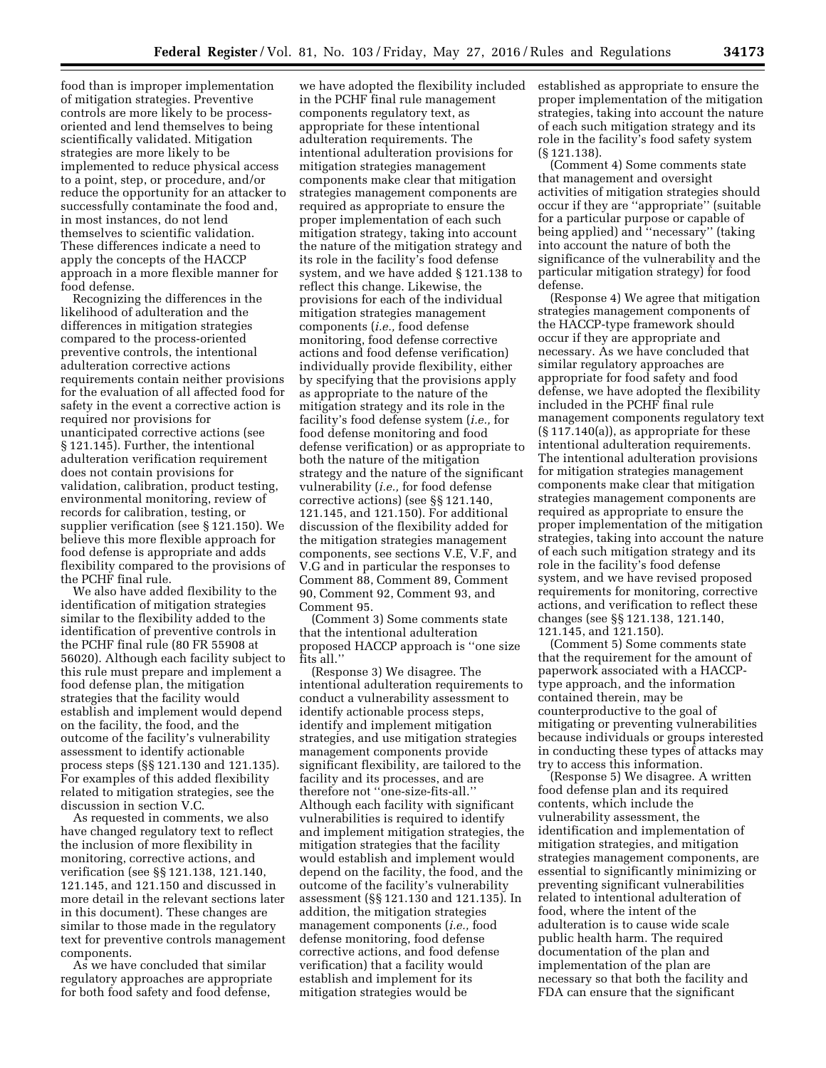food than is improper implementation of mitigation strategies. Preventive controls are more likely to be process-oriented and lend themselves to being scientifically validated. Mitigation strategies are more likely to be implemented to reduce physical access to a point, step, or procedure, and/or reduce the opportunity for an attacker to successfully contaminate the food and, in most instances, do not lend themselves to scientific validation. These differences indicate a need to apply the concepts of the HACCP approach in a more flexible manner for food defense.

Recognizing the differences in the likelihood of adulteration and the differences in mitigation strategies compared to the process-oriented preventive controls, the intentional adulteration corrective actions requirements contain neither provisions for the evaluation of all affected food for safety in the event a corrective action is required nor provisions for unanticipated corrective actions (see § 121.145). Further, the intentional adulteration verification requirement does not contain provisions for validation, calibration, product testing, environmental monitoring, review of records for calibration, testing, or supplier verification (see § 121.150). We believe this more flexible approach for food defense is appropriate and adds flexibility compared to the provisions of the PCHF final rule.

We also have added flexibility to the identification of mitigation strategies similar to the flexibility added to the identification of preventive controls in the PCHF final rule (80 FR 55908 at 56020). Although each facility subject to this rule must prepare and implement a food defense plan, the mitigation strategies that the facility would establish and implement would depend on the facility, the food, and the outcome of the facility's vulnerability assessment to identify actionable process steps (§§ 121.130 and 121.135). For examples of this added flexibility related to mitigation strategies, see the discussion in section V.C.

As requested in comments, we also have changed regulatory text to reflect the inclusion of more flexibility in monitoring, corrective actions, and verification (see §§ 121.138, 121.140, 121.145, and 121.150 and discussed in more detail in the relevant sections later in this document). These changes are similar to those made in the regulatory text for preventive controls management components.

As we have concluded that similar regulatory approaches are appropriate for both food safety and food defense, we have adopted the flexibility included in the PCHF final rule management components regulatory text, as appropriate for these intentional adulteration requirements. The intentional adulteration provisions for mitigation strategies management components make clear that mitigation strategies management components are required as appropriate to ensure the proper implementation of each such mitigation strategy, taking into account the nature of the mitigation strategy and its role in the facility's food defense system, and we have added § 121.138 to reflect this change. Likewise, the provisions for each of the individual mitigation strategies management components (*i.e.,* food defense monitoring, food defense corrective actions and food defense verification) individually provide flexibility, either by specifying that the provisions apply as appropriate to the nature of the mitigation strategy and its role in the facility's food defense system (*i.e.,* for food defense monitoring and food defense verification) or as appropriate to both the nature of the mitigation strategy and the nature of the significant vulnerability (*i.e.,* for food defense corrective actions) (see §§ 121.140, 121.145, and 121.150). For additional discussion of the flexibility added for the mitigation strategies management components, see sections V.E, V.F, and V.G and in particular the responses to Comment 88, Comment 89, Comment 90, Comment 92, Comment 93, and Comment 95.

(Comment 3) Some comments state that the intentional adulteration proposed HACCP approach is ''one size fits all.''

(Response 3) We disagree. The intentional adulteration requirements to conduct a vulnerability assessment to identify actionable process steps, identify and implement mitigation strategies, and use mitigation strategies management components provide significant flexibility, are tailored to the facility and its processes, and are therefore not ''one-size-fits-all.'' Although each facility with significant vulnerabilities is required to identify and implement mitigation strategies, the mitigation strategies that the facility would establish and implement would depend on the facility, the food, and the outcome of the facility's vulnerability assessment (§§ 121.130 and 121.135). In addition, the mitigation strategies management components (*i.e.,* food defense monitoring, food defense corrective actions, and food defense verification) that a facility would establish and implement for its mitigation strategies would be established as appropriate to ensure the proper implementation of the mitigation strategies, taking into account the nature of each such mitigation strategy and its role in the facility's food safety system (§ 121.138).

(Comment 4) Some comments state that management and oversight activities of mitigation strategies should occur if they are ''appropriate'' (suitable for a particular purpose or capable of being applied) and ''necessary'' (taking into account the nature of both the significance of the vulnerability and the particular mitigation strategy) for food defense.

(Response 4) We agree that mitigation strategies management components of the HACCP-type framework should occur if they are appropriate and necessary. As we have concluded that similar regulatory approaches are appropriate for food safety and food defense, we have adopted the flexibility included in the PCHF final rule management components regulatory text (§ 117.140(a)), as appropriate for these intentional adulteration requirements. The intentional adulteration provisions for mitigation strategies management components make clear that mitigation strategies management components are required as appropriate to ensure the proper implementation of the mitigation strategies, taking into account the nature of each such mitigation strategy and its role in the facility's food defense system, and we have revised proposed requirements for monitoring, corrective actions, and verification to reflect these changes (see §§ 121.138, 121.140, 121.145, and 121.150).

(Comment 5) Some comments state that the requirement for the amount of paperwork associated with a HACCP-type approach, and the information contained therein, may be counterproductive to the goal of mitigating or preventing vulnerabilities because individuals or groups interested in conducting these types of attacks may try to access this information.

(Response 5) We disagree. A written food defense plan and its required contents, which include the vulnerability assessment, the identification and implementation of mitigation strategies, and mitigation strategies management components, are essential to significantly minimizing or preventing significant vulnerabilities related to intentional adulteration of food, where the intent of the adulteration is to cause wide scale public health harm. The required documentation of the plan and implementation of the plan are necessary so that both the facility and FDA can ensure that the significant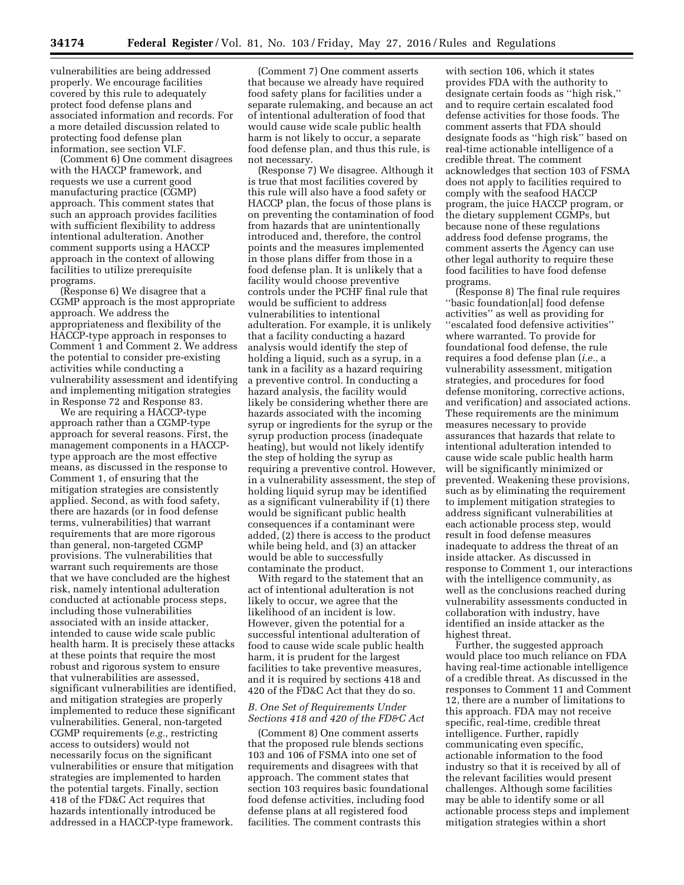vulnerabilities are being addressed properly. We encourage facilities covered by this rule to adequately protect food defense plans and associated information and records. For a more detailed discussion related to protecting food defense plan information, see section VI.F.

(Comment 6) One comment disagrees with the HACCP framework, and requests we use a current good manufacturing practice (CGMP) approach. This comment states that such an approach provides facilities with sufficient flexibility to address intentional adulteration. Another comment supports using a HACCP approach in the context of allowing facilities to utilize prerequisite programs.

(Response 6) We disagree that a CGMP approach is the most appropriate approach. We address the appropriateness and flexibility of the HACCP-type approach in responses to Comment 1 and Comment 2. We address the potential to consider pre-existing activities while conducting a vulnerability assessment and identifying and implementing mitigation strategies in Response 72 and Response 83.

We are requiring a HACCP-type approach rather than a CGMP-type approach for several reasons. First, the management components in a HACCP-type approach are the most effective means, as discussed in the response to Comment 1, of ensuring that the mitigation strategies are consistently applied. Second, as with food safety, there are hazards (or in food defense terms, vulnerabilities) that warrant requirements that are more rigorous than general, non-targeted CGMP provisions. The vulnerabilities that warrant such requirements are those that we have concluded are the highest risk, namely intentional adulteration conducted at actionable process steps, including those vulnerabilities associated with an inside attacker, intended to cause wide scale public health harm. It is precisely these attacks at these points that require the most robust and rigorous system to ensure that vulnerabilities are assessed, significant vulnerabilities are identified, and mitigation strategies are properly implemented to reduce these significant vulnerabilities. General, non-targeted CGMP requirements (*e.g.,* restricting access to outsiders) would not necessarily focus on the significant vulnerabilities or ensure that mitigation strategies are implemented to harden the potential targets. Finally, section 418 of the FD&C Act requires that hazards intentionally introduced be addressed in a HACCP-type framework.

(Comment 7) One comment asserts that because we already have required food safety plans for facilities under a separate rulemaking, and because an act of intentional adulteration of food that would cause wide scale public health harm is not likely to occur, a separate food defense plan, and thus this rule, is not necessary.

(Response 7) We disagree. Although it is true that most facilities covered by this rule will also have a food safety or HACCP plan, the focus of those plans is on preventing the contamination of food from hazards that are unintentionally introduced and, therefore, the control points and the measures implemented in those plans differ from those in a food defense plan. It is unlikely that a facility would choose preventive controls under the PCHF final rule that would be sufficient to address vulnerabilities to intentional adulteration. For example, it is unlikely that a facility conducting a hazard analysis would identify the step of holding a liquid, such as a syrup, in a tank in a facility as a hazard requiring a preventive control. In conducting a hazard analysis, the facility would likely be considering whether there are hazards associated with the incoming syrup or ingredients for the syrup or the syrup production process (inadequate heating), but would not likely identify the step of holding the syrup as requiring a preventive control. However, in a vulnerability assessment, the step of holding liquid syrup may be identified as a significant vulnerability if (1) there would be significant public health consequences if a contaminant were added, (2) there is access to the product while being held, and (3) an attacker would be able to successfully contaminate the product.

With regard to the statement that an act of intentional adulteration is not likely to occur, we agree that the likelihood of an incident is low. However, given the potential for a successful intentional adulteration of food to cause wide scale public health harm, it is prudent for the largest facilities to take preventive measures, and it is required by sections 418 and 420 of the FD&C Act that they do so.

### *B. One Set of Requirements Under Sections 418 and 420 of the FD&C Act*

(Comment 8) One comment asserts that the proposed rule blends sections 103 and 106 of FSMA into one set of requirements and disagrees with that approach. The comment states that section 103 requires basic foundational food defense activities, including food defense plans at all registered food facilities. The comment contrasts this with section 106, which it states provides FDA with the authority to designate certain foods as ''high risk,'' and to require certain escalated food defense activities for those foods. The comment asserts that FDA should designate foods as ''high risk'' based on real-time actionable intelligence of a credible threat. The comment acknowledges that section 103 of FSMA does not apply to facilities required to comply with the seafood HACCP program, the juice HACCP program, or the dietary supplement CGMPs, but because none of these regulations address food defense programs, the comment asserts the Agency can use other legal authority to require these food facilities to have food defense programs.

(Response 8) The final rule requires ''basic foundation[al] food defense activities'' as well as providing for ''escalated food defensive activities'' where warranted. To provide for foundational food defense, the rule requires a food defense plan (*i.e.,* a vulnerability assessment, mitigation strategies, and procedures for food defense monitoring, corrective actions, and verification) and associated actions. These requirements are the minimum measures necessary to provide assurances that hazards that relate to intentional adulteration intended to cause wide scale public health harm will be significantly minimized or prevented. Weakening these provisions, such as by eliminating the requirement to implement mitigation strategies to address significant vulnerabilities at each actionable process step, would result in food defense measures inadequate to address the threat of an inside attacker. As discussed in response to Comment 1, our interactions with the intelligence community, as well as the conclusions reached during vulnerability assessments conducted in collaboration with industry, have identified an inside attacker as the highest threat.

Further, the suggested approach would place too much reliance on FDA having real-time actionable intelligence of a credible threat. As discussed in the responses to Comment 11 and Comment 12, there are a number of limitations to this approach. FDA may not receive specific, real-time, credible threat intelligence. Further, rapidly communicating even specific, actionable information to the food industry so that it is received by all of the relevant facilities would present challenges. Although some facilities may be able to identify some or all actionable process steps and implement mitigation strategies within a short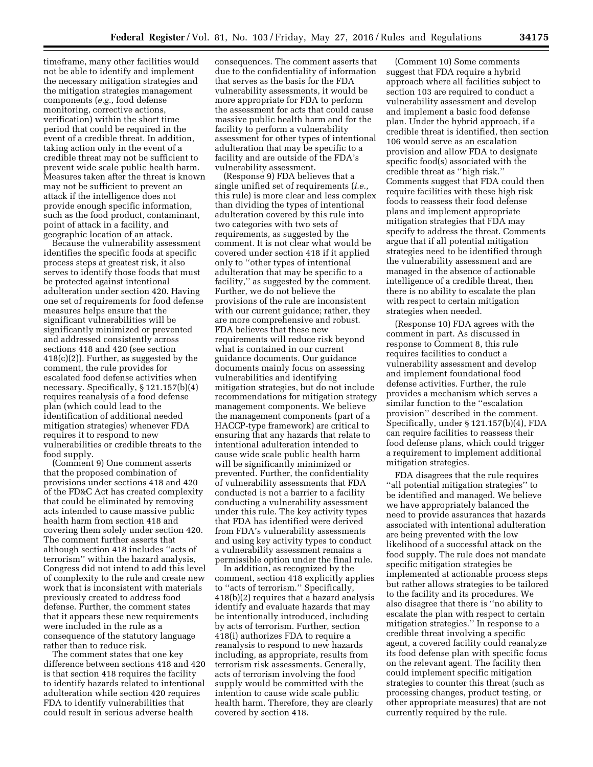timeframe, many other facilities would not be able to identify and implement the necessary mitigation strategies and the mitigation strategies management components (*e.g.,* food defense monitoring, corrective actions, verification) within the short time period that could be required in the event of a credible threat. In addition, taking action only in the event of a credible threat may not be sufficient to prevent wide scale public health harm. Measures taken after the threat is known may not be sufficient to prevent an attack if the intelligence does not provide enough specific information, such as the food product, contaminant, point of attack in a facility, and geographic location of an attack.

Because the vulnerability assessment identifies the specific foods at specific process steps at greatest risk, it also serves to identify those foods that must be protected against intentional adulteration under section 420. Having one set of requirements for food defense measures helps ensure that the significant vulnerabilities will be significantly minimized or prevented and addressed consistently across sections 418 and 420 (see section 418(c)(2)). Further, as suggested by the comment, the rule provides for escalated food defense activities when necessary. Specifically, § 121.157(b)(4) requires reanalysis of a food defense plan (which could lead to the identification of additional needed mitigation strategies) whenever FDA requires it to respond to new vulnerabilities or credible threats to the food supply.

(Comment 9) One comment asserts that the proposed combination of provisions under sections 418 and 420 of the FD&C Act has created complexity that could be eliminated by removing acts intended to cause massive public health harm from section 418 and covering them solely under section 420. The comment further asserts that although section 418 includes ''acts of terrorism'' within the hazard analysis, Congress did not intend to add this level of complexity to the rule and create new work that is inconsistent with materials previously created to address food defense. Further, the comment states that it appears these new requirements were included in the rule as a consequence of the statutory language rather than to reduce risk.

The comment states that one key difference between sections 418 and 420 is that section 418 requires the facility to identify hazards related to intentional adulteration while section 420 requires FDA to identify vulnerabilities that could result in serious adverse health consequences. The comment asserts that due to the confidentiality of information that serves as the basis for the FDA vulnerability assessments, it would be more appropriate for FDA to perform the assessment for acts that could cause massive public health harm and for the facility to perform a vulnerability assessment for other types of intentional adulteration that may be specific to a facility and are outside of the FDA's vulnerability assessment.

(Response 9) FDA believes that a single unified set of requirements (*i.e.,* this rule) is more clear and less complex than dividing the types of intentional adulteration covered by this rule into two categories with two sets of requirements, as suggested by the comment. It is not clear what would be covered under section 418 if it applied only to ''other types of intentional adulteration that may be specific to a facility,'' as suggested by the comment. Further, we do not believe the provisions of the rule are inconsistent with our current guidance; rather, they are more comprehensive and robust. FDA believes that these new requirements will reduce risk beyond what is contained in our current guidance documents. Our guidance documents mainly focus on assessing vulnerabilities and identifying mitigation strategies, but do not include recommendations for mitigation strategy management components. We believe the management components (part of a HACCP-type framework) are critical to ensuring that any hazards that relate to intentional adulteration intended to cause wide scale public health harm will be significantly minimized or prevented. Further, the confidentiality of vulnerability assessments that FDA conducted is not a barrier to a facility conducting a vulnerability assessment under this rule. The key activity types that FDA has identified were derived from FDA's vulnerability assessments and using key activity types to conduct a vulnerability assessment remains a permissible option under the final rule.

In addition, as recognized by the comment, section 418 explicitly applies to ''acts of terrorism.'' Specifically, 418(b)(2) requires that a hazard analysis identify and evaluate hazards that may be intentionally introduced, including by acts of terrorism. Further, section 418(i) authorizes FDA to require a reanalysis to respond to new hazards including, as appropriate, results from terrorism risk assessments. Generally, acts of terrorism involving the food supply would be committed with the intention to cause wide scale public health harm. Therefore, they are clearly covered by section 418.

(Comment 10) Some comments suggest that FDA require a hybrid approach where all facilities subject to section 103 are required to conduct a vulnerability assessment and develop and implement a basic food defense plan. Under the hybrid approach, if a credible threat is identified, then section 106 would serve as an escalation provision and allow FDA to designate specific food(s) associated with the credible threat as ''high risk.'' Comments suggest that FDA could then require facilities with these high risk foods to reassess their food defense plans and implement appropriate mitigation strategies that FDA may specify to address the threat. Comments argue that if all potential mitigation strategies need to be identified through the vulnerability assessment and are managed in the absence of actionable intelligence of a credible threat, then there is no ability to escalate the plan with respect to certain mitigation strategies when needed.

(Response 10) FDA agrees with the comment in part. As discussed in response to Comment 8, this rule requires facilities to conduct a vulnerability assessment and develop and implement foundational food defense activities. Further, the rule provides a mechanism which serves a similar function to the ''escalation provision'' described in the comment. Specifically, under § 121.157(b)(4), FDA can require facilities to reassess their food defense plans, which could trigger a requirement to implement additional mitigation strategies.

FDA disagrees that the rule requires ''all potential mitigation strategies'' to be identified and managed. We believe we have appropriately balanced the need to provide assurances that hazards associated with intentional adulteration are being prevented with the low likelihood of a successful attack on the food supply. The rule does not mandate specific mitigation strategies be implemented at actionable process steps but rather allows strategies to be tailored to the facility and its procedures. We also disagree that there is ''no ability to escalate the plan with respect to certain mitigation strategies.'' In response to a credible threat involving a specific agent, a covered facility could reanalyze its food defense plan with specific focus on the relevant agent. The facility then could implement specific mitigation strategies to counter this threat (such as processing changes, product testing, or other appropriate measures) that are not currently required by the rule.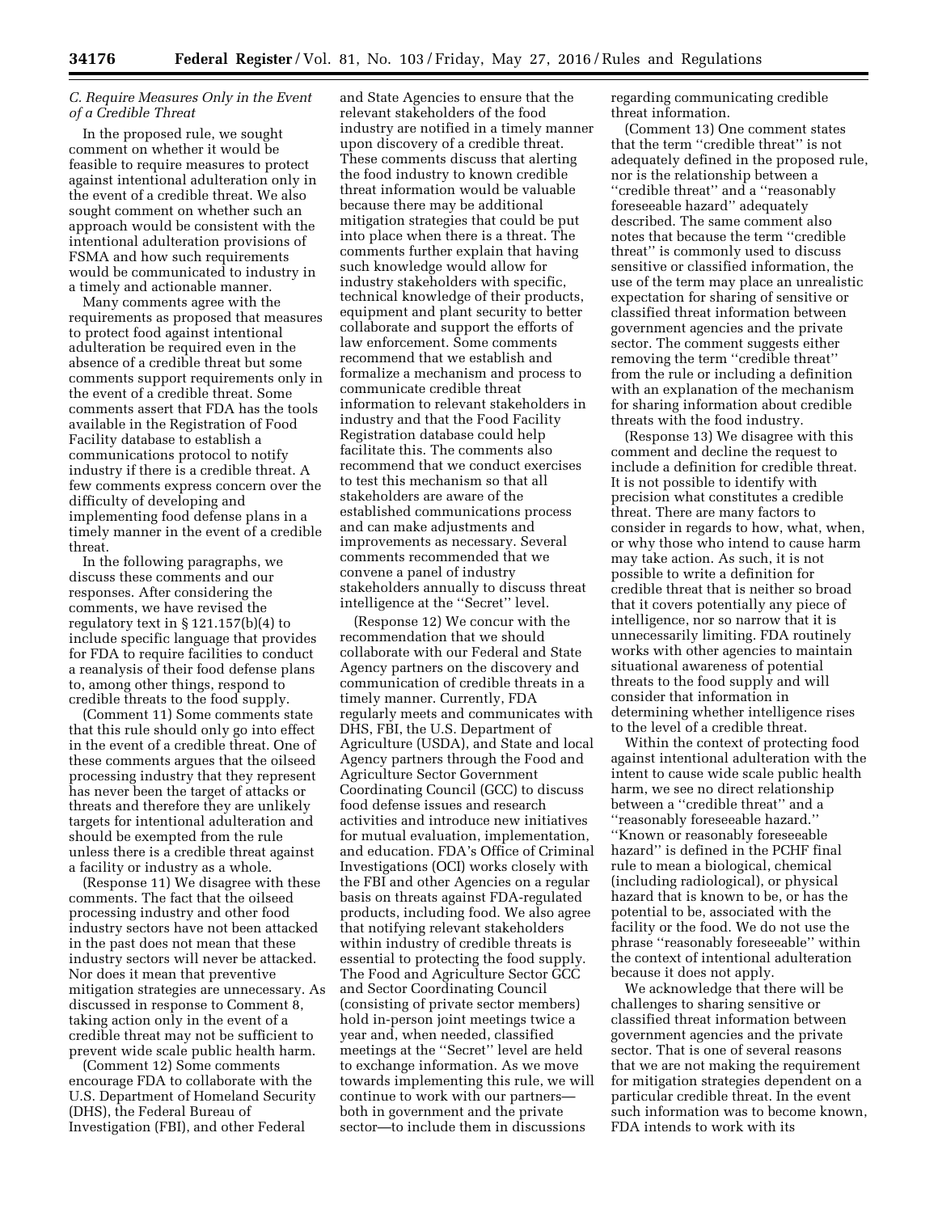### *C. Require Measures Only in the Event of a Credible Threat*

In the proposed rule, we sought comment on whether it would be feasible to require measures to protect against intentional adulteration only in the event of a credible threat. We also sought comment on whether such an approach would be consistent with the intentional adulteration provisions of FSMA and how such requirements would be communicated to industry in a timely and actionable manner.

Many comments agree with the requirements as proposed that measures to protect food against intentional adulteration be required even in the absence of a credible threat but some comments support requirements only in the event of a credible threat. Some comments assert that FDA has the tools available in the Registration of Food Facility database to establish a communications protocol to notify industry if there is a credible threat. A few comments express concern over the difficulty of developing and implementing food defense plans in a timely manner in the event of a credible threat.

In the following paragraphs, we discuss these comments and our responses. After considering the comments, we have revised the regulatory text in § 121.157(b)(4) to include specific language that provides for FDA to require facilities to conduct a reanalysis of their food defense plans to, among other things, respond to credible threats to the food supply.

(Comment 11) Some comments state that this rule should only go into effect in the event of a credible threat. One of these comments argues that the oilseed processing industry that they represent has never been the target of attacks or threats and therefore they are unlikely targets for intentional adulteration and should be exempted from the rule unless there is a credible threat against a facility or industry as a whole.

(Response 11) We disagree with these comments. The fact that the oilseed processing industry and other food industry sectors have not been attacked in the past does not mean that these industry sectors will never be attacked. Nor does it mean that preventive mitigation strategies are unnecessary. As discussed in response to Comment 8, taking action only in the event of a credible threat may not be sufficient to prevent wide scale public health harm.

(Comment 12) Some comments encourage FDA to collaborate with the U.S. Department of Homeland Security (DHS), the Federal Bureau of Investigation (FBI), and other Federal and State Agencies to ensure that the relevant stakeholders of the food industry are notified in a timely manner upon discovery of a credible threat. These comments discuss that alerting the food industry to known credible threat information would be valuable because there may be additional mitigation strategies that could be put into place when there is a threat. The comments further explain that having such knowledge would allow for industry stakeholders with specific, technical knowledge of their products, equipment and plant security to better collaborate and support the efforts of law enforcement. Some comments recommend that we establish and formalize a mechanism and process to communicate credible threat information to relevant stakeholders in industry and that the Food Facility Registration database could help facilitate this. The comments also recommend that we conduct exercises to test this mechanism so that all stakeholders are aware of the established communications process and can make adjustments and improvements as necessary. Several comments recommended that we convene a panel of industry stakeholders annually to discuss threat intelligence at the ''Secret'' level.

(Response 12) We concur with the recommendation that we should collaborate with our Federal and State Agency partners on the discovery and communication of credible threats in a timely manner. Currently, FDA regularly meets and communicates with DHS, FBI, the U.S. Department of Agriculture (USDA), and State and local Agency partners through the Food and Agriculture Sector Government Coordinating Council (GCC) to discuss food defense issues and research activities and introduce new initiatives for mutual evaluation, implementation, and education. FDA's Office of Criminal Investigations (OCI) works closely with the FBI and other Agencies on a regular basis on threats against FDA-regulated products, including food. We also agree that notifying relevant stakeholders within industry of credible threats is essential to protecting the food supply. The Food and Agriculture Sector GCC and Sector Coordinating Council (consisting of private sector members) hold in-person joint meetings twice a year and, when needed, classified meetings at the ''Secret'' level are held to exchange information. As we move towards implementing this rule, we will continue to work with our partners— both in government and the private sector—to include them in discussions regarding communicating credible threat information.

(Comment 13) One comment states that the term ''credible threat'' is not adequately defined in the proposed rule, nor is the relationship between a ''credible threat'' and a ''reasonably foreseeable hazard'' adequately described. The same comment also notes that because the term ''credible threat'' is commonly used to discuss sensitive or classified information, the use of the term may place an unrealistic expectation for sharing of sensitive or classified threat information between government agencies and the private sector. The comment suggests either removing the term ''credible threat'' from the rule or including a definition with an explanation of the mechanism for sharing information about credible threats with the food industry.

(Response 13) We disagree with this comment and decline the request to include a definition for credible threat. It is not possible to identify with precision what constitutes a credible threat. There are many factors to consider in regards to how, what, when, or why those who intend to cause harm may take action. As such, it is not possible to write a definition for credible threat that is neither so broad that it covers potentially any piece of intelligence, nor so narrow that it is unnecessarily limiting. FDA routinely works with other agencies to maintain situational awareness of potential threats to the food supply and will consider that information in determining whether intelligence rises to the level of a credible threat.

Within the context of protecting food against intentional adulteration with the intent to cause wide scale public health harm, we see no direct relationship between a ''credible threat'' and a ''reasonably foreseeable hazard.'' ''Known or reasonably foreseeable hazard'' is defined in the PCHF final rule to mean a biological, chemical (including radiological), or physical hazard that is known to be, or has the potential to be, associated with the facility or the food. We do not use the phrase ''reasonably foreseeable'' within the context of intentional adulteration because it does not apply.

We acknowledge that there will be challenges to sharing sensitive or classified threat information between government agencies and the private sector. That is one of several reasons that we are not making the requirement for mitigation strategies dependent on a particular credible threat. In the event such information was to become known, FDA intends to work with its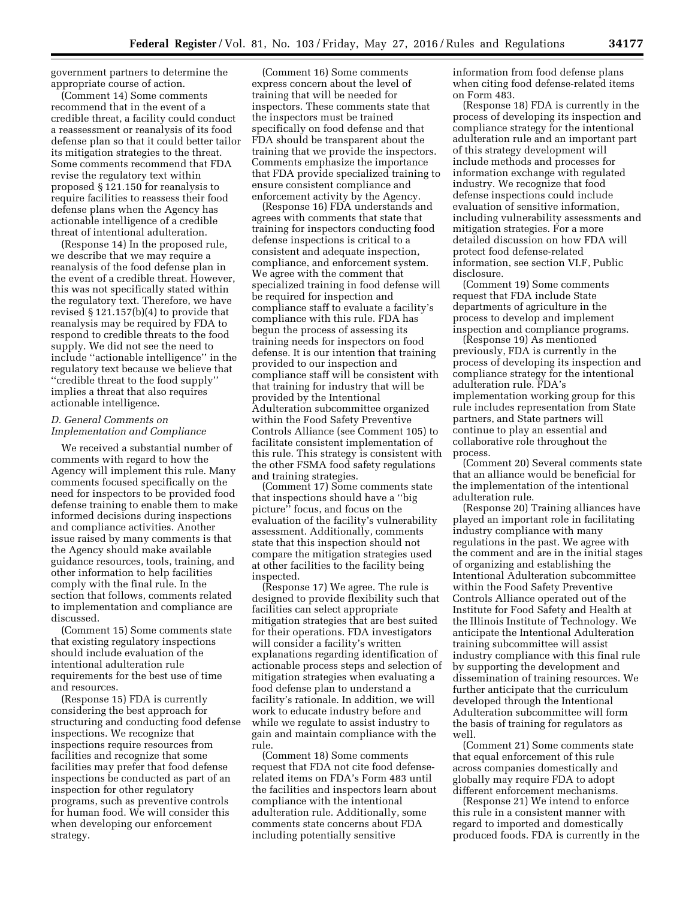government partners to determine the appropriate course of action.

(Comment 14) Some comments recommend that in the event of a credible threat, a facility could conduct a reassessment or reanalysis of its food defense plan so that it could better tailor its mitigation strategies to the threat. Some comments recommend that FDA revise the regulatory text within proposed § 121.150 for reanalysis to require facilities to reassess their food defense plans when the Agency has actionable intelligence of a credible threat of intentional adulteration.

(Response 14) In the proposed rule, we describe that we may require a reanalysis of the food defense plan in the event of a credible threat. However, this was not specifically stated within the regulatory text. Therefore, we have revised § 121.157(b)(4) to provide that reanalysis may be required by FDA to respond to credible threats to the food supply. We did not see the need to include ''actionable intelligence'' in the regulatory text because we believe that ''credible threat to the food supply'' implies a threat that also requires actionable intelligence.

### *D. General Comments on Implementation and Compliance*

We received a substantial number of comments with regard to how the Agency will implement this rule. Many comments focused specifically on the need for inspectors to be provided food defense training to enable them to make informed decisions during inspections and compliance activities. Another issue raised by many comments is that the Agency should make available guidance resources, tools, training, and other information to help facilities comply with the final rule. In the section that follows, comments related to implementation and compliance are discussed.

(Comment 15) Some comments state that existing regulatory inspections should include evaluation of the intentional adulteration rule requirements for the best use of time and resources.

(Response 15) FDA is currently considering the best approach for structuring and conducting food defense inspections. We recognize that inspections require resources from facilities and recognize that some facilities may prefer that food defense inspections be conducted as part of an inspection for other regulatory programs, such as preventive controls for human food. We will consider this when developing our enforcement strategy.

(Comment 16) Some comments express concern about the level of training that will be needed for inspectors. These comments state that the inspectors must be trained specifically on food defense and that FDA should be transparent about the training that we provide the inspectors. Comments emphasize the importance that FDA provide specialized training to ensure consistent compliance and enforcement activity by the Agency.

(Response 16) FDA understands and agrees with comments that state that training for inspectors conducting food defense inspections is critical to a consistent and adequate inspection, compliance, and enforcement system. We agree with the comment that specialized training in food defense will be required for inspection and compliance staff to evaluate a facility's compliance with this rule. FDA has begun the process of assessing its training needs for inspectors on food defense. It is our intention that training provided to our inspection and compliance staff will be consistent with that training for industry that will be provided by the Intentional Adulteration subcommittee organized within the Food Safety Preventive Controls Alliance (see Comment 105) to facilitate consistent implementation of this rule. This strategy is consistent with the other FSMA food safety regulations and training strategies.

(Comment 17) Some comments state that inspections should have a ''big picture'' focus, and focus on the evaluation of the facility's vulnerability assessment. Additionally, comments state that this inspection should not compare the mitigation strategies used at other facilities to the facility being inspected.

(Response 17) We agree. The rule is designed to provide flexibility such that facilities can select appropriate mitigation strategies that are best suited for their operations. FDA investigators will consider a facility's written explanations regarding identification of actionable process steps and selection of mitigation strategies when evaluating a food defense plan to understand a facility's rationale. In addition, we will work to educate industry before and while we regulate to assist industry to gain and maintain compliance with the rule.

(Comment 18) Some comments request that FDA not cite food defense-related items on FDA's Form 483 until the facilities and inspectors learn about compliance with the intentional adulteration rule. Additionally, some comments state concerns about FDA including potentially sensitive information from food defense plans when citing food defense-related items on Form 483.

(Response 18) FDA is currently in the process of developing its inspection and compliance strategy for the intentional adulteration rule and an important part of this strategy development will include methods and processes for information exchange with regulated industry. We recognize that food defense inspections could include evaluation of sensitive information, including vulnerability assessments and mitigation strategies. For a more detailed discussion on how FDA will protect food defense-related information, see section VI.F, Public disclosure.

(Comment 19) Some comments request that FDA include State departments of agriculture in the process to develop and implement inspection and compliance programs.

(Response 19) As mentioned previously, FDA is currently in the process of developing its inspection and compliance strategy for the intentional adulteration rule. FDA's implementation working group for this rule includes representation from State partners, and State partners will continue to play an essential and collaborative role throughout the process.

(Comment 20) Several comments state that an alliance would be beneficial for the implementation of the intentional adulteration rule.

(Response 20) Training alliances have played an important role in facilitating industry compliance with many regulations in the past. We agree with the comment and are in the initial stages of organizing and establishing the Intentional Adulteration subcommittee within the Food Safety Preventive Controls Alliance operated out of the Institute for Food Safety and Health at the Illinois Institute of Technology. We anticipate the Intentional Adulteration training subcommittee will assist industry compliance with this final rule by supporting the development and dissemination of training resources. We further anticipate that the curriculum developed through the Intentional Adulteration subcommittee will form the basis of training for regulators as well.

(Comment 21) Some comments state that equal enforcement of this rule across companies domestically and globally may require FDA to adopt different enforcement mechanisms.

(Response 21) We intend to enforce this rule in a consistent manner with regard to imported and domestically produced foods. FDA is currently in the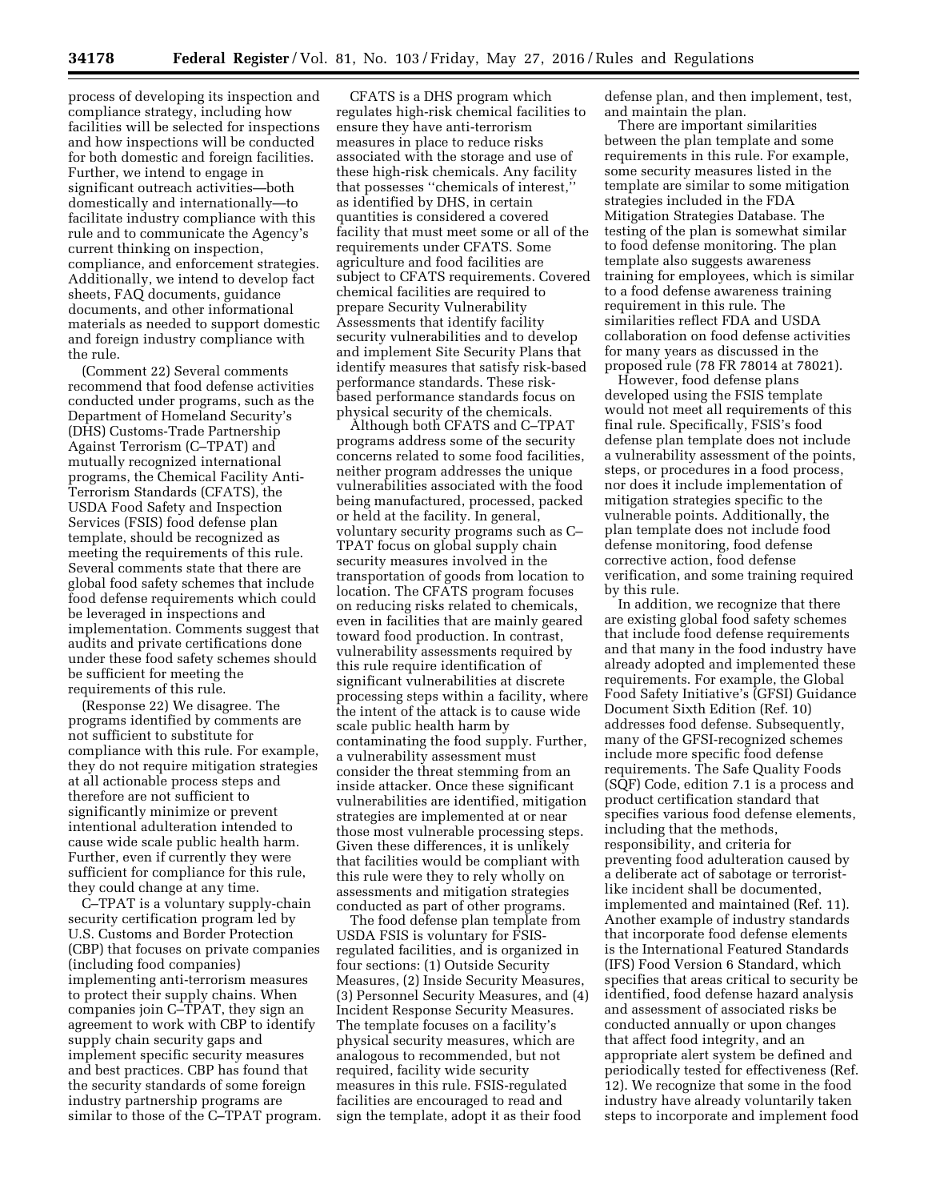process of developing its inspection and compliance strategy, including how facilities will be selected for inspections and how inspections will be conducted for both domestic and foreign facilities. Further, we intend to engage in significant outreach activities—both domestically and internationally—to facilitate industry compliance with this rule and to communicate the Agency's current thinking on inspection, compliance, and enforcement strategies. Additionally, we intend to develop fact sheets, FAQ documents, guidance documents, and other informational materials as needed to support domestic and foreign industry compliance with the rule.

(Comment 22) Several comments recommend that food defense activities conducted under programs, such as the Department of Homeland Security's (DHS) Customs-Trade Partnership Against Terrorism (C–TPAT) and mutually recognized international programs, the Chemical Facility Anti-Terrorism Standards (CFATS), the USDA Food Safety and Inspection Services (FSIS) food defense plan template, should be recognized as meeting the requirements of this rule. Several comments state that there are global food safety schemes that include food defense requirements which could be leveraged in inspections and implementation. Comments suggest that audits and private certifications done under these food safety schemes should be sufficient for meeting the requirements of this rule.

(Response 22) We disagree. The programs identified by comments are not sufficient to substitute for compliance with this rule. For example, they do not require mitigation strategies at all actionable process steps and therefore are not sufficient to significantly minimize or prevent intentional adulteration intended to cause wide scale public health harm. Further, even if currently they were sufficient for compliance for this rule, they could change at any time.

C–TPAT is a voluntary supply-chain security certification program led by U.S. Customs and Border Protection (CBP) that focuses on private companies (including food companies) implementing anti-terrorism measures to protect their supply chains. When companies join C–TPAT, they sign an agreement to work with CBP to identify supply chain security gaps and implement specific security measures and best practices. CBP has found that the security standards of some foreign industry partnership programs are similar to those of the C–TPAT program.

CFATS is a DHS program which regulates high-risk chemical facilities to ensure they have anti-terrorism measures in place to reduce risks associated with the storage and use of these high-risk chemicals. Any facility that possesses "chemicals of interest," as identified by DHS, in certain quantities is considered a covered facility that must meet some or all of the requirements under CFATS. Some agriculture and food facilities are subject to CFATS requirements. Covered chemical facilities are required to prepare Security Vulnerability Assessments that identify facility security vulnerabilities and to develop and implement Site Security Plans that identify measures that satisfy risk-based performance standards. These risk-based performance standards focus on physical security of the chemicals.

Although both CFATS and C–TPAT programs address some of the security concerns related to some food facilities, neither program addresses the unique vulnerabilities associated with the food being manufactured, processed, packed or held at the facility. In general, voluntary security programs such as C–TPAT focus on global supply chain security measures involved in the transportation of goods from location to location. The CFATS program focuses on reducing risks related to chemicals, even in facilities that are mainly geared toward food production. In contrast, vulnerability assessments required by this rule require identification of significant vulnerabilities at discrete processing steps within a facility, where the intent of the attack is to cause wide scale public health harm by contaminating the food supply. Further, a vulnerability assessment must consider the threat stemming from an inside attacker. Once these significant vulnerabilities are identified, mitigation strategies are implemented at or near those most vulnerable processing steps. Given these differences, it is unlikely that facilities would be compliant with this rule were they to rely wholly on assessments and mitigation strategies conducted as part of other programs.

The food defense plan template from USDA FSIS is voluntary for FSIS-regulated facilities, and is organized in four sections: (1) Outside Security Measures, (2) Inside Security Measures, (3) Personnel Security Measures, and (4) Incident Response Security Measures. The template focuses on a facility's physical security measures, which are analogous to recommended, but not required, facility wide security measures in this rule. FSIS-regulated facilities are encouraged to read and sign the template, adopt it as their food defense plan, and then implement, test, and maintain the plan.

There are important similarities between the plan template and some requirements in this rule. For example, some security measures listed in the template are similar to some mitigation strategies included in the FDA Mitigation Strategies Database. The testing of the plan is somewhat similar to food defense monitoring. The plan template also suggests awareness training for employees, which is similar to a food defense awareness training requirement in this rule. The similarities reflect FDA and USDA collaboration on food defense activities for many years as discussed in the proposed rule (78 FR 78014 at 78021).

However, food defense plans developed using the FSIS template would not meet all requirements of this final rule. Specifically, FSIS's food defense plan template does not include a vulnerability assessment of the points, steps, or procedures in a food process, nor does it include implementation of mitigation strategies specific to the vulnerable points. Additionally, the plan template does not include food defense monitoring, food defense corrective action, food defense verification, and some training required by this rule.

In addition, we recognize that there are existing global food safety schemes that include food defense requirements and that many in the food industry have already adopted and implemented these requirements. For example, the Global Food Safety Initiative's (GFSI) Guidance Document Sixth Edition (Ref. 10) addresses food defense. Subsequently, many of the GFSI-recognized schemes include more specific food defense requirements. The Safe Quality Foods (SQF) Code, edition 7.1 is a process and product certification standard that specifies various food defense elements, including that the methods, responsibility, and criteria for preventing food adulteration caused by a deliberate act of sabotage or terrorist-like incident shall be documented, implemented and maintained (Ref. 11). Another example of industry standards that incorporate food defense elements is the International Featured Standards (IFS) Food Version 6 Standard, which specifies that areas critical to security be identified, food defense hazard analysis and assessment of associated risks be conducted annually or upon changes that affect food integrity, and an appropriate alert system be defined and periodically tested for effectiveness (Ref. 12). We recognize that some in the food industry have already voluntarily taken steps to incorporate and implement food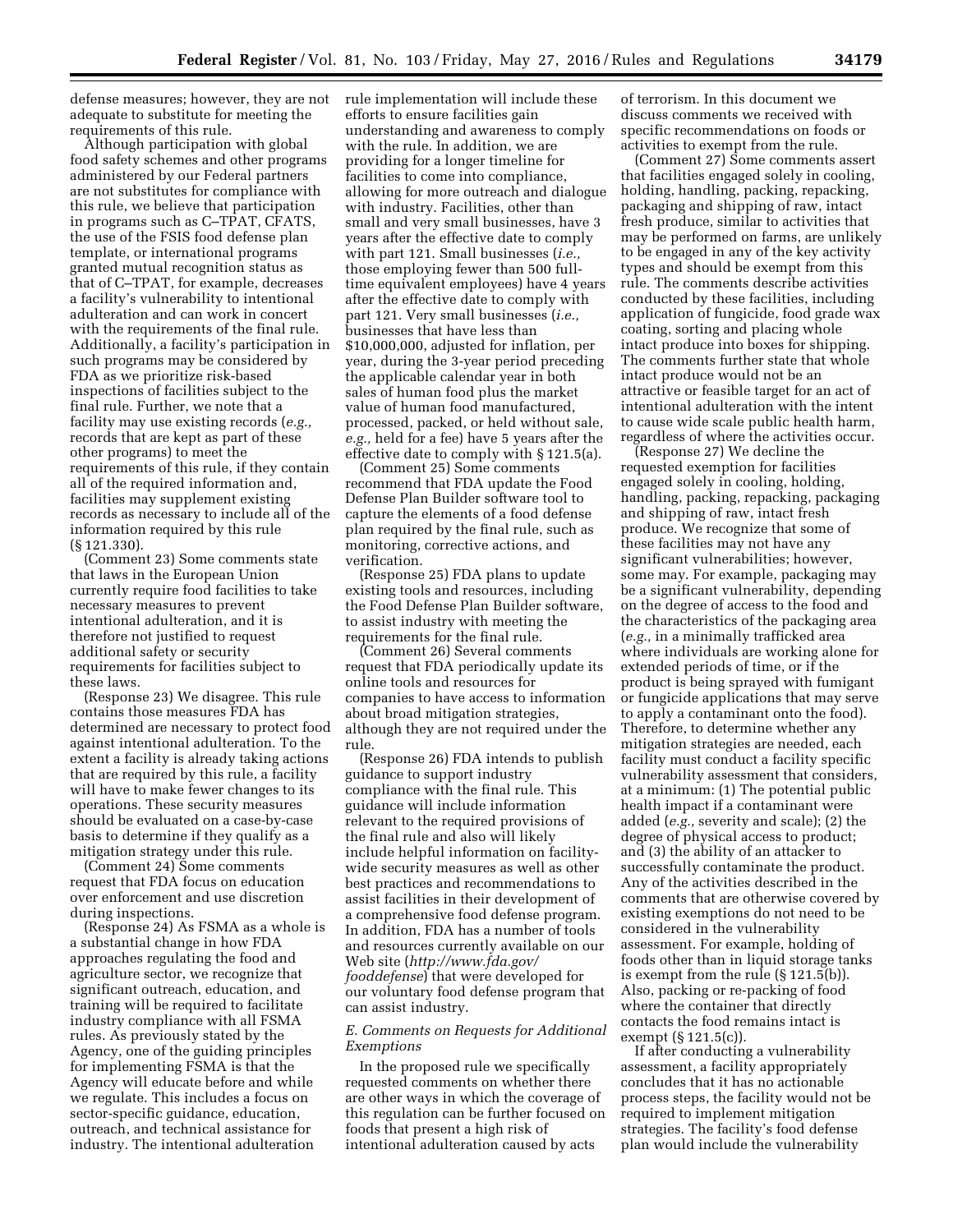defense measures; however, they are not adequate to substitute for meeting the requirements of this rule.

Although participation with global food safety schemes and other programs administered by our Federal partners are not substitutes for compliance with this rule, we believe that participation in programs such as C–TPAT, CFATS, the use of the FSIS food defense plan template, or international programs granted mutual recognition status as that of C–TPAT, for example, decreases a facility's vulnerability to intentional adulteration and can work in concert with the requirements of the final rule. Additionally, a facility's participation in such programs may be considered by FDA as we prioritize risk-based inspections of facilities subject to the final rule. Further, we note that a facility may use existing records (*e.g.,* records that are kept as part of these other programs) to meet the requirements of this rule, if they contain all of the required information and, facilities may supplement existing records as necessary to include all of the information required by this rule (§ 121.330).

(Comment 23) Some comments state that laws in the European Union currently require food facilities to take necessary measures to prevent intentional adulteration, and it is therefore not justified to request additional safety or security requirements for facilities subject to these laws.

(Response 23) We disagree. This rule contains those measures FDA has determined are necessary to protect food against intentional adulteration. To the extent a facility is already taking actions that are required by this rule, a facility will have to make fewer changes to its operations. These security measures should be evaluated on a case-by-case basis to determine if they qualify as a mitigation strategy under this rule.

(Comment 24) Some comments request that FDA focus on education over enforcement and use discretion during inspections.

(Response 24) As FSMA as a whole is a substantial change in how FDA approaches regulating the food and agriculture sector, we recognize that significant outreach, education, and training will be required to facilitate industry compliance with all FSMA rules. As previously stated by the Agency, one of the guiding principles for implementing FSMA is that the Agency will educate before and while we regulate. This includes a focus on sector-specific guidance, education, outreach, and technical assistance for industry. The intentional adulteration rule implementation will include these efforts to ensure facilities gain understanding and awareness to comply with the rule. In addition, we are providing for a longer timeline for facilities to come into compliance, allowing for more outreach and dialogue with industry. Facilities, other than small and very small businesses, have 3 years after the effective date to comply with part 121. Small businesses (*i.e.,* those employing fewer than 500 full-time equivalent employees) have 4 years after the effective date to comply with part 121. Very small businesses (*i.e.,* businesses that have less than $10,000,000, adjusted for inflation, per year, during the 3-year period preceding the applicable calendar year in both sales of human food plus the market value of human food manufactured, processed, packed, or held without sale, *e.g.,* held for a fee) have 5 years after the effective date to comply with § 121.5(a).

(Comment 25) Some comments recommend that FDA update the Food Defense Plan Builder software tool to capture the elements of a food defense plan required by the final rule, such as monitoring, corrective actions, and verification.

(Response 25) FDA plans to update existing tools and resources, including the Food Defense Plan Builder software, to assist industry with meeting the requirements for the final rule.

(Comment 26) Several comments request that FDA periodically update its online tools and resources for companies to have access to information about broad mitigation strategies, although they are not required under the rule.

(Response 26) FDA intends to publish guidance to support industry compliance with the final rule. This guidance will include information relevant to the required provisions of the final rule and also will likely include helpful information on facility-wide security measures as well as other best practices and recommendations to assist facilities in their development of a comprehensive food defense program. In addition, FDA has a number of tools and resources currently available on our Web site (*http://www.fda.gov/fooddefense*) that were developed for our voluntary food defense program that can assist industry.

### *E. Comments on Requests for Additional Exemptions*

In the proposed rule we specifically requested comments on whether there are other ways in which the coverage of this regulation can be further focused on foods that present a high risk of intentional adulteration caused by acts of terrorism. In this document we discuss comments we received with specific recommendations on foods or activities to exempt from the rule.

(Comment 27) Some comments assert that facilities engaged solely in cooling, holding, handling, packing, repacking, packaging and shipping of raw, intact fresh produce, similar to activities that may be performed on farms, are unlikely to be engaged in any of the key activity types and should be exempt from this rule. The comments describe activities conducted by these facilities, including application of fungicide, food grade wax coating, sorting and placing whole intact produce into boxes for shipping. The comments further state that whole intact produce would not be an attractive or feasible target for an act of intentional adulteration with the intent to cause wide scale public health harm, regardless of where the activities occur.

(Response 27) We decline the requested exemption for facilities engaged solely in cooling, holding, handling, packing, repacking, packaging and shipping of raw, intact fresh produce. We recognize that some of these facilities may not have any significant vulnerabilities; however, some may. For example, packaging may be a significant vulnerability, depending on the degree of access to the food and the characteristics of the packaging area (*e.g.,* in a minimally trafficked area where individuals are working alone for extended periods of time, or if the product is being sprayed with fumigant or fungicide applications that may serve to apply a contaminant onto the food). Therefore, to determine whether any mitigation strategies are needed, each facility must conduct a facility specific vulnerability assessment that considers, at a minimum: (1) The potential public health impact if a contaminant were added (*e.g.,* severity and scale); (2) the degree of physical access to product; and (3) the ability of an attacker to successfully contaminate the product. Any of the activities described in the comments that are otherwise covered by existing exemptions do not need to be considered in the vulnerability assessment. For example, holding of foods other than in liquid storage tanks is exempt from the rule (§ 121.5(b)). Also, packing or re-packing of food where the container that directly contacts the food remains intact is exempt (§ 121.5(c)).

If after conducting a vulnerability assessment, a facility appropriately concludes that it has no actionable process steps, the facility would not be required to implement mitigation strategies. The facility's food defense plan would include the vulnerability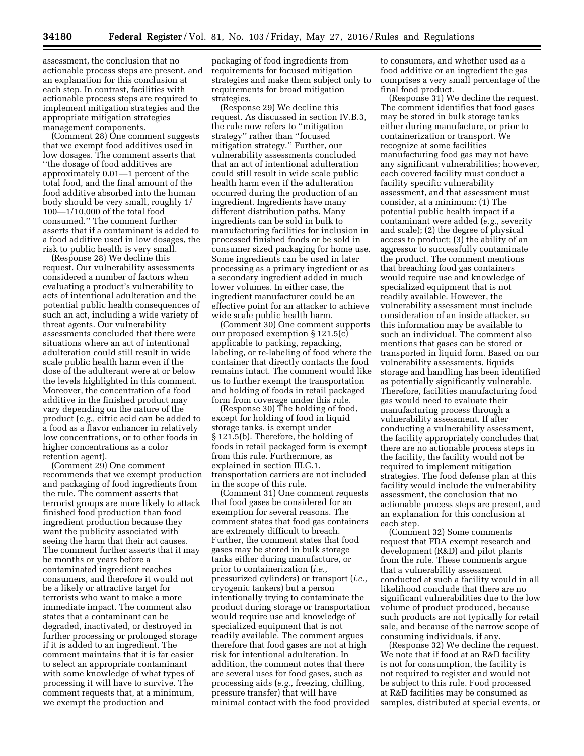assessment, the conclusion that no actionable process steps are present, and an explanation for this conclusion at each step. In contrast, facilities with actionable process steps are required to implement mitigation strategies and the appropriate mitigation strategies management components.

(Comment 28) One comment suggests that we exempt food additives used in low dosages. The comment asserts that "the dosage of food additives are approximately 0.01—1 percent of the total food, and the final amount of the food additive absorbed into the human body should be very small, roughly 1/100—1/10,000 of the total food consumed." The comment further asserts that if a contaminant is added to a food additive used in low dosages, the risk to public health is very small.

(Response 28) We decline this request. Our vulnerability assessments considered a number of factors when evaluating a product's vulnerability to acts of intentional adulteration and the potential public health consequences of such an act, including a wide variety of threat agents. Our vulnerability assessments concluded that there were situations where an act of intentional adulteration could still result in wide scale public health harm even if the dose of the adulterant were at or below the levels highlighted in this comment. Moreover, the concentration of a food additive in the finished product may vary depending on the nature of the product (*e.g.,* citric acid can be added to a food as a flavor enhancer in relatively low concentrations, or to other foods in higher concentrations as a color retention agent).

(Comment 29) One comment recommends that we exempt production and packaging of food ingredients from the rule. The comment asserts that terrorist groups are more likely to attack finished food production than food ingredient production because they want the publicity associated with seeing the harm that their act causes. The comment further asserts that it may be months or years before a contaminated ingredient reaches consumers, and therefore it would not be a likely or attractive target for terrorists who want to make a more immediate impact. The comment also states that a contaminant can be degraded, inactivated, or destroyed in further processing or prolonged storage if it is added to an ingredient. The comment maintains that it is far easier to select an appropriate contaminant with some knowledge of what types of processing it will have to survive. The comment requests that, at a minimum, we exempt the production and packaging of food ingredients from requirements for focused mitigation strategies and make them subject only to requirements for broad mitigation strategies.

(Response 29) We decline this request. As discussed in section IV.B.3, the rule now refers to "mitigation strategy" rather than "focused mitigation strategy." Further, our vulnerability assessments concluded that an act of intentional adulteration could still result in wide scale public health harm even if the adulteration occurred during the production of an ingredient. Ingredients have many different distribution paths. Many ingredients can be sold in bulk to manufacturing facilities for inclusion in processed finished foods or be sold in consumer sized packaging for home use. Some ingredients can be used in later processing as a primary ingredient or as a secondary ingredient added in much lower volumes. In either case, the ingredient manufacturer could be an effective point for an attacker to achieve wide scale public health harm.

(Comment 30) One comment supports our proposed exemption § 121.5(c) applicable to packing, repacking, labeling, or re-labeling of food where the container that directly contacts the food remains intact. The comment would like us to further exempt the transportation and holding of foods in retail packaged form from coverage under this rule.

(Response 30) The holding of food, except for holding of food in liquid storage tanks, is exempt under § 121.5(b). Therefore, the holding of foods in retail packaged form is exempt from this rule. Furthermore, as explained in section III.G.1, transportation carriers are not included in the scope of this rule.

(Comment 31) One comment requests that food gases be considered for an exemption for several reasons. The comment states that food gas containers are extremely difficult to breach. Further, the comment states that food gases may be stored in bulk storage tanks either during manufacture, or prior to containerization (*i.e.,* pressurized cylinders) or transport (*i.e.,* cryogenic tankers) but a person intentionally trying to contaminate the product during storage or transportation would require use and knowledge of specialized equipment that is not readily available. The comment argues therefore that food gases are not at high risk for intentional adulteration. In addition, the comment notes that there are several uses for food gases, such as processing aids (*e.g.,* freezing, chilling, pressure transfer) that will have minimal contact with the food provided to consumers, and whether used as a food additive or an ingredient the gas comprises a very small percentage of the final food product.

(Response 31) We decline the request. The comment identifies that food gases may be stored in bulk storage tanks either during manufacture, or prior to containerization or transport. We recognize at some facilities manufacturing food gas may not have any significant vulnerabilities; however, each covered facility must conduct a facility specific vulnerability assessment, and that assessment must consider, at a minimum: (1) The potential public health impact if a contaminant were added (*e.g.,* severity and scale); (2) the degree of physical access to product; (3) the ability of an aggressor to successfully contaminate the product. The comment mentions that breaching food gas containers would require use and knowledge of specialized equipment that is not readily available. However, the vulnerability assessment must include consideration of an inside attacker, so this information may be available to such an individual. The comment also mentions that gases can be stored or transported in liquid form. Based on our vulnerability assessments, liquids storage and handling has been identified as potentially significantly vulnerable. Therefore, facilities manufacturing food gas would need to evaluate their manufacturing process through a vulnerability assessment. If after conducting a vulnerability assessment, the facility appropriately concludes that there are no actionable process steps in the facility, the facility would not be required to implement mitigation strategies. The food defense plan at this facility would include the vulnerability assessment, the conclusion that no actionable process steps are present, and an explanation for this conclusion at each step.

(Comment 32) Some comments request that FDA exempt research and development (R&D) and pilot plants from the rule. These comments argue that a vulnerability assessment conducted at such a facility would in all likelihood conclude that there are no significant vulnerabilities due to the low volume of product produced, because such products are not typically for retail sale, and because of the narrow scope of consuming individuals, if any.

(Response 32) We decline the request. We note that if food at an R&D facility is not for consumption, the facility is not required to register and would not be subject to this rule. Food processed at R&D facilities may be consumed as samples, distributed at special events, or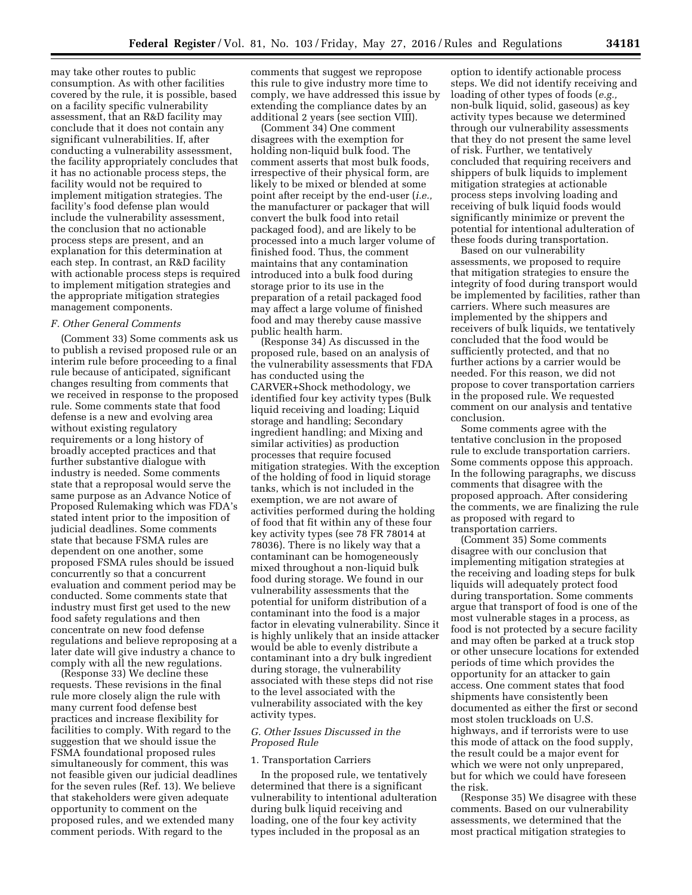may take other routes to public consumption. As with other facilities covered by the rule, it is possible, based on a facility specific vulnerability assessment, that an R&D facility may conclude that it does not contain any significant vulnerabilities. If, after conducting a vulnerability assessment, the facility appropriately concludes that it has no actionable process steps, the facility would not be required to implement mitigation strategies. The facility's food defense plan would include the vulnerability assessment, the conclusion that no actionable process steps are present, and an explanation for this determination at each step. In contrast, an R&D facility with actionable process steps is required to implement mitigation strategies and the appropriate mitigation strategies management components.

### F. Other General Comments

(Comment 33) Some comments ask us to publish a revised proposed rule or an interim rule before proceeding to a final rule because of anticipated, significant changes resulting from comments that we received in response to the proposed rule. Some comments state that food defense is a new and evolving area without existing regulatory requirements or a long history of broadly accepted practices and that further substantive dialogue with industry is needed. Some comments state that a reproposal would serve the same purpose as an Advance Notice of Proposed Rulemaking which was FDA's stated intent prior to the imposition of judicial deadlines. Some comments state that because FSMA rules are dependent on one another, some proposed FSMA rules should be issued concurrently so that a concurrent evaluation and comment period may be conducted. Some comments state that industry must first get used to the new food safety regulations and then concentrate on new food defense regulations and believe reproposing at a later date will give industry a chance to comply with all the new regulations.

(Response 33) We decline these requests. These revisions in the final rule more closely align the rule with many current food defense best practices and increase flexibility for facilities to comply. With regard to the suggestion that we should issue the FSMA foundational proposed rules simultaneously for comment, this was not feasible given our judicial deadlines for the seven rules (Ref. 13). We believe that stakeholders were given adequate opportunity to comment on the proposed rules, and we extended many comment periods. With regard to the comments that suggest we repropose this rule to give industry more time to comply, we have addressed this issue by extending the compliance dates by an additional 2 years (see section VIII).

(Comment 34) One comment disagrees with the exemption for holding non-liquid bulk food. The comment asserts that most bulk foods, irrespective of their physical form, are likely to be mixed or blended at some point after receipt by the end-user (*i.e.,* the manufacturer or packager that will convert the bulk food into retail packaged food), and are likely to be processed into a much larger volume of finished food. Thus, the comment maintains that any contamination introduced into a bulk food during storage prior to its use in the preparation of a retail packaged food may affect a large volume of finished food and may thereby cause massive public health harm.

(Response 34) As discussed in the proposed rule, based on an analysis of the vulnerability assessments that FDA has conducted using the CARVER+Shock methodology, we identified four key activity types (Bulk liquid receiving and loading; Liquid storage and handling; Secondary ingredient handling; and Mixing and similar activities) as production processes that require focused mitigation strategies. With the exception of the holding of food in liquid storage tanks, which is not included in the exemption, we are not aware of activities performed during the holding of food that fit within any of these four key activity types (see 78 FR 78014 at 78036). There is no likely way that a contaminant can be homogeneously mixed throughout a non-liquid bulk food during storage. We found in our vulnerability assessments that the potential for uniform distribution of a contaminant into the food is a major factor in elevating vulnerability. Since it is highly unlikely that an inside attacker would be able to evenly distribute a contaminant into a dry bulk ingredient during storage, the vulnerability associated with these steps did not rise to the level associated with the vulnerability associated with the key activity types.

### G. Other Issues Discussed in the Proposed Rule

#### 1. Transportation Carriers

In the proposed rule, we tentatively determined that there is a significant vulnerability to intentional adulteration during bulk liquid receiving and loading, one of the four key activity types included in the proposal as an option to identify actionable process steps. We did not identify receiving and loading of other types of foods (*e.g.,* non-bulk liquid, solid, gaseous) as key activity types because we determined through our vulnerability assessments that they do not present the same level of risk. Further, we tentatively concluded that requiring receivers and shippers of bulk liquids to implement mitigation strategies at actionable process steps involving loading and receiving of bulk liquid foods would significantly minimize or prevent the potential for intentional adulteration of these foods during transportation.

Based on our vulnerability assessments, we proposed to require that mitigation strategies to ensure the integrity of food during transport would be implemented by facilities, rather than carriers. Where such measures are implemented by the shippers and receivers of bulk liquids, we tentatively concluded that the food would be sufficiently protected, and that no further actions by a carrier would be needed. For this reason, we did not propose to cover transportation carriers in the proposed rule. We requested comment on our analysis and tentative conclusion.

Some comments agree with the tentative conclusion in the proposed rule to exclude transportation carriers. Some comments oppose this approach. In the following paragraphs, we discuss comments that disagree with the proposed approach. After considering the comments, we are finalizing the rule as proposed with regard to transportation carriers.

(Comment 35) Some comments disagree with our conclusion that implementing mitigation strategies at the receiving and loading steps for bulk liquids will adequately protect food during transportation. Some comments argue that transport of food is one of the most vulnerable stages in a process, as food is not protected by a secure facility and may often be parked at a truck stop or other unsecure locations for extended periods of time which provides the opportunity for an attacker to gain access. One comment states that food shipments have consistently been documented as either the first or second most stolen truckloads on U.S. highways, and if terrorists were to use this mode of attack on the food supply, the result could be a major event for which we were not only unprepared, but for which we could have foreseen the risk.

(Response 35) We disagree with these comments. Based on our vulnerability assessments, we determined that the most practical mitigation strategies to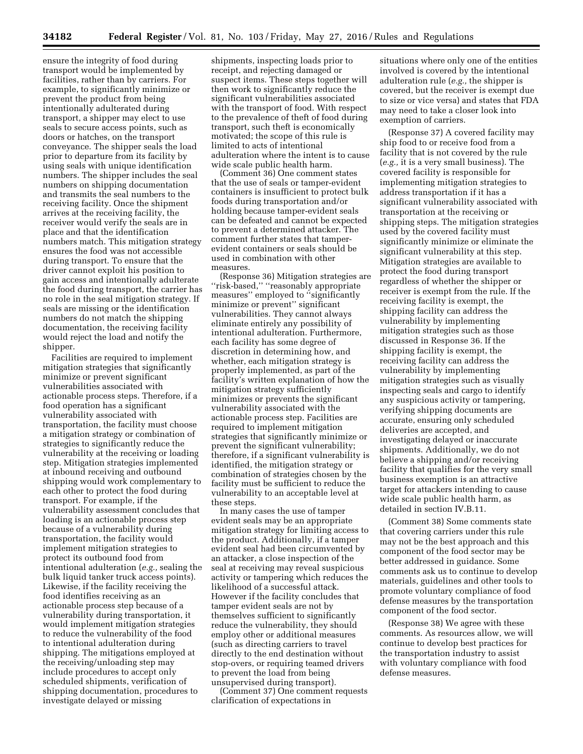ensure the integrity of food during transport would be implemented by facilities, rather than by carriers. For example, to significantly minimize or prevent the product from being intentionally adulterated during transport, a shipper may elect to use seals to secure access points, such as doors or hatches, on the transport conveyance. The shipper seals the load prior to departure from its facility by using seals with unique identification numbers. The shipper includes the seal numbers on shipping documentation and transmits the seal numbers to the receiving facility. Once the shipment arrives at the receiving facility, the receiver would verify the seals are in place and that the identification numbers match. This mitigation strategy ensures the food was not accessible during transport. To ensure that the driver cannot exploit his position to gain access and intentionally adulterate the food during transport, the carrier has no role in the seal mitigation strategy. If seals are missing or the identification numbers do not match the shipping documentation, the receiving facility would reject the load and notify the shipper.

Facilities are required to implement mitigation strategies that significantly minimize or prevent significant vulnerabilities associated with actionable process steps. Therefore, if a food operation has a significant vulnerability associated with transportation, the facility must choose a mitigation strategy or combination of strategies to significantly reduce the vulnerability at the receiving or loading step. Mitigation strategies implemented at inbound receiving and outbound shipping would work complementary to each other to protect the food during transport. For example, if the vulnerability assessment concludes that loading is an actionable process step because of a vulnerability during transportation, the facility would implement mitigation strategies to protect its outbound food from intentional adulteration (*e.g.,* sealing the bulk liquid tanker truck access points). Likewise, if the facility receiving the food identifies receiving as an actionable process step because of a vulnerability during transportation, it would implement mitigation strategies to reduce the vulnerability of the food to intentional adulteration during shipping. The mitigations employed at the receiving/unloading step may include procedures to accept only scheduled shipments, verification of shipping documentation, procedures to investigate delayed or missing shipments, inspecting loads prior to receipt, and rejecting damaged or suspect items. These steps together will then work to significantly reduce the significant vulnerabilities associated with the transport of food. With respect to the prevalence of theft of food during transport, such theft is economically motivated; the scope of this rule is limited to acts of intentional adulteration where the intent is to cause wide scale public health harm.

(Comment 36) One comment states that the use of seals or tamper-evident containers is insufficient to protect bulk foods during transportation and/or holding because tamper-evident seals can be defeated and cannot be expected to prevent a determined attacker. The comment further states that tamper-evident containers or seals should be used in combination with other measures.

(Response 36) Mitigation strategies are ''risk-based,'' ''reasonably appropriate measures'' employed to ''significantly minimize or prevent'' significant vulnerabilities. They cannot always eliminate entirely any possibility of intentional adulteration. Furthermore, each facility has some degree of discretion in determining how, and whether, each mitigation strategy is properly implemented, as part of the facility's written explanation of how the mitigation strategy sufficiently minimizes or prevents the significant vulnerability associated with the actionable process step. Facilities are required to implement mitigation strategies that significantly minimize or prevent the significant vulnerability; therefore, if a significant vulnerability is identified, the mitigation strategy or combination of strategies chosen by the facility must be sufficient to reduce the vulnerability to an acceptable level at these steps.

In many cases the use of tamper evident seals may be an appropriate mitigation strategy for limiting access to the product. Additionally, if a tamper evident seal had been circumvented by an attacker, a close inspection of the seal at receiving may reveal suspicious activity or tampering which reduces the likelihood of a successful attack. However if the facility concludes that tamper evident seals are not by themselves sufficient to significantly reduce the vulnerability, they should employ other or additional measures (such as directing carriers to travel directly to the end destination without stop-overs, or requiring teamed drivers to prevent the load from being unsupervised during transport).

(Comment 37) One comment requests clarification of expectations in situations where only one of the entities involved is covered by the intentional adulteration rule (*e.g.,* the shipper is covered, but the receiver is exempt due to size or vice versa) and states that FDA may need to take a closer look into exemption of carriers.

(Response 37) A covered facility may ship food to or receive food from a facility that is not covered by the rule (*e.g.,* it is a very small business). The covered facility is responsible for implementing mitigation strategies to address transportation if it has a significant vulnerability associated with transportation at the receiving or shipping steps. The mitigation strategies used by the covered facility must significantly minimize or eliminate the significant vulnerability at this step. Mitigation strategies are available to protect the food during transport regardless of whether the shipper or receiver is exempt from the rule. If the receiving facility is exempt, the shipping facility can address the vulnerability by implementing mitigation strategies such as those discussed in Response 36. If the shipping facility is exempt, the receiving facility can address the vulnerability by implementing mitigation strategies such as visually inspecting seals and cargo to identify any suspicious activity or tampering, verifying shipping documents are accurate, ensuring only scheduled deliveries are accepted, and investigating delayed or inaccurate shipments. Additionally, we do not believe a shipping and/or receiving facility that qualifies for the very small business exemption is an attractive target for attackers intending to cause wide scale public health harm, as detailed in section IV.B.11.

(Comment 38) Some comments state that covering carriers under this rule may not be the best approach and this component of the food sector may be better addressed in guidance. Some comments ask us to continue to develop materials, guidelines and other tools to promote voluntary compliance of food defense measures by the transportation component of the food sector.

(Response 38) We agree with these comments. As resources allow, we will continue to develop best practices for the transportation industry to assist with voluntary compliance with food defense measures.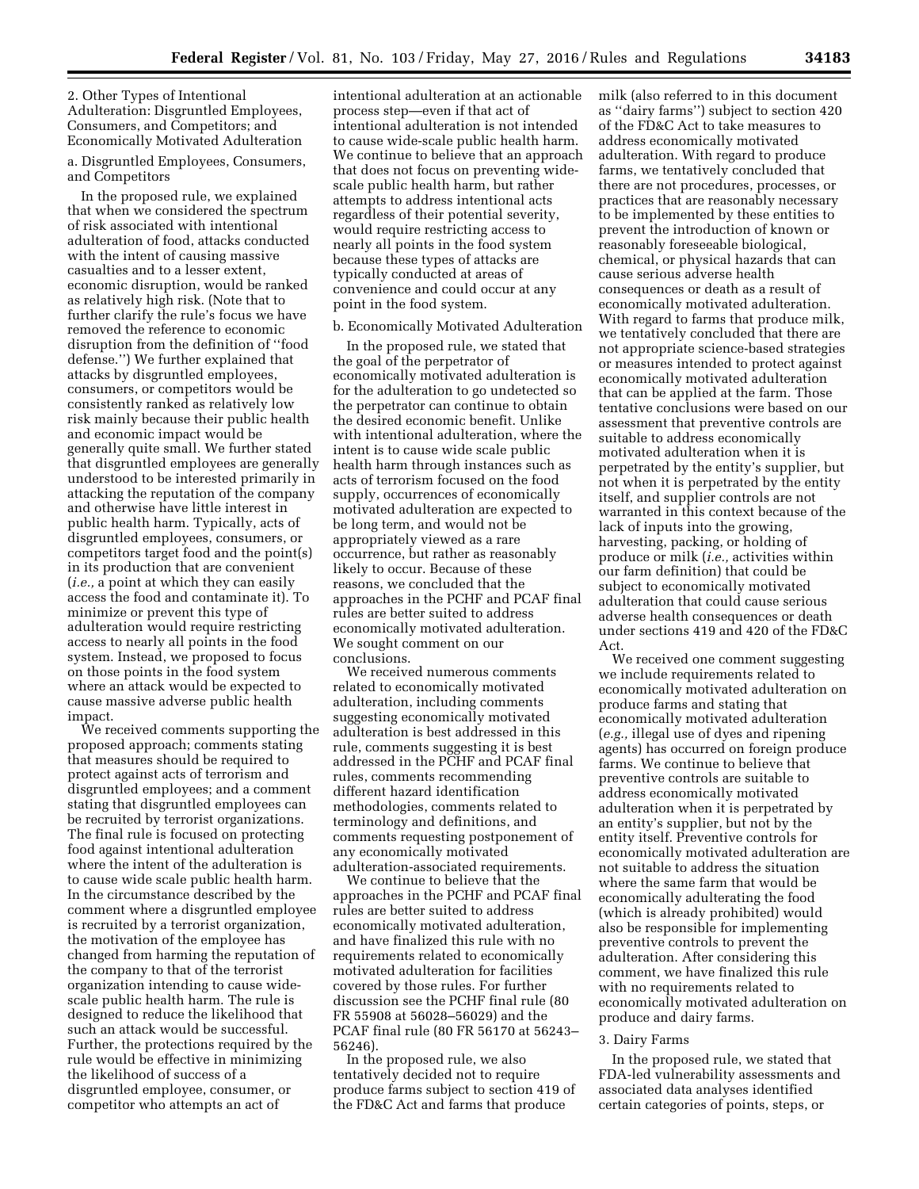2. Other Types of Intentional Adulteration: Disgruntled Employees, Consumers, and Competitors; and Economically Motivated Adulteration

a. Disgruntled Employees, Consumers, and Competitors

In the proposed rule, we explained that when we considered the spectrum of risk associated with intentional adulteration of food, attacks conducted with the intent of causing massive casualties and to a lesser extent, economic disruption, would be ranked as relatively high risk. (Note that to further clarify the rule's focus we have removed the reference to economic disruption from the definition of ''food defense.'') We further explained that attacks by disgruntled employees, consumers, or competitors would be consistently ranked as relatively low risk mainly because their public health and economic impact would be generally quite small. We further stated that disgruntled employees are generally understood to be interested primarily in attacking the reputation of the company and otherwise have little interest in public health harm. Typically, acts of disgruntled employees, consumers, or competitors target food and the point(s) in its production that are convenient (*i.e.,* a point at which they can easily access the food and contaminate it). To minimize or prevent this type of adulteration would require restricting access to nearly all points in the food system. Instead, we proposed to focus on those points in the food system where an attack would be expected to cause massive adverse public health impact.

We received comments supporting the proposed approach; comments stating that measures should be required to protect against acts of terrorism and disgruntled employees; and a comment stating that disgruntled employees can be recruited by terrorist organizations. The final rule is focused on protecting food against intentional adulteration where the intent of the adulteration is to cause wide scale public health harm. In the circumstance described by the comment where a disgruntled employee is recruited by a terrorist organization, the motivation of the employee has changed from harming the reputation of the company to that of the terrorist organization intending to cause wide-scale public health harm. The rule is designed to reduce the likelihood that such an attack would be successful. Further, the protections required by the rule would be effective in minimizing the likelihood of success of a disgruntled employee, consumer, or competitor who attempts an act of intentional adulteration at an actionable process step—even if that act of intentional adulteration is not intended to cause wide-scale public health harm. We continue to believe that an approach that does not focus on preventing wide-scale public health harm, but rather attempts to address intentional acts regardless of their potential severity, would require restricting access to nearly all points in the food system because these types of attacks are typically conducted at areas of convenience and could occur at any point in the food system.

b. Economically Motivated Adulteration

In the proposed rule, we stated that the goal of the perpetrator of economically motivated adulteration is for the adulteration to go undetected so the perpetrator can continue to obtain the desired economic benefit. Unlike with intentional adulteration, where the intent is to cause wide scale public health harm through instances such as acts of terrorism focused on the food supply, occurrences of economically motivated adulteration are expected to be long term, and would not be appropriately viewed as a rare occurrence, but rather as reasonably likely to occur. Because of these reasons, we concluded that the approaches in the PCHF and PCAF final rules are better suited to address economically motivated adulteration. We sought comment on our conclusions.

We received numerous comments related to economically motivated adulteration, including comments suggesting economically motivated adulteration is best addressed in this rule, comments suggesting it is best addressed in the PCHF and PCAF final rules, comments recommending different hazard identification methodologies, comments related to terminology and definitions, and comments requesting postponement of any economically motivated adulteration-associated requirements.

We continue to believe that the approaches in the PCHF and PCAF final rules are better suited to address economically motivated adulteration, and have finalized this rule with no requirements related to economically motivated adulteration for facilities covered by those rules. For further discussion see the PCHF final rule (80 FR 55908 at 56028–56029) and the PCAF final rule (80 FR 56170 at 56243–56246).

In the proposed rule, we also tentatively decided not to require produce farms subject to section 419 of the FD&C Act and farms that produce milk (also referred to in this document as ''dairy farms'') subject to section 420 of the FD&C Act to take measures to address economically motivated adulteration. With regard to produce farms, we tentatively concluded that there are not procedures, processes, or practices that are reasonably necessary to be implemented by these entities to prevent the introduction of known or reasonably foreseeable biological, chemical, or physical hazards that can cause serious adverse health consequences or death as a result of economically motivated adulteration. With regard to farms that produce milk, we tentatively concluded that there are not appropriate science-based strategies or measures intended to protect against economically motivated adulteration that can be applied at the farm. Those tentative conclusions were based on our assessment that preventive controls are suitable to address economically motivated adulteration when it is perpetrated by the entity's supplier, but not when it is perpetrated by the entity itself, and supplier controls are not warranted in this context because of the lack of inputs into the growing, harvesting, packing, or holding of produce or milk (*i.e.,* activities within our farm definition) that could be subject to economically motivated adulteration that could cause serious adverse health consequences or death under sections 419 and 420 of the FD&C Act.

We received one comment suggesting we include requirements related to economically motivated adulteration on produce farms and stating that economically motivated adulteration (*e.g.,* illegal use of dyes and ripening agents) has occurred on foreign produce farms. We continue to believe that preventive controls are suitable to address economically motivated adulteration when it is perpetrated by an entity's supplier, but not by the entity itself. Preventive controls for economically motivated adulteration are not suitable to address the situation where the same farm that would be economically adulterating the food (which is already prohibited) would also be responsible for implementing preventive controls to prevent the adulteration. After considering this comment, we have finalized this rule with no requirements related to economically motivated adulteration on produce and dairy farms.

3. Dairy Farms

In the proposed rule, we stated that FDA-led vulnerability assessments and associated data analyses identified certain categories of points, steps, or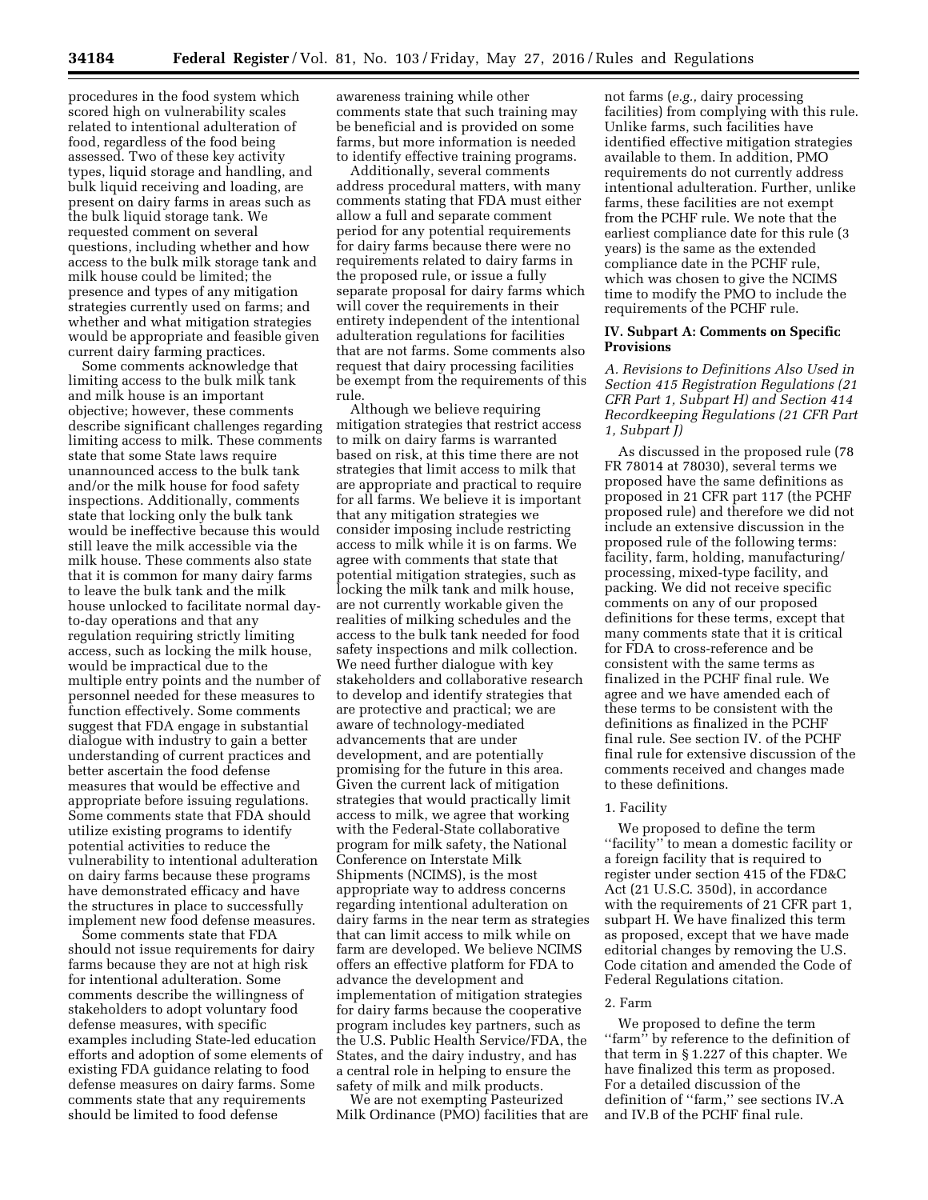procedures in the food system which scored high on vulnerability scales related to intentional adulteration of food, regardless of the food being assessed. Two of these key activity types, liquid storage and handling, and bulk liquid receiving and loading, are present on dairy farms in areas such as the bulk liquid storage tank. We requested comment on several questions, including whether and how access to the bulk milk storage tank and milk house could be limited; the presence and types of any mitigation strategies currently used on farms; and whether and what mitigation strategies would be appropriate and feasible given current dairy farming practices.

Some comments acknowledge that limiting access to the bulk milk tank and milk house is an important objective; however, these comments describe significant challenges regarding limiting access to milk. These comments state that some State laws require unannounced access to the bulk tank and/or the milk house for food safety inspections. Additionally, comments state that locking only the bulk tank would be ineffective because this would still leave the milk accessible via the milk house. These comments also state that it is common for many dairy farms to leave the bulk tank and the milk house unlocked to facilitate normal day-to-day operations and that any regulation requiring strictly limiting access, such as locking the milk house, would be impractical due to the multiple entry points and the number of personnel needed for these measures to function effectively. Some comments suggest that FDA engage in substantial dialogue with industry to gain a better understanding of current practices and better ascertain the food defense measures that would be effective and appropriate before issuing regulations. Some comments state that FDA should utilize existing programs to identify potential activities to reduce the vulnerability to intentional adulteration on dairy farms because these programs have demonstrated efficacy and have the structures in place to successfully implement new food defense measures.

Some comments state that FDA should not issue requirements for dairy farms because they are not at high risk for intentional adulteration. Some comments describe the willingness of stakeholders to adopt voluntary food defense measures, with specific examples including State-led education efforts and adoption of some elements of existing FDA guidance relating to food defense measures on dairy farms. Some comments state that any requirements should be limited to food defense awareness training while other comments state that such training may be beneficial and is provided on some farms, but more information is needed to identify effective training programs.

Additionally, several comments address procedural matters, with many comments stating that FDA must either allow a full and separate comment period for any potential requirements for dairy farms because there were no requirements related to dairy farms in the proposed rule, or issue a fully separate proposal for dairy farms which will cover the requirements in their entirety independent of the intentional adulteration regulations for facilities that are not farms. Some comments also request that dairy processing facilities be exempt from the requirements of this rule.

Although we believe requiring mitigation strategies that restrict access to milk on dairy farms is warranted based on risk, at this time there are not strategies that limit access to milk that are appropriate and practical to require for all farms. We believe it is important that any mitigation strategies we consider imposing include restricting access to milk while it is on farms. We agree with comments that state that potential mitigation strategies, such as locking the milk tank and milk house, are not currently workable given the realities of milking schedules and the access to the bulk tank needed for food safety inspections and milk collection. We need further dialogue with key stakeholders and collaborative research to develop and identify strategies that are protective and practical; we are aware of technology-mediated advancements that are under development, and are potentially promising for the future in this area. Given the current lack of mitigation strategies that would practically limit access to milk, we agree that working with the Federal-State collaborative program for milk safety, the National Conference on Interstate Milk Shipments (NCIMS), is the most appropriate way to address concerns regarding intentional adulteration on dairy farms in the near term as strategies that can limit access to milk while on farm are developed. We believe NCIMS offers an effective platform for FDA to advance the development and implementation of mitigation strategies for dairy farms because the cooperative program includes key partners, such as the U.S. Public Health Service/FDA, the States, and the dairy industry, and has a central role in helping to ensure the safety of milk and milk products.

We are not exempting Pasteurized Milk Ordinance (PMO) facilities that are not farms (*e.g.,* dairy processing facilities) from complying with this rule. Unlike farms, such facilities have identified effective mitigation strategies available to them. In addition, PMO requirements do not currently address intentional adulteration. Further, unlike farms, these facilities are not exempt from the PCHF rule. We note that the earliest compliance date for this rule (3 years) is the same as the extended compliance date in the PCHF rule, which was chosen to give the NCIMS time to modify the PMO to include the requirements of the PCHF rule.

## IV. Subpart A: Comments on Specific Provisions

### *A. Revisions to Definitions Also Used in Section 415 Registration Regulations (21 CFR Part 1, Subpart H) and Section 414 Recordkeeping Regulations (21 CFR Part 1, Subpart J)*

As discussed in the proposed rule (78 FR 78014 at 78030), several terms we proposed have the same definitions as proposed in 21 CFR part 117 (the PCHF proposed rule) and therefore we did not include an extensive discussion in the proposed rule of the following terms: facility, farm, holding, manufacturing/processing, mixed-type facility, and packing. We did not receive specific comments on any of our proposed definitions for these terms, except that many comments state that it is critical for FDA to cross-reference and be consistent with the same terms as finalized in the PCHF final rule. We agree and we have amended each of these terms to be consistent with the definitions as finalized in the PCHF final rule. See section IV. of the PCHF final rule for extensive discussion of the comments received and changes made to these definitions.

#### 1. Facility

We proposed to define the term "facility" to mean a domestic facility or a foreign facility that is required to register under section 415 of the FD&C Act (21 U.S.C. 350d), in accordance with the requirements of 21 CFR part 1, subpart H. We have finalized this term as proposed, except that we have made editorial changes by removing the U.S. Code citation and amended the Code of Federal Regulations citation.

#### 2. Farm

We proposed to define the term "farm" by reference to the definition of that term in § 1.227 of this chapter. We have finalized this term as proposed. For a detailed discussion of the definition of "farm," see sections IV.A and IV.B of the PCHF final rule.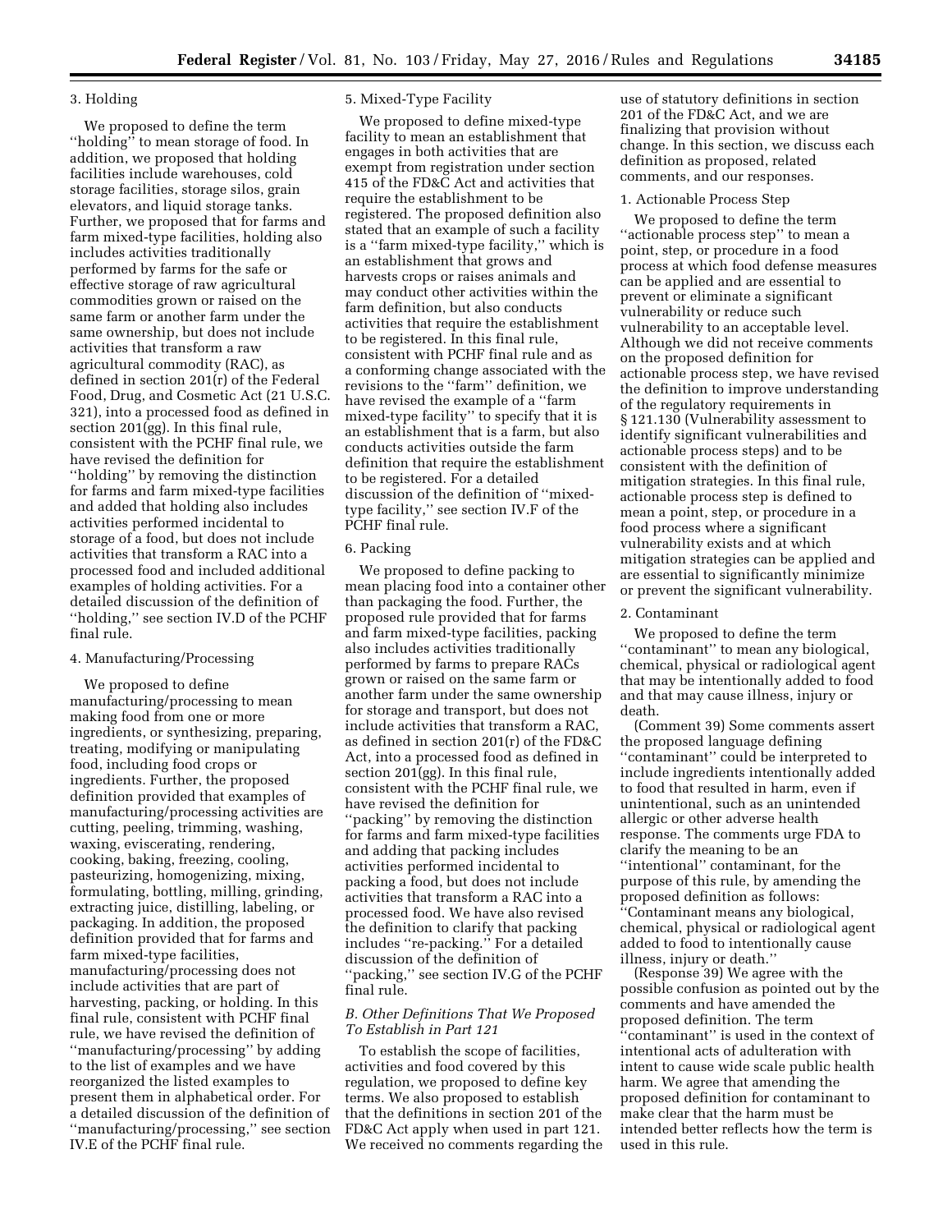3. Holding

We proposed to define the term ''holding'' to mean storage of food. In addition, we proposed that holding facilities include warehouses, cold storage facilities, storage silos, grain elevators, and liquid storage tanks. Further, we proposed that for farms and farm mixed-type facilities, holding also includes activities traditionally performed by farms for the safe or effective storage of raw agricultural commodities grown or raised on the same farm or another farm under the same ownership, but does not include activities that transform a raw agricultural commodity (RAC), as defined in section 201(r) of the Federal Food, Drug, and Cosmetic Act (21 U.S.C. 321), into a processed food as defined in section 201(gg). In this final rule, consistent with the PCHF final rule, we have revised the definition for ''holding'' by removing the distinction for farms and farm mixed-type facilities and added that holding also includes activities performed incidental to storage of a food, but does not include activities that transform a RAC into a processed food and included additional examples of holding activities. For a detailed discussion of the definition of ''holding,'' see section IV.D of the PCHF final rule.

4. Manufacturing/Processing

We proposed to define manufacturing/processing to mean making food from one or more ingredients, or synthesizing, preparing, treating, modifying or manipulating food, including food crops or ingredients. Further, the proposed definition provided that examples of manufacturing/processing activities are cutting, peeling, trimming, washing, waxing, eviscerating, rendering, cooking, baking, freezing, cooling, pasteurizing, homogenizing, mixing, formulating, bottling, milling, grinding, extracting juice, distilling, labeling, or packaging. In addition, the proposed definition provided that for farms and farm mixed-type facilities, manufacturing/processing does not include activities that are part of harvesting, packing, or holding. In this final rule, consistent with PCHF final rule, we have revised the definition of ''manufacturing/processing'' by adding to the list of examples and we have reorganized the listed examples to present them in alphabetical order. For a detailed discussion of the definition of ''manufacturing/processing,'' see section IV.E of the PCHF final rule.

5. Mixed-Type Facility

We proposed to define mixed-type facility to mean an establishment that engages in both activities that are exempt from registration under section 415 of the FD&C Act and activities that require the establishment to be registered. The proposed definition also stated that an example of such a facility is a ''farm mixed-type facility,'' which is an establishment that grows and harvests crops or raises animals and may conduct other activities within the farm definition, but also conducts activities that require the establishment to be registered. In this final rule, consistent with PCHF final rule and as a conforming change associated with the revisions to the ''farm'' definition, we have revised the example of a ''farm mixed-type facility'' to specify that it is an establishment that is a farm, but also conducts activities outside the farm definition that require the establishment to be registered. For a detailed discussion of the definition of ''mixed-type facility,'' see section IV.F of the PCHF final rule.

6. Packing

We proposed to define packing to mean placing food into a container other than packaging the food. Further, the proposed rule provided that for farms and farm mixed-type facilities, packing also includes activities traditionally performed by farms to prepare RACs grown or raised on the same farm or another farm under the same ownership for storage and transport, but does not include activities that transform a RAC, as defined in section 201(r) of the FD&C Act, into a processed food as defined in section 201(gg). In this final rule, consistent with the PCHF final rule, we have revised the definition for ''packing'' by removing the distinction for farms and farm mixed-type facilities and adding that packing includes activities performed incidental to packing a food, but does not include activities that transform a RAC into a processed food. We have also revised the definition to clarify that packing includes ''re-packing.'' For a detailed discussion of the definition of ''packing,'' see section IV.G of the PCHF final rule.

## *B. Other Definitions That We Proposed To Establish in Part 121*

To establish the scope of facilities, activities and food covered by this regulation, we proposed to define key terms. We also proposed to establish that the definitions in section 201 of the FD&C Act apply when used in part 121. We received no comments regarding the use of statutory definitions in section 201 of the FD&C Act, and we are finalizing that provision without change. In this section, we discuss each definition as proposed, related comments, and our responses.

1. Actionable Process Step

We proposed to define the term ''actionable process step'' to mean a point, step, or procedure in a food process at which food defense measures can be applied and are essential to prevent or eliminate a significant vulnerability or reduce such vulnerability to an acceptable level. Although we did not receive comments on the proposed definition for actionable process step, we have revised the definition to improve understanding of the regulatory requirements in § 121.130 (Vulnerability assessment to identify significant vulnerabilities and actionable process steps) and to be consistent with the definition of mitigation strategies. In this final rule, actionable process step is defined to mean a point, step, or procedure in a food process where a significant vulnerability exists and at which mitigation strategies can be applied and are essential to significantly minimize or prevent the significant vulnerability.

2. Contaminant

We proposed to define the term ''contaminant'' to mean any biological, chemical, physical or radiological agent that may be intentionally added to food and that may cause illness, injury or death.

(Comment 39) Some comments assert the proposed language defining ''contaminant'' could be interpreted to include ingredients intentionally added to food that resulted in harm, even if unintentional, such as an unintended allergic or other adverse health response. The comments urge FDA to clarify the meaning to be an ''intentional'' contaminant, for the purpose of this rule, by amending the proposed definition as follows: ''Contaminant means any biological, chemical, physical or radiological agent added to food to intentionally cause illness, injury or death.''

(Response 39) We agree with the possible confusion as pointed out by the comments and have amended the proposed definition. The term ''contaminant'' is used in the context of intentional acts of adulteration with intent to cause wide scale public health harm. We agree that amending the proposed definition for contaminant to make clear that the harm must be intended better reflects how the term is used in this rule.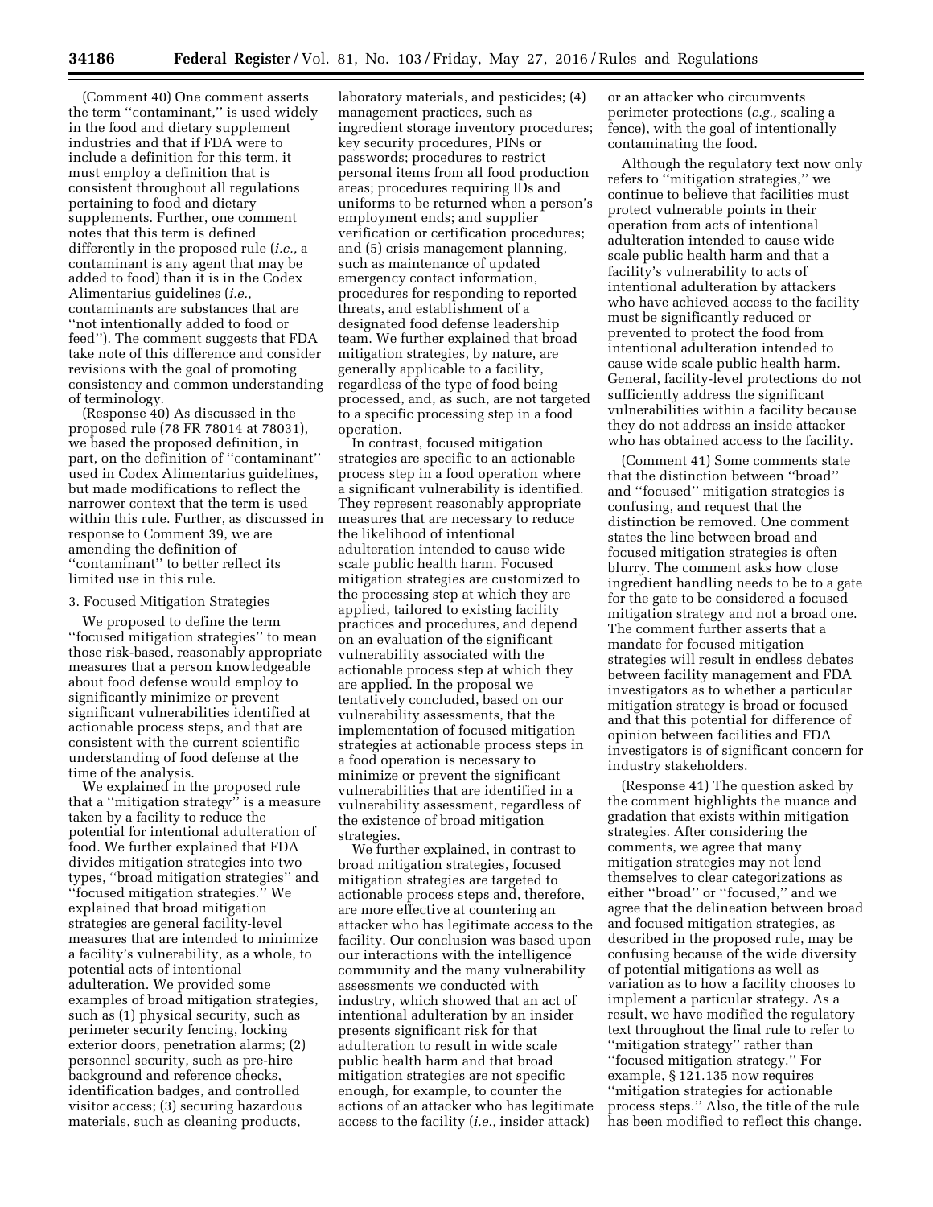(Comment 40) One comment asserts the term ''contaminant,'' is used widely in the food and dietary supplement industries and that if FDA were to include a definition for this term, it must employ a definition that is consistent throughout all regulations pertaining to food and dietary supplements. Further, one comment notes that this term is defined differently in the proposed rule (*i.e.,* a contaminant is any agent that may be added to food) than it is in the Codex Alimentarius guidelines (*i.e.,* contaminants are substances that are ''not intentionally added to food or feed''). The comment suggests that FDA take note of this difference and consider revisions with the goal of promoting consistency and common understanding of terminology.

(Response 40) As discussed in the proposed rule (78 FR 78014 at 78031), we based the proposed definition, in part, on the definition of ''contaminant'' used in Codex Alimentarius guidelines, but made modifications to reflect the narrower context that the term is used within this rule. Further, as discussed in response to Comment 39, we are amending the definition of ''contaminant'' to better reflect its limited use in this rule.

3. Focused Mitigation Strategies

We proposed to define the term ''focused mitigation strategies'' to mean those risk-based, reasonably appropriate measures that a person knowledgeable about food defense would employ to significantly minimize or prevent significant vulnerabilities identified at actionable process steps, and that are consistent with the current scientific understanding of food defense at the time of the analysis.

We explained in the proposed rule that a ''mitigation strategy'' is a measure taken by a facility to reduce the potential for intentional adulteration of food. We further explained that FDA divides mitigation strategies into two types, ''broad mitigation strategies'' and ''focused mitigation strategies.'' We explained that broad mitigation strategies are general facility-level measures that are intended to minimize a facility's vulnerability, as a whole, to potential acts of intentional adulteration. We provided some examples of broad mitigation strategies, such as (1) physical security, such as perimeter security fencing, locking exterior doors, penetration alarms; (2) personnel security, such as pre-hire background and reference checks, identification badges, and controlled visitor access; (3) securing hazardous materials, such as cleaning products, laboratory materials, and pesticides; (4) management practices, such as ingredient storage inventory procedures; key security procedures, PINs or passwords; procedures to restrict personal items from all food production areas; procedures requiring IDs and uniforms to be returned when a person's employment ends; and supplier verification or certification procedures; and (5) crisis management planning, such as maintenance of updated emergency contact information, procedures for responding to reported threats, and establishment of a designated food defense leadership team. We further explained that broad mitigation strategies, by nature, are generally applicable to a facility, regardless of the type of food being processed, and, as such, are not targeted to a specific processing step in a food operation.

In contrast, focused mitigation strategies are specific to an actionable process step in a food operation where a significant vulnerability is identified. They represent reasonably appropriate measures that are necessary to reduce the likelihood of intentional adulteration intended to cause wide scale public health harm. Focused mitigation strategies are customized to the processing step at which they are applied, tailored to existing facility practices and procedures, and depend on an evaluation of the significant vulnerability associated with the actionable process step at which they are applied. In the proposal we tentatively concluded, based on our vulnerability assessments, that the implementation of focused mitigation strategies at actionable process steps in a food operation is necessary to minimize or prevent the significant vulnerabilities that are identified in a vulnerability assessment, regardless of the existence of broad mitigation strategies.

We further explained, in contrast to broad mitigation strategies, focused mitigation strategies are targeted to actionable process steps and, therefore, are more effective at countering an attacker who has legitimate access to the facility. Our conclusion was based upon our interactions with the intelligence community and the many vulnerability assessments we conducted with industry, which showed that an act of intentional adulteration by an insider presents significant risk for that adulteration to result in wide scale public health harm and that broad mitigation strategies are not specific enough, for example, to counter the actions of an attacker who has legitimate access to the facility (*i.e.,* insider attack) or an attacker who circumvents perimeter protections (*e.g.,* scaling a fence), with the goal of intentionally contaminating the food.

Although the regulatory text now only refers to ''mitigation strategies,'' we continue to believe that facilities must protect vulnerable points in their operation from acts of intentional adulteration intended to cause wide scale public health harm and that a facility's vulnerability to acts of intentional adulteration by attackers who have achieved access to the facility must be significantly reduced or prevented to protect the food from intentional adulteration intended to cause wide scale public health harm. General, facility-level protections do not sufficiently address the significant vulnerabilities within a facility because they do not address an inside attacker who has obtained access to the facility.

(Comment 41) Some comments state that the distinction between ''broad'' and ''focused'' mitigation strategies is confusing, and request that the distinction be removed. One comment states the line between broad and focused mitigation strategies is often blurry. The comment asks how close ingredient handling needs to be to a gate for the gate to be considered a focused mitigation strategy and not a broad one. The comment further asserts that a mandate for focused mitigation strategies will result in endless debates between facility management and FDA investigators as to whether a particular mitigation strategy is broad or focused and that this potential for difference of opinion between facilities and FDA investigators is of significant concern for industry stakeholders.

(Response 41) The question asked by the comment highlights the nuance and gradation that exists within mitigation strategies. After considering the comments, we agree that many mitigation strategies may not lend themselves to clear categorizations as either ''broad'' or ''focused,'' and we agree that the delineation between broad and focused mitigation strategies, as described in the proposed rule, may be confusing because of the wide diversity of potential mitigations as well as variation as to how a facility chooses to implement a particular strategy. As a result, we have modified the regulatory text throughout the final rule to refer to ''mitigation strategy'' rather than ''focused mitigation strategy.'' For example, § 121.135 now requires ''mitigation strategies for actionable process steps.'' Also, the title of the rule has been modified to reflect this change.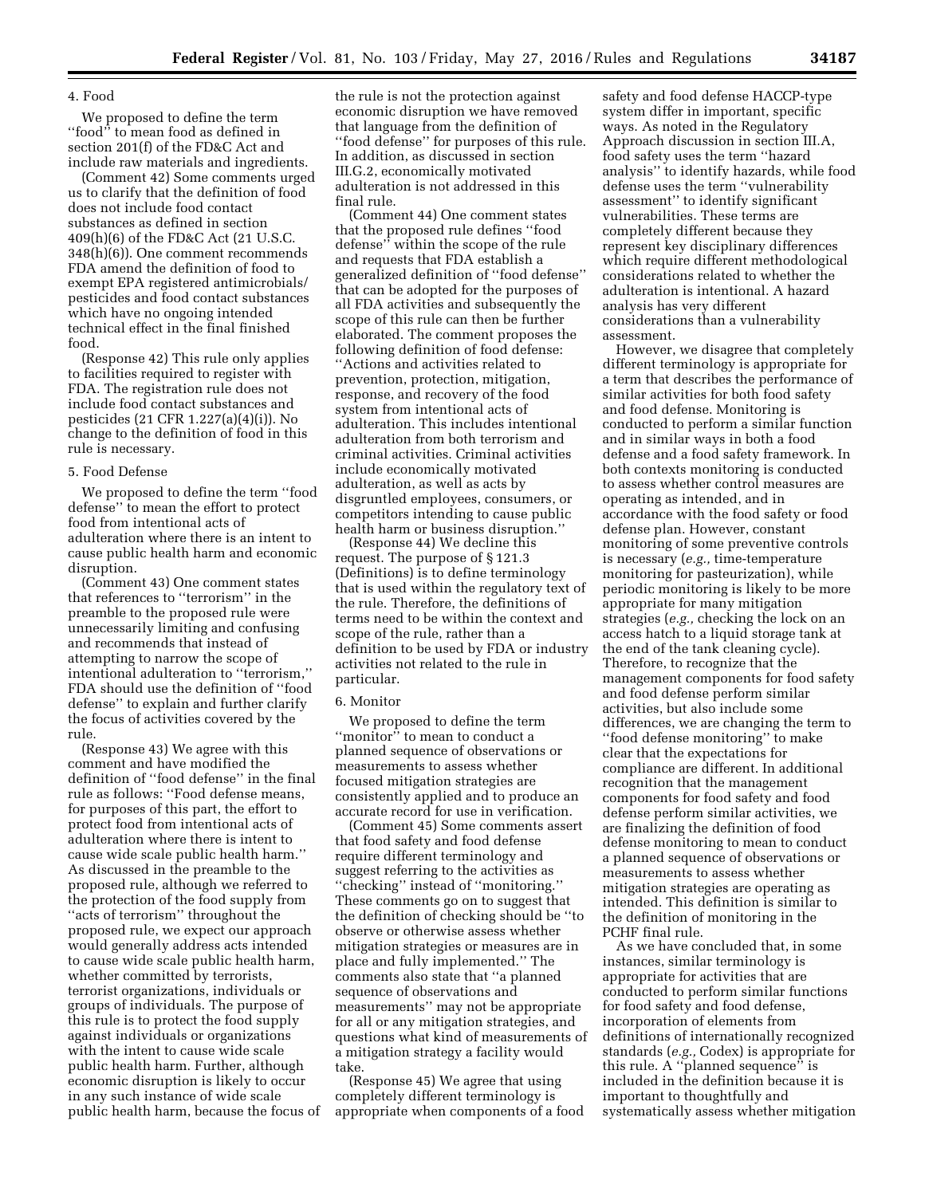### 4. Food

We proposed to define the term ''food'' to mean food as defined in section 201(f) of the FD&C Act and include raw materials and ingredients.

(Comment 42) Some comments urged us to clarify that the definition of food does not include food contact substances as defined in section 409(h)(6) of the FD&C Act (21 U.S.C. 348(h)(6)). One comment recommends FDA amend the definition of food to exempt EPA registered antimicrobials/pesticides and food contact substances which have no ongoing intended technical effect in the final finished food.

(Response 42) This rule only applies to facilities required to register with FDA. The registration rule does not include food contact substances and pesticides (21 CFR 1.227(a)(4)(i)). No change to the definition of food in this rule is necessary.

### 5. Food Defense

We proposed to define the term ''food defense'' to mean the effort to protect food from intentional acts of adulteration where there is an intent to cause public health harm and economic disruption.

(Comment 43) One comment states that references to ''terrorism'' in the preamble to the proposed rule were unnecessarily limiting and confusing and recommends that instead of attempting to narrow the scope of intentional adulteration to ''terrorism,'' FDA should use the definition of ''food defense'' to explain and further clarify the focus of activities covered by the rule.

(Response 43) We agree with this comment and have modified the definition of ''food defense'' in the final rule as follows: ''Food defense means, for purposes of this part, the effort to protect food from intentional acts of adulteration where there is intent to cause wide scale public health harm.'' As discussed in the preamble to the proposed rule, although we referred to the protection of the food supply from ''acts of terrorism'' throughout the proposed rule, we expect our approach would generally address acts intended to cause wide scale public health harm, whether committed by terrorists, terrorist organizations, individuals or groups of individuals. The purpose of this rule is to protect the food supply against individuals or organizations with the intent to cause wide scale public health harm. Further, although economic disruption is likely to occur in any such instance of wide scale public health harm, because the focus of the rule is not the protection against economic disruption we have removed that language from the definition of ''food defense'' for purposes of this rule. In addition, as discussed in section III.G.2, economically motivated adulteration is not addressed in this final rule.

(Comment 44) One comment states that the proposed rule defines ''food defense'' within the scope of the rule and requests that FDA establish a generalized definition of ''food defense'' that can be adopted for the purposes of all FDA activities and subsequently the scope of this rule can then be further elaborated. The comment proposes the following definition of food defense: ''Actions and activities related to prevention, protection, mitigation, response, and recovery of the food system from intentional acts of adulteration. This includes intentional adulteration from both terrorism and criminal activities. Criminal activities include economically motivated adulteration, as well as acts by disgruntled employees, consumers, or competitors intending to cause public health harm or business disruption.''

(Response 44) We decline this request. The purpose of § 121.3 (Definitions) is to define terminology that is used within the regulatory text of the rule. Therefore, the definitions of terms need to be within the context and scope of the rule, rather than a definition to be used by FDA or industry activities not related to the rule in particular.

### 6. Monitor

We proposed to define the term ''monitor'' to mean to conduct a planned sequence of observations or measurements to assess whether focused mitigation strategies are consistently applied and to produce an accurate record for use in verification.

(Comment 45) Some comments assert that food safety and food defense require different terminology and suggest referring to the activities as ''checking'' instead of ''monitoring.'' These comments go on to suggest that the definition of checking should be ''to observe or otherwise assess whether mitigation strategies or measures are in place and fully implemented.'' The comments also state that ''a planned sequence of observations and measurements'' may not be appropriate for all or any mitigation strategies, and questions what kind of measurements of a mitigation strategy a facility would take.

(Response 45) We agree that using completely different terminology is appropriate when components of a food safety and food defense HACCP-type system differ in important, specific ways. As noted in the Regulatory Approach discussion in section III.A, food safety uses the term ''hazard analysis'' to identify hazards, while food defense uses the term ''vulnerability assessment'' to identify significant vulnerabilities. These terms are completely different because they represent key disciplinary differences which require different methodological considerations related to whether the adulteration is intentional. A hazard analysis has very different considerations than a vulnerability assessment.

However, we disagree that completely different terminology is appropriate for a term that describes the performance of similar activities for both food safety and food defense. Monitoring is conducted to perform a similar function and in similar ways in both a food defense and a food safety framework. In both contexts monitoring is conducted to assess whether control measures are operating as intended, and in accordance with the food safety or food defense plan. However, constant monitoring of some preventive controls is necessary (*e.g.,* time-temperature monitoring for pasteurization), while periodic monitoring is likely to be more appropriate for many mitigation strategies (*e.g.,* checking the lock on an access hatch to a liquid storage tank at the end of the tank cleaning cycle). Therefore, to recognize that the management components for food safety and food defense perform similar activities, but also include some differences, we are changing the term to ''food defense monitoring'' to make clear that the expectations for compliance are different. In additional recognition that the management components for food safety and food defense perform similar activities, we are finalizing the definition of food defense monitoring to mean to conduct a planned sequence of observations or measurements to assess whether mitigation strategies are operating as intended. This definition is similar to the definition of monitoring in the PCHF final rule.

As we have concluded that, in some instances, similar terminology is appropriate for activities that are conducted to perform similar functions for food safety and food defense, incorporation of elements from definitions of internationally recognized standards (*e.g.,* Codex) is appropriate for this rule. A ''planned sequence'' is included in the definition because it is important to thoughtfully and systematically assess whether mitigation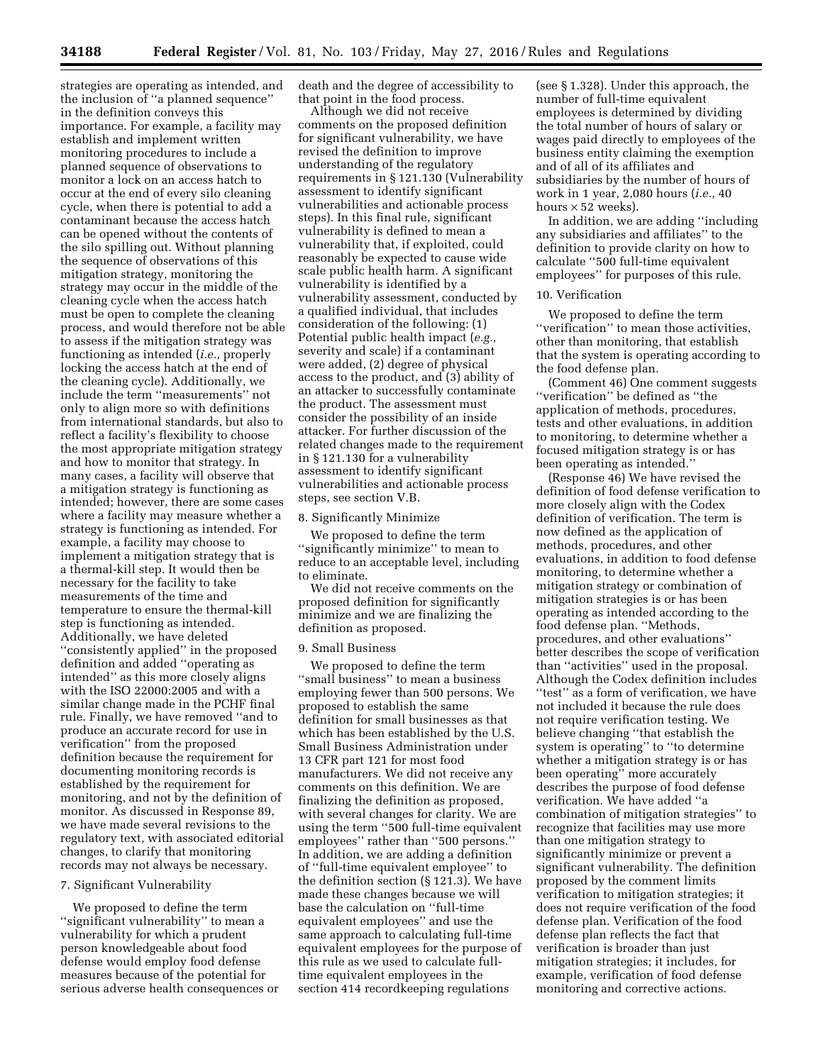strategies are operating as intended, and the inclusion of ''a planned sequence'' in the definition conveys this importance. For example, a facility may establish and implement written monitoring procedures to include a planned sequence of observations to monitor a lock on an access hatch to occur at the end of every silo cleaning cycle, when there is potential to add a contaminant because the access hatch can be opened without the contents of the silo spilling out. Without planning the sequence of observations of this mitigation strategy, monitoring the strategy may occur in the middle of the cleaning cycle when the access hatch must be open to complete the cleaning process, and would therefore not be able to assess if the mitigation strategy was functioning as intended (*i.e.,* properly locking the access hatch at the end of the cleaning cycle). Additionally, we include the term ''measurements'' not only to align more so with definitions from international standards, but also to reflect a facility's flexibility to choose the most appropriate mitigation strategy and how to monitor that strategy. In many cases, a facility will observe that a mitigation strategy is functioning as intended; however, there are some cases where a facility may measure whether a strategy is functioning as intended. For example, a facility may choose to implement a mitigation strategy that is a thermal-kill step. It would then be necessary for the facility to take measurements of the time and temperature to ensure the thermal-kill step is functioning as intended. Additionally, we have deleted ''consistently applied'' in the proposed definition and added ''operating as intended'' as this more closely aligns with the ISO 22000:2005 and with a similar change made in the PCHF final rule. Finally, we have removed ''and to produce an accurate record for use in verification'' from the proposed definition because the requirement for documenting monitoring records is established by the requirement for monitoring, and not by the definition of monitor. As discussed in Response 89, we have made several revisions to the regulatory text, with associated editorial changes, to clarify that monitoring records may not always be necessary.

7. Significant Vulnerability

We proposed to define the term ''significant vulnerability'' to mean a vulnerability for which a prudent person knowledgeable about food defense would employ food defense measures because of the potential for serious adverse health consequences or death and the degree of accessibility to that point in the food process.

Although we did not receive comments on the proposed definition for significant vulnerability, we have revised the definition to improve understanding of the regulatory requirements in § 121.130 (Vulnerability assessment to identify significant vulnerabilities and actionable process steps). In this final rule, significant vulnerability is defined to mean a vulnerability that, if exploited, could reasonably be expected to cause wide scale public health harm. A significant vulnerability is identified by a vulnerability assessment, conducted by a qualified individual, that includes consideration of the following: (1) Potential public health impact (*e.g.,* severity and scale) if a contaminant were added, (2) degree of physical access to the product, and (3) ability of an attacker to successfully contaminate the product. The assessment must consider the possibility of an inside attacker. For further discussion of the related changes made to the requirement in § 121.130 for a vulnerability assessment to identify significant vulnerabilities and actionable process steps, see section V.B.

8. Significantly Minimize

We proposed to define the term ''significantly minimize'' to mean to reduce to an acceptable level, including to eliminate.

We did not receive comments on the proposed definition for significantly minimize and we are finalizing the definition as proposed.

9. Small Business

We proposed to define the term ''small business'' to mean a business employing fewer than 500 persons. We proposed to establish the same definition for small businesses as that which has been established by the U.S. Small Business Administration under 13 CFR part 121 for most food manufacturers. We did not receive any comments on this definition. We are finalizing the definition as proposed, with several changes for clarity. We are using the term ''500 full-time equivalent employees'' rather than ''500 persons.'' In addition, we are adding a definition of ''full-time equivalent employee'' to the definition section (§ 121.3). We have made these changes because we will base the calculation on ''full-time equivalent employees'' and use the same approach to calculating full-time equivalent employees for the purpose of this rule as we used to calculate full-time equivalent employees in the section 414 recordkeeping regulations (see § 1.328). Under this approach, the number of full-time equivalent employees is determined by dividing the total number of hours of salary or wages paid directly to employees of the business entity claiming the exemption and of all of its affiliates and subsidiaries by the number of hours of work in 1 year, 2,080 hours (*i.e.,* 40 hours × 52 weeks).

In addition, we are adding ''including any subsidiaries and affiliates'' to the definition to provide clarity on how to calculate ''500 full-time equivalent employees'' for purposes of this rule.

10. Verification

We proposed to define the term ''verification'' to mean those activities, other than monitoring, that establish that the system is operating according to the food defense plan.

(Comment 46) One comment suggests ''verification'' be defined as ''the application of methods, procedures, tests and other evaluations, in addition to monitoring, to determine whether a focused mitigation strategy is or has been operating as intended.''

(Response 46) We have revised the definition of food defense verification to more closely align with the Codex definition of verification. The term is now defined as the application of methods, procedures, and other evaluations, in addition to food defense monitoring, to determine whether a mitigation strategy or combination of mitigation strategies is or has been operating as intended according to the food defense plan. ''Methods, procedures, and other evaluations'' better describes the scope of verification than ''activities'' used in the proposal. Although the Codex definition includes ''test'' as a form of verification, we have not included it because the rule does not require verification testing. We believe changing ''that establish the system is operating'' to ''to determine whether a mitigation strategy is or has been operating'' more accurately describes the purpose of food defense verification. We have added ''a combination of mitigation strategies'' to recognize that facilities may use more than one mitigation strategy to significantly minimize or prevent a significant vulnerability. The definition proposed by the comment limits verification to mitigation strategies; it does not require verification of the food defense plan. Verification of the food defense plan reflects the fact that verification is broader than just mitigation strategies; it includes, for example, verification of food defense monitoring and corrective actions.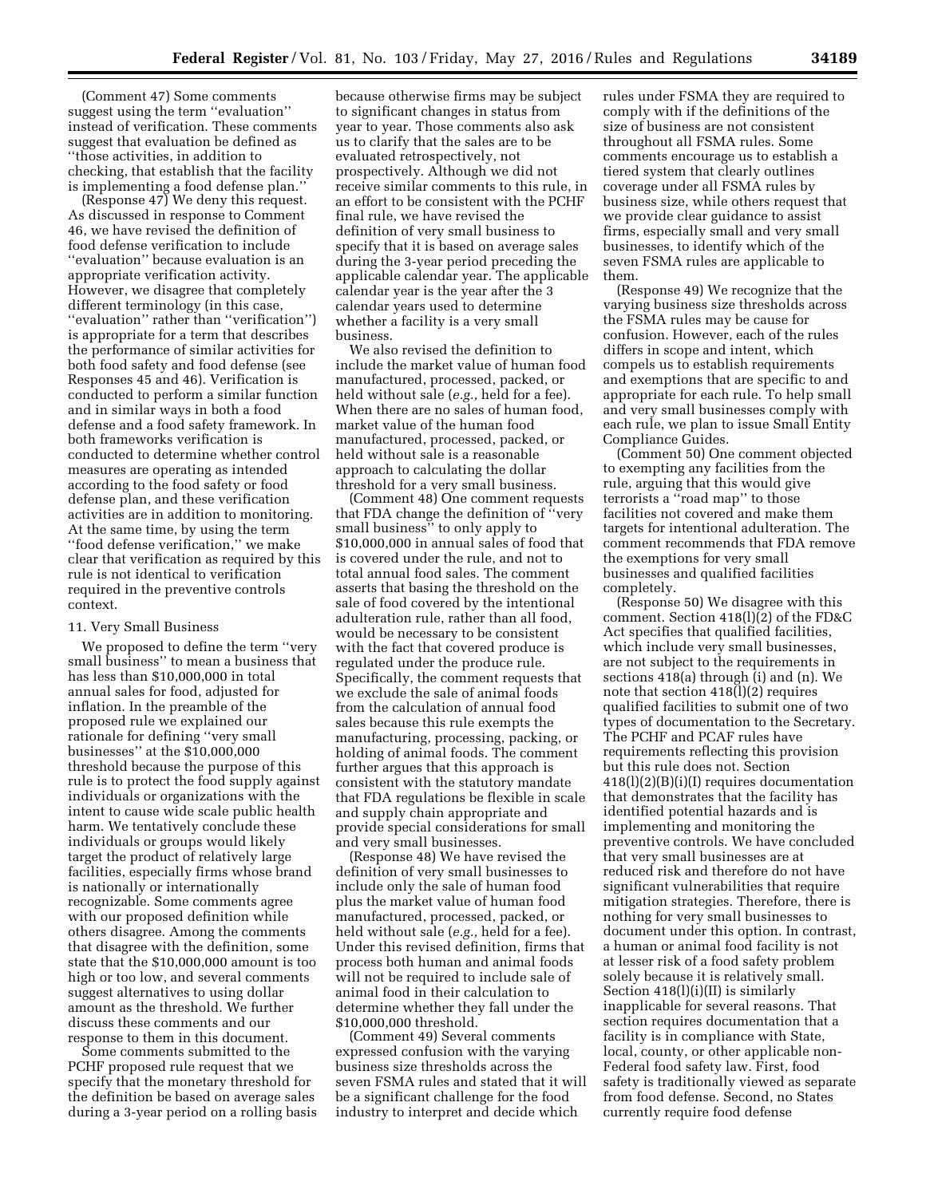(Comment 47) Some comments suggest using the term ''evaluation'' instead of verification. These comments suggest that evaluation be defined as ''those activities, in addition to checking, that establish that the facility is implementing a food defense plan.''

(Response 47) We deny this request. As discussed in response to Comment 46, we have revised the definition of food defense verification to include ''evaluation'' because evaluation is an appropriate verification activity. However, we disagree that completely different terminology (in this case, ''evaluation'' rather than ''verification'') is appropriate for a term that describes the performance of similar activities for both food safety and food defense (see Responses 45 and 46). Verification is conducted to perform a similar function and in similar ways in both a food defense and a food safety framework. In both frameworks verification is conducted to determine whether control measures are operating as intended according to the food safety or food defense plan, and these verification activities are in addition to monitoring. At the same time, by using the term ''food defense verification,'' we make clear that verification as required by this rule is not identical to verification required in the preventive controls context.

### 11. Very Small Business

We proposed to define the term ''very small business'' to mean a business that has less than $10,000,000 in total annual sales for food, adjusted for inflation. In the preamble of the proposed rule we explained our rationale for defining ''very small businesses'' at the $10,000,000 threshold because the purpose of this rule is to protect the food supply against individuals or organizations with the intent to cause wide scale public health harm. We tentatively conclude these individuals or groups would likely target the product of relatively large facilities, especially firms whose brand is nationally or internationally recognizable. Some comments agree with our proposed definition while others disagree. Among the comments that disagree with the definition, some state that the $10,000,000 amount is too high or too low, and several comments suggest alternatives to using dollar amount as the threshold. We further discuss these comments and our response to them in this document.

Some comments submitted to the PCHF proposed rule request that we specify that the monetary threshold for the definition be based on average sales during a 3-year period on a rolling basis because otherwise firms may be subject to significant changes in status from year to year. Those comments also ask us to clarify that the sales are to be evaluated retrospectively, not prospectively. Although we did not receive similar comments to this rule, in an effort to be consistent with the PCHF final rule, we have revised the definition of very small business to specify that it is based on average sales during the 3-year period preceding the applicable calendar year. The applicable calendar year is the year after the 3 calendar years used to determine whether a facility is a very small business.

We also revised the definition to include the market value of human food manufactured, processed, packed, or held without sale (*e.g.,* held for a fee). When there are no sales of human food, market value of the human food manufactured, processed, packed, or held without sale is a reasonable approach to calculating the dollar threshold for a very small business.

(Comment 48) One comment requests that FDA change the definition of ''very small business'' to only apply to $10,000,000 in annual sales of food that is covered under the rule, and not to total annual food sales. The comment asserts that basing the threshold on the sale of food covered by the intentional adulteration rule, rather than all food, would be necessary to be consistent with the fact that covered produce is regulated under the produce rule. Specifically, the comment requests that we exclude the sale of animal foods from the calculation of annual food sales because this rule exempts the manufacturing, processing, packing, or holding of animal foods. The comment further argues that this approach is consistent with the statutory mandate that FDA regulations be flexible in scale and supply chain appropriate and provide special considerations for small and very small businesses.

(Response 48) We have revised the definition of very small businesses to include only the sale of human food plus the market value of human food manufactured, processed, packed, or held without sale (*e.g.,* held for a fee). Under this revised definition, firms that process both human and animal foods will not be required to include sale of animal food in their calculation to determine whether they fall under the $10,000,000 threshold.

(Comment 49) Several comments expressed confusion with the varying business size thresholds across the seven FSMA rules and stated that it will be a significant challenge for the food industry to interpret and decide which rules under FSMA they are required to comply with if the definitions of the size of business are not consistent throughout all FSMA rules. Some comments encourage us to establish a tiered system that clearly outlines coverage under all FSMA rules by business size, while others request that we provide clear guidance to assist firms, especially small and very small businesses, to identify which of the seven FSMA rules are applicable to them.

(Response 49) We recognize that the varying business size thresholds across the FSMA rules may be cause for confusion. However, each of the rules differs in scope and intent, which compels us to establish requirements and exemptions that are specific to and appropriate for each rule. To help small and very small businesses comply with each rule, we plan to issue Small Entity Compliance Guides.

(Comment 50) One comment objected to exempting any facilities from the rule, arguing that this would give terrorists a ''road map'' to those facilities not covered and make them targets for intentional adulteration. The comment recommends that FDA remove the exemptions for very small businesses and qualified facilities completely.

(Response 50) We disagree with this comment. Section 418(l)(2) of the FD&C Act specifies that qualified facilities, which include very small businesses, are not subject to the requirements in sections 418(a) through (i) and (n). We note that section 418(l)(2) requires qualified facilities to submit one of two types of documentation to the Secretary. The PCHF and PCAF rules have requirements reflecting this provision but this rule does not. Section 418(l)(2)(B)(i)(I) requires documentation that demonstrates that the facility has identified potential hazards and is implementing and monitoring the preventive controls. We have concluded that very small businesses are at reduced risk and therefore do not have significant vulnerabilities that require mitigation strategies. Therefore, there is nothing for very small businesses to document under this option. In contrast, a human or animal food facility is not at lesser risk of a food safety problem solely because it is relatively small. Section 418(l)(i)(II) is similarly inapplicable for several reasons. That section requires documentation that a facility is in compliance with State, local, county, or other applicable non-Federal food safety law. First, food safety is traditionally viewed as separate from food defense. Second, no States currently require food defense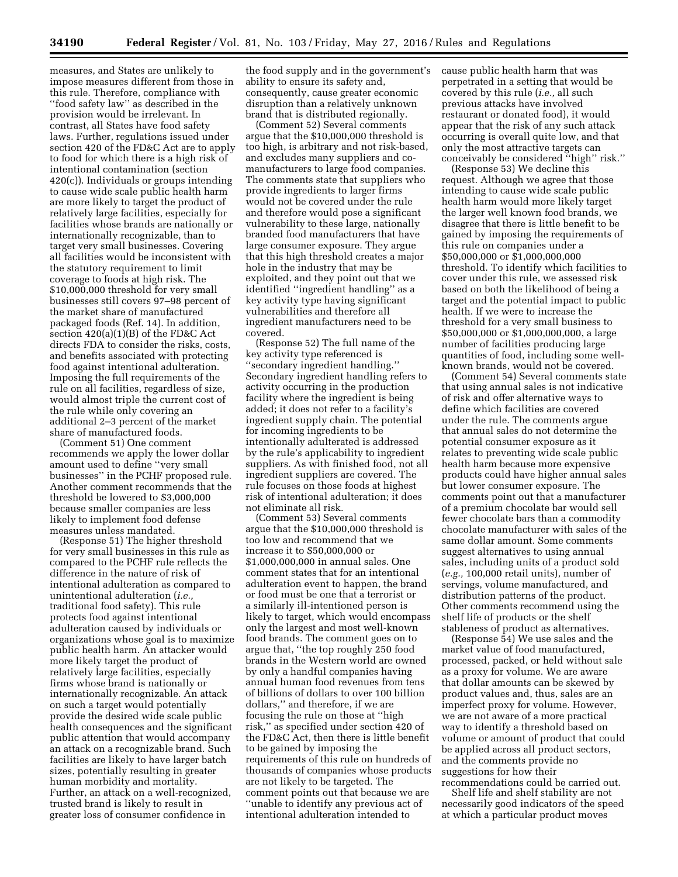measures, and States are unlikely to impose measures different from those in this rule. Therefore, compliance with ''food safety law'' as described in the provision would be irrelevant. In contrast, all States have food safety laws. Further, regulations issued under section 420 of the FD&C Act are to apply to food for which there is a high risk of intentional contamination (section 420(c)). Individuals or groups intending to cause wide scale public health harm are more likely to target the product of relatively large facilities, especially for facilities whose brands are nationally or internationally recognizable, than to target very small businesses. Covering all facilities would be inconsistent with the statutory requirement to limit coverage to foods at high risk. The $10,000,000 threshold for very small businesses still covers 97–98 percent of the market share of manufactured packaged foods (Ref. 14). In addition, section 420(a)(1)(B) of the FD&C Act directs FDA to consider the risks, costs, and benefits associated with protecting food against intentional adulteration. Imposing the full requirements of the rule on all facilities, regardless of size, would almost triple the current cost of the rule while only covering an additional 2–3 percent of the market share of manufactured foods.

(Comment 51) One comment recommends we apply the lower dollar amount used to define ''very small businesses'' in the PCHF proposed rule. Another comment recommends that the threshold be lowered to $3,000,000 because smaller companies are less likely to implement food defense measures unless mandated.

(Response 51) The higher threshold for very small businesses in this rule as compared to the PCHF rule reflects the difference in the nature of risk of intentional adulteration as compared to unintentional adulteration (*i.e.,* traditional food safety). This rule protects food against intentional adulteration caused by individuals or organizations whose goal is to maximize public health harm. An attacker would more likely target the product of relatively large facilities, especially firms whose brand is nationally or internationally recognizable. An attack on such a target would potentially provide the desired wide scale public health consequences and the significant public attention that would accompany an attack on a recognizable brand. Such facilities are likely to have larger batch sizes, potentially resulting in greater human morbidity and mortality. Further, an attack on a well-recognized, trusted brand is likely to result in greater loss of consumer confidence in the food supply and in the government's ability to ensure its safety and, consequently, cause greater economic disruption than a relatively unknown brand that is distributed regionally.

(Comment 52) Several comments argue that the $10,000,000 threshold is too high, is arbitrary and not risk-based, and excludes many suppliers and co-manufacturers to large food companies. The comments state that suppliers who provide ingredients to larger firms would not be covered under the rule and therefore would pose a significant vulnerability to these large, nationally branded food manufacturers that have large consumer exposure. They argue that this high threshold creates a major hole in the industry that may be exploited, and they point out that we identified ''ingredient handling'' as a key activity type having significant vulnerabilities and therefore all ingredient manufacturers need to be covered.

(Response 52) The full name of the key activity type referenced is ''secondary ingredient handling.'' Secondary ingredient handling refers to activity occurring in the production facility where the ingredient is being added; it does not refer to a facility's ingredient supply chain. The potential for incoming ingredients to be intentionally adulterated is addressed by the rule's applicability to ingredient suppliers. As with finished food, not all ingredient suppliers are covered. The rule focuses on those foods at highest risk of intentional adulteration; it does not eliminate all risk.

(Comment 53) Several comments argue that the $10,000,000 threshold is too low and recommend that we increase it to $50,000,000 or $1,000,000,000 in annual sales. One comment states that for an intentional adulteration event to happen, the brand or food must be one that a terrorist or a similarly ill-intentioned person is likely to target, which would encompass only the largest and most well-known food brands. The comment goes on to argue that, ''the top roughly 250 food brands in the Western world are owned by only a handful companies having annual human food revenues from tens of billions of dollars to over 100 billion dollars,'' and therefore, if we are focusing the rule on those at ''high risk,'' as specified under section 420 of the FD&C Act, then there is little benefit to be gained by imposing the requirements of this rule on hundreds of thousands of companies whose products are not likely to be targeted. The comment points out that because we are ''unable to identify any previous act of intentional adulteration intended to cause public health harm that was perpetrated in a setting that would be covered by this rule (*i.e.,* all such previous attacks have involved restaurant or donated food), it would appear that the risk of any such attack occurring is overall quite low, and that only the most attractive targets can conceivably be considered ''high'' risk.''

(Response 53) We decline this request. Although we agree that those intending to cause wide scale public health harm would more likely target the larger well known food brands, we disagree that there is little benefit to be gained by imposing the requirements of this rule on companies under a $50,000,000 or $1,000,000,000 threshold. To identify which facilities to cover under this rule, we assessed risk based on both the likelihood of being a target and the potential impact to public health. If we were to increase the threshold for a very small business to $50,000,000 or $1,000,000,000, a large number of facilities producing large quantities of food, including some well-known brands, would not be covered.

(Comment 54) Several comments state that using annual sales is not indicative of risk and offer alternative ways to define which facilities are covered under the rule. The comments argue that annual sales do not determine the potential consumer exposure as it relates to preventing wide scale public health harm because more expensive products could have higher annual sales but lower consumer exposure. The comments point out that a manufacturer of a premium chocolate bar would sell fewer chocolate bars than a commodity chocolate manufacturer with sales of the same dollar amount. Some comments suggest alternatives to using annual sales, including units of a product sold (*e.g.,* 100,000 retail units), number of servings, volume manufactured, and distribution patterns of the product. Other comments recommend using the shelf life of products or the shelf stableness of product as alternatives.

(Response 54) We use sales and the market value of food manufactured, processed, packed, or held without sale as a proxy for volume. We are aware that dollar amounts can be skewed by product values and, thus, sales are an imperfect proxy for volume. However, we are not aware of a more practical way to identify a threshold based on volume or amount of product that could be applied across all product sectors, and the comments provide no suggestions for how their recommendations could be carried out.

Shelf life and shelf stability are not necessarily good indicators of the speed at which a particular product moves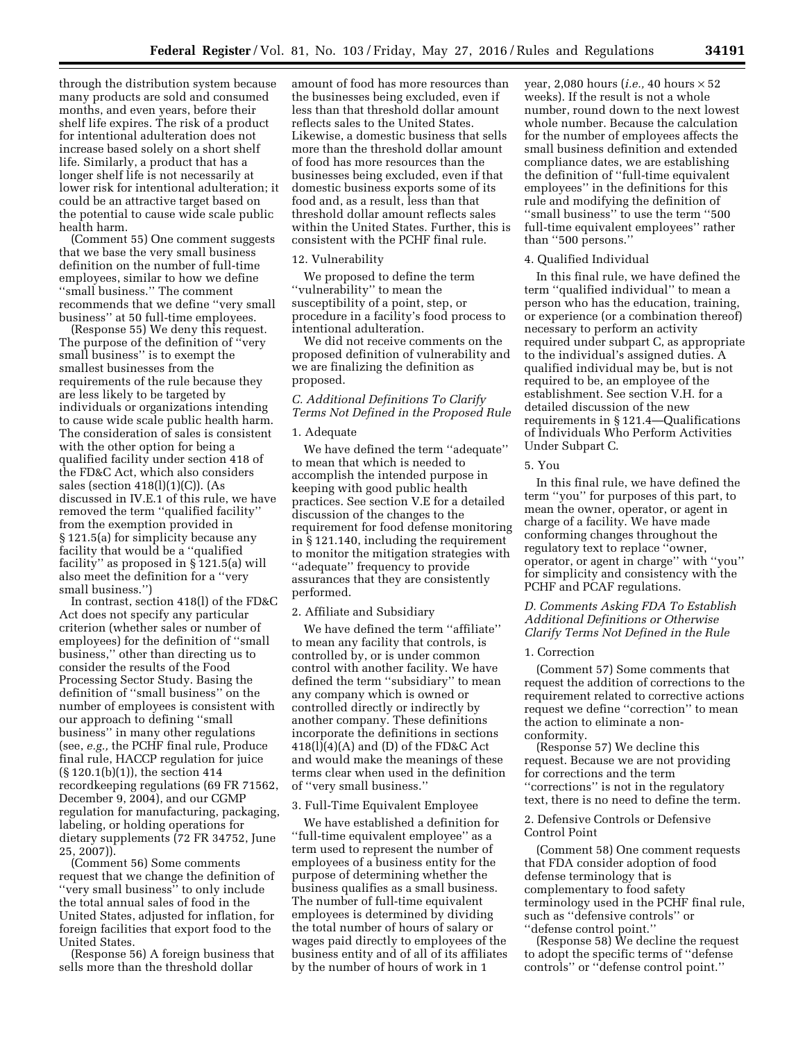through the distribution system because many products are sold and consumed months, and even years, before their shelf life expires. The risk of a product for intentional adulteration does not increase based solely on a short shelf life. Similarly, a product that has a longer shelf life is not necessarily at lower risk for intentional adulteration; it could be an attractive target based on the potential to cause wide scale public health harm.

(Comment 55) One comment suggests that we base the very small business definition on the number of full-time employees, similar to how we define ''small business.'' The comment recommends that we define ''very small business'' at 50 full-time employees.

(Response 55) We deny this request. The purpose of the definition of ''very small business'' is to exempt the smallest businesses from the requirements of the rule because they are less likely to be targeted by individuals or organizations intending to cause wide scale public health harm. The consideration of sales is consistent with the other option for being a qualified facility under section 418 of the FD&C Act, which also considers sales (section 418(l)(1)(C)). (As discussed in IV.E.1 of this rule, we have removed the term ''qualified facility'' from the exemption provided in § 121.5(a) for simplicity because any facility that would be a ''qualified facility'' as proposed in § 121.5(a) will also meet the definition for a ''very small business.'')

In contrast, section 418(l) of the FD&C Act does not specify any particular criterion (whether sales or number of employees) for the definition of ''small business,'' other than directing us to consider the results of the Food Processing Sector Study. Basing the definition of ''small business'' on the number of employees is consistent with our approach to defining ''small business'' in many other regulations (see, *e.g.,* the PCHF final rule, Produce final rule, HACCP regulation for juice (§ 120.1(b)(1)), the section 414 recordkeeping regulations (69 FR 71562, December 9, 2004), and our CGMP regulation for manufacturing, packaging, labeling, or holding operations for dietary supplements (72 FR 34752, June 25, 2007)).

(Comment 56) Some comments request that we change the definition of ''very small business'' to only include the total annual sales of food in the United States, adjusted for inflation, for foreign facilities that export food to the United States.

(Response 56) A foreign business that sells more than the threshold dollar amount of food has more resources than the businesses being excluded, even if less than that threshold dollar amount reflects sales to the United States. Likewise, a domestic business that sells more than the threshold dollar amount of food has more resources than the businesses being excluded, even if that domestic business exports some of its food and, as a result, less than that threshold dollar amount reflects sales within the United States. Further, this is consistent with the PCHF final rule.

12. Vulnerability

We proposed to define the term ''vulnerability'' to mean the susceptibility of a point, step, or procedure in a facility's food process to intentional adulteration.

We did not receive comments on the proposed definition of vulnerability and we are finalizing the definition as proposed.

### *C. Additional Definitions To Clarify Terms Not Defined in the Proposed Rule*

1. Adequate

We have defined the term ''adequate'' to mean that which is needed to accomplish the intended purpose in keeping with good public health practices. See section V.E for a detailed discussion of the changes to the requirement for food defense monitoring in § 121.140, including the requirement to monitor the mitigation strategies with ''adequate'' frequency to provide assurances that they are consistently performed.

2. Affiliate and Subsidiary

We have defined the term ''affiliate'' to mean any facility that controls, is controlled by, or is under common control with another facility. We have defined the term ''subsidiary'' to mean any company which is owned or controlled directly or indirectly by another company. These definitions incorporate the definitions in sections 418(l)(4)(A) and (D) of the FD&C Act and would make the meanings of these terms clear when used in the definition of ''very small business.''

3. Full-Time Equivalent Employee

We have established a definition for ''full-time equivalent employee'' as a term used to represent the number of employees of a business entity for the purpose of determining whether the business qualifies as a small business. The number of full-time equivalent employees is determined by dividing the total number of hours of salary or wages paid directly to employees of the business entity and of all of its affiliates by the number of hours of work in 1 year, 2,080 hours (*i.e.,* 40 hours × 52 weeks). If the result is not a whole number, round down to the next lowest whole number. Because the calculation for the number of employees affects the small business definition and extended compliance dates, we are establishing the definition of ''full-time equivalent employees'' in the definitions for this rule and modifying the definition of ''small business'' to use the term ''500 full-time equivalent employees'' rather than ''500 persons.''

4. Qualified Individual

In this final rule, we have defined the term ''qualified individual'' to mean a person who has the education, training, or experience (or a combination thereof) necessary to perform an activity required under subpart C, as appropriate to the individual's assigned duties. A qualified individual may be, but is not required to be, an employee of the establishment. See section V.H. for a detailed discussion of the new requirements in § 121.4—Qualifications of Individuals Who Perform Activities Under Subpart C.

5. You

In this final rule, we have defined the term ''you'' for purposes of this part, to mean the owner, operator, or agent in charge of a facility. We have made conforming changes throughout the regulatory text to replace ''owner, operator, or agent in charge'' with ''you'' for simplicity and consistency with the PCHF and PCAF regulations.

### *D. Comments Asking FDA To Establish Additional Definitions or Otherwise Clarify Terms Not Defined in the Rule*

1. Correction

(Comment 57) Some comments that request the addition of corrections to the requirement related to corrective actions request we define ''correction'' to mean the action to eliminate a non-conformity.

(Response 57) We decline this request. Because we are not providing for corrections and the term ''corrections'' is not in the regulatory text, there is no need to define the term.

2. Defensive Controls or Defensive Control Point

(Comment 58) One comment requests that FDA consider adoption of food defense terminology that is complementary to food safety terminology used in the PCHF final rule, such as ''defensive controls'' or ''defense control point.''

(Response 58) We decline the request to adopt the specific terms of ''defense controls'' or ''defense control point.''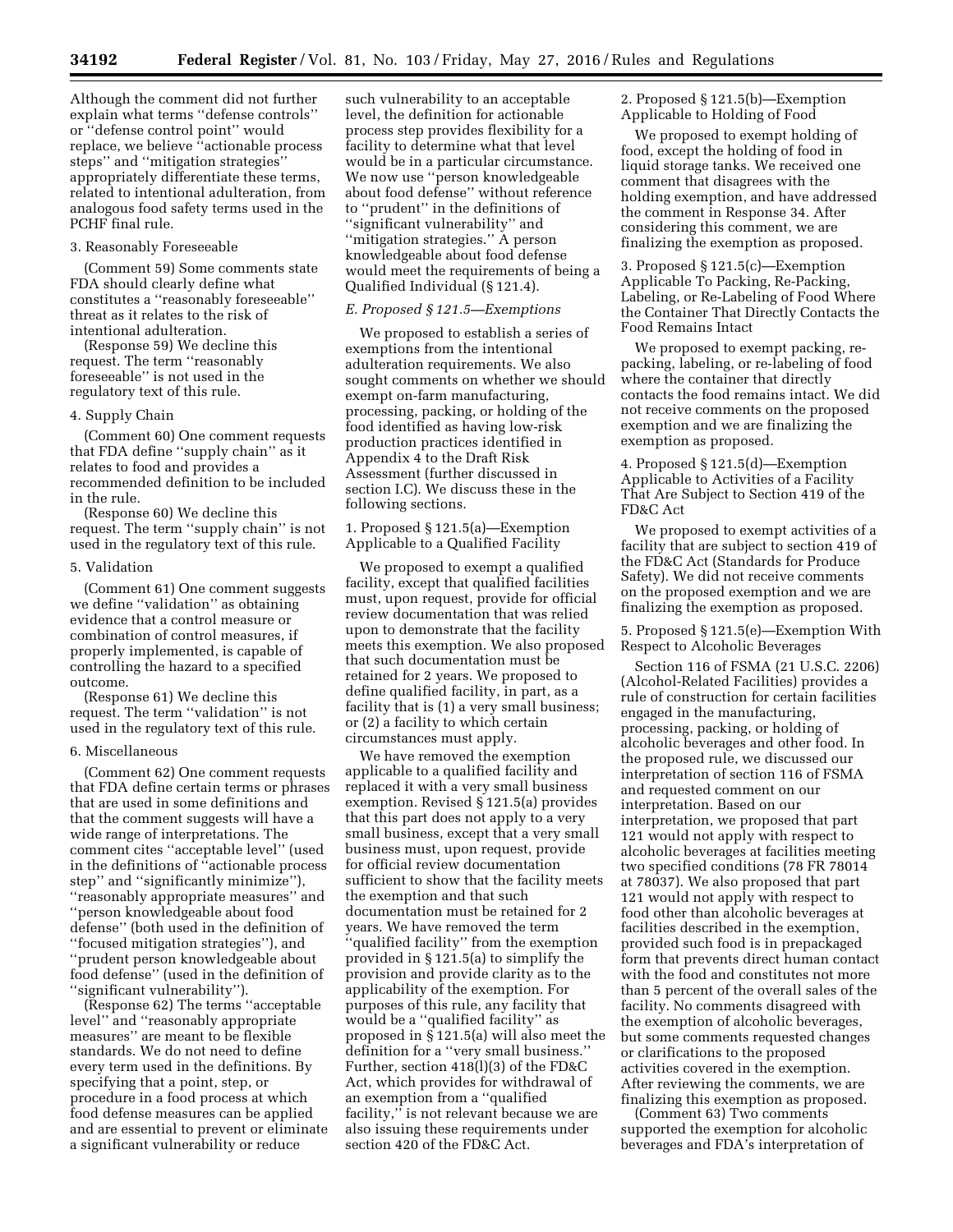Although the comment did not further explain what terms ''defense controls'' or ''defense control point'' would replace, we believe ''actionable process steps'' and ''mitigation strategies'' appropriately differentiate these terms, related to intentional adulteration, from analogous food safety terms used in the PCHF final rule.

3. Reasonably Foreseeable

(Comment 59) Some comments state FDA should clearly define what constitutes a ''reasonably foreseeable'' threat as it relates to the risk of intentional adulteration.

(Response 59) We decline this request. The term ''reasonably foreseeable'' is not used in the regulatory text of this rule.

4. Supply Chain

(Comment 60) One comment requests that FDA define ''supply chain'' as it relates to food and provides a recommended definition to be included in the rule.

(Response 60) We decline this request. The term ''supply chain'' is not used in the regulatory text of this rule.

5. Validation

(Comment 61) One comment suggests we define ''validation'' as obtaining evidence that a control measure or combination of control measures, if properly implemented, is capable of controlling the hazard to a specified outcome.

(Response 61) We decline this request. The term ''validation'' is not used in the regulatory text of this rule.

6. Miscellaneous

(Comment 62) One comment requests that FDA define certain terms or phrases that are used in some definitions and that the comment suggests will have a wide range of interpretations. The comment cites ''acceptable level'' (used in the definitions of ''actionable process step'' and ''significantly minimize''), ''reasonably appropriate measures'' and ''person knowledgeable about food defense'' (both used in the definition of ''focused mitigation strategies''), and ''prudent person knowledgeable about food defense'' (used in the definition of ''significant vulnerability'').

(Response 62) The terms ''acceptable level'' and ''reasonably appropriate measures'' are meant to be flexible standards. We do not need to define every term used in the definitions. By specifying that a point, step, or procedure in a food process at which food defense measures can be applied and are essential to prevent or eliminate a significant vulnerability or reduce such vulnerability to an acceptable level, the definition for actionable process step provides flexibility for a facility to determine what that level would be in a particular circumstance. We now use ''person knowledgeable about food defense'' without reference to ''prudent'' in the definitions of ''significant vulnerability'' and ''mitigation strategies.'' A person knowledgeable about food defense would meet the requirements of being a Qualified Individual (§ 121.4).

### *E. Proposed § 121.5—Exemptions*

We proposed to establish a series of exemptions from the intentional adulteration requirements. We also sought comments on whether we should exempt on-farm manufacturing, processing, packing, or holding of the food identified as having low-risk production practices identified in Appendix 4 to the Draft Risk Assessment (further discussed in section I.C). We discuss these in the following sections.

1. Proposed § 121.5(a)—Exemption Applicable to a Qualified Facility

We proposed to exempt a qualified facility, except that qualified facilities must, upon request, provide for official review documentation that was relied upon to demonstrate that the facility meets this exemption. We also proposed that such documentation must be retained for 2 years. We proposed to define qualified facility, in part, as a facility that is (1) a very small business; or (2) a facility to which certain circumstances must apply.

We have removed the exemption applicable to a qualified facility and replaced it with a very small business exemption. Revised § 121.5(a) provides that this part does not apply to a very small business, except that a very small business must, upon request, provide for official review documentation sufficient to show that the facility meets the exemption and that such documentation must be retained for 2 years. We have removed the term ''qualified facility'' from the exemption provided in § 121.5(a) to simplify the provision and provide clarity as to the applicability of the exemption. For purposes of this rule, any facility that would be a ''qualified facility'' as proposed in § 121.5(a) will also meet the definition for a ''very small business.'' Further, section 418(l)(3) of the FD&C Act, which provides for withdrawal of an exemption from a ''qualified facility,'' is not relevant because we are also issuing these requirements under section 420 of the FD&C Act.

2. Proposed § 121.5(b)—Exemption Applicable to Holding of Food

We proposed to exempt holding of food, except the holding of food in liquid storage tanks. We received one comment that disagrees with the holding exemption, and have addressed the comment in Response 34. After considering this comment, we are finalizing the exemption as proposed.

3. Proposed § 121.5(c)—Exemption Applicable To Packing, Re-Packing, Labeling, or Re-Labeling of Food Where the Container That Directly Contacts the Food Remains Intact

We proposed to exempt packing, re-packing, labeling, or re-labeling of food where the container that directly contacts the food remains intact. We did not receive comments on the proposed exemption and we are finalizing the exemption as proposed.

4. Proposed § 121.5(d)—Exemption Applicable to Activities of a Facility That Are Subject to Section 419 of the FD&C Act

We proposed to exempt activities of a facility that are subject to section 419 of the FD&C Act (Standards for Produce Safety). We did not receive comments on the proposed exemption and we are finalizing the exemption as proposed.

5. Proposed § 121.5(e)—Exemption With Respect to Alcoholic Beverages

Section 116 of FSMA (21 U.S.C. 2206) (Alcohol-Related Facilities) provides a rule of construction for certain facilities engaged in the manufacturing, processing, packing, or holding of alcoholic beverages and other food. In the proposed rule, we discussed our interpretation of section 116 of FSMA and requested comment on our interpretation. Based on our interpretation, we proposed that part 121 would not apply with respect to alcoholic beverages at facilities meeting two specified conditions (78 FR 78014 at 78037). We also proposed that part 121 would not apply with respect to food other than alcoholic beverages at facilities described in the exemption, provided such food is in prepackaged form that prevents direct human contact with the food and constitutes not more than 5 percent of the overall sales of the facility. No comments disagreed with the exemption of alcoholic beverages, but some comments requested changes or clarifications to the proposed activities covered in the exemption. After reviewing the comments, we are finalizing this exemption as proposed.

(Comment 63) Two comments supported the exemption for alcoholic beverages and FDA's interpretation of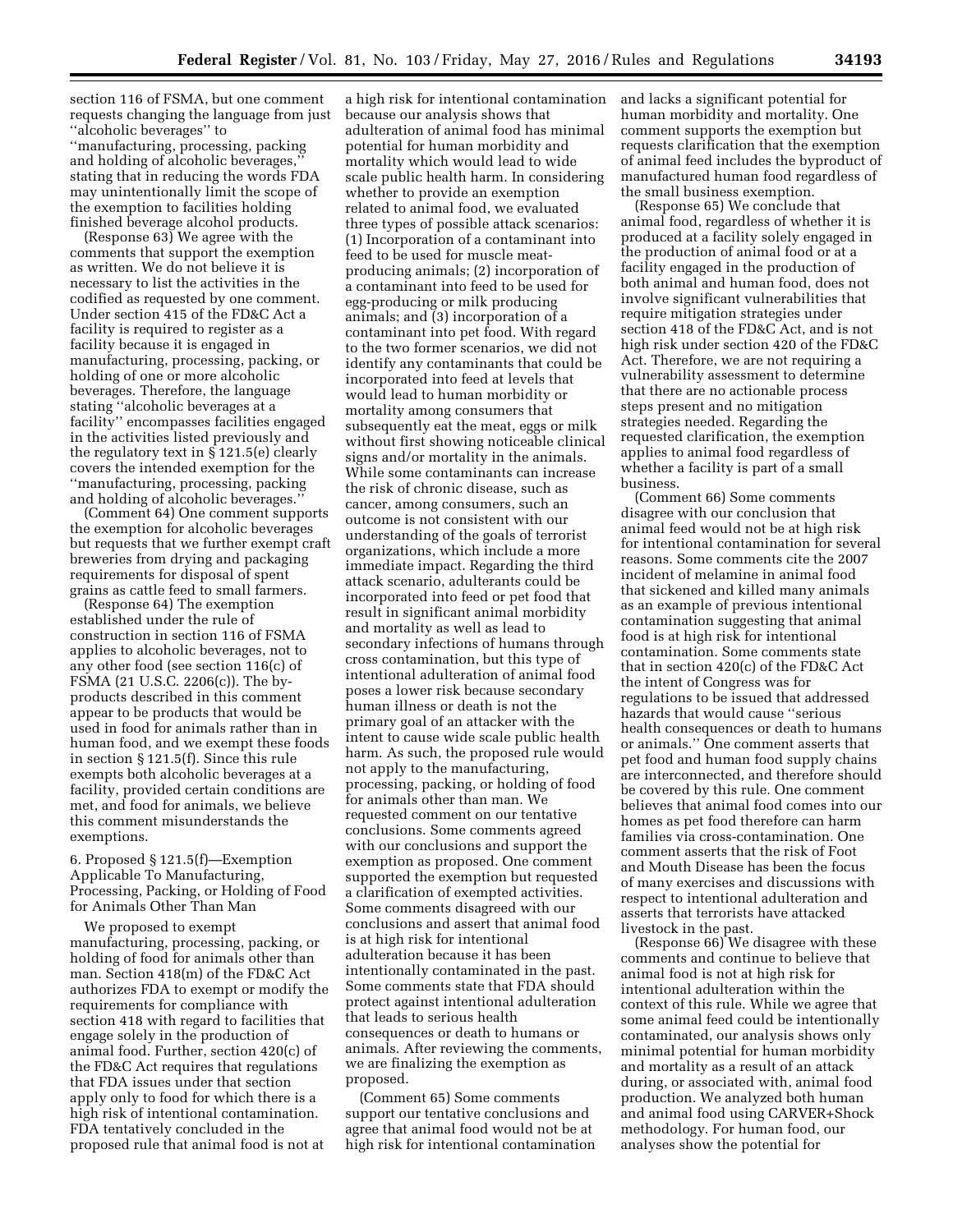section 116 of FSMA, but one comment requests changing the language from just ''alcoholic beverages'' to ''manufacturing, processing, packing and holding of alcoholic beverages,'' stating that in reducing the words FDA may unintentionally limit the scope of the exemption to facilities holding finished beverage alcohol products.

(Response 63) We agree with the comments that support the exemption as written. We do not believe it is necessary to list the activities in the codified as requested by one comment. Under section 415 of the FD&C Act a facility is required to register as a facility because it is engaged in manufacturing, processing, packing, or holding of one or more alcoholic beverages. Therefore, the language stating ''alcoholic beverages at a facility'' encompasses facilities engaged in the activities listed previously and the regulatory text in § 121.5(e) clearly covers the intended exemption for the ''manufacturing, processing, packing and holding of alcoholic beverages.''

(Comment 64) One comment supports the exemption for alcoholic beverages but requests that we further exempt craft breweries from drying and packaging requirements for disposal of spent grains as cattle feed to small farmers.

(Response 64) The exemption established under the rule of construction in section 116 of FSMA applies to alcoholic beverages, not to any other food (see section 116(c) of FSMA (21 U.S.C. 2206(c)). The by-products described in this comment appear to be products that would be used in food for animals rather than in human food, and we exempt these foods in section § 121.5(f). Since this rule exempts both alcoholic beverages at a facility, provided certain conditions are met, and food for animals, we believe this comment misunderstands the exemptions.

6. Proposed § 121.5(f)—Exemption Applicable To Manufacturing, Processing, Packing, or Holding of Food for Animals Other Than Man

We proposed to exempt manufacturing, processing, packing, or holding of food for animals other than man. Section 418(m) of the FD&C Act authorizes FDA to exempt or modify the requirements for compliance with section 418 with regard to facilities that engage solely in the production of animal food. Further, section 420(c) of the FD&C Act requires that regulations that FDA issues under that section apply only to food for which there is a high risk of intentional contamination. FDA tentatively concluded in the proposed rule that animal food is not at a high risk for intentional contamination because our analysis shows that adulteration of animal food has minimal potential for human morbidity and mortality which would lead to wide scale public health harm. In considering whether to provide an exemption related to animal food, we evaluated three types of possible attack scenarios: (1) Incorporation of a contaminant into feed to be used for muscle meat-producing animals; (2) incorporation of a contaminant into feed to be used for egg-producing or milk producing animals; and (3) incorporation of a contaminant into pet food. With regard to the two former scenarios, we did not identify any contaminants that could be incorporated into feed at levels that would lead to human morbidity or mortality among consumers that subsequently eat the meat, eggs or milk without first showing noticeable clinical signs and/or mortality in the animals. While some contaminants can increase the risk of chronic disease, such as cancer, among consumers, such an outcome is not consistent with our understanding of the goals of terrorist organizations, which include a more immediate impact. Regarding the third attack scenario, adulterants could be incorporated into feed or pet food that result in significant animal morbidity and mortality as well as lead to secondary infections of humans through cross contamination, but this type of intentional adulteration of animal food poses a lower risk because secondary human illness or death is not the primary goal of an attacker with the intent to cause wide scale public health harm. As such, the proposed rule would not apply to the manufacturing, processing, packing, or holding of food for animals other than man. We requested comment on our tentative conclusions. Some comments agreed with our conclusions and support the exemption as proposed. One comment supported the exemption but requested a clarification of exempted activities. Some comments disagreed with our conclusions and assert that animal food is at high risk for intentional adulteration because it has been intentionally contaminated in the past. Some comments state that FDA should protect against intentional adulteration that leads to serious health consequences or death to humans or animals. After reviewing the comments, we are finalizing the exemption as proposed.

(Comment 65) Some comments support our tentative conclusions and agree that animal food would not be at high risk for intentional contamination and lacks a significant potential for human morbidity and mortality. One comment supports the exemption but requests clarification that the exemption of animal feed includes the byproduct of manufactured human food regardless of the small business exemption.

(Response 65) We conclude that animal food, regardless of whether it is produced at a facility solely engaged in the production of animal food or at a facility engaged in the production of both animal and human food, does not involve significant vulnerabilities that require mitigation strategies under section 418 of the FD&C Act, and is not high risk under section 420 of the FD&C Act. Therefore, we are not requiring a vulnerability assessment to determine that there are no actionable process steps present and no mitigation strategies needed. Regarding the requested clarification, the exemption applies to animal food regardless of whether a facility is part of a small business.

(Comment 66) Some comments disagree with our conclusion that animal feed would not be at high risk for intentional contamination for several reasons. Some comments cite the 2007 incident of melamine in animal food that sickened and killed many animals as an example of previous intentional contamination suggesting that animal food is at high risk for intentional contamination. Some comments state that in section 420(c) of the FD&C Act the intent of Congress was for regulations to be issued that addressed hazards that would cause ''serious health consequences or death to humans or animals.'' One comment asserts that pet food and human food supply chains are interconnected, and therefore should be covered by this rule. One comment believes that animal food comes into our homes as pet food therefore can harm families via cross-contamination. One comment asserts that the risk of Foot and Mouth Disease has been the focus of many exercises and discussions with respect to intentional adulteration and asserts that terrorists have attacked livestock in the past.

(Response 66) We disagree with these comments and continue to believe that animal food is not at high risk for intentional adulteration within the context of this rule. While we agree that some animal feed could be intentionally contaminated, our analysis shows only minimal potential for human morbidity and mortality as a result of an attack during, or associated with, animal food production. We analyzed both human and animal food using CARVER+Shock methodology. For human food, our analyses show the potential for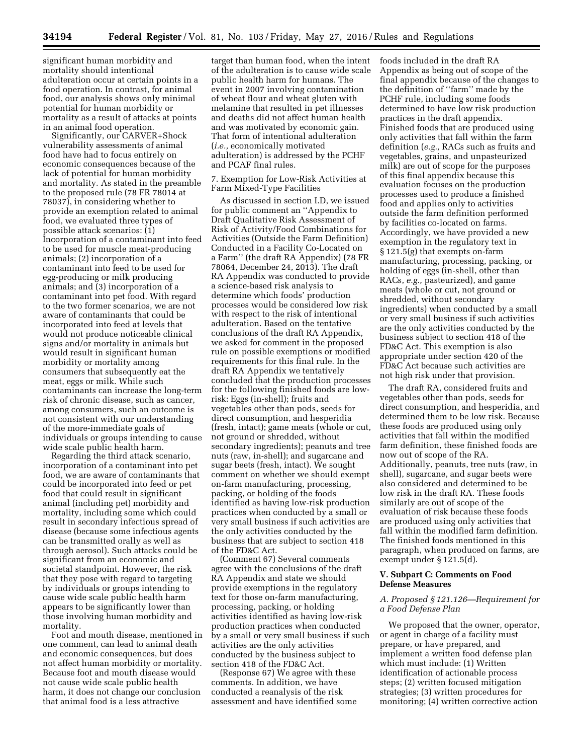significant human morbidity and mortality should intentional adulteration occur at certain points in a food operation. In contrast, for animal food, our analysis shows only minimal potential for human morbidity or mortality as a result of attacks at points in an animal food operation.

Significantly, our CARVER+Shock vulnerability assessments of animal food have had to focus entirely on economic consequences because of the lack of potential for human morbidity and mortality. As stated in the preamble to the proposed rule (78 FR 78014 at 78037), in considering whether to provide an exemption related to animal food, we evaluated three types of possible attack scenarios: (1) Incorporation of a contaminant into feed to be used for muscle meat-producing animals; (2) incorporation of a contaminant into feed to be used for egg-producing or milk producing animals; and (3) incorporation of a contaminant into pet food. With regard to the two former scenarios, we are not aware of contaminants that could be incorporated into feed at levels that would not produce noticeable clinical signs and/or mortality in animals but would result in significant human morbidity or mortality among consumers that subsequently eat the meat, eggs or milk. While such contaminants can increase the long-term risk of chronic disease, such as cancer, among consumers, such an outcome is not consistent with our understanding of the more-immediate goals of individuals or groups intending to cause wide scale public health harm.

Regarding the third attack scenario, incorporation of a contaminant into pet food, we are aware of contaminants that could be incorporated into feed or pet food that could result in significant animal (including pet) morbidity and mortality, including some which could result in secondary infectious spread of disease (because some infectious agents can be transmitted orally as well as through aerosol). Such attacks could be significant from an economic and societal standpoint. However, the risk that they pose with regard to targeting by individuals or groups intending to cause wide scale public health harm appears to be significantly lower than those involving human morbidity and mortality.

Foot and mouth disease, mentioned in one comment, can lead to animal death and economic consequences, but does not affect human morbidity or mortality. Because foot and mouth disease would not cause wide scale public health harm, it does not change our conclusion that animal food is a less attractive target than human food, when the intent of the adulteration is to cause wide scale public health harm for humans. The event in 2007 involving contamination of wheat flour and wheat gluten with melamine that resulted in pet illnesses and deaths did not affect human health and was motivated by economic gain. That form of intentional adulteration (*i.e.,* economically motivated adulteration) is addressed by the PCHF and PCAF final rules.

7. Exemption for Low-Risk Activities at Farm Mixed-Type Facilities

As discussed in section I.D, we issued for public comment an ''Appendix to Draft Qualitative Risk Assessment of Risk of Activity/Food Combinations for Activities (Outside the Farm Definition) Conducted in a Facility Co-Located on a Farm'' (the draft RA Appendix) (78 FR 78064, December 24, 2013). The draft RA Appendix was conducted to provide a science-based risk analysis to determine which foods' production processes would be considered low risk with respect to the risk of intentional adulteration. Based on the tentative conclusions of the draft RA Appendix, we asked for comment in the proposed rule on possible exemptions or modified requirements for this final rule. In the draft RA Appendix we tentatively concluded that the production processes for the following finished foods are low-risk: Eggs (in-shell); fruits and vegetables other than pods, seeds for direct consumption, and hesperidia (fresh, intact); game meats (whole or cut, not ground or shredded, without secondary ingredients); peanuts and tree nuts (raw, in-shell); and sugarcane and sugar beets (fresh, intact). We sought comment on whether we should exempt on-farm manufacturing, processing, packing, or holding of the foods identified as having low-risk production practices when conducted by a small or very small business if such activities are the only activities conducted by the business that are subject to section 418 of the FD&C Act.

(Comment 67) Several comments agree with the conclusions of the draft RA Appendix and state we should provide exemptions in the regulatory text for those on-farm manufacturing, processing, packing, or holding activities identified as having low-risk production practices when conducted by a small or very small business if such activities are the only activities conducted by the business subject to section 418 of the FD&C Act.

(Response 67) We agree with these comments. In addition, we have conducted a reanalysis of the risk assessment and have identified some foods included in the draft RA Appendix as being out of scope of the final appendix because of the changes to the definition of ''farm'' made by the PCHF rule, including some foods determined to have low risk production practices in the draft appendix. Finished foods that are produced using only activities that fall within the farm definition (*e.g.,* RACs such as fruits and vegetables, grains, and unpasteurized milk) are out of scope for the purposes of this final appendix because this evaluation focuses on the production processes used to produce a finished food and applies only to activities outside the farm definition performed by facilities co-located on farms. Accordingly, we have provided a new exemption in the regulatory text in § 121.5(g) that exempts on-farm manufacturing, processing, packing, or holding of eggs (in-shell, other than RACs, *e.g.,* pasteurized), and game meats (whole or cut, not ground or shredded, without secondary ingredients) when conducted by a small or very small business if such activities are the only activities conducted by the business subject to section 418 of the FD&C Act. This exemption is also appropriate under section 420 of the FD&C Act because such activities are not high risk under that provision.

The draft RA, considered fruits and vegetables other than pods, seeds for direct consumption, and hesperidia, and determined them to be low risk. Because these foods are produced using only activities that fall within the modified farm definition, these finished foods are now out of scope of the RA. Additionally, peanuts, tree nuts (raw, in shell), sugarcane, and sugar beets were also considered and determined to be low risk in the draft RA. These foods similarly are out of scope of the evaluation of risk because these foods are produced using only activities that fall within the modified farm definition. The finished foods mentioned in this paragraph, when produced on farms, are exempt under § 121.5(d).

### V. Subpart C: Comments on Food Defense Measures

#### *A. Proposed § 121.126—Requirement for a Food Defense Plan*

We proposed that the owner, operator, or agent in charge of a facility must prepare, or have prepared, and implement a written food defense plan which must include: (1) Written identification of actionable process steps; (2) written focused mitigation strategies; (3) written procedures for monitoring; (4) written corrective action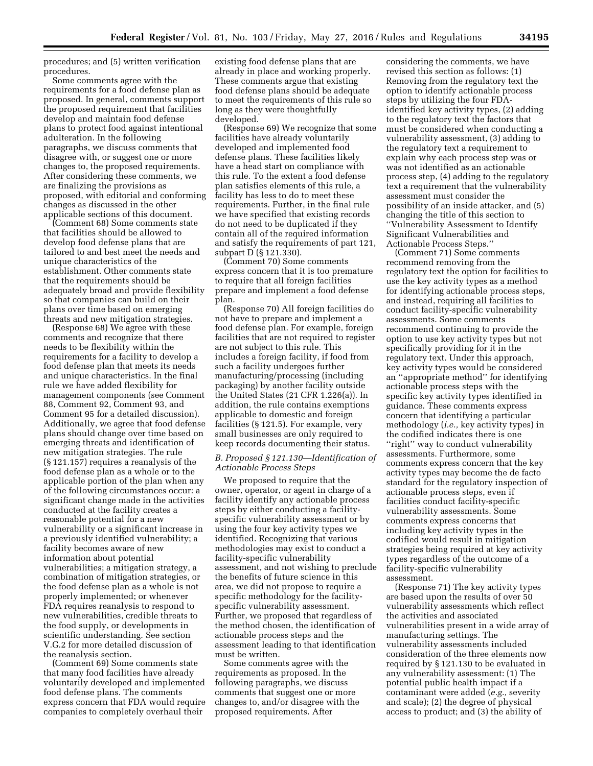procedures; and (5) written verification procedures.

Some comments agree with the requirements for a food defense plan as proposed. In general, comments support the proposed requirement that facilities develop and maintain food defense plans to protect food against intentional adulteration. In the following paragraphs, we discuss comments that disagree with, or suggest one or more changes to, the proposed requirements. After considering these comments, we are finalizing the provisions as proposed, with editorial and conforming changes as discussed in the other applicable sections of this document.

(Comment 68) Some comments state that facilities should be allowed to develop food defense plans that are tailored to and best meet the needs and unique characteristics of the establishment. Other comments state that the requirements should be adequately broad and provide flexibility so that companies can build on their plans over time based on emerging threats and new mitigation strategies.

(Response 68) We agree with these comments and recognize that there needs to be flexibility within the requirements for a facility to develop a food defense plan that meets its needs and unique characteristics. In the final rule we have added flexibility for management components (see Comment 88, Comment 92, Comment 93, and Comment 95 for a detailed discussion). Additionally, we agree that food defense plans should change over time based on emerging threats and identification of new mitigation strategies. The rule (§ 121.157) requires a reanalysis of the food defense plan as a whole or to the applicable portion of the plan when any of the following circumstances occur: a significant change made in the activities conducted at the facility creates a reasonable potential for a new vulnerability or a significant increase in a previously identified vulnerability; a facility becomes aware of new information about potential vulnerabilities; a mitigation strategy, a combination of mitigation strategies, or the food defense plan as a whole is not properly implemented; or whenever FDA requires reanalysis to respond to new vulnerabilities, credible threats to the food supply, or developments in scientific understanding. See section V.G.2 for more detailed discussion of the reanalysis section.

(Comment 69) Some comments state that many food facilities have already voluntarily developed and implemented food defense plans. The comments express concern that FDA would require companies to completely overhaul their existing food defense plans that are already in place and working properly. These comments argue that existing food defense plans should be adequate to meet the requirements of this rule so long as they were thoughtfully developed.

(Response 69) We recognize that some facilities have already voluntarily developed and implemented food defense plans. These facilities likely have a head start on compliance with this rule. To the extent a food defense plan satisfies elements of this rule, a facility has less to do to meet these requirements. Further, in the final rule we have specified that existing records do not need to be duplicated if they contain all of the required information and satisfy the requirements of part 121, subpart D (§ 121.330).

(Comment 70) Some comments express concern that it is too premature to require that all foreign facilities prepare and implement a food defense plan.

(Response 70) All foreign facilities do not have to prepare and implement a food defense plan. For example, foreign facilities that are not required to register are not subject to this rule. This includes a foreign facility, if food from such a facility undergoes further manufacturing/processing (including packaging) by another facility outside the United States (21 CFR 1.226(a)). In addition, the rule contains exemptions applicable to domestic and foreign facilities (§ 121.5). For example, very small businesses are only required to keep records documenting their status.

### *B. Proposed § 121.130—Identification of Actionable Process Steps*

We proposed to require that the owner, operator, or agent in charge of a facility identify any actionable process steps by either conducting a facility-specific vulnerability assessment or by using the four key activity types we identified. Recognizing that various methodologies may exist to conduct a facility-specific vulnerability assessment, and not wishing to preclude the benefits of future science in this area, we did not propose to require a specific methodology for the facility-specific vulnerability assessment. Further, we proposed that regardless of the method chosen, the identification of actionable process steps and the assessment leading to that identification must be written.

Some comments agree with the requirements as proposed. In the following paragraphs, we discuss comments that suggest one or more changes to, and/or disagree with the proposed requirements. After considering the comments, we have revised this section as follows: (1) Removing from the regulatory text the option to identify actionable process steps by utilizing the four FDA-identified key activity types, (2) adding to the regulatory text the factors that must be considered when conducting a vulnerability assessment, (3) adding to the regulatory text a requirement to explain why each process step was or was not identified as an actionable process step, (4) adding to the regulatory text a requirement that the vulnerability assessment must consider the possibility of an inside attacker, and (5) changing the title of this section to ''Vulnerability Assessment to Identify Significant Vulnerabilities and Actionable Process Steps.''

(Comment 71) Some comments recommend removing from the regulatory text the option for facilities to use the key activity types as a method for identifying actionable process steps, and instead, requiring all facilities to conduct facility-specific vulnerability assessments. Some comments recommend continuing to provide the option to use key activity types but not specifically providing for it in the regulatory text. Under this approach, key activity types would be considered an ''appropriate method'' for identifying actionable process steps with the specific key activity types identified in guidance. These comments express concern that identifying a particular methodology (*i.e.,* key activity types) in the codified indicates there is one ''right'' way to conduct vulnerability assessments. Furthermore, some comments express concern that the key activity types may become the de facto standard for the regulatory inspection of actionable process steps, even if facilities conduct facility-specific vulnerability assessments. Some comments express concerns that including key activity types in the codified would result in mitigation strategies being required at key activity types regardless of the outcome of a facility-specific vulnerability assessment.

(Response 71) The key activity types are based upon the results of over 50 vulnerability assessments which reflect the activities and associated vulnerabilities present in a wide array of manufacturing settings. The vulnerability assessments included consideration of the three elements now required by § 121.130 to be evaluated in any vulnerability assessment: (1) The potential public health impact if a contaminant were added (*e.g.,* severity and scale); (2) the degree of physical access to product; and (3) the ability of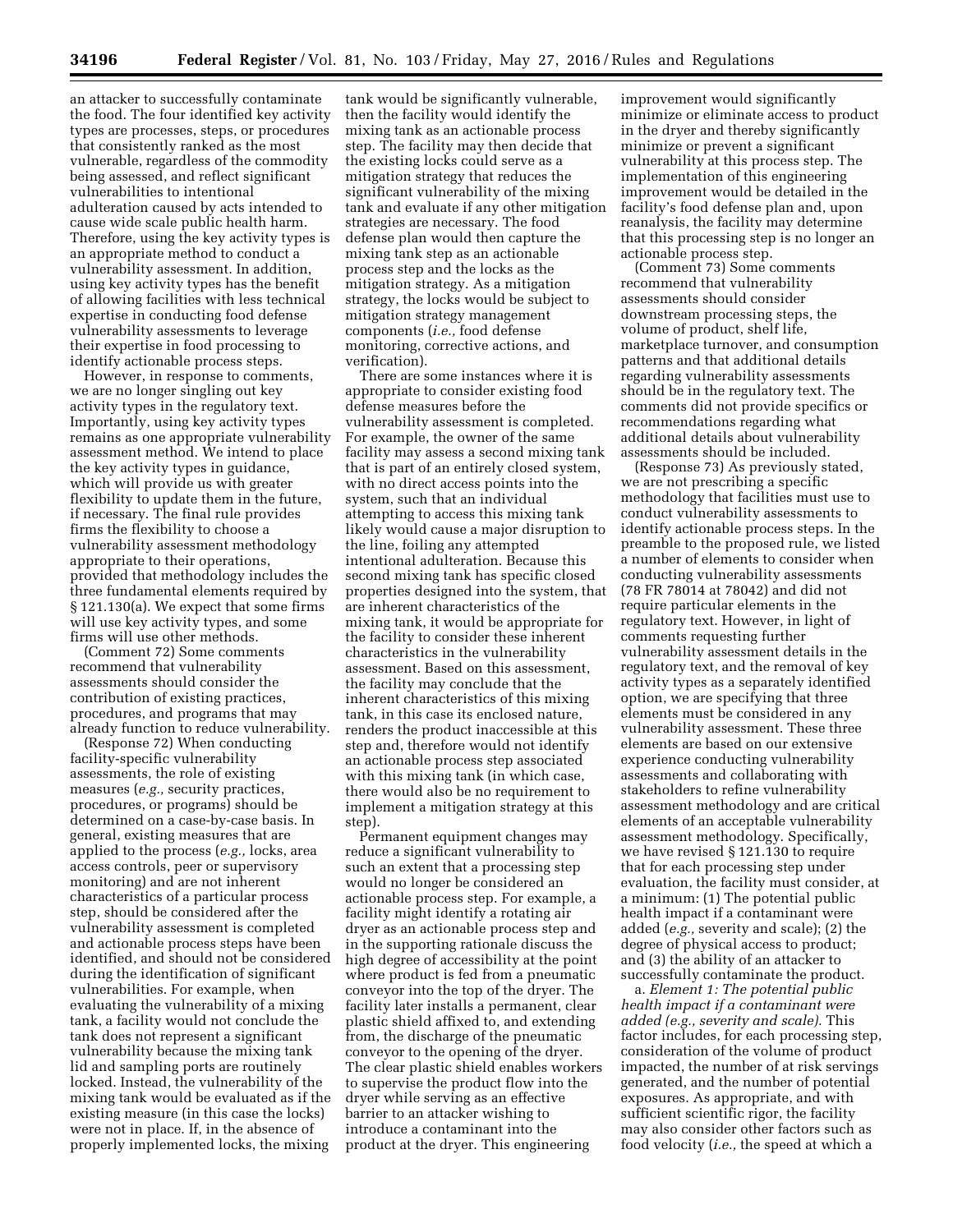an attacker to successfully contaminate the food. The four identified key activity types are processes, steps, or procedures that consistently ranked as the most vulnerable, regardless of the commodity being assessed, and reflect significant vulnerabilities to intentional adulteration caused by acts intended to cause wide scale public health harm. Therefore, using the key activity types is an appropriate method to conduct a vulnerability assessment. In addition, using key activity types has the benefit of allowing facilities with less technical expertise in conducting food defense vulnerability assessments to leverage their expertise in food processing to identify actionable process steps.

However, in response to comments, we are no longer singling out key activity types in the regulatory text. Importantly, using key activity types remains as one appropriate vulnerability assessment method. We intend to place the key activity types in guidance, which will provide us with greater flexibility to update them in the future, if necessary. The final rule provides firms the flexibility to choose a vulnerability assessment methodology appropriate to their operations, provided that methodology includes the three fundamental elements required by § 121.130(a). We expect that some firms will use key activity types, and some firms will use other methods.

(Comment 72) Some comments recommend that vulnerability assessments should consider the contribution of existing practices, procedures, and programs that may already function to reduce vulnerability.

(Response 72) When conducting facility-specific vulnerability assessments, the role of existing measures (*e.g.,* security practices, procedures, or programs) should be determined on a case-by-case basis. In general, existing measures that are applied to the process (*e.g.,* locks, area access controls, peer or supervisory monitoring) and are not inherent characteristics of a particular process step, should be considered after the vulnerability assessment is completed and actionable process steps have been identified, and should not be considered during the identification of significant vulnerabilities. For example, when evaluating the vulnerability of a mixing tank, a facility would not conclude the tank does not represent a significant vulnerability because the mixing tank lid and sampling ports are routinely locked. Instead, the vulnerability of the mixing tank would be evaluated as if the existing measure (in this case the locks) were not in place. If, in the absence of properly implemented locks, the mixing tank would be significantly vulnerable, then the facility would identify the mixing tank as an actionable process step. The facility may then decide that the existing locks could serve as a mitigation strategy that reduces the significant vulnerability of the mixing tank and evaluate if any other mitigation strategies are necessary. The food defense plan would then capture the mixing tank step as an actionable process step and the locks as the mitigation strategy. As a mitigation strategy, the locks would be subject to mitigation strategy management components (*i.e.,* food defense monitoring, corrective actions, and verification).

There are some instances where it is appropriate to consider existing food defense measures before the vulnerability assessment is completed. For example, the owner of the same facility may assess a second mixing tank that is part of an entirely closed system, with no direct access points into the system, such that an individual attempting to access this mixing tank likely would cause a major disruption to the line, foiling any attempted intentional adulteration. Because this second mixing tank has specific closed properties designed into the system, that are inherent characteristics of the mixing tank, it would be appropriate for the facility to consider these inherent characteristics in the vulnerability assessment. Based on this assessment, the facility may conclude that the inherent characteristics of this mixing tank, in this case its enclosed nature, renders the product inaccessible at this step and, therefore would not identify an actionable process step associated with this mixing tank (in which case, there would also be no requirement to implement a mitigation strategy at this step).

Permanent equipment changes may reduce a significant vulnerability to such an extent that a processing step would no longer be considered an actionable process step. For example, a facility might identify a rotating air dryer as an actionable process step and in the supporting rationale discuss the high degree of accessibility at the point where product is fed from a pneumatic conveyor into the top of the dryer. The facility later installs a permanent, clear plastic shield affixed to, and extending from, the discharge of the pneumatic conveyor to the opening of the dryer. The clear plastic shield enables workers to supervise the product flow into the dryer while serving as an effective barrier to an attacker wishing to introduce a contaminant into the product at the dryer. This engineering improvement would significantly minimize or eliminate access to product in the dryer and thereby significantly minimize or prevent a significant vulnerability at this process step. The implementation of this engineering improvement would be detailed in the facility's food defense plan and, upon reanalysis, the facility may determine that this processing step is no longer an actionable process step.

(Comment 73) Some comments recommend that vulnerability assessments should consider downstream processing steps, the volume of product, shelf life, marketplace turnover, and consumption patterns and that additional details regarding vulnerability assessments should be in the regulatory text. The comments did not provide specifics or recommendations regarding what additional details about vulnerability assessments should be included.

(Response 73) As previously stated, we are not prescribing a specific methodology that facilities must use to conduct vulnerability assessments to identify actionable process steps. In the preamble to the proposed rule, we listed a number of elements to consider when conducting vulnerability assessments (78 FR 78014 at 78042) and did not require particular elements in the regulatory text. However, in light of comments requesting further vulnerability assessment details in the regulatory text, and the removal of key activity types as a separately identified option, we are specifying that three elements must be considered in any vulnerability assessment. These three elements are based on our extensive experience conducting vulnerability assessments and collaborating with stakeholders to refine vulnerability assessment methodology and are critical elements of an acceptable vulnerability assessment methodology. Specifically, we have revised § 121.130 to require that for each processing step under evaluation, the facility must consider, at a minimum: (1) The potential public health impact if a contaminant were added (*e.g.,* severity and scale); (2) the degree of physical access to product; and (3) the ability of an attacker to successfully contaminate the product.

a. *Element 1: The potential public health impact if a contaminant were added (e.g., severity and scale).* This factor includes, for each processing step, consideration of the volume of product impacted, the number of at risk servings generated, and the number of potential exposures. As appropriate, and with sufficient scientific rigor, the facility may also consider other factors such as food velocity (*i.e.,* the speed at which a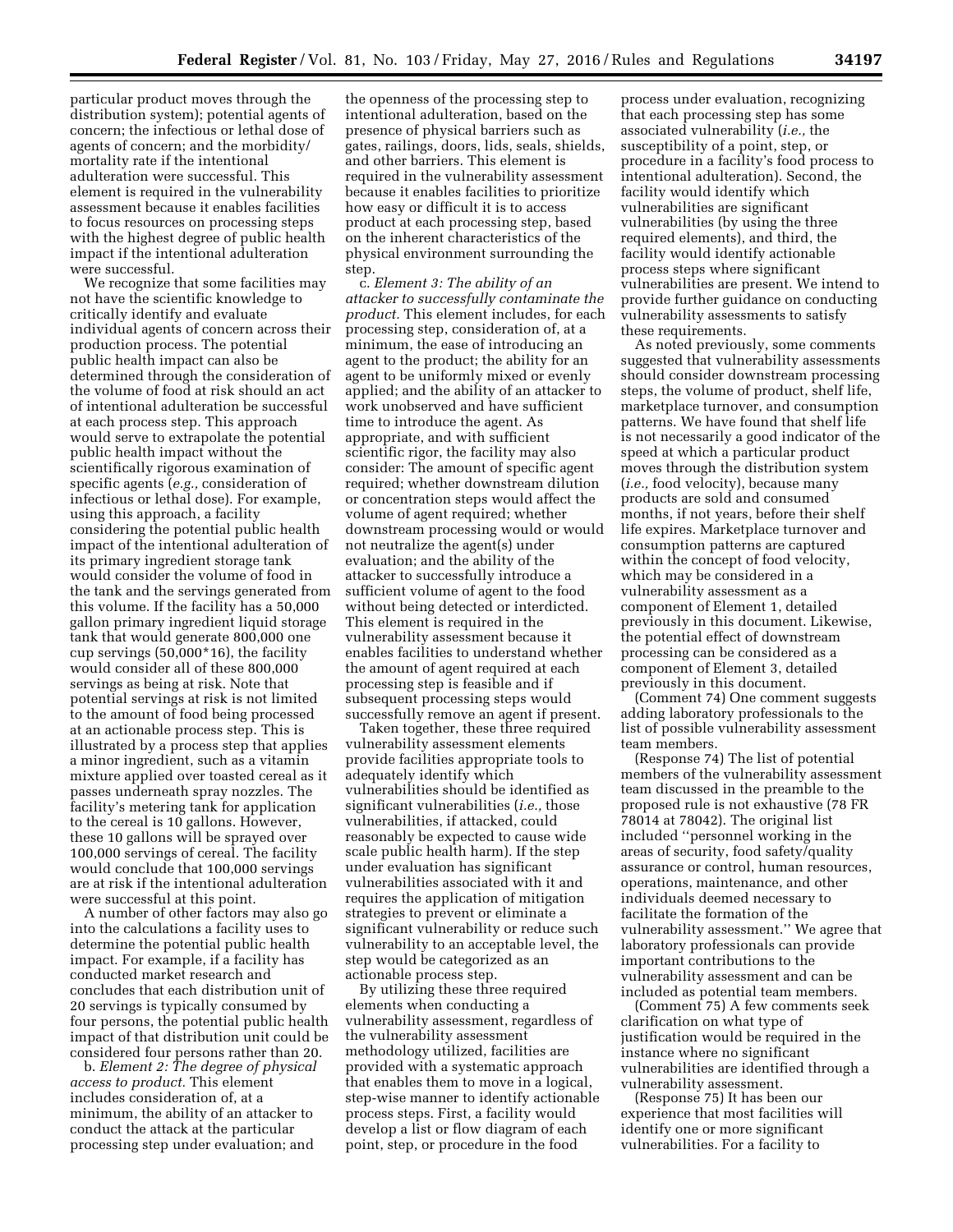particular product moves through the distribution system); potential agents of concern; the infectious or lethal dose of agents of concern; and the morbidity/mortality rate if the intentional adulteration were successful. This element is required in the vulnerability assessment because it enables facilities to focus resources on processing steps with the highest degree of public health impact if the intentional adulteration were successful.

We recognize that some facilities may not have the scientific knowledge to critically identify and evaluate individual agents of concern across their production process. The potential public health impact can also be determined through the consideration of the volume of food at risk should an act of intentional adulteration be successful at each process step. This approach would serve to extrapolate the potential public health impact without the scientifically rigorous examination of specific agents (*e.g.,* consideration of infectious or lethal dose). For example, using this approach, a facility considering the potential public health impact of the intentional adulteration of its primary ingredient storage tank would consider the volume of food in the tank and the servings generated from this volume. If the facility has a 50,000 gallon primary ingredient liquid storage tank that would generate 800,000 one cup servings (50,000*16), the facility would consider all of these 800,000 servings as being at risk. Note that potential servings at risk is not limited to the amount of food being processed at an actionable process step. This is illustrated by a process step that applies a minor ingredient, such as a vitamin mixture applied over toasted cereal as it passes underneath spray nozzles. The facility's metering tank for application to the cereal is 10 gallons. However, these 10 gallons will be sprayed over 100,000 servings of cereal. The facility would conclude that 100,000 servings are at risk if the intentional adulteration were successful at this point.

A number of other factors may also go into the calculations a facility uses to determine the potential public health impact. For example, if a facility has conducted market research and concludes that each distribution unit of 20 servings is typically consumed by four persons, the potential public health impact of that distribution unit could be considered four persons rather than 20.

b. *Element 2: The degree of physical access to product.* This element includes consideration of, at a minimum, the ability of an attacker to conduct the attack at the particular processing step under evaluation; and the openness of the processing step to intentional adulteration, based on the presence of physical barriers such as gates, railings, doors, lids, seals, shields, and other barriers. This element is required in the vulnerability assessment because it enables facilities to prioritize how easy or difficult it is to access product at each processing step, based on the inherent characteristics of the physical environment surrounding the step.

c. *Element 3: The ability of an attacker to successfully contaminate the product.* This element includes, for each processing step, consideration of, at a minimum, the ease of introducing an agent to the product; the ability for an agent to be uniformly mixed or evenly applied; and the ability of an attacker to work unobserved and have sufficient time to introduce the agent. As appropriate, and with sufficient scientific rigor, the facility may also consider: The amount of specific agent required; whether downstream dilution or concentration steps would affect the volume of agent required; whether downstream processing would or would not neutralize the agent(s) under evaluation; and the ability of the attacker to successfully introduce a sufficient volume of agent to the food without being detected or interdicted. This element is required in the vulnerability assessment because it enables facilities to understand whether the amount of agent required at each processing step is feasible and if subsequent processing steps would successfully remove an agent if present.

Taken together, these three required vulnerability assessment elements provide facilities appropriate tools to adequately identify which vulnerabilities should be identified as significant vulnerabilities (*i.e.,* those vulnerabilities, if attacked, could reasonably be expected to cause wide scale public health harm). If the step under evaluation has significant vulnerabilities associated with it and requires the application of mitigation strategies to prevent or eliminate a significant vulnerability or reduce such vulnerability to an acceptable level, the step would be categorized as an actionable process step.

By utilizing these three required elements when conducting a vulnerability assessment, regardless of the vulnerability assessment methodology utilized, facilities are provided with a systematic approach that enables them to move in a logical, step-wise manner to identify actionable process steps. First, a facility would develop a list or flow diagram of each point, step, or procedure in the food process under evaluation, recognizing that each processing step has some associated vulnerability (*i.e.,* the susceptibility of a point, step, or procedure in a facility's food process to intentional adulteration). Second, the facility would identify which vulnerabilities are significant vulnerabilities (by using the three required elements), and third, the facility would identify actionable process steps where significant vulnerabilities are present. We intend to provide further guidance on conducting vulnerability assessments to satisfy these requirements.

As noted previously, some comments suggested that vulnerability assessments should consider downstream processing steps, the volume of product, shelf life, marketplace turnover, and consumption patterns. We have found that shelf life is not necessarily a good indicator of the speed at which a particular product moves through the distribution system (*i.e.,* food velocity), because many products are sold and consumed months, if not years, before their shelf life expires. Marketplace turnover and consumption patterns are captured within the concept of food velocity, which may be considered in a vulnerability assessment as a component of Element 1, detailed previously in this document. Likewise, the potential effect of downstream processing can be considered as a component of Element 3, detailed previously in this document.

(Comment 74) One comment suggests adding laboratory professionals to the list of possible vulnerability assessment team members.

(Response 74) The list of potential members of the vulnerability assessment team discussed in the preamble to the proposed rule is not exhaustive (78 FR 78014 at 78042). The original list included ''personnel working in the areas of security, food safety/quality assurance or control, human resources, operations, maintenance, and other individuals deemed necessary to facilitate the formation of the vulnerability assessment.'' We agree that laboratory professionals can provide important contributions to the vulnerability assessment and can be included as potential team members.

(Comment 75) A few comments seek clarification on what type of justification would be required in the instance where no significant vulnerabilities are identified through a vulnerability assessment.

(Response 75) It has been our experience that most facilities will identify one or more significant vulnerabilities. For a facility to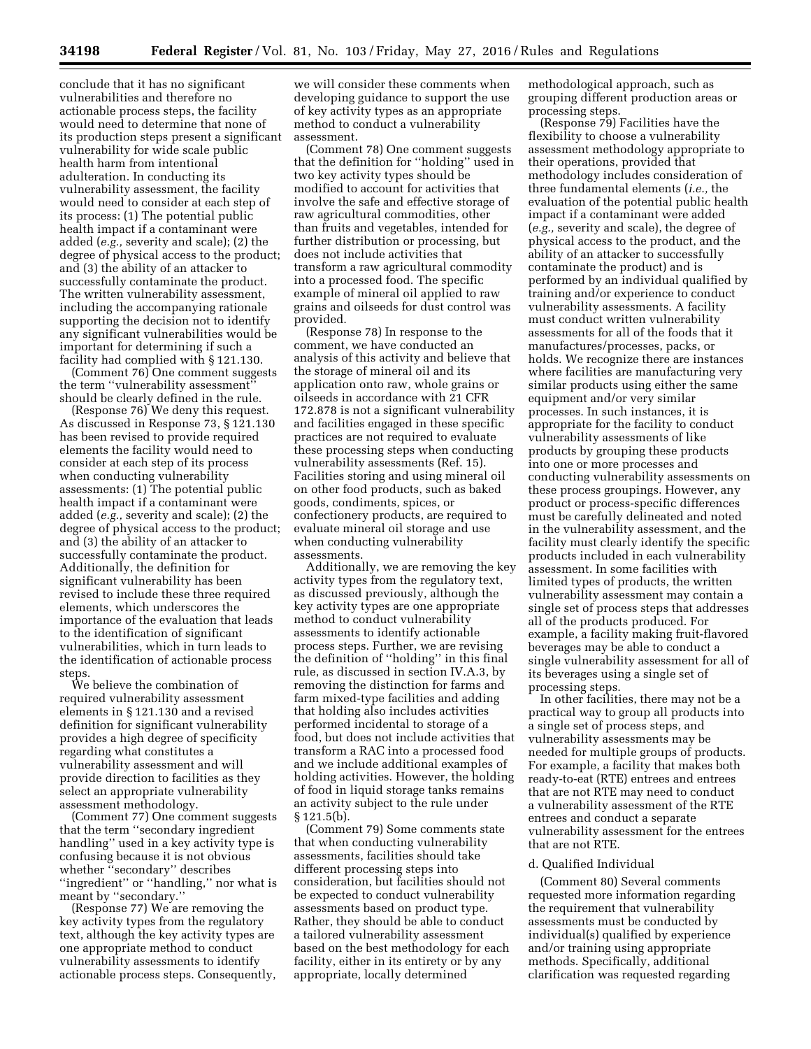conclude that it has no significant vulnerabilities and therefore no actionable process steps, the facility would need to determine that none of its production steps present a significant vulnerability for wide scale public health harm from intentional adulteration. In conducting its vulnerability assessment, the facility would need to consider at each step of its process: (1) The potential public health impact if a contaminant were added (*e.g.,* severity and scale); (2) the degree of physical access to the product; and (3) the ability of an attacker to successfully contaminate the product. The written vulnerability assessment, including the accompanying rationale supporting the decision not to identify any significant vulnerabilities would be important for determining if such a facility had complied with § 121.130.

(Comment 76) One comment suggests the term ''vulnerability assessment'' should be clearly defined in the rule.

(Response 76) We deny this request. As discussed in Response 73, § 121.130 has been revised to provide required elements the facility would need to consider at each step of its process when conducting vulnerability assessments: (1) The potential public health impact if a contaminant were added (*e.g.,* severity and scale); (2) the degree of physical access to the product; and (3) the ability of an attacker to successfully contaminate the product. Additionally, the definition for significant vulnerability has been revised to include these three required elements, which underscores the importance of the evaluation that leads to the identification of significant vulnerabilities, which in turn leads to the identification of actionable process steps.

We believe the combination of required vulnerability assessment elements in § 121.130 and a revised definition for significant vulnerability provides a high degree of specificity regarding what constitutes a vulnerability assessment and will provide direction to facilities as they select an appropriate vulnerability assessment methodology.

(Comment 77) One comment suggests that the term ''secondary ingredient handling'' used in a key activity type is confusing because it is not obvious whether ''secondary'' describes ''ingredient'' or ''handling,'' nor what is meant by ''secondary.''

(Response 77) We are removing the key activity types from the regulatory text, although the key activity types are one appropriate method to conduct vulnerability assessments to identify actionable process steps. Consequently, we will consider these comments when developing guidance to support the use of key activity types as an appropriate method to conduct a vulnerability assessment.

(Comment 78) One comment suggests that the definition for ''holding'' used in two key activity types should be modified to account for activities that involve the safe and effective storage of raw agricultural commodities, other than fruits and vegetables, intended for further distribution or processing, but does not include activities that transform a raw agricultural commodity into a processed food. The specific example of mineral oil applied to raw grains and oilseeds for dust control was provided.

(Response 78) In response to the comment, we have conducted an analysis of this activity and believe that the storage of mineral oil and its application onto raw, whole grains or oilseeds in accordance with 21 CFR 172.878 is not a significant vulnerability and facilities engaged in these specific practices are not required to evaluate these processing steps when conducting vulnerability assessments (Ref. 15). Facilities storing and using mineral oil on other food products, such as baked goods, condiments, spices, or confectionery products, are required to evaluate mineral oil storage and use when conducting vulnerability assessments.

Additionally, we are removing the key activity types from the regulatory text, as discussed previously, although the key activity types are one appropriate method to conduct vulnerability assessments to identify actionable process steps. Further, we are revising the definition of ''holding'' in this final rule, as discussed in section IV.A.3, by removing the distinction for farms and farm mixed-type facilities and adding that holding also includes activities performed incidental to storage of a food, but does not include activities that transform a RAC into a processed food and we include additional examples of holding activities. However, the holding of food in liquid storage tanks remains an activity subject to the rule under § 121.5(b).

(Comment 79) Some comments state that when conducting vulnerability assessments, facilities should take different processing steps into consideration, but facilities should not be expected to conduct vulnerability assessments based on product type. Rather, they should be able to conduct a tailored vulnerability assessment based on the best methodology for each facility, either in its entirety or by any appropriate, locally determined methodological approach, such as grouping different production areas or processing steps.

(Response 79) Facilities have the flexibility to choose a vulnerability assessment methodology appropriate to their operations, provided that methodology includes consideration of three fundamental elements (*i.e.,* the evaluation of the potential public health impact if a contaminant were added (*e.g.,* severity and scale), the degree of physical access to the product, and the ability of an attacker to successfully contaminate the product) and is performed by an individual qualified by training and/or experience to conduct vulnerability assessments. A facility must conduct written vulnerability assessments for all of the foods that it manufactures/processes, packs, or holds. We recognize there are instances where facilities are manufacturing very similar products using either the same equipment and/or very similar processes. In such instances, it is appropriate for the facility to conduct vulnerability assessments of like products by grouping these products into one or more processes and conducting vulnerability assessments on these process groupings. However, any product or process-specific differences must be carefully delineated and noted in the vulnerability assessment, and the facility must clearly identify the specific products included in each vulnerability assessment. In some facilities with limited types of products, the written vulnerability assessment may contain a single set of process steps that addresses all of the products produced. For example, a facility making fruit-flavored beverages may be able to conduct a single vulnerability assessment for all of its beverages using a single set of processing steps.

In other facilities, there may not be a practical way to group all products into a single set of process steps, and vulnerability assessments may be needed for multiple groups of products. For example, a facility that makes both ready-to-eat (RTE) entrees and entrees that are not RTE may need to conduct a vulnerability assessment of the RTE entrees and conduct a separate vulnerability assessment for the entrees that are not RTE.

d. Qualified Individual

(Comment 80) Several comments requested more information regarding the requirement that vulnerability assessments must be conducted by individual(s) qualified by experience and/or training using appropriate methods. Specifically, additional clarification was requested regarding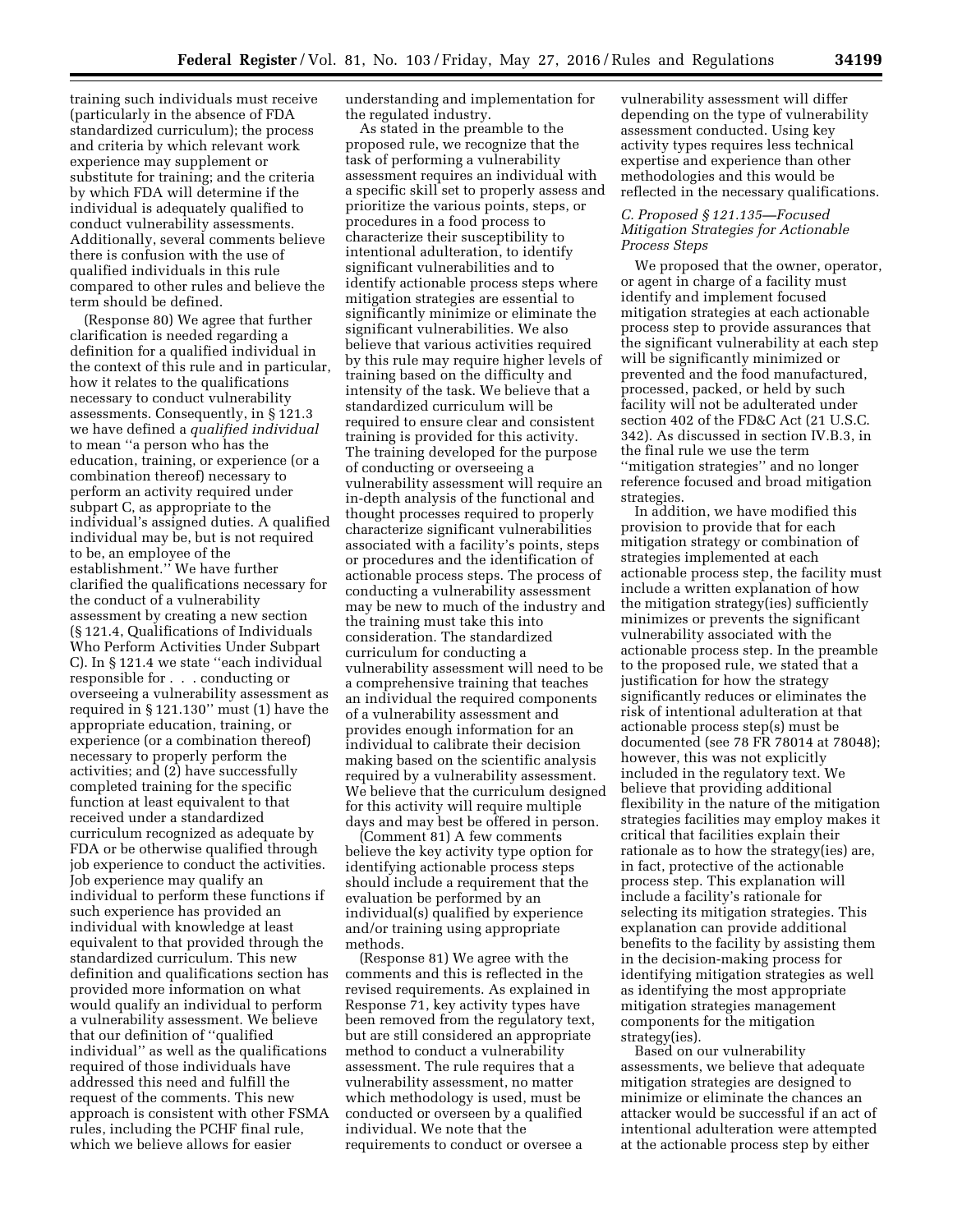training such individuals must receive (particularly in the absence of FDA standardized curriculum); the process and criteria by which relevant work experience may supplement or substitute for training; and the criteria by which FDA will determine if the individual is adequately qualified to conduct vulnerability assessments. Additionally, several comments believe there is confusion with the use of qualified individuals in this rule compared to other rules and believe the term should be defined.

(Response 80) We agree that further clarification is needed regarding a definition for a qualified individual in the context of this rule and in particular, how it relates to the qualifications necessary to conduct vulnerability assessments. Consequently, in § 121.3 we have defined a *qualified individual* to mean ''a person who has the education, training, or experience (or a combination thereof) necessary to perform an activity required under subpart C, as appropriate to the individual's assigned duties. A qualified individual may be, but is not required to be, an employee of the establishment.'' We have further clarified the qualifications necessary for the conduct of a vulnerability assessment by creating a new section (§ 121.4, Qualifications of Individuals Who Perform Activities Under Subpart C). In § 121.4 we state ''each individual responsible for . . . conducting or overseeing a vulnerability assessment as required in § 121.130'' must (1) have the appropriate education, training, or experience (or a combination thereof) necessary to properly perform the activities; and (2) have successfully completed training for the specific function at least equivalent to that received under a standardized curriculum recognized as adequate by FDA or be otherwise qualified through job experience to conduct the activities. Job experience may qualify an individual to perform these functions if such experience has provided an individual with knowledge at least equivalent to that provided through the standardized curriculum. This new definition and qualifications section has provided more information on what would qualify an individual to perform a vulnerability assessment. We believe that our definition of ''qualified individual'' as well as the qualifications required of those individuals have addressed this need and fulfill the request of the comments. This new approach is consistent with other FSMA rules, including the PCHF final rule, which we believe allows for easier understanding and implementation for the regulated industry.

As stated in the preamble to the proposed rule, we recognize that the task of performing a vulnerability assessment requires an individual with a specific skill set to properly assess and prioritize the various points, steps, or procedures in a food process to characterize their susceptibility to intentional adulteration, to identify significant vulnerabilities and to identify actionable process steps where mitigation strategies are essential to significantly minimize or eliminate the significant vulnerabilities. We also believe that various activities required by this rule may require higher levels of training based on the difficulty and intensity of the task. We believe that a standardized curriculum will be required to ensure clear and consistent training is provided for this activity. The training developed for the purpose of conducting or overseeing a vulnerability assessment will require an in-depth analysis of the functional and thought processes required to properly characterize significant vulnerabilities associated with a facility's points, steps or procedures and the identification of actionable process steps. The process of conducting a vulnerability assessment may be new to much of the industry and the training must take this into consideration. The standardized curriculum for conducting a vulnerability assessment will need to be a comprehensive training that teaches an individual the required components of a vulnerability assessment and provides enough information for an individual to calibrate their decision making based on the scientific analysis required by a vulnerability assessment. We believe that the curriculum designed for this activity will require multiple days and may best be offered in person.

(Comment 81) A few comments believe the key activity type option for identifying actionable process steps should include a requirement that the evaluation be performed by an individual(s) qualified by experience and/or training using appropriate methods.

(Response 81) We agree with the comments and this is reflected in the revised requirements. As explained in Response 71, key activity types have been removed from the regulatory text, but are still considered an appropriate method to conduct a vulnerability assessment. The rule requires that a vulnerability assessment, no matter which methodology is used, must be conducted or overseen by a qualified individual. We note that the requirements to conduct or oversee a vulnerability assessment will differ depending on the type of vulnerability assessment conducted. Using key activity types requires less technical expertise and experience than other methodologies and this would be reflected in the necessary qualifications.

### *C. Proposed § 121.135—Focused Mitigation Strategies for Actionable Process Steps*

We proposed that the owner, operator, or agent in charge of a facility must identify and implement focused mitigation strategies at each actionable process step to provide assurances that the significant vulnerability at each step will be significantly minimized or prevented and the food manufactured, processed, packed, or held by such facility will not be adulterated under section 402 of the FD&C Act (21 U.S.C. 342). As discussed in section IV.B.3, in the final rule we use the term ''mitigation strategies'' and no longer reference focused and broad mitigation strategies.

In addition, we have modified this provision to provide that for each mitigation strategy or combination of strategies implemented at each actionable process step, the facility must include a written explanation of how the mitigation strategy(ies) sufficiently minimizes or prevents the significant vulnerability associated with the actionable process step. In the preamble to the proposed rule, we stated that a justification for how the strategy significantly reduces or eliminates the risk of intentional adulteration at that actionable process step(s) must be documented (see 78 FR 78014 at 78048); however, this was not explicitly included in the regulatory text. We believe that providing additional flexibility in the nature of the mitigation strategies facilities may employ makes it critical that facilities explain their rationale as to how the strategy(ies) are, in fact, protective of the actionable process step. This explanation will include a facility's rationale for selecting its mitigation strategies. This explanation can provide additional benefits to the facility by assisting them in the decision-making process for identifying mitigation strategies as well as identifying the most appropriate mitigation strategies management components for the mitigation strategy(ies).

Based on our vulnerability assessments, we believe that adequate mitigation strategies are designed to minimize or eliminate the chances an attacker would be successful if an act of intentional adulteration were attempted at the actionable process step by either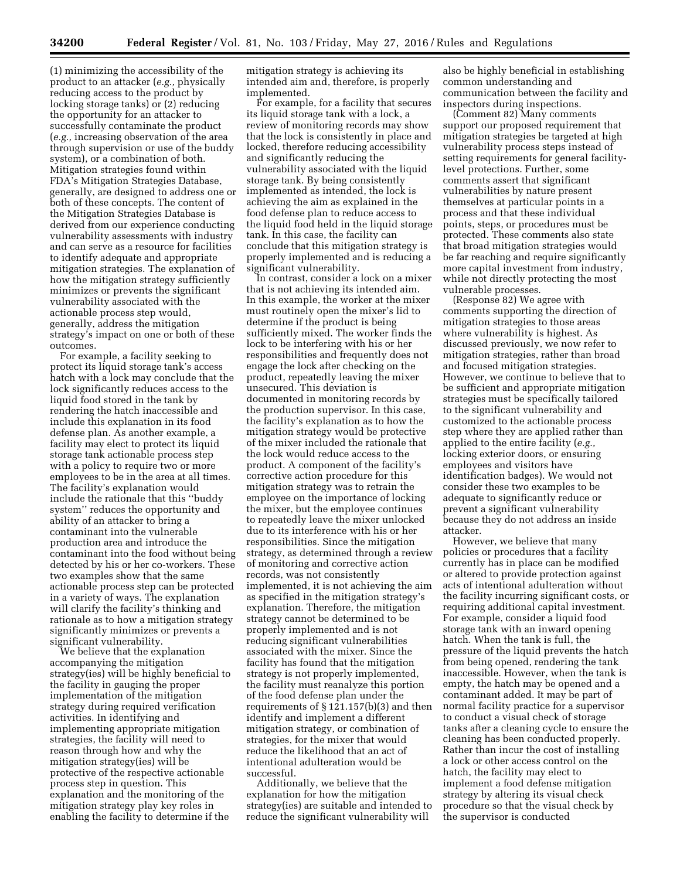(1) minimizing the accessibility of the product to an attacker (*e.g.,* physically reducing access to the product by locking storage tanks) or (2) reducing the opportunity for an attacker to successfully contaminate the product (*e.g.,* increasing observation of the area through supervision or use of the buddy system), or a combination of both. Mitigation strategies found within FDA's Mitigation Strategies Database, generally, are designed to address one or both of these concepts. The content of the Mitigation Strategies Database is derived from our experience conducting vulnerability assessments with industry and can serve as a resource for facilities to identify adequate and appropriate mitigation strategies. The explanation of how the mitigation strategy sufficiently minimizes or prevents the significant vulnerability associated with the actionable process step would, generally, address the mitigation strategy's impact on one or both of these outcomes.

For example, a facility seeking to protect its liquid storage tank's access hatch with a lock may conclude that the lock significantly reduces access to the liquid food stored in the tank by rendering the hatch inaccessible and include this explanation in its food defense plan. As another example, a facility may elect to protect its liquid storage tank actionable process step with a policy to require two or more employees to be in the area at all times. The facility's explanation would include the rationale that this "buddy system" reduces the opportunity and ability of an attacker to bring a contaminant into the vulnerable production area and introduce the contaminant into the food without being detected by his or her co-workers. These two examples show that the same actionable process step can be protected in a variety of ways. The explanation will clarify the facility's thinking and rationale as to how a mitigation strategy significantly minimizes or prevents a significant vulnerability.

We believe that the explanation accompanying the mitigation strategy(ies) will be highly beneficial to the facility in gauging the proper implementation of the mitigation strategy during required verification activities. In identifying and implementing appropriate mitigation strategies, the facility will need to reason through how and why the mitigation strategy(ies) will be protective of the respective actionable process step in question. This explanation and the monitoring of the mitigation strategy play key roles in enabling the facility to determine if the mitigation strategy is achieving its intended aim and, therefore, is properly implemented.

For example, for a facility that secures its liquid storage tank with a lock, a review of monitoring records may show that the lock is consistently in place and locked, therefore reducing accessibility and significantly reducing the vulnerability associated with the liquid storage tank. By being consistently implemented as intended, the lock is achieving the aim as explained in the food defense plan to reduce access to the liquid food held in the liquid storage tank. In this case, the facility can conclude that this mitigation strategy is properly implemented and is reducing a significant vulnerability.

In contrast, consider a lock on a mixer that is not achieving its intended aim. In this example, the worker at the mixer must routinely open the mixer's lid to determine if the product is being sufficiently mixed. The worker finds the lock to be interfering with his or her responsibilities and frequently does not engage the lock after checking on the product, repeatedly leaving the mixer unsecured. This deviation is documented in monitoring records by the production supervisor. In this case, the facility's explanation as to how the mitigation strategy would be protective of the mixer included the rationale that the lock would reduce access to the product. A component of the facility's corrective action procedure for this mitigation strategy was to retrain the employee on the importance of locking the mixer, but the employee continues to repeatedly leave the mixer unlocked due to its interference with his or her responsibilities. Since the mitigation strategy, as determined through a review of monitoring and corrective action records, was not consistently implemented, it is not achieving the aim as specified in the mitigation strategy's explanation. Therefore, the mitigation strategy cannot be determined to be properly implemented and is not reducing significant vulnerabilities associated with the mixer. Since the facility has found that the mitigation strategy is not properly implemented, the facility must reanalyze this portion of the food defense plan under the requirements of § 121.157(b)(3) and then identify and implement a different mitigation strategy, or combination of strategies, for the mixer that would reduce the likelihood that an act of intentional adulteration would be successful.

Additionally, we believe that the explanation for how the mitigation strategy(ies) are suitable and intended to reduce the significant vulnerability will also be highly beneficial in establishing common understanding and communication between the facility and inspectors during inspections.

(Comment 82) Many comments support our proposed requirement that mitigation strategies be targeted at high vulnerability process steps instead of setting requirements for general facility-level protections. Further, some comments assert that significant vulnerabilities by nature present themselves at particular points in a process and that these individual points, steps, or procedures must be protected. These comments also state that broad mitigation strategies would be far reaching and require significantly more capital investment from industry, while not directly protecting the most vulnerable processes.

(Response 82) We agree with comments supporting the direction of mitigation strategies to those areas where vulnerability is highest. As discussed previously, we now refer to mitigation strategies, rather than broad and focused mitigation strategies. However, we continue to believe that to be sufficient and appropriate mitigation strategies must be specifically tailored to the significant vulnerability and customized to the actionable process step where they are applied rather than applied to the entire facility (*e.g.,* locking exterior doors, or ensuring employees and visitors have identification badges). We would not consider these two examples to be adequate to significantly reduce or prevent a significant vulnerability because they do not address an inside attacker.

However, we believe that many policies or procedures that a facility currently has in place can be modified or altered to provide protection against acts of intentional adulteration without the facility incurring significant costs, or requiring additional capital investment. For example, consider a liquid food storage tank with an inward opening hatch. When the tank is full, the pressure of the liquid prevents the hatch from being opened, rendering the tank inaccessible. However, when the tank is empty, the hatch may be opened and a contaminant added. It may be part of normal facility practice for a supervisor to conduct a visual check of storage tanks after a cleaning cycle to ensure the cleaning has been conducted properly. Rather than incur the cost of installing a lock or other access control on the hatch, the facility may elect to implement a food defense mitigation strategy by altering its visual check procedure so that the visual check by the supervisor is conducted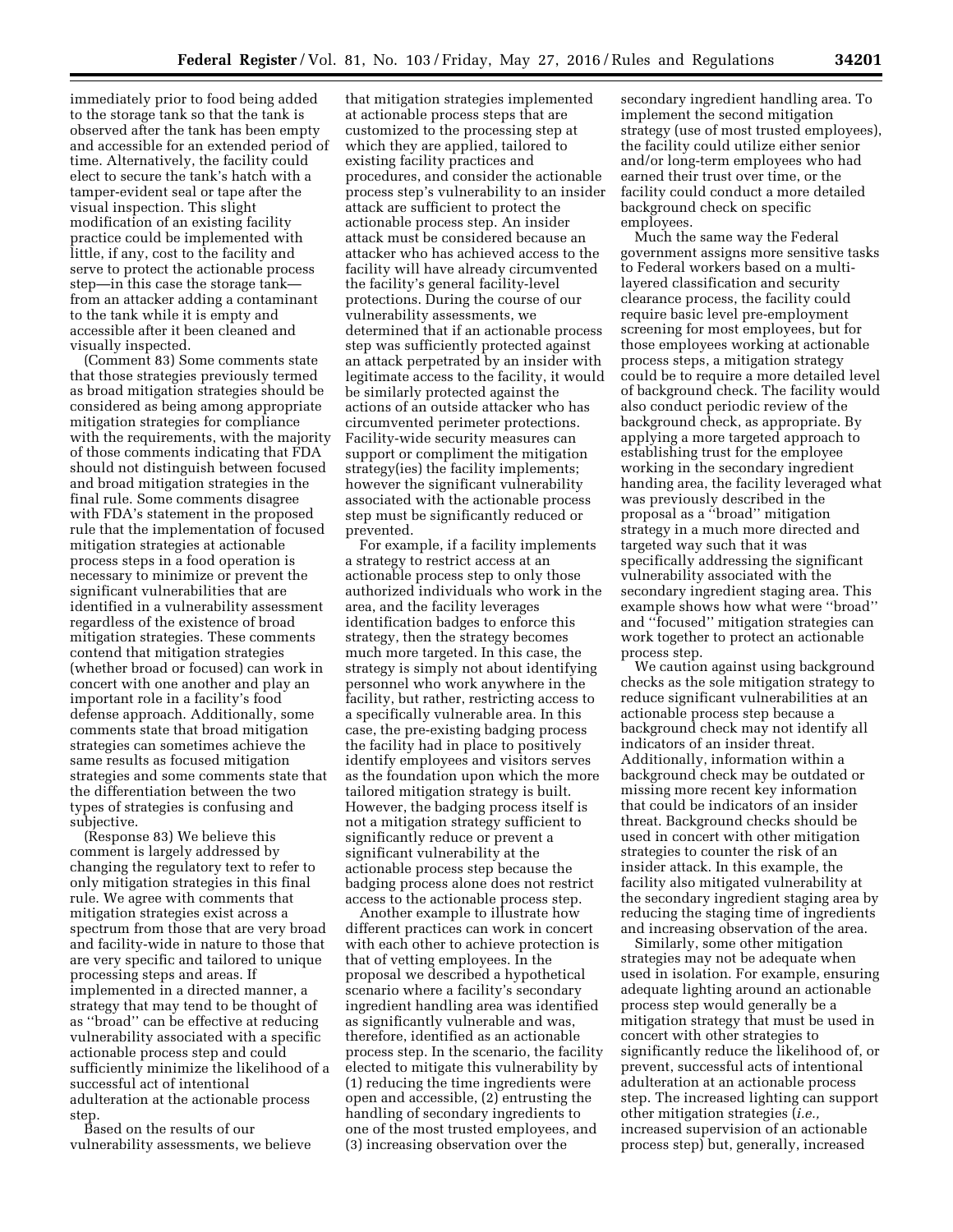immediately prior to food being added to the storage tank so that the tank is observed after the tank has been empty and accessible for an extended period of time. Alternatively, the facility could elect to secure the tank's hatch with a tamper-evident seal or tape after the visual inspection. This slight modification of an existing facility practice could be implemented with little, if any, cost to the facility and serve to protect the actionable process step—in this case the storage tank—from an attacker adding a contaminant to the tank while it is empty and accessible after it been cleaned and visually inspected.

(Comment 83) Some comments state that those strategies previously termed as broad mitigation strategies should be considered as being among appropriate mitigation strategies for compliance with the requirements, with the majority of those comments indicating that FDA should not distinguish between focused and broad mitigation strategies in the final rule. Some comments disagree with FDA's statement in the proposed rule that the implementation of focused mitigation strategies at actionable process steps in a food operation is necessary to minimize or prevent the significant vulnerabilities that are identified in a vulnerability assessment regardless of the existence of broad mitigation strategies. These comments contend that mitigation strategies (whether broad or focused) can work in concert with one another and play an important role in a facility's food defense approach. Additionally, some comments state that broad mitigation strategies can sometimes achieve the same results as focused mitigation strategies and some comments state that the differentiation between the two types of strategies is confusing and subjective.

(Response 83) We believe this comment is largely addressed by changing the regulatory text to refer to only mitigation strategies in this final rule. We agree with comments that mitigation strategies exist across a spectrum from those that are very broad and facility-wide in nature to those that are very specific and tailored to unique processing steps and areas. If implemented in a directed manner, a strategy that may tend to be thought of as "broad" can be effective at reducing vulnerability associated with a specific actionable process step and could sufficiently minimize the likelihood of a successful act of intentional adulteration at the actionable process step.

Based on the results of our vulnerability assessments, we believe that mitigation strategies implemented at actionable process steps that are customized to the processing step at which they are applied, tailored to existing facility practices and procedures, and consider the actionable process step's vulnerability to an insider attack are sufficient to protect the actionable process step. An insider attack must be considered because an attacker who has achieved access to the facility will have already circumvented the facility's general facility-level protections. During the course of our vulnerability assessments, we determined that if an actionable process step was sufficiently protected against an attack perpetrated by an insider with legitimate access to the facility, it would be similarly protected against the actions of an outside attacker who has circumvented perimeter protections. Facility-wide security measures can support or compliment the mitigation strategy(ies) the facility implements; however the significant vulnerability associated with the actionable process step must be significantly reduced or prevented.

For example, if a facility implements a strategy to restrict access at an actionable process step to only those authorized individuals who work in the area, and the facility leverages identification badges to enforce this strategy, then the strategy becomes much more targeted. In this case, the strategy is simply not about identifying personnel who work anywhere in the facility, but rather, restricting access to a specifically vulnerable area. In this case, the pre-existing badging process the facility had in place to positively identify employees and visitors serves as the foundation upon which the more tailored mitigation strategy is built. However, the badging process itself is not a mitigation strategy sufficient to significantly reduce or prevent a significant vulnerability at the actionable process step because the badging process alone does not restrict access to the actionable process step.

Another example to illustrate how different practices can work in concert with each other to achieve protection is that of vetting employees. In the proposal we described a hypothetical scenario where a facility's secondary ingredient handling area was identified as significantly vulnerable and was, therefore, identified as an actionable process step. In the scenario, the facility elected to mitigate this vulnerability by (1) reducing the time ingredients were open and accessible, (2) entrusting the handling of secondary ingredients to one of the most trusted employees, and (3) increasing observation over the secondary ingredient handling area. To implement the second mitigation strategy (use of most trusted employees), the facility could utilize either senior and/or long-term employees who had earned their trust over time, or the facility could conduct a more detailed background check on specific employees.

Much the same way the Federal government assigns more sensitive tasks to Federal workers based on a multi-layered classification and security clearance process, the facility could require basic level pre-employment screening for most employees, but for those employees working at actionable process steps, a mitigation strategy could be to require a more detailed level of background check. The facility would also conduct periodic review of the background check, as appropriate. By applying a more targeted approach to establishing trust for the employee working in the secondary ingredient handing area, the facility leveraged what was previously described in the proposal as a "broad" mitigation strategy in a much more directed and targeted way such that it was specifically addressing the significant vulnerability associated with the secondary ingredient staging area. This example shows how what were "broad" and "focused" mitigation strategies can work together to protect an actionable process step.

We caution against using background checks as the sole mitigation strategy to reduce significant vulnerabilities at an actionable process step because a background check may not identify all indicators of an insider threat. Additionally, information within a background check may be outdated or missing more recent key information that could be indicators of an insider threat. Background checks should be used in concert with other mitigation strategies to counter the risk of an insider attack. In this example, the facility also mitigated vulnerability at the secondary ingredient staging area by reducing the staging time of ingredients and increasing observation of the area.

Similarly, some other mitigation strategies may not be adequate when used in isolation. For example, ensuring adequate lighting around an actionable process step would generally be a mitigation strategy that must be used in concert with other strategies to significantly reduce the likelihood of, or prevent, successful acts of intentional adulteration at an actionable process step. The increased lighting can support other mitigation strategies (*i.e.,* increased supervision of an actionable process step) but, generally, increased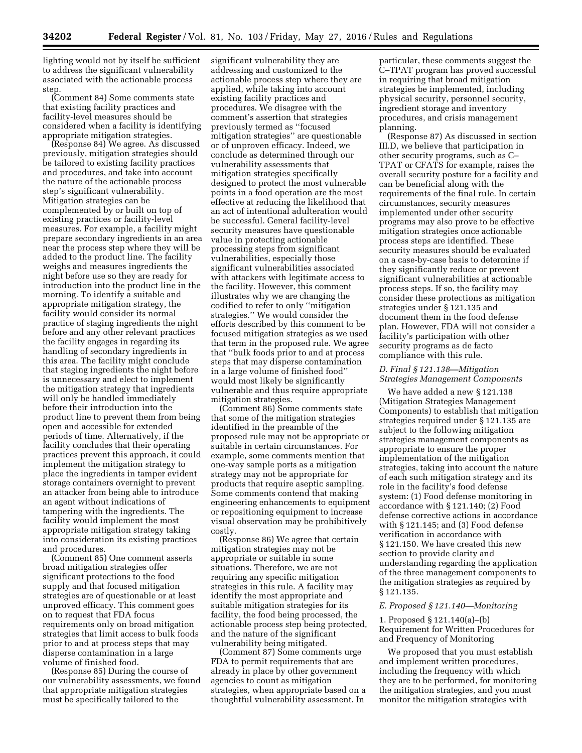lighting would not by itself be sufficient to address the significant vulnerability associated with the actionable process step.

(Comment 84) Some comments state that existing facility practices and facility-level measures should be considered when a facility is identifying appropriate mitigation strategies.

(Response 84) We agree. As discussed previously, mitigation strategies should be tailored to existing facility practices and procedures, and take into account the nature of the actionable process step's significant vulnerability. Mitigation strategies can be complemented by or built on top of existing practices or facility-level measures. For example, a facility might prepare secondary ingredients in an area near the process step where they will be added to the product line. The facility weighs and measures ingredients the night before use so they are ready for introduction into the product line in the morning. To identify a suitable and appropriate mitigation strategy, the facility would consider its normal practice of staging ingredients the night before and any other relevant practices the facility engages in regarding its handling of secondary ingredients in this area. The facility might conclude that staging ingredients the night before is unnecessary and elect to implement the mitigation strategy that ingredients will only be handled immediately before their introduction into the product line to prevent them from being open and accessible for extended periods of time. Alternatively, if the facility concludes that their operating practices prevent this approach, it could implement the mitigation strategy to place the ingredients in tamper evident storage containers overnight to prevent an attacker from being able to introduce an agent without indications of tampering with the ingredients. The facility would implement the most appropriate mitigation strategy taking into consideration its existing practices and procedures.

(Comment 85) One comment asserts broad mitigation strategies offer significant protections to the food supply and that focused mitigation strategies are of questionable or at least unproved efficacy. This comment goes on to request that FDA focus requirements only on broad mitigation strategies that limit access to bulk foods prior to and at process steps that may disperse contamination in a large volume of finished food.

(Response 85) During the course of our vulnerability assessments, we found that appropriate mitigation strategies must be specifically tailored to the significant vulnerability they are addressing and customized to the actionable process step where they are applied, while taking into account existing facility practices and procedures. We disagree with the comment's assertion that strategies previously termed as "focused mitigation strategies" are questionable or of unproven efficacy. Indeed, we conclude as determined through our vulnerability assessments that mitigation strategies specifically designed to protect the most vulnerable points in a food operation are the most effective at reducing the likelihood that an act of intentional adulteration would be successful. General facility-level security measures have questionable value in protecting actionable processing steps from significant vulnerabilities, especially those significant vulnerabilities associated with attackers with legitimate access to the facility. However, this comment illustrates why we are changing the codified to refer to only "mitigation strategies." We would consider the efforts described by this comment to be focused mitigation strategies as we used that term in the proposed rule. We agree that "bulk foods prior to and at process steps that may disperse contamination in a large volume of finished food" would most likely be significantly vulnerable and thus require appropriate mitigation strategies.

(Comment 86) Some comments state that some of the mitigation strategies identified in the preamble of the proposed rule may not be appropriate or suitable in certain circumstances. For example, some comments mention that one-way sample ports as a mitigation strategy may not be appropriate for products that require aseptic sampling. Some comments contend that making engineering enhancements to equipment or repositioning equipment to increase visual observation may be prohibitively costly.

(Response 86) We agree that certain mitigation strategies may not be appropriate or suitable in some situations. Therefore, we are not requiring any specific mitigation strategies in this rule. A facility may identify the most appropriate and suitable mitigation strategies for its facility, the food being processed, the actionable process step being protected, and the nature of the significant vulnerability being mitigated.

(Comment 87) Some comments urge FDA to permit requirements that are already in place by other government agencies to count as mitigation strategies, when appropriate based on a thoughtful vulnerability assessment. In particular, these comments suggest the C–TPAT program has proved successful in requiring that broad mitigation strategies be implemented, including physical security, personnel security, ingredient storage and inventory procedures, and crisis management planning.

(Response 87) As discussed in section III.D, we believe that participation in other security programs, such as C–TPAT or CFATS for example, raises the overall security posture for a facility and can be beneficial along with the requirements of the final rule. In certain circumstances, security measures implemented under other security programs may also prove to be effective mitigation strategies once actionable process steps are identified. These security measures should be evaluated on a case-by-case basis to determine if they significantly reduce or prevent significant vulnerabilities at actionable process steps. If so, the facility may consider these protections as mitigation strategies under § 121.135 and document them in the food defense plan. However, FDA will not consider a facility's participation with other security programs as de facto compliance with this rule.

### *D. Final § 121.138—Mitigation Strategies Management Components*

We have added a new § 121.138 (Mitigation Strategies Management Components) to establish that mitigation strategies required under § 121.135 are subject to the following mitigation strategies management components as appropriate to ensure the proper implementation of the mitigation strategies, taking into account the nature of each such mitigation strategy and its role in the facility's food defense system: (1) Food defense monitoring in accordance with § 121.140; (2) Food defense corrective actions in accordance with § 121.145; and (3) Food defense verification in accordance with § 121.150. We have created this new section to provide clarity and understanding regarding the application of the three management components to the mitigation strategies as required by § 121.135.

### *E. Proposed § 121.140—Monitoring*

1. Proposed § 121.140(a)–(b) Requirement for Written Procedures for and Frequency of Monitoring

We proposed that you must establish and implement written procedures, including the frequency with which they are to be performed, for monitoring the mitigation strategies, and you must monitor the mitigation strategies with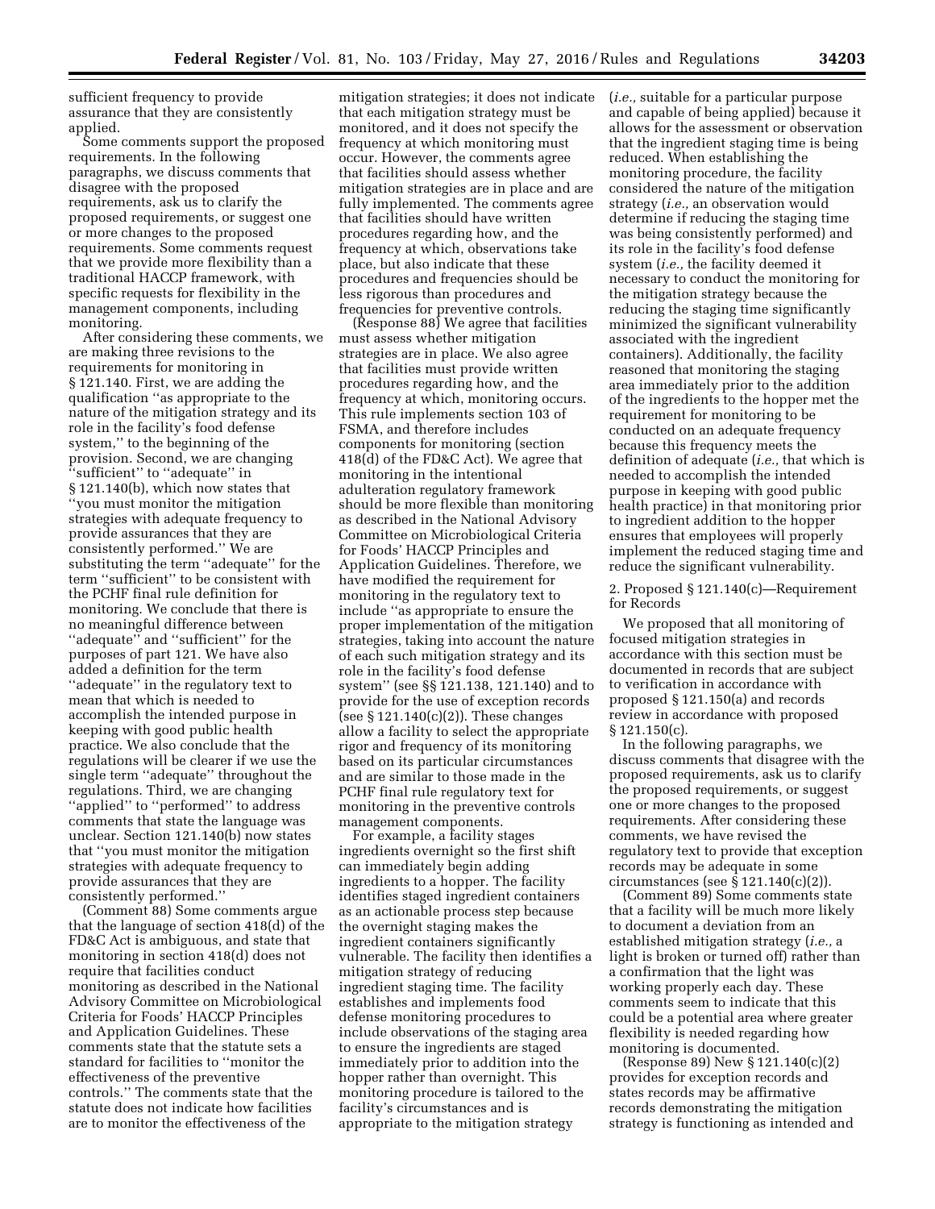sufficient frequency to provide assurance that they are consistently applied.

Some comments support the proposed requirements. In the following paragraphs, we discuss comments that disagree with the proposed requirements, ask us to clarify the proposed requirements, or suggest one or more changes to the proposed requirements. Some comments request that we provide more flexibility than a traditional HACCP framework, with specific requests for flexibility in the management components, including monitoring.

After considering these comments, we are making three revisions to the requirements for monitoring in § 121.140. First, we are adding the qualification ''as appropriate to the nature of the mitigation strategy and its role in the facility's food defense system,'' to the beginning of the provision. Second, we are changing ''sufficient'' to ''adequate'' in § 121.140(b), which now states that ''you must monitor the mitigation strategies with adequate frequency to provide assurances that they are consistently performed.'' We are substituting the term ''adequate'' for the term ''sufficient'' to be consistent with the PCHF final rule definition for monitoring. We conclude that there is no meaningful difference between ''adequate'' and ''sufficient'' for the purposes of part 121. We have also added a definition for the term ''adequate'' in the regulatory text to mean that which is needed to accomplish the intended purpose in keeping with good public health practice. We also conclude that the regulations will be clearer if we use the single term ''adequate'' throughout the regulations. Third, we are changing ''applied'' to ''performed'' to address comments that state the language was unclear. Section 121.140(b) now states that ''you must monitor the mitigation strategies with adequate frequency to provide assurances that they are consistently performed.''

(Comment 88) Some comments argue that the language of section 418(d) of the FD&C Act is ambiguous, and state that monitoring in section 418(d) does not require that facilities conduct monitoring as described in the National Advisory Committee on Microbiological Criteria for Foods' HACCP Principles and Application Guidelines. These comments state that the statute sets a standard for facilities to ''monitor the effectiveness of the preventive controls.'' The comments state that the statute does not indicate how facilities are to monitor the effectiveness of the mitigation strategies; it does not indicate that each mitigation strategy must be monitored, and it does not specify the frequency at which monitoring must occur. However, the comments agree that facilities should assess whether mitigation strategies are in place and are fully implemented. The comments agree that facilities should have written procedures regarding how, and the frequency at which, observations take place, but also indicate that these procedures and frequencies should be less rigorous than procedures and frequencies for preventive controls.

(Response 88) We agree that facilities must assess whether mitigation strategies are in place. We also agree that facilities must provide written procedures regarding how, and the frequency at which, monitoring occurs. This rule implements section 103 of FSMA, and therefore includes components for monitoring (section 418(d) of the FD&C Act). We agree that monitoring in the intentional adulteration regulatory framework should be more flexible than monitoring as described in the National Advisory Committee on Microbiological Criteria for Foods' HACCP Principles and Application Guidelines. Therefore, we have modified the requirement for monitoring in the regulatory text to include ''as appropriate to ensure the proper implementation of the mitigation strategies, taking into account the nature of each such mitigation strategy and its role in the facility's food defense system'' (see §§ 121.138, 121.140) and to provide for the use of exception records (see § 121.140(c)(2)). These changes allow a facility to select the appropriate rigor and frequency of its monitoring based on its particular circumstances and are similar to those made in the PCHF final rule regulatory text for monitoring in the preventive controls management components.

For example, a facility stages ingredients overnight so the first shift can immediately begin adding ingredients to a hopper. The facility identifies staged ingredient containers as an actionable process step because the overnight staging makes the ingredient containers significantly vulnerable. The facility then identifies a mitigation strategy of reducing ingredient staging time. The facility establishes and implements food defense monitoring procedures to include observations of the staging area to ensure the ingredients are staged immediately prior to addition into the hopper rather than overnight. This monitoring procedure is tailored to the facility's circumstances and is appropriate to the mitigation strategy (*i.e.,* suitable for a particular purpose and capable of being applied) because it allows for the assessment or observation that the ingredient staging time is being reduced. When establishing the monitoring procedure, the facility considered the nature of the mitigation strategy (*i.e.,* an observation would determine if reducing the staging time was being consistently performed) and its role in the facility's food defense system (*i.e.,* the facility deemed it necessary to conduct the monitoring for the mitigation strategy because the reducing the staging time significantly minimized the significant vulnerability associated with the ingredient containers). Additionally, the facility reasoned that monitoring the staging area immediately prior to the addition of the ingredients to the hopper met the requirement for monitoring to be conducted on an adequate frequency because this frequency meets the definition of adequate (*i.e.,* that which is needed to accomplish the intended purpose in keeping with good public health practice) in that monitoring prior to ingredient addition to the hopper ensures that employees will properly implement the reduced staging time and reduce the significant vulnerability.

2. Proposed § 121.140(c)—Requirement for Records

We proposed that all monitoring of focused mitigation strategies in accordance with this section must be documented in records that are subject to verification in accordance with proposed § 121.150(a) and records review in accordance with proposed § 121.150(c).

In the following paragraphs, we discuss comments that disagree with the proposed requirements, ask us to clarify the proposed requirements, or suggest one or more changes to the proposed requirements. After considering these comments, we have revised the regulatory text to provide that exception records may be adequate in some circumstances (see § 121.140(c)(2)).

(Comment 89) Some comments state that a facility will be much more likely to document a deviation from an established mitigation strategy (*i.e.,* a light is broken or turned off) rather than a confirmation that the light was working properly each day. These comments seem to indicate that this could be a potential area where greater flexibility is needed regarding how monitoring is documented.

(Response 89) New § 121.140(c)(2) provides for exception records and states records may be affirmative records demonstrating the mitigation strategy is functioning as intended and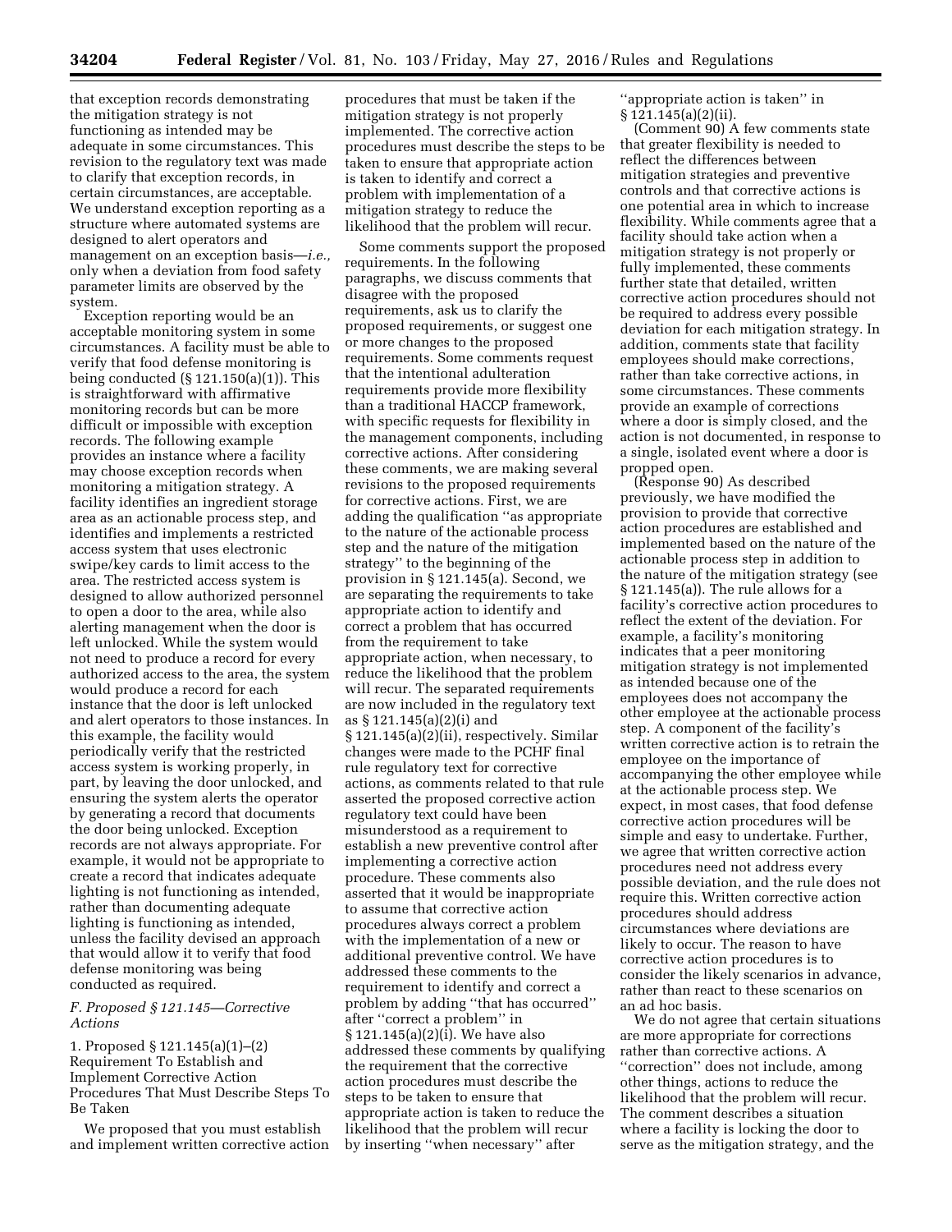that exception records demonstrating the mitigation strategy is not functioning as intended may be adequate in some circumstances. This revision to the regulatory text was made to clarify that exception records, in certain circumstances, are acceptable. We understand exception reporting as a structure where automated systems are designed to alert operators and management on an exception basis—*i.e.,* only when a deviation from food safety parameter limits are observed by the system.

Exception reporting would be an acceptable monitoring system in some circumstances. A facility must be able to verify that food defense monitoring is being conducted (§ 121.150(a)(1)). This is straightforward with affirmative monitoring records but can be more difficult or impossible with exception records. The following example provides an instance where a facility may choose exception records when monitoring a mitigation strategy. A facility identifies an ingredient storage area as an actionable process step, and identifies and implements a restricted access system that uses electronic swipe/key cards to limit access to the area. The restricted access system is designed to allow authorized personnel to open a door to the area, while also alerting management when the door is left unlocked. While the system would not need to produce a record for every authorized access to the area, the system would produce a record for each instance that the door is left unlocked and alert operators to those instances. In this example, the facility would periodically verify that the restricted access system is working properly, in part, by leaving the door unlocked, and ensuring the system alerts the operator by generating a record that documents the door being unlocked. Exception records are not always appropriate. For example, it would not be appropriate to create a record that indicates adequate lighting is not functioning as intended, rather than documenting adequate lighting is functioning as intended, unless the facility devised an approach that would allow it to verify that food defense monitoring was being conducted as required.

### *F. Proposed § 121.145—Corrective Actions*

1. Proposed § 121.145(a)(1)–(2) Requirement To Establish and Implement Corrective Action Procedures That Must Describe Steps To Be Taken

We proposed that you must establish and implement written corrective action procedures that must be taken if the mitigation strategy is not properly implemented. The corrective action procedures must describe the steps to be taken to ensure that appropriate action is taken to identify and correct a problem with implementation of a mitigation strategy to reduce the likelihood that the problem will recur.

Some comments support the proposed requirements. In the following paragraphs, we discuss comments that disagree with the proposed requirements, ask us to clarify the proposed requirements, or suggest one or more changes to the proposed requirements. Some comments request that the intentional adulteration requirements provide more flexibility than a traditional HACCP framework, with specific requests for flexibility in the management components, including corrective actions. After considering these comments, we are making several revisions to the proposed requirements for corrective actions. First, we are adding the qualification ''as appropriate to the nature of the actionable process step and the nature of the mitigation strategy'' to the beginning of the provision in § 121.145(a). Second, we are separating the requirements to take appropriate action to identify and correct a problem that has occurred from the requirement to take appropriate action, when necessary, to reduce the likelihood that the problem will recur. The separated requirements are now included in the regulatory text as § 121.145(a)(2)(i) and § 121.145(a)(2)(ii), respectively. Similar changes were made to the PCHF final rule regulatory text for corrective actions, as comments related to that rule asserted the proposed corrective action regulatory text could have been misunderstood as a requirement to establish a new preventive control after implementing a corrective action procedure. These comments also asserted that it would be inappropriate to assume that corrective action procedures always correct a problem with the implementation of a new or additional preventive control. We have addressed these comments to the requirement to identify and correct a problem by adding ''that has occurred'' after ''correct a problem'' in § 121.145(a)(2)(i). We have also addressed these comments by qualifying the requirement that the corrective action procedures must describe the steps to be taken to ensure that appropriate action is taken to reduce the likelihood that the problem will recur by inserting ''when necessary'' after ''appropriate action is taken'' in § 121.145(a)(2)(ii).

(Comment 90) A few comments state that greater flexibility is needed to reflect the differences between mitigation strategies and preventive controls and that corrective actions is one potential area in which to increase flexibility. While comments agree that a facility should take action when a mitigation strategy is not properly or fully implemented, these comments further state that detailed, written corrective action procedures should not be required to address every possible deviation for each mitigation strategy. In addition, comments state that facility employees should make corrections, rather than take corrective actions, in some circumstances. These comments provide an example of corrections where a door is simply closed, and the action is not documented, in response to a single, isolated event where a door is propped open.

(Response 90) As described previously, we have modified the provision to provide that corrective action procedures are established and implemented based on the nature of the actionable process step in addition to the nature of the mitigation strategy (see § 121.145(a)). The rule allows for a facility's corrective action procedures to reflect the extent of the deviation. For example, a facility's monitoring indicates that a peer monitoring mitigation strategy is not implemented as intended because one of the employees does not accompany the other employee at the actionable process step. A component of the facility's written corrective action is to retrain the employee on the importance of accompanying the other employee while at the actionable process step. We expect, in most cases, that food defense corrective action procedures will be simple and easy to undertake. Further, we agree that written corrective action procedures need not address every possible deviation, and the rule does not require this. Written corrective action procedures should address circumstances where deviations are likely to occur. The reason to have corrective action procedures is to consider the likely scenarios in advance, rather than react to these scenarios on an ad hoc basis.

We do not agree that certain situations are more appropriate for corrections rather than corrective actions. A ''correction'' does not include, among other things, actions to reduce the likelihood that the problem will recur. The comment describes a situation where a facility is locking the door to serve as the mitigation strategy, and the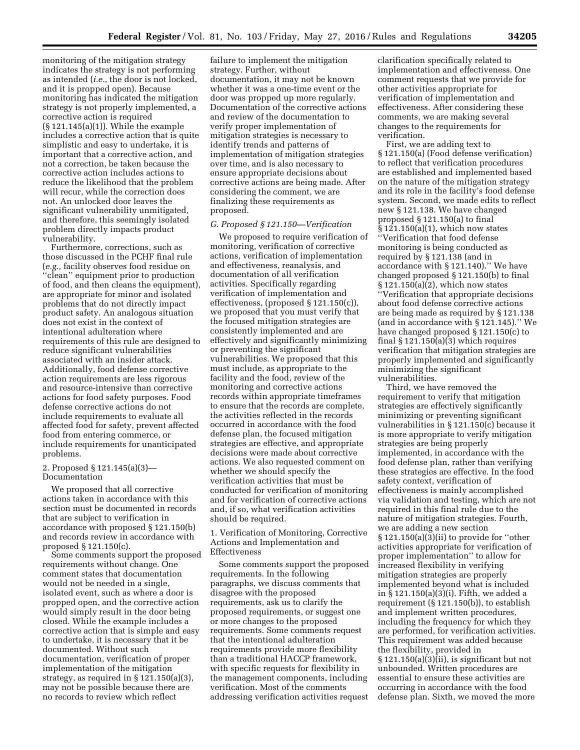monitoring of the mitigation strategy indicates the strategy is not performing as intended (*i.e.,* the door is not locked, and it is propped open). Because monitoring has indicated the mitigation strategy is not properly implemented, a corrective action is required (§ 121.145(a)(1)). While the example includes a corrective action that is quite simplistic and easy to undertake, it is important that a corrective action, and not a correction, be taken because the corrective action includes actions to reduce the likelihood that the problem will recur, while the correction does not. An unlocked door leaves the significant vulnerability unmitigated, and therefore, this seemingly isolated problem directly impacts product vulnerability.

Furthermore, corrections, such as those discussed in the PCHF final rule (*e.g.,* facility observes food residue on "clean" equipment prior to production of food, and then cleans the equipment), are appropriate for minor and isolated problems that do not directly impact product safety. An analogous situation does not exist in the context of intentional adulteration where requirements of this rule are designed to reduce significant vulnerabilities associated with an insider attack. Additionally, food defense corrective action requirements are less rigorous and resource-intensive than corrective actions for food safety purposes. Food defense corrective actions do not include requirements to evaluate all affected food for safety, prevent affected food from entering commerce, or include requirements for unanticipated problems.

2. Proposed § 121.145(a)(3)—Documentation

We proposed that all corrective actions taken in accordance with this section must be documented in records that are subject to verification in accordance with proposed § 121.150(b) and records review in accordance with proposed § 121.150(c).

Some comments support the proposed requirements without change. One comment states that documentation would not be needed in a single, isolated event, such as where a door is propped open, and the corrective action would simply result in the door being closed. While the example includes a corrective action that is simple and easy to undertake, it is necessary that it be documented. Without such documentation, verification of proper implementation of the mitigation strategy, as required in § 121.150(a)(3), may not be possible because there are no records to review which reflect failure to implement the mitigation strategy. Further, without documentation, it may not be known whether it was a one-time event or the door was propped up more regularly. Documentation of the corrective actions and review of the documentation to verify proper implementation of mitigation strategies is necessary to identify trends and patterns of implementation of mitigation strategies over time, and is also necessary to ensure appropriate decisions about corrective actions are being made. After considering the comment, we are finalizing these requirements as proposed.

### *G. Proposed § 121.150—Verification*

We proposed to require verification of monitoring, verification of corrective actions, verification of implementation and effectiveness, reanalysis, and documentation of all verification activities. Specifically regarding verification of implementation and effectiveness, (proposed § 121.150(c)), we proposed that you must verify that the focused mitigation strategies are consistently implemented and are effectively and significantly minimizing or preventing the significant vulnerabilities. We proposed that this must include, as appropriate to the facility and the food, review of the monitoring and corrective actions records within appropriate timeframes to ensure that the records are complete, the activities reflected in the records occurred in accordance with the food defense plan, the focused mitigation strategies are effective, and appropriate decisions were made about corrective actions. We also requested comment on whether we should specify the verification activities that must be conducted for verification of monitoring and for verification of corrective actions and, if so, what verification activities should be required.

1. Verification of Monitoring, Corrective Actions and Implementation and Effectiveness

Some comments support the proposed requirements. In the following paragraphs, we discuss comments that disagree with the proposed requirements, ask us to clarify the proposed requirements, or suggest one or more changes to the proposed requirements. Some comments request that the intentional adulteration requirements provide more flexibility than a traditional HACCP framework, with specific requests for flexibility in the management components, including verification. Most of the comments addressing verification activities request clarification specifically related to implementation and effectiveness. One comment requests that we provide for other activities appropriate for verification of implementation and effectiveness. After considering these comments, we are making several changes to the requirements for verification.

First, we are adding text to § 121.150(a) (Food defense verification) to reflect that verification procedures are established and implemented based on the nature of the mitigation strategy and its role in the facility's food defense system. Second, we made edits to reflect new § 121.138. We have changed proposed § 121.150(a) to final § 121.150(a)(1), which now states "Verification that food defense monitoring is being conducted as required by § 121.138 (and in accordance with § 121.140)." We have changed proposed § 121.150(b) to final § 121.150(a)(2), which now states "Verification that appropriate decisions about food defense corrective actions are being made as required by § 121.138 (and in accordance with § 121.145)." We have changed proposed § 121.150(c) to final § 121.150(a)(3) which requires verification that mitigation strategies are properly implemented and significantly minimizing the significant vulnerabilities.

Third, we have removed the requirement to verify that mitigation strategies are effectively significantly minimizing or preventing significant vulnerabilities in § 121.150(c) because it is more appropriate to verify mitigation strategies are being properly implemented, in accordance with the food defense plan, rather than verifying these strategies are effective. In the food safety context, verification of effectiveness is mainly accomplished via validation and testing, which are not required in this final rule due to the nature of mitigation strategies. Fourth, we are adding a new section § 121.150(a)(3)(ii) to provide for "other activities appropriate for verification of proper implementation" to allow for increased flexibility in verifying mitigation strategies are properly implemented beyond what is included in § 121.150(a)(3)(i). Fifth, we added a requirement (§ 121.150(b)), to establish and implement written procedures, including the frequency for which they are performed, for verification activities. This requirement was added because the flexibility, provided in § 121.150(a)(3)(ii), is significant but not unbounded. Written procedures are essential to ensure these activities are occurring in accordance with the food defense plan. Sixth, we moved the more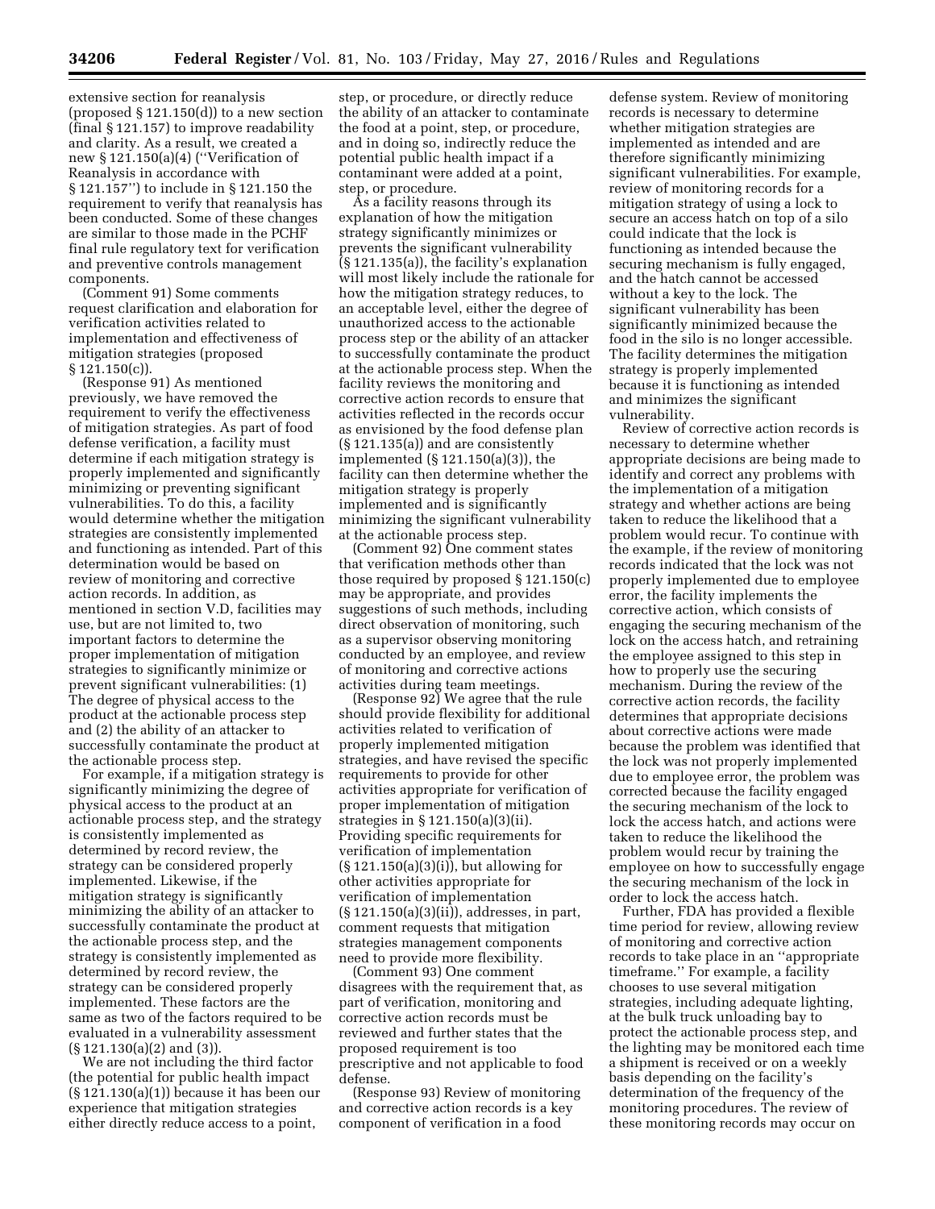extensive section for reanalysis (proposed § 121.150(d)) to a new section (final § 121.157) to improve readability and clarity. As a result, we created a new § 121.150(a)(4) (''Verification of Reanalysis in accordance with § 121.157'') to include in § 121.150 the requirement to verify that reanalysis has been conducted. Some of these changes are similar to those made in the PCHF final rule regulatory text for verification and preventive controls management components.

(Comment 91) Some comments request clarification and elaboration for verification activities related to implementation and effectiveness of mitigation strategies (proposed § 121.150(c)).

(Response 91) As mentioned previously, we have removed the requirement to verify the effectiveness of mitigation strategies. As part of food defense verification, a facility must determine if each mitigation strategy is properly implemented and significantly minimizing or preventing significant vulnerabilities. To do this, a facility would determine whether the mitigation strategies are consistently implemented and functioning as intended. Part of this determination would be based on review of monitoring and corrective action records. In addition, as mentioned in section V.D, facilities may use, but are not limited to, two important factors to determine the proper implementation of mitigation strategies to significantly minimize or prevent significant vulnerabilities: (1) The degree of physical access to the product at the actionable process step and (2) the ability of an attacker to successfully contaminate the product at the actionable process step.

For example, if a mitigation strategy is significantly minimizing the degree of physical access to the product at an actionable process step, and the strategy is consistently implemented as determined by record review, the strategy can be considered properly implemented. Likewise, if the mitigation strategy is significantly minimizing the ability of an attacker to successfully contaminate the product at the actionable process step, and the strategy is consistently implemented as determined by record review, the strategy can be considered properly implemented. These factors are the same as two of the factors required to be evaluated in a vulnerability assessment (§ 121.130(a)(2) and (3)).

We are not including the third factor (the potential for public health impact (§ 121.130(a)(1)) because it has been our experience that mitigation strategies either directly reduce access to a point, step, or procedure, or directly reduce the ability of an attacker to contaminate the food at a point, step, or procedure, and in doing so, indirectly reduce the potential public health impact if a contaminant were added at a point, step, or procedure.

As a facility reasons through its explanation of how the mitigation strategy significantly minimizes or prevents the significant vulnerability (§ 121.135(a)), the facility's explanation will most likely include the rationale for how the mitigation strategy reduces, to an acceptable level, either the degree of unauthorized access to the actionable process step or the ability of an attacker to successfully contaminate the product at the actionable process step. When the facility reviews the monitoring and corrective action records to ensure that activities reflected in the records occur as envisioned by the food defense plan (§ 121.135(a)) and are consistently implemented (§ 121.150(a)(3)), the facility can then determine whether the mitigation strategy is properly implemented and is significantly minimizing the significant vulnerability at the actionable process step.

(Comment 92) One comment states that verification methods other than those required by proposed § 121.150(c) may be appropriate, and provides suggestions of such methods, including direct observation of monitoring, such as a supervisor observing monitoring conducted by an employee, and review of monitoring and corrective actions activities during team meetings.

(Response 92) We agree that the rule should provide flexibility for additional activities related to verification of properly implemented mitigation strategies, and have revised the specific requirements to provide for other activities appropriate for verification of proper implementation of mitigation strategies in § 121.150(a)(3)(ii). Providing specific requirements for verification of implementation (§ 121.150(a)(3)(i)), but allowing for other activities appropriate for verification of implementation (§ 121.150(a)(3)(ii)), addresses, in part, comment requests that mitigation strategies management components need to provide more flexibility.

(Comment 93) One comment disagrees with the requirement that, as part of verification, monitoring and corrective action records must be reviewed and further states that the proposed requirement is too prescriptive and not applicable to food defense.

(Response 93) Review of monitoring and corrective action records is a key component of verification in a food defense system. Review of monitoring records is necessary to determine whether mitigation strategies are implemented as intended and are therefore significantly minimizing significant vulnerabilities. For example, review of monitoring records for a mitigation strategy of using a lock to secure an access hatch on top of a silo could indicate that the lock is functioning as intended because the securing mechanism is fully engaged, and the hatch cannot be accessed without a key to the lock. The significant vulnerability has been significantly minimized because the food in the silo is no longer accessible. The facility determines the mitigation strategy is properly implemented because it is functioning as intended and minimizes the significant vulnerability.

Review of corrective action records is necessary to determine whether appropriate decisions are being made to identify and correct any problems with the implementation of a mitigation strategy and whether actions are being taken to reduce the likelihood that a problem would recur. To continue with the example, if the review of monitoring records indicated that the lock was not properly implemented due to employee error, the facility implements the corrective action, which consists of engaging the securing mechanism of the lock on the access hatch, and retraining the employee assigned to this step in how to properly use the securing mechanism. During the review of the corrective action records, the facility determines that appropriate decisions about corrective actions were made because the problem was identified that the lock was not properly implemented due to employee error, the problem was corrected because the facility engaged the securing mechanism of the lock to lock the access hatch, and actions were taken to reduce the likelihood the problem would recur by training the employee on how to successfully engage the securing mechanism of the lock in order to lock the access hatch.

Further, FDA has provided a flexible time period for review, allowing review of monitoring and corrective action records to take place in an ''appropriate timeframe.'' For example, a facility chooses to use several mitigation strategies, including adequate lighting, at the bulk truck unloading bay to protect the actionable process step, and the lighting may be monitored each time a shipment is received or on a weekly basis depending on the facility's determination of the frequency of the monitoring procedures. The review of these monitoring records may occur on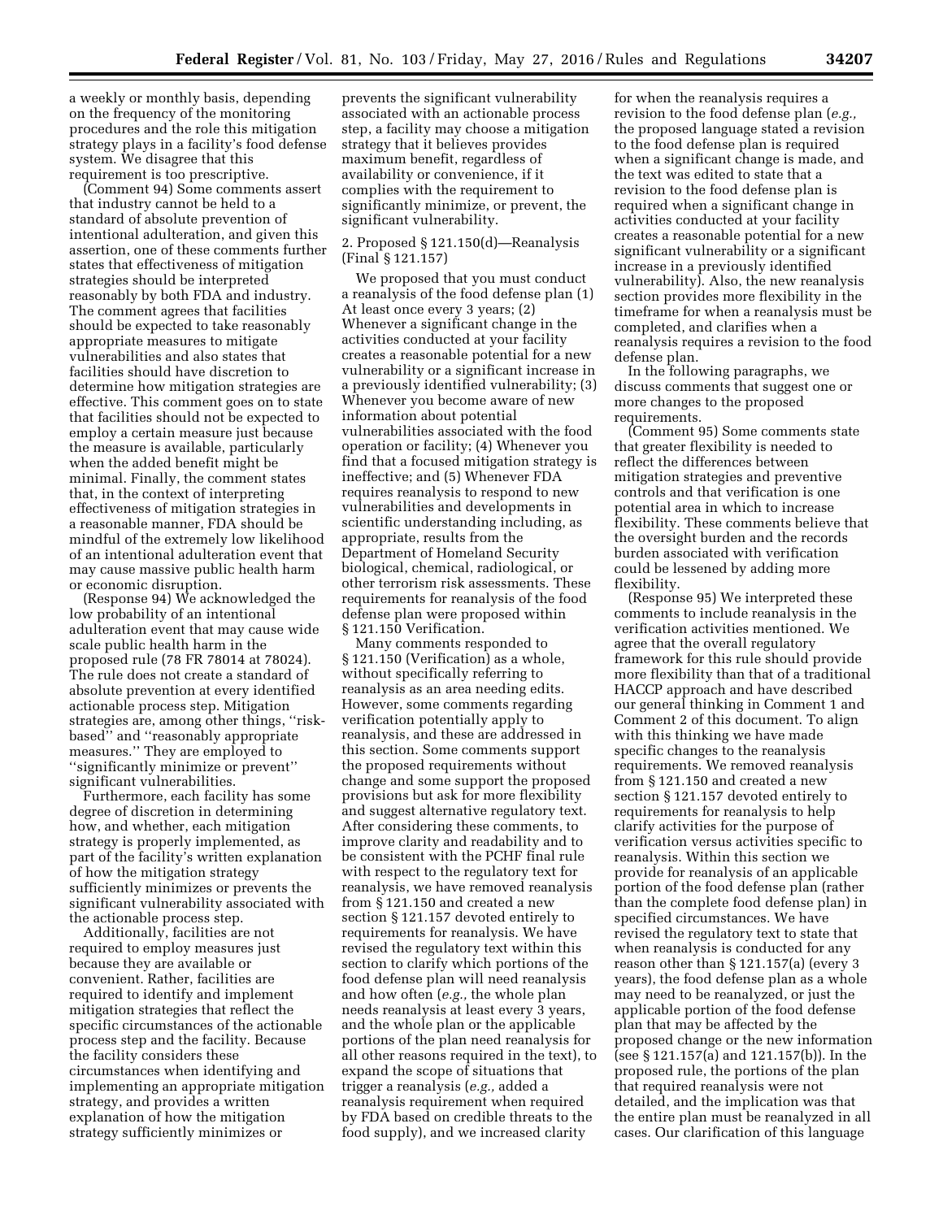a weekly or monthly basis, depending on the frequency of the monitoring procedures and the role this mitigation strategy plays in a facility's food defense system. We disagree that this requirement is too prescriptive.

(Comment 94) Some comments assert that industry cannot be held to a standard of absolute prevention of intentional adulteration, and given this assertion, one of these comments further states that effectiveness of mitigation strategies should be interpreted reasonably by both FDA and industry. The comment agrees that facilities should be expected to take reasonably appropriate measures to mitigate vulnerabilities and also states that facilities should have discretion to determine how mitigation strategies are effective. This comment goes on to state that facilities should not be expected to employ a certain measure just because the measure is available, particularly when the added benefit might be minimal. Finally, the comment states that, in the context of interpreting effectiveness of mitigation strategies in a reasonable manner, FDA should be mindful of the extremely low likelihood of an intentional adulteration event that may cause massive public health harm or economic disruption.

(Response 94) We acknowledged the low probability of an intentional adulteration event that may cause wide scale public health harm in the proposed rule (78 FR 78014 at 78024). The rule does not create a standard of absolute prevention at every identified actionable process step. Mitigation strategies are, among other things, "risk-based" and "reasonably appropriate measures." They are employed to "significantly minimize or prevent" significant vulnerabilities.

Furthermore, each facility has some degree of discretion in determining how, and whether, each mitigation strategy is properly implemented, as part of the facility's written explanation of how the mitigation strategy sufficiently minimizes or prevents the significant vulnerability associated with the actionable process step.

Additionally, facilities are not required to employ measures just because they are available or convenient. Rather, facilities are required to identify and implement mitigation strategies that reflect the specific circumstances of the actionable process step and the facility. Because the facility considers these circumstances when identifying and implementing an appropriate mitigation strategy, and provides a written explanation of how the mitigation strategy sufficiently minimizes or prevents the significant vulnerability associated with an actionable process step, a facility may choose a mitigation strategy that it believes provides maximum benefit, regardless of availability or convenience, if it complies with the requirement to significantly minimize, or prevent, the significant vulnerability.

### 2. Proposed § 121.150(d)—Reanalysis (Final § 121.157)

We proposed that you must conduct a reanalysis of the food defense plan (1) At least once every 3 years; (2) Whenever a significant change in the activities conducted at your facility creates a reasonable potential for a new vulnerability or a significant increase in a previously identified vulnerability; (3) Whenever you become aware of new information about potential vulnerabilities associated with the food operation or facility; (4) Whenever you find that a focused mitigation strategy is ineffective; and (5) Whenever FDA requires reanalysis to respond to new vulnerabilities and developments in scientific understanding including, as appropriate, results from the Department of Homeland Security biological, chemical, radiological, or other terrorism risk assessments. These requirements for reanalysis of the food defense plan were proposed within § 121.150 Verification.

Many comments responded to § 121.150 (Verification) as a whole, without specifically referring to reanalysis as an area needing edits. However, some comments regarding verification potentially apply to reanalysis, and these are addressed in this section. Some comments support the proposed requirements without change and some support the proposed provisions but ask for more flexibility and suggest alternative regulatory text. After considering these comments, to improve clarity and readability and to be consistent with the PCHF final rule with respect to the regulatory text for reanalysis, we have removed reanalysis from § 121.150 and created a new section § 121.157 devoted entirely to requirements for reanalysis. We have revised the regulatory text within this section to clarify which portions of the food defense plan will need reanalysis and how often (*e.g.,* the whole plan needs reanalysis at least every 3 years, and the whole plan or the applicable portions of the plan need reanalysis for all other reasons required in the text), to expand the scope of situations that trigger a reanalysis (*e.g.,* added a reanalysis requirement when required by FDA based on credible threats to the food supply), and we increased clarity for when the reanalysis requires a revision to the food defense plan (*e.g.,* the proposed language stated a revision to the food defense plan is required when a significant change is made, and the text was edited to state that a revision to the food defense plan is required when a significant change in activities conducted at your facility creates a reasonable potential for a new significant vulnerability or a significant increase in a previously identified vulnerability). Also, the new reanalysis section provides more flexibility in the timeframe for when a reanalysis must be completed, and clarifies when a reanalysis requires a revision to the food defense plan.

In the following paragraphs, we discuss comments that suggest one or more changes to the proposed requirements.

(Comment 95) Some comments state that greater flexibility is needed to reflect the differences between mitigation strategies and preventive controls and that verification is one potential area in which to increase flexibility. These comments believe that the oversight burden and the records burden associated with verification could be lessened by adding more flexibility.

(Response 95) We interpreted these comments to include reanalysis in the verification activities mentioned. We agree that the overall regulatory framework for this rule should provide more flexibility than that of a traditional HACCP approach and have described our general thinking in Comment 1 and Comment 2 of this document. To align with this thinking we have made specific changes to the reanalysis requirements. We removed reanalysis from § 121.150 and created a new section § 121.157 devoted entirely to requirements for reanalysis to help clarify activities for the purpose of verification versus activities specific to reanalysis. Within this section we provide for reanalysis of an applicable portion of the food defense plan (rather than the complete food defense plan) in specified circumstances. We have revised the regulatory text to state that when reanalysis is conducted for any reason other than § 121.157(a) (every 3 years), the food defense plan as a whole may need to be reanalyzed, or just the applicable portion of the food defense plan that may be affected by the proposed change or the new information (see § 121.157(a) and 121.157(b)). In the proposed rule, the portions of the plan that required reanalysis were not detailed, and the implication was that the entire plan must be reanalyzed in all cases. Our clarification of this language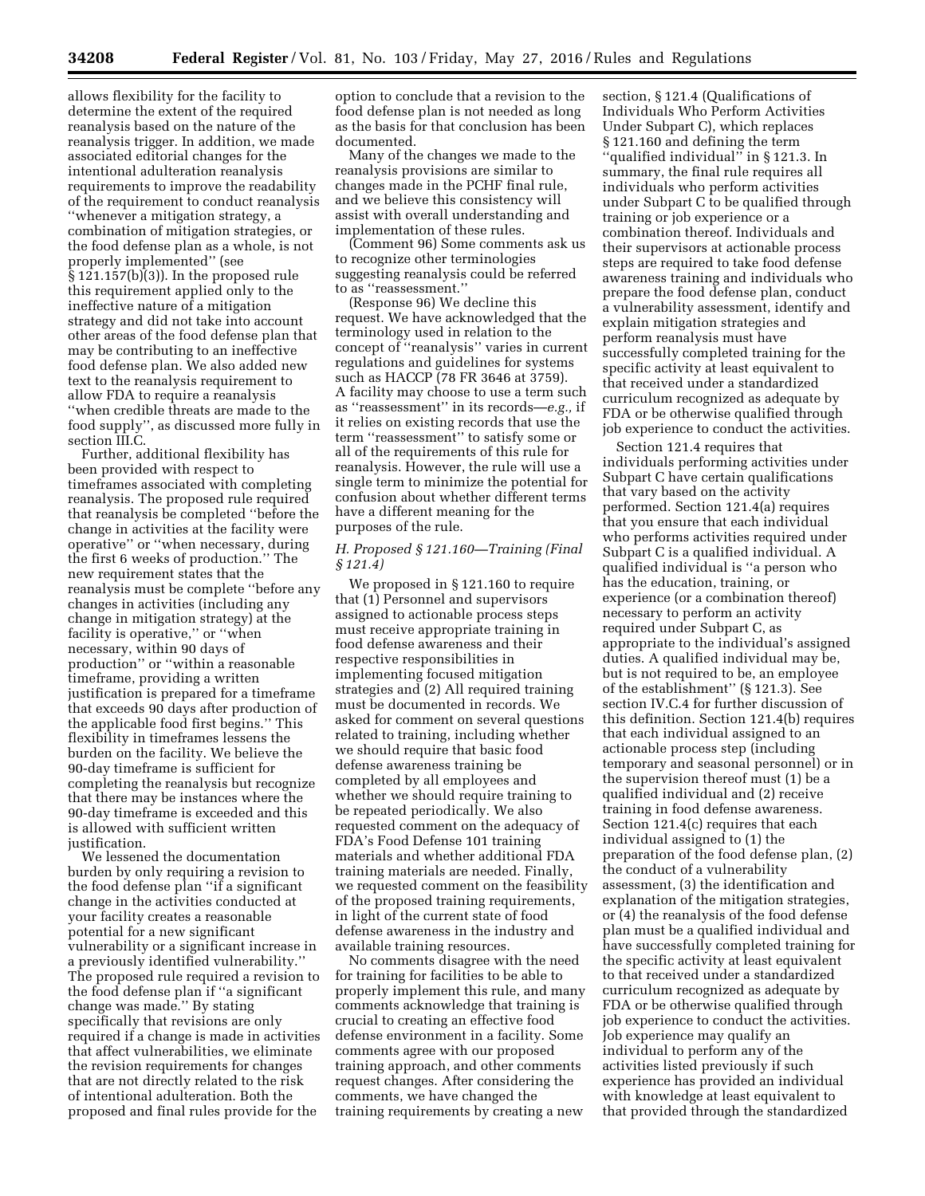allows flexibility for the facility to determine the extent of the required reanalysis based on the nature of the reanalysis trigger. In addition, we made associated editorial changes for the intentional adulteration reanalysis requirements to improve the readability of the requirement to conduct reanalysis "whenever a mitigation strategy, a combination of mitigation strategies, or the food defense plan as a whole, is not properly implemented" (see § 121.157(b)(3)). In the proposed rule this requirement applied only to the ineffective nature of a mitigation strategy and did not take into account other areas of the food defense plan that may be contributing to an ineffective food defense plan. We also added new text to the reanalysis requirement to allow FDA to require a reanalysis "when credible threats are made to the food supply", as discussed more fully in section III.C.

Further, additional flexibility has been provided with respect to timeframes associated with completing reanalysis. The proposed rule required that reanalysis be completed "before the change in activities at the facility were operative" or "when necessary, during the first 6 weeks of production." The new requirement states that the reanalysis must be complete "before any changes in activities (including any change in mitigation strategy) at the facility is operative," or "when necessary, within 90 days of production" or "within a reasonable timeframe, providing a written justification is prepared for a timeframe that exceeds 90 days after production of the applicable food first begins." This flexibility in timeframes lessens the burden on the facility. We believe the 90-day timeframe is sufficient for completing the reanalysis but recognize that there may be instances where the 90-day timeframe is exceeded and this is allowed with sufficient written justification.

We lessened the documentation burden by only requiring a revision to the food defense plan "if a significant change in the activities conducted at your facility creates a reasonable potential for a new significant vulnerability or a significant increase in a previously identified vulnerability." The proposed rule required a revision to the food defense plan if "a significant change was made." By stating specifically that revisions are only required if a change is made in activities that affect vulnerabilities, we eliminate the revision requirements for changes that are not directly related to the risk of intentional adulteration. Both the proposed and final rules provide for the option to conclude that a revision to the food defense plan is not needed as long as the basis for that conclusion has been documented.

Many of the changes we made to the reanalysis provisions are similar to changes made in the PCHF final rule, and we believe this consistency will assist with overall understanding and implementation of these rules.

(Comment 96) Some comments ask us to recognize other terminologies suggesting reanalysis could be referred to as "reassessment."

(Response 96) We decline this request. We have acknowledged that the terminology used in relation to the concept of "reanalysis" varies in current regulations and guidelines for systems such as HACCP (78 FR 3646 at 3759). A facility may choose to use a term such as "reassessment" in its records—*e.g.,* if it relies on existing records that use the term "reassessment" to satisfy some or all of the requirements of this rule for reanalysis. However, the rule will use a single term to minimize the potential for confusion about whether different terms have a different meaning for the purposes of the rule.

### *H. Proposed § 121.160—Training (Final § 121.4)*

We proposed in § 121.160 to require that (1) Personnel and supervisors assigned to actionable process steps must receive appropriate training in food defense awareness and their respective responsibilities in implementing focused mitigation strategies and (2) All required training must be documented in records. We asked for comment on several questions related to training, including whether we should require that basic food defense awareness training be completed by all employees and whether we should require training to be repeated periodically. We also requested comment on the adequacy of FDA's Food Defense 101 training materials and whether additional FDA training materials are needed. Finally, we requested comment on the feasibility of the proposed training requirements, in light of the current state of food defense awareness in the industry and available training resources.

No comments disagree with the need for training for facilities to be able to properly implement this rule, and many comments acknowledge that training is crucial to creating an effective food defense environment in a facility. Some comments agree with our proposed training approach, and other comments request changes. After considering the comments, we have changed the training requirements by creating a new section, § 121.4 (Qualifications of Individuals Who Perform Activities Under Subpart C), which replaces § 121.160 and defining the term "qualified individual" in § 121.3. In summary, the final rule requires all individuals who perform activities under Subpart C to be qualified through training or job experience or a combination thereof. Individuals and their supervisors at actionable process steps are required to take food defense awareness training and individuals who prepare the food defense plan, conduct a vulnerability assessment, identify and explain mitigation strategies and perform reanalysis must have successfully completed training for the specific activity at least equivalent to that received under a standardized curriculum recognized as adequate by FDA or be otherwise qualified through job experience to conduct the activities.

Section 121.4 requires that individuals performing activities under Subpart C have certain qualifications that vary based on the activity performed. Section 121.4(a) requires that you ensure that each individual who performs activities required under Subpart C is a qualified individual. A qualified individual is "a person who has the education, training, or experience (or a combination thereof) necessary to perform an activity required under Subpart C, as appropriate to the individual's assigned duties. A qualified individual may be, but is not required to be, an employee of the establishment" (§ 121.3). See section IV.C.4 for further discussion of this definition. Section 121.4(b) requires that each individual assigned to an actionable process step (including temporary and seasonal personnel) or in the supervision thereof must (1) be a qualified individual and (2) receive training in food defense awareness. Section 121.4(c) requires that each individual assigned to (1) the preparation of the food defense plan, (2) the conduct of a vulnerability assessment, (3) the identification and explanation of the mitigation strategies, or (4) the reanalysis of the food defense plan must be a qualified individual and have successfully completed training for the specific activity at least equivalent to that received under a standardized curriculum recognized as adequate by FDA or be otherwise qualified through job experience to conduct the activities. Job experience may qualify an individual to perform any of the activities listed previously if such experience has provided an individual with knowledge at least equivalent to that provided through the standardized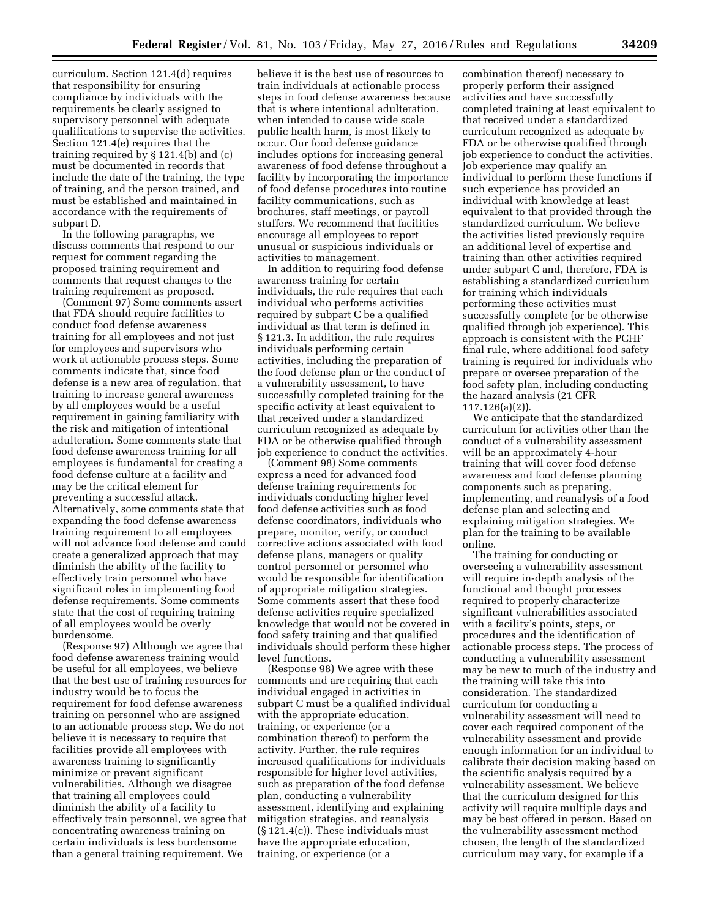curriculum. Section 121.4(d) requires that responsibility for ensuring compliance by individuals with the requirements be clearly assigned to supervisory personnel with adequate qualifications to supervise the activities. Section 121.4(e) requires that the training required by § 121.4(b) and (c) must be documented in records that include the date of the training, the type of training, and the person trained, and must be established and maintained in accordance with the requirements of subpart D.

In the following paragraphs, we discuss comments that respond to our request for comment regarding the proposed training requirement and comments that request changes to the training requirement as proposed.

(Comment 97) Some comments assert that FDA should require facilities to conduct food defense awareness training for all employees and not just for employees and supervisors who work at actionable process steps. Some comments indicate that, since food defense is a new area of regulation, that training to increase general awareness by all employees would be a useful requirement in gaining familiarity with the risk and mitigation of intentional adulteration. Some comments state that food defense awareness training for all employees is fundamental for creating a food defense culture at a facility and may be the critical element for preventing a successful attack. Alternatively, some comments state that expanding the food defense awareness training requirement to all employees will not advance food defense and could create a generalized approach that may diminish the ability of the facility to effectively train personnel who have significant roles in implementing food defense requirements. Some comments state that the cost of requiring training of all employees would be overly burdensome.

(Response 97) Although we agree that food defense awareness training would be useful for all employees, we believe that the best use of training resources for industry would be to focus the requirement for food defense awareness training on personnel who are assigned to an actionable process step. We do not believe it is necessary to require that facilities provide all employees with awareness training to significantly minimize or prevent significant vulnerabilities. Although we disagree that training all employees could diminish the ability of a facility to effectively train personnel, we agree that concentrating awareness training on certain individuals is less burdensome than a general training requirement. We believe it is the best use of resources to train individuals at actionable process steps in food defense awareness because that is where intentional adulteration, when intended to cause wide scale public health harm, is most likely to occur. Our food defense guidance includes options for increasing general awareness of food defense throughout a facility by incorporating the importance of food defense procedures into routine facility communications, such as brochures, staff meetings, or payroll stuffers. We recommend that facilities encourage all employees to report unusual or suspicious individuals or activities to management.

In addition to requiring food defense awareness training for certain individuals, the rule requires that each individual who performs activities required by subpart C be a qualified individual as that term is defined in § 121.3. In addition, the rule requires individuals performing certain activities, including the preparation of the food defense plan or the conduct of a vulnerability assessment, to have successfully completed training for the specific activity at least equivalent to that received under a standardized curriculum recognized as adequate by FDA or be otherwise qualified through job experience to conduct the activities.

(Comment 98) Some comments express a need for advanced food defense training requirements for individuals conducting higher level food defense activities such as food defense coordinators, individuals who prepare, monitor, verify, or conduct corrective actions associated with food defense plans, managers or quality control personnel or personnel who would be responsible for identification of appropriate mitigation strategies. Some comments assert that these food defense activities require specialized knowledge that would not be covered in food safety training and that qualified individuals should perform these higher level functions.

(Response 98) We agree with these comments and are requiring that each individual engaged in activities in subpart C must be a qualified individual with the appropriate education, training, or experience (or a combination thereof) to perform the activity. Further, the rule requires increased qualifications for individuals responsible for higher level activities, such as preparation of the food defense plan, conducting a vulnerability assessment, identifying and explaining mitigation strategies, and reanalysis (§ 121.4(c)). These individuals must have the appropriate education, training, or experience (or a combination thereof) necessary to properly perform their assigned activities and have successfully completed training at least equivalent to that received under a standardized curriculum recognized as adequate by FDA or be otherwise qualified through job experience to conduct the activities. Job experience may qualify an individual to perform these functions if such experience has provided an individual with knowledge at least equivalent to that provided through the standardized curriculum. We believe the activities listed previously require an additional level of expertise and training than other activities required under subpart C and, therefore, FDA is establishing a standardized curriculum for training which individuals performing these activities must successfully complete (or be otherwise qualified through job experience). This approach is consistent with the PCHF final rule, where additional food safety training is required for individuals who prepare or oversee preparation of the food safety plan, including conducting the hazard analysis (21 CFR 117.126(a)(2)).

We anticipate that the standardized curriculum for activities other than the conduct of a vulnerability assessment will be an approximately 4-hour training that will cover food defense awareness and food defense planning components such as preparing, implementing, and reanalysis of a food defense plan and selecting and explaining mitigation strategies. We plan for the training to be available online.

The training for conducting or overseeing a vulnerability assessment will require in-depth analysis of the functional and thought processes required to properly characterize significant vulnerabilities associated with a facility's points, steps, or procedures and the identification of actionable process steps. The process of conducting a vulnerability assessment may be new to much of the industry and the training will take this into consideration. The standardized curriculum for conducting a vulnerability assessment will need to cover each required component of the vulnerability assessment and provide enough information for an individual to calibrate their decision making based on the scientific analysis required by a vulnerability assessment. We believe that the curriculum designed for this activity will require multiple days and may be best offered in person. Based on the vulnerability assessment method chosen, the length of the standardized curriculum may vary, for example if a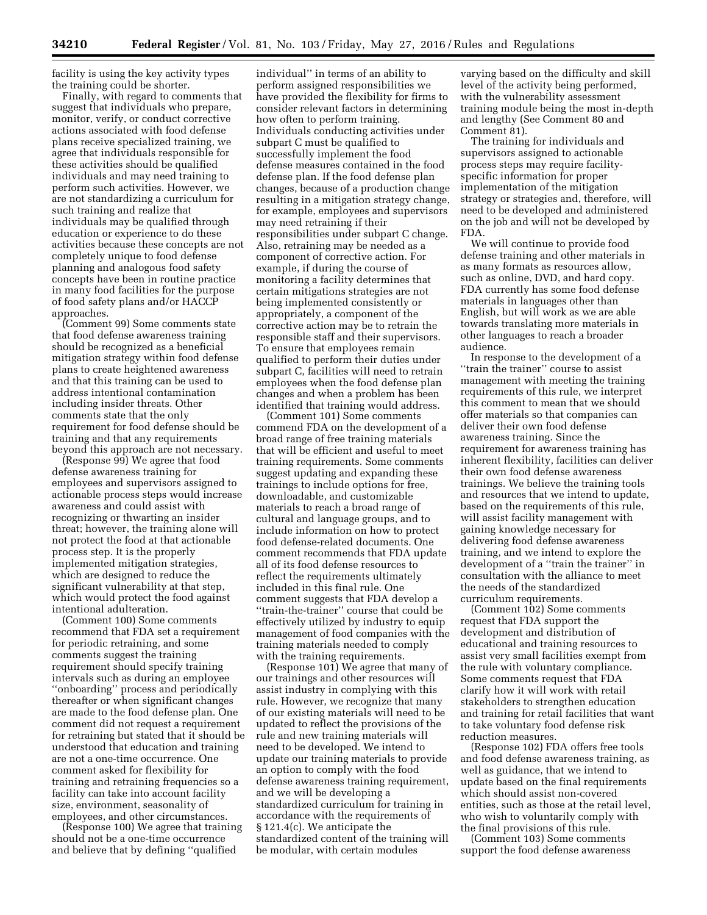facility is using the key activity types the training could be shorter.

Finally, with regard to comments that suggest that individuals who prepare, monitor, verify, or conduct corrective actions associated with food defense plans receive specialized training, we agree that individuals responsible for these activities should be qualified individuals and may need training to perform such activities. However, we are not standardizing a curriculum for such training and realize that individuals may be qualified through education or experience to do these activities because these concepts are not completely unique to food defense planning and analogous food safety concepts have been in routine practice in many food facilities for the purpose of food safety plans and/or HACCP approaches.

(Comment 99) Some comments state that food defense awareness training should be recognized as a beneficial mitigation strategy within food defense plans to create heightened awareness and that this training can be used to address intentional contamination including insider threats. Other comments state that the only requirement for food defense should be training and that any requirements beyond this approach are not necessary.

(Response 99) We agree that food defense awareness training for employees and supervisors assigned to actionable process steps would increase awareness and could assist with recognizing or thwarting an insider threat; however, the training alone will not protect the food at that actionable process step. It is the properly implemented mitigation strategies, which are designed to reduce the significant vulnerability at that step, which would protect the food against intentional adulteration.

(Comment 100) Some comments recommend that FDA set a requirement for periodic retraining, and some comments suggest the training requirement should specify training intervals such as during an employee ''onboarding'' process and periodically thereafter or when significant changes are made to the food defense plan. One comment did not request a requirement for retraining but stated that it should be understood that education and training are not a one-time occurrence. One comment asked for flexibility for training and retraining frequencies so a facility can take into account facility size, environment, seasonality of employees, and other circumstances.

(Response 100) We agree that training should not be a one-time occurrence and believe that by defining ''qualified individual'' in terms of an ability to perform assigned responsibilities we have provided the flexibility for firms to consider relevant factors in determining how often to perform training. Individuals conducting activities under subpart C must be qualified to successfully implement the food defense measures contained in the food defense plan. If the food defense plan changes, because of a production change resulting in a mitigation strategy change, for example, employees and supervisors may need retraining if their responsibilities under subpart C change. Also, retraining may be needed as a component of corrective action. For example, if during the course of monitoring a facility determines that certain mitigations strategies are not being implemented consistently or appropriately, a component of the corrective action may be to retrain the responsible staff and their supervisors. To ensure that employees remain qualified to perform their duties under subpart C, facilities will need to retrain employees when the food defense plan changes and when a problem has been identified that training would address.

(Comment 101) Some comments commend FDA on the development of a broad range of free training materials that will be efficient and useful to meet training requirements. Some comments suggest updating and expanding these trainings to include options for free, downloadable, and customizable materials to reach a broad range of cultural and language groups, and to include information on how to protect food defense-related documents. One comment recommends that FDA update all of its food defense resources to reflect the requirements ultimately included in this final rule. One comment suggests that FDA develop a ''train-the-trainer'' course that could be effectively utilized by industry to equip management of food companies with the training materials needed to comply with the training requirements.

(Response 101) We agree that many of our trainings and other resources will assist industry in complying with this rule. However, we recognize that many of our existing materials will need to be updated to reflect the provisions of the rule and new training materials will need to be developed. We intend to update our training materials to provide an option to comply with the food defense awareness training requirement, and we will be developing a standardized curriculum for training in accordance with the requirements of § 121.4(c). We anticipate the standardized content of the training will be modular, with certain modules varying based on the difficulty and skill level of the activity being performed, with the vulnerability assessment training module being the most in-depth and lengthy (See Comment 80 and Comment 81).

The training for individuals and supervisors assigned to actionable process steps may require facility-specific information for proper implementation of the mitigation strategy or strategies and, therefore, will need to be developed and administered on the job and will not be developed by FDA.

We will continue to provide food defense training and other materials in as many formats as resources allow, such as online, DVD, and hard copy. FDA currently has some food defense materials in languages other than English, but will work as we are able towards translating more materials in other languages to reach a broader audience.

In response to the development of a ''train the trainer'' course to assist management with meeting the training requirements of this rule, we interpret this comment to mean that we should offer materials so that companies can deliver their own food defense awareness training. Since the requirement for awareness training has inherent flexibility, facilities can deliver their own food defense awareness trainings. We believe the training tools and resources that we intend to update, based on the requirements of this rule, will assist facility management with gaining knowledge necessary for delivering food defense awareness training, and we intend to explore the development of a ''train the trainer'' in consultation with the alliance to meet the needs of the standardized curriculum requirements.

(Comment 102) Some comments request that FDA support the development and distribution of educational and training resources to assist very small facilities exempt from the rule with voluntary compliance. Some comments request that FDA clarify how it will work with retail stakeholders to strengthen education and training for retail facilities that want to take voluntary food defense risk reduction measures.

(Response 102) FDA offers free tools and food defense awareness training, as well as guidance, that we intend to update based on the final requirements which should assist non-covered entities, such as those at the retail level, who wish to voluntarily comply with the final provisions of this rule.

(Comment 103) Some comments support the food defense awareness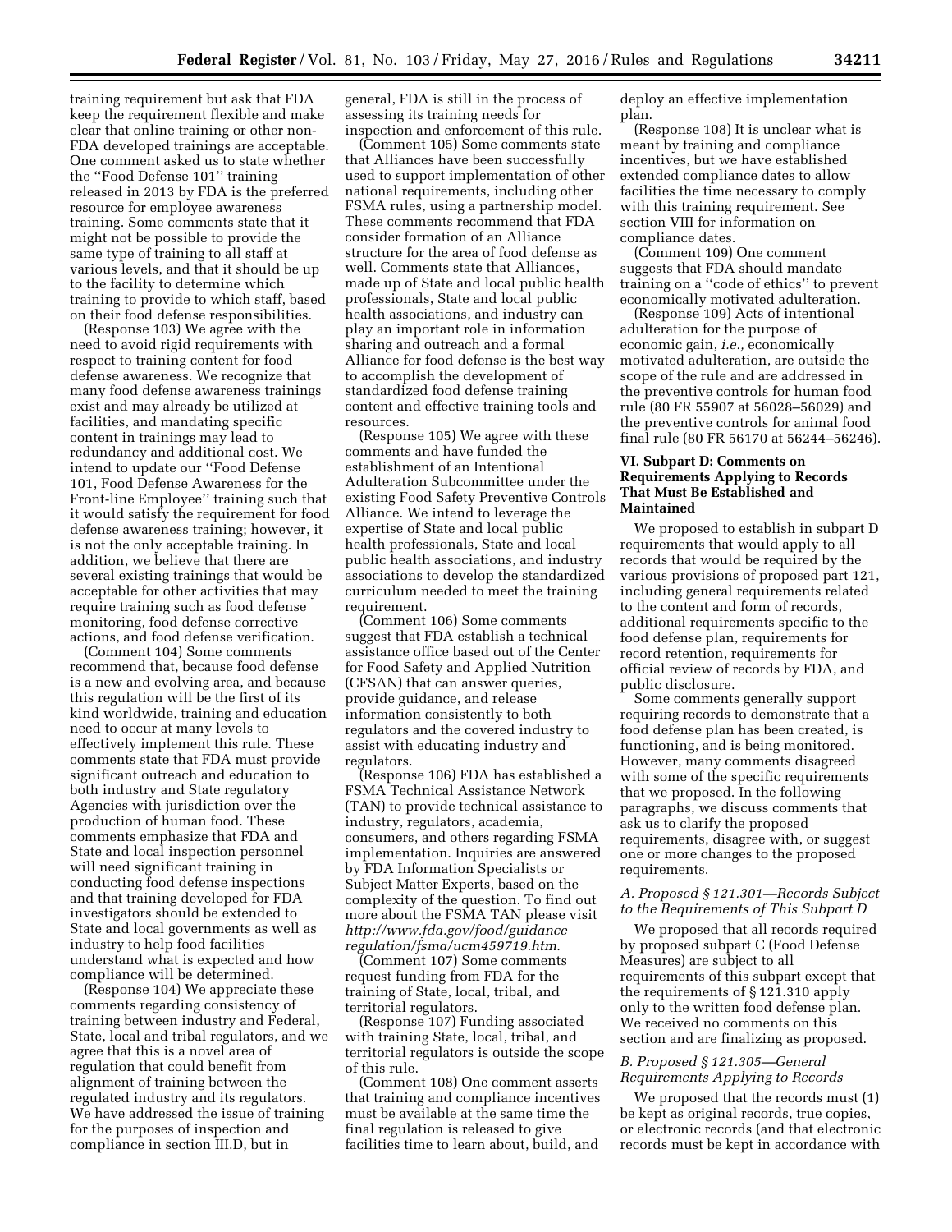training requirement but ask that FDA keep the requirement flexible and make clear that online training or other non-FDA developed trainings are acceptable. One comment asked us to state whether the ''Food Defense 101'' training released in 2013 by FDA is the preferred resource for employee awareness training. Some comments state that it might not be possible to provide the same type of training to all staff at various levels, and that it should be up to the facility to determine which training to provide to which staff, based on their food defense responsibilities.

(Response 103) We agree with the need to avoid rigid requirements with respect to training content for food defense awareness. We recognize that many food defense awareness trainings exist and may already be utilized at facilities, and mandating specific content in trainings may lead to redundancy and additional cost. We intend to update our ''Food Defense 101, Food Defense Awareness for the Front-line Employee'' training such that it would satisfy the requirement for food defense awareness training; however, it is not the only acceptable training. In addition, we believe that there are several existing trainings that would be acceptable for other activities that may require training such as food defense monitoring, food defense corrective actions, and food defense verification.

(Comment 104) Some comments recommend that, because food defense is a new and evolving area, and because this regulation will be the first of its kind worldwide, training and education need to occur at many levels to effectively implement this rule. These comments state that FDA must provide significant outreach and education to both industry and State regulatory Agencies with jurisdiction over the production of human food. These comments emphasize that FDA and State and local inspection personnel will need significant training in conducting food defense inspections and that training developed for FDA investigators should be extended to State and local governments as well as industry to help food facilities understand what is expected and how compliance will be determined.

(Response 104) We appreciate these comments regarding consistency of training between industry and Federal, State, local and tribal regulators, and we agree that this is a novel area of regulation that could benefit from alignment of training between the regulated industry and its regulators. We have addressed the issue of training for the purposes of inspection and compliance in section III.D, but in general, FDA is still in the process of assessing its training needs for inspection and enforcement of this rule.

(Comment 105) Some comments state that Alliances have been successfully used to support implementation of other national requirements, including other FSMA rules, using a partnership model. These comments recommend that FDA consider formation of an Alliance structure for the area of food defense as well. Comments state that Alliances, made up of State and local public health professionals, State and local public health associations, and industry can play an important role in information sharing and outreach and a formal Alliance for food defense is the best way to accomplish the development of standardized food defense training content and effective training tools and resources.

(Response 105) We agree with these comments and have funded the establishment of an Intentional Adulteration Subcommittee under the existing Food Safety Preventive Controls Alliance. We intend to leverage the expertise of State and local public health professionals, State and local public health associations, and industry associations to develop the standardized curriculum needed to meet the training requirement.

(Comment 106) Some comments suggest that FDA establish a technical assistance office based out of the Center for Food Safety and Applied Nutrition (CFSAN) that can answer queries, provide guidance, and release information consistently to both regulators and the covered industry to assist with educating industry and regulators.

(Response 106) FDA has established a FSMA Technical Assistance Network (TAN) to provide technical assistance to industry, regulators, academia, consumers, and others regarding FSMA implementation. Inquiries are answered by FDA Information Specialists or Subject Matter Experts, based on the complexity of the question. To find out more about the FSMA TAN please visit *http://www.fda.gov/food/guidanceregulation/fsma/ucm459719.htm*.

(Comment 107) Some comments request funding from FDA for the training of State, local, tribal, and territorial regulators.

(Response 107) Funding associated with training State, local, tribal, and territorial regulators is outside the scope of this rule.

(Comment 108) One comment asserts that training and compliance incentives must be available at the same time the final regulation is released to give facilities time to learn about, build, and deploy an effective implementation plan.

(Response 108) It is unclear what is meant by training and compliance incentives, but we have established extended compliance dates to allow facilities the time necessary to comply with this training requirement. See section VIII for information on compliance dates.

(Comment 109) One comment suggests that FDA should mandate training on a ''code of ethics'' to prevent economically motivated adulteration.

(Response 109) Acts of intentional adulteration for the purpose of economic gain, *i.e.,* economically motivated adulteration, are outside the scope of the rule and are addressed in the preventive controls for human food rule (80 FR 55907 at 56028–56029) and the preventive controls for animal food final rule (80 FR 56170 at 56244–56246).

## VI. Subpart D: Comments on Requirements Applying to Records That Must Be Established and Maintained

We proposed to establish in subpart D requirements that would apply to all records that would be required by the various provisions of proposed part 121, including general requirements related to the content and form of records, additional requirements specific to the food defense plan, requirements for record retention, requirements for official review of records by FDA, and public disclosure.

Some comments generally support requiring records to demonstrate that a food defense plan has been created, is functioning, and is being monitored. However, many comments disagreed with some of the specific requirements that we proposed. In the following paragraphs, we discuss comments that ask us to clarify the proposed requirements, disagree with, or suggest one or more changes to the proposed requirements.

### *A. Proposed § 121.301—Records Subject to the Requirements of This Subpart D*

We proposed that all records required by proposed subpart C (Food Defense Measures) are subject to all requirements of this subpart except that the requirements of § 121.310 apply only to the written food defense plan. We received no comments on this section and are finalizing as proposed.

### *B. Proposed § 121.305—General Requirements Applying to Records*

We proposed that the records must (1) be kept as original records, true copies, or electronic records (and that electronic records must be kept in accordance with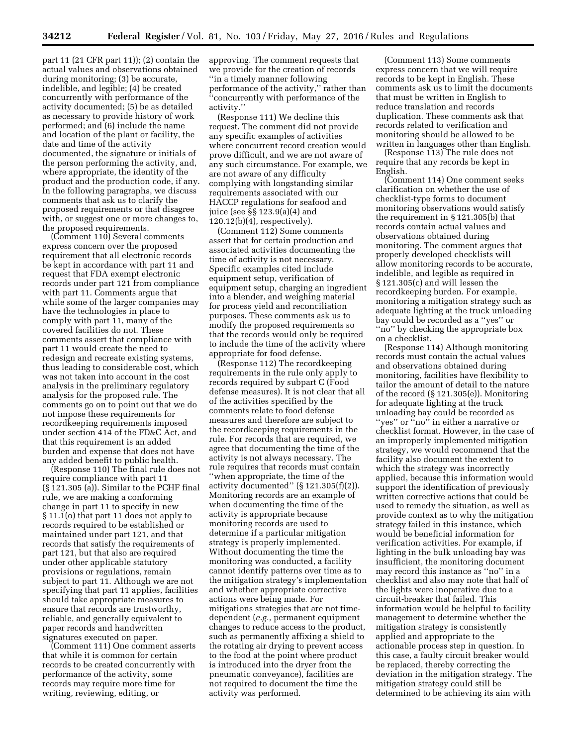part 11 (21 CFR part 11)); (2) contain the actual values and observations obtained during monitoring; (3) be accurate, indelible, and legible; (4) be created concurrently with performance of the activity documented; (5) be as detailed as necessary to provide history of work performed; and (6) include the name and location of the plant or facility, the date and time of the activity documented, the signature or initials of the person performing the activity, and, where appropriate, the identity of the product and the production code, if any. In the following paragraphs, we discuss comments that ask us to clarify the proposed requirements or that disagree with, or suggest one or more changes to, the proposed requirements.

(Comment 110) Several comments express concern over the proposed requirement that all electronic records be kept in accordance with part 11 and request that FDA exempt electronic records under part 121 from compliance with part 11. Comments argue that while some of the larger companies may have the technologies in place to comply with part 11, many of the covered facilities do not. These comments assert that compliance with part 11 would create the need to redesign and recreate existing systems, thus leading to considerable cost, which was not taken into account in the cost analysis in the preliminary regulatory analysis for the proposed rule. The comments go on to point out that we do not impose these requirements for recordkeeping requirements imposed under section 414 of the FD&C Act, and that this requirement is an added burden and expense that does not have any added benefit to public health.

(Response 110) The final rule does not require compliance with part 11 (§ 121.305 (a)). Similar to the PCHF final rule, we are making a conforming change in part 11 to specify in new § 11.1(o) that part 11 does not apply to records required to be established or maintained under part 121, and that records that satisfy the requirements of part 121, but that also are required under other applicable statutory provisions or regulations, remain subject to part 11. Although we are not specifying that part 11 applies, facilities should take appropriate measures to ensure that records are trustworthy, reliable, and generally equivalent to paper records and handwritten signatures executed on paper.

(Comment 111) One comment asserts that while it is common for certain records to be created concurrently with performance of the activity, some records may require more time for writing, reviewing, editing, or approving. The comment requests that we provide for the creation of records ''in a timely manner following performance of the activity,'' rather than ''concurrently with performance of the activity.''

(Response 111) We decline this request. The comment did not provide any specific examples of activities where concurrent record creation would prove difficult, and we are not aware of any such circumstance. For example, we are not aware of any difficulty complying with longstanding similar requirements associated with our HACCP regulations for seafood and juice (see §§ 123.9(a)(4) and 120.12(b)(4), respectively).

(Comment 112) Some comments assert that for certain production and associated activities documenting the time of activity is not necessary. Specific examples cited include equipment setup, verification of equipment setup, charging an ingredient into a blender, and weighing material for process yield and reconciliation purposes. These comments ask us to modify the proposed requirements so that the records would only be required to include the time of the activity where appropriate for food defense.

(Response 112) The recordkeeping requirements in the rule only apply to records required by subpart C (Food defense measures). It is not clear that all of the activities specified by the comments relate to food defense measures and therefore are subject to the recordkeeping requirements in the rule. For records that are required, we agree that documenting the time of the activity is not always necessary. The rule requires that records must contain ''when appropriate, the time of the activity documented'' (§ 121.305(f)(2)). Monitoring records are an example of when documenting the time of the activity is appropriate because monitoring records are used to determine if a particular mitigation strategy is properly implemented. Without documenting the time the monitoring was conducted, a facility cannot identify patterns over time as to the mitigation strategy's implementation and whether appropriate corrective actions were being made. For mitigations strategies that are not time-dependent (*e.g.,* permanent equipment changes to reduce access to the product, such as permanently affixing a shield to the rotating air drying to prevent access to the food at the point where product is introduced into the dryer from the pneumatic conveyance), facilities are not required to document the time the activity was performed.

(Comment 113) Some comments express concern that we will require records to be kept in English. These comments ask us to limit the documents that must be written in English to reduce translation and records duplication. These comments ask that records related to verification and monitoring should be allowed to be written in languages other than English.

(Response 113) The rule does not require that any records be kept in English.

(Comment 114) One comment seeks clarification on whether the use of checklist-type forms to document monitoring observations would satisfy the requirement in § 121.305(b) that records contain actual values and observations obtained during monitoring. The comment argues that properly developed checklists will allow monitoring records to be accurate, indelible, and legible as required in § 121.305(c) and will lessen the recordkeeping burden. For example, monitoring a mitigation strategy such as adequate lighting at the truck unloading bay could be recorded as a ''yes'' or ''no'' by checking the appropriate box on a checklist.

(Response 114) Although monitoring records must contain the actual values and observations obtained during monitoring, facilities have flexibility to tailor the amount of detail to the nature of the record (§ 121.305(e)). Monitoring for adequate lighting at the truck unloading bay could be recorded as ''yes'' or ''no'' in either a narrative or checklist format. However, in the case of an improperly implemented mitigation strategy, we would recommend that the facility also document the extent to which the strategy was incorrectly applied, because this information would support the identification of previously written corrective actions that could be used to remedy the situation, as well as provide context as to why the mitigation strategy failed in this instance, which would be beneficial information for verification activities. For example, if lighting in the bulk unloading bay was insufficient, the monitoring document may record this instance as ''no'' in a checklist and also may note that half of the lights were inoperative due to a circuit-breaker that failed. This information would be helpful to facility management to determine whether the mitigation strategy is consistently applied and appropriate to the actionable process step in question. In this case, a faulty circuit breaker would be replaced, thereby correcting the deviation in the mitigation strategy. The mitigation strategy could still be determined to be achieving its aim with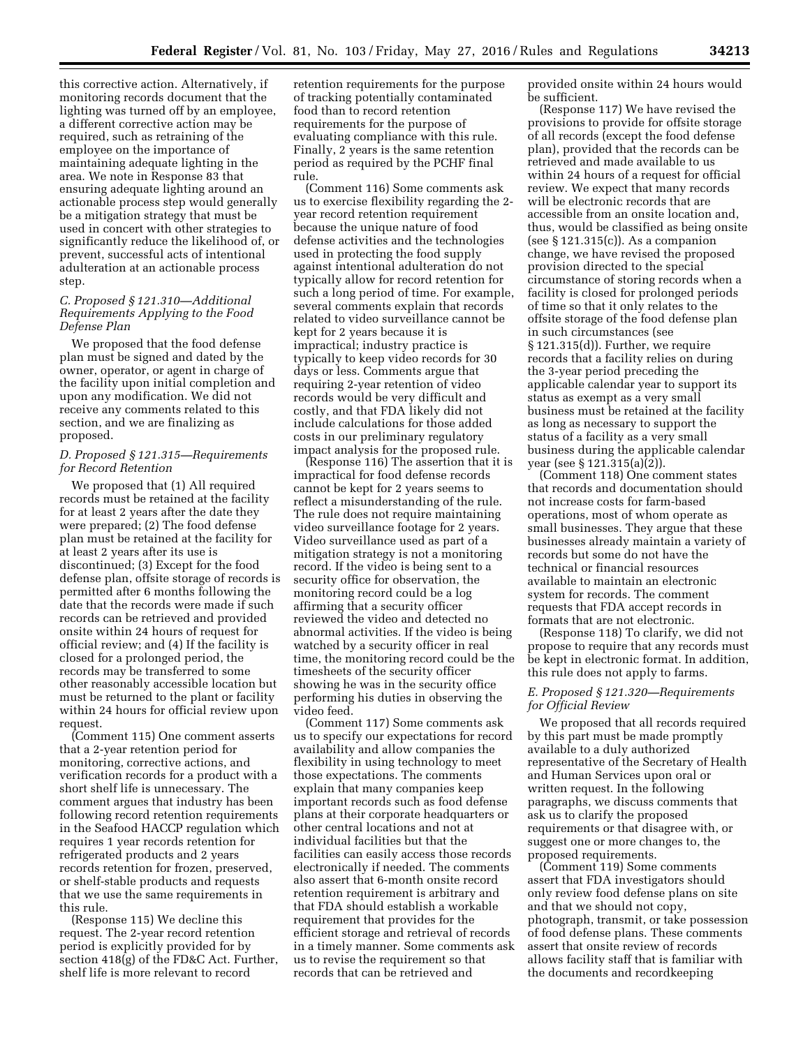this corrective action. Alternatively, if monitoring records document that the lighting was turned off by an employee, a different corrective action may be required, such as retraining of the employee on the importance of maintaining adequate lighting in the area. We note in Response 83 that ensuring adequate lighting around an actionable process step would generally be a mitigation strategy that must be used in concert with other strategies to significantly reduce the likelihood of, or prevent, successful acts of intentional adulteration at an actionable process step.

### *C. Proposed § 121.310—Additional Requirements Applying to the Food Defense Plan*

We proposed that the food defense plan must be signed and dated by the owner, operator, or agent in charge of the facility upon initial completion and upon any modification. We did not receive any comments related to this section, and we are finalizing as proposed.

### *D. Proposed § 121.315—Requirements for Record Retention*

We proposed that (1) All required records must be retained at the facility for at least 2 years after the date they were prepared; (2) The food defense plan must be retained at the facility for at least 2 years after its use is discontinued; (3) Except for the food defense plan, offsite storage of records is permitted after 6 months following the date that the records were made if such records can be retrieved and provided onsite within 24 hours of request for official review; and (4) If the facility is closed for a prolonged period, the records may be transferred to some other reasonably accessible location but must be returned to the plant or facility within 24 hours for official review upon request.

(Comment 115) One comment asserts that a 2-year retention period for monitoring, corrective actions, and verification records for a product with a short shelf life is unnecessary. The comment argues that industry has been following record retention requirements in the Seafood HACCP regulation which requires 1 year records retention for refrigerated products and 2 years records retention for frozen, preserved, or shelf-stable products and requests that we use the same requirements in this rule.

(Response 115) We decline this request. The 2-year record retention period is explicitly provided for by section 418(g) of the FD&C Act. Further, shelf life is more relevant to record retention requirements for the purpose of tracking potentially contaminated food than to record retention requirements for the purpose of evaluating compliance with this rule. Finally, 2 years is the same retention period as required by the PCHF final rule.

(Comment 116) Some comments ask us to exercise flexibility regarding the 2-year record retention requirement because the unique nature of food defense activities and the technologies used in protecting the food supply against intentional adulteration do not typically allow for record retention for such a long period of time. For example, several comments explain that records related to video surveillance cannot be kept for 2 years because it is impractical; industry practice is typically to keep video records for 30 days or less. Comments argue that requiring 2-year retention of video records would be very difficult and costly, and that FDA likely did not include calculations for those added costs in our preliminary regulatory impact analysis for the proposed rule.

(Response 116) The assertion that it is impractical for food defense records cannot be kept for 2 years seems to reflect a misunderstanding of the rule. The rule does not require maintaining video surveillance footage for 2 years. Video surveillance used as part of a mitigation strategy is not a monitoring record. If the video is being sent to a security office for observation, the monitoring record could be a log affirming that a security officer reviewed the video and detected no abnormal activities. If the video is being watched by a security officer in real time, the monitoring record could be the timesheets of the security officer showing he was in the security office performing his duties in observing the video feed.

(Comment 117) Some comments ask us to specify our expectations for record availability and allow companies the flexibility in using technology to meet those expectations. The comments explain that many companies keep important records such as food defense plans at their corporate headquarters or other central locations and not at individual facilities but that the facilities can easily access those records electronically if needed. The comments also assert that 6-month onsite record retention requirement is arbitrary and that FDA should establish a workable requirement that provides for the efficient storage and retrieval of records in a timely manner. Some comments ask us to revise the requirement so that records that can be retrieved and provided onsite within 24 hours would be sufficient.

(Response 117) We have revised the provisions to provide for offsite storage of all records (except the food defense plan), provided that the records can be retrieved and made available to us within 24 hours of a request for official review. We expect that many records will be electronic records that are accessible from an onsite location and, thus, would be classified as being onsite (see § 121.315(c)). As a companion change, we have revised the proposed provision directed to the special circumstance of storing records when a facility is closed for prolonged periods of time so that it only relates to the offsite storage of the food defense plan in such circumstances (see § 121.315(d)). Further, we require records that a facility relies on during the 3-year period preceding the applicable calendar year to support its status as exempt as a very small business must be retained at the facility as long as necessary to support the status of a facility as a very small business during the applicable calendar year (see § 121.315(a)(2)).

(Comment 118) One comment states that records and documentation should not increase costs for farm-based operations, most of whom operate as small businesses. They argue that these businesses already maintain a variety of records but some do not have the technical or financial resources available to maintain an electronic system for records. The comment requests that FDA accept records in formats that are not electronic.

(Response 118) To clarify, we did not propose to require that any records must be kept in electronic format. In addition, this rule does not apply to farms.

### *E. Proposed § 121.320—Requirements for Official Review*

We proposed that all records required by this part must be made promptly available to a duly authorized representative of the Secretary of Health and Human Services upon oral or written request. In the following paragraphs, we discuss comments that ask us to clarify the proposed requirements or that disagree with, or suggest one or more changes to, the proposed requirements.

(Comment 119) Some comments assert that FDA investigators should only review food defense plans on site and that we should not copy, photograph, transmit, or take possession of food defense plans. These comments assert that onsite review of records allows facility staff that is familiar with the documents and recordkeeping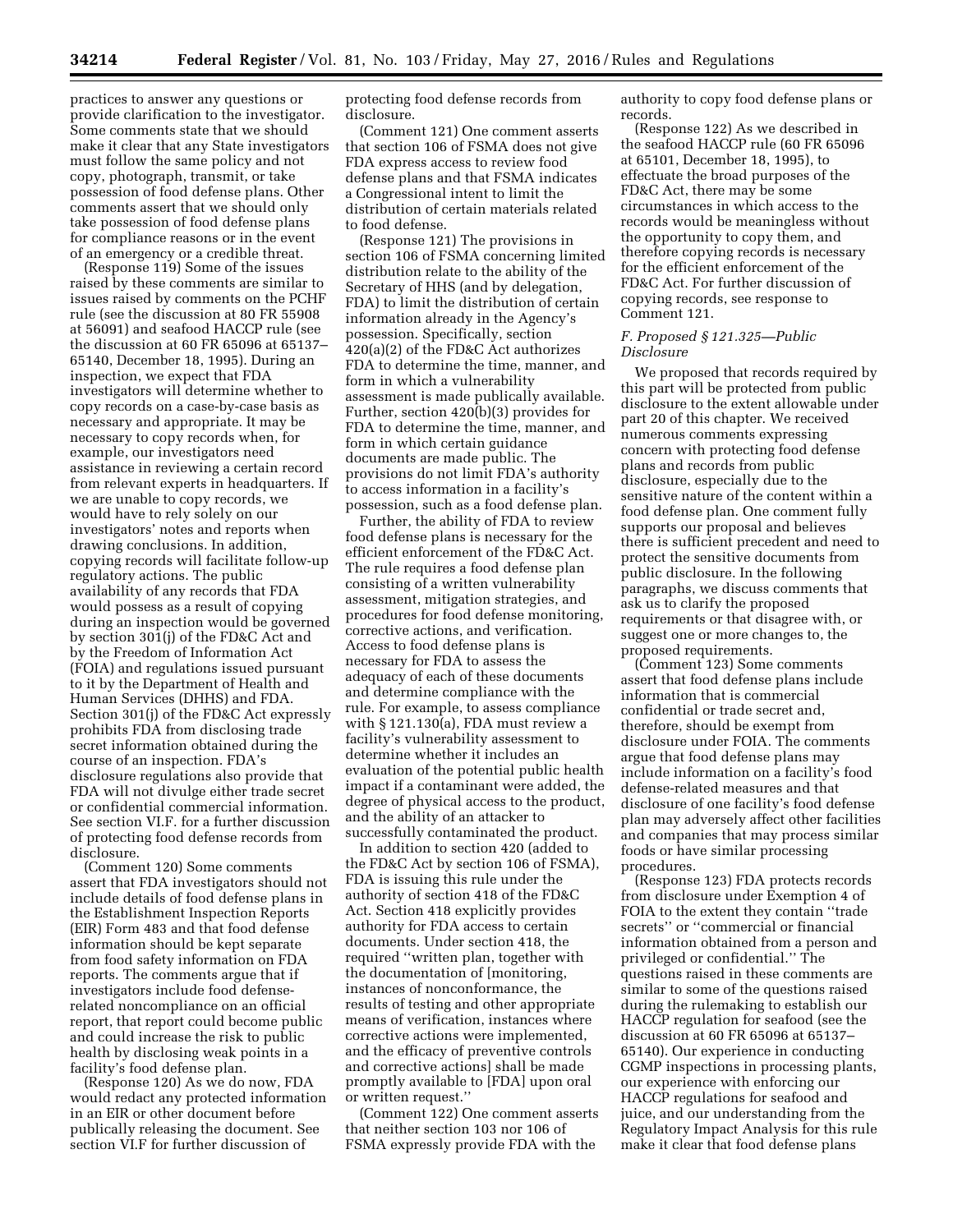practices to answer any questions or provide clarification to the investigator. Some comments state that we should make it clear that any State investigators must follow the same policy and not copy, photograph, transmit, or take possession of food defense plans. Other comments assert that we should only take possession of food defense plans for compliance reasons or in the event of an emergency or a credible threat.

(Response 119) Some of the issues raised by these comments are similar to issues raised by comments on the PCHF rule (see the discussion at 80 FR 55908 at 56091) and seafood HACCP rule (see the discussion at 60 FR 65096 at 65137–65140, December 18, 1995). During an inspection, we expect that FDA investigators will determine whether to copy records on a case-by-case basis as necessary and appropriate. It may be necessary to copy records when, for example, our investigators need assistance in reviewing a certain record from relevant experts in headquarters. If we are unable to copy records, we would have to rely solely on our investigators' notes and reports when drawing conclusions. In addition, copying records will facilitate follow-up regulatory actions. The public availability of any records that FDA would possess as a result of copying during an inspection would be governed by section 301(j) of the FD&C Act and by the Freedom of Information Act (FOIA) and regulations issued pursuant to it by the Department of Health and Human Services (DHHS) and FDA. Section 301(j) of the FD&C Act expressly prohibits FDA from disclosing trade secret information obtained during the course of an inspection. FDA's disclosure regulations also provide that FDA will not divulge either trade secret or confidential commercial information. See section VI.F. for a further discussion of protecting food defense records from disclosure.

(Comment 120) Some comments assert that FDA investigators should not include details of food defense plans in the Establishment Inspection Reports (EIR) Form 483 and that food defense information should be kept separate from food safety information on FDA reports. The comments argue that if investigators include food defense-related noncompliance on an official report, that report could become public and could increase the risk to public health by disclosing weak points in a facility's food defense plan.

(Response 120) As we do now, FDA would redact any protected information in an EIR or other document before publically releasing the document. See section VI.F for further discussion of protecting food defense records from disclosure.

(Comment 121) One comment asserts that section 106 of FSMA does not give FDA express access to review food defense plans and that FSMA indicates a Congressional intent to limit the distribution of certain materials related to food defense.

(Response 121) The provisions in section 106 of FSMA concerning limited distribution relate to the ability of the Secretary of HHS (and by delegation, FDA) to limit the distribution of certain information already in the Agency's possession. Specifically, section 420(a)(2) of the FD&C Act authorizes FDA to determine the time, manner, and form in which a vulnerability assessment is made publically available. Further, section 420(b)(3) provides for FDA to determine the time, manner, and form in which certain guidance documents are made public. The provisions do not limit FDA's authority to access information in a facility's possession, such as a food defense plan.

Further, the ability of FDA to review food defense plans is necessary for the efficient enforcement of the FD&C Act. The rule requires a food defense plan consisting of a written vulnerability assessment, mitigation strategies, and procedures for food defense monitoring, corrective actions, and verification. Access to food defense plans is necessary for FDA to assess the adequacy of each of these documents and determine compliance with the rule. For example, to assess compliance with § 121.130(a), FDA must review a facility's vulnerability assessment to determine whether it includes an evaluation of the potential public health impact if a contaminant were added, the degree of physical access to the product, and the ability of an attacker to successfully contaminated the product.

In addition to section 420 (added to the FD&C Act by section 106 of FSMA), FDA is issuing this rule under the authority of section 418 of the FD&C Act. Section 418 explicitly provides authority for FDA access to certain documents. Under section 418, the required ''written plan, together with the documentation of [monitoring, instances of nonconformance, the results of testing and other appropriate means of verification, instances where corrective actions were implemented, and the efficacy of preventive controls and corrective actions] shall be made promptly available to [FDA] upon oral or written request.''

(Comment 122) One comment asserts that neither section 103 nor 106 of FSMA expressly provide FDA with the authority to copy food defense plans or records.

(Response 122) As we described in the seafood HACCP rule (60 FR 65096 at 65101, December 18, 1995), to effectuate the broad purposes of the FD&C Act, there may be some circumstances in which access to the records would be meaningless without the opportunity to copy them, and therefore copying records is necessary for the efficient enforcement of the FD&C Act. For further discussion of copying records, see response to Comment 121.

### *F. Proposed § 121.325—Public Disclosure*

We proposed that records required by this part will be protected from public disclosure to the extent allowable under part 20 of this chapter. We received numerous comments expressing concern with protecting food defense plans and records from public disclosure, especially due to the sensitive nature of the content within a food defense plan. One comment fully supports our proposal and believes there is sufficient precedent and need to protect the sensitive documents from public disclosure. In the following paragraphs, we discuss comments that ask us to clarify the proposed requirements or that disagree with, or suggest one or more changes to, the proposed requirements.

(Comment 123) Some comments assert that food defense plans include information that is commercial confidential or trade secret and, therefore, should be exempt from disclosure under FOIA. The comments argue that food defense plans may include information on a facility's food defense-related measures and that disclosure of one facility's food defense plan may adversely affect other facilities and companies that may process similar foods or have similar processing procedures.

(Response 123) FDA protects records from disclosure under Exemption 4 of FOIA to the extent they contain ''trade secrets'' or ''commercial or financial information obtained from a person and privileged or confidential.'' The questions raised in these comments are similar to some of the questions raised during the rulemaking to establish our HACCP regulation for seafood (see the discussion at 60 FR 65096 at 65137–65140). Our experience in conducting CGMP inspections in processing plants, our experience with enforcing our HACCP regulations for seafood and juice, and our understanding from the Regulatory Impact Analysis for this rule make it clear that food defense plans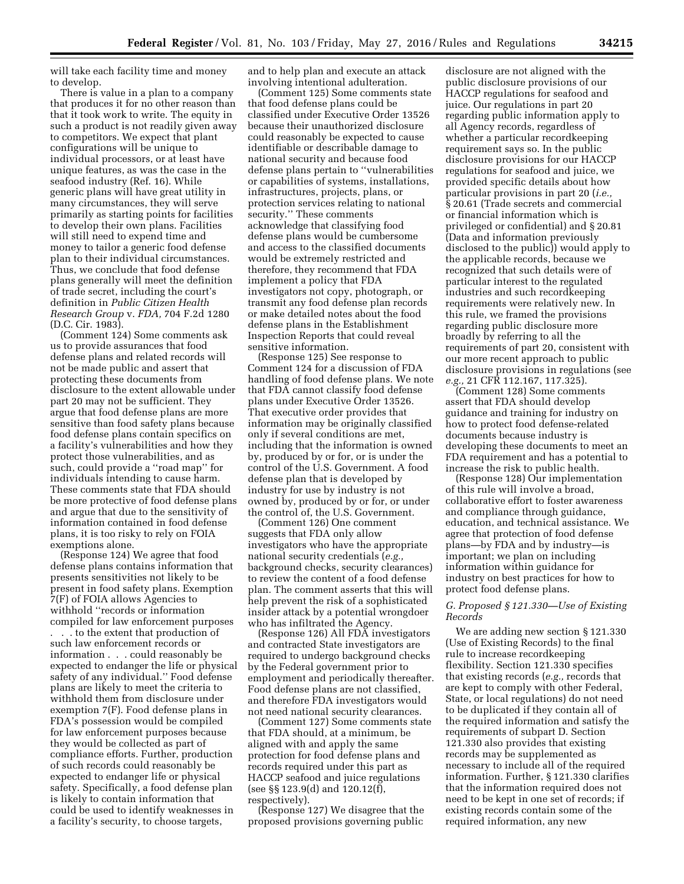will take each facility time and money to develop.

There is value in a plan to a company that produces it for no other reason than that it took work to write. The equity in such a product is not readily given away to competitors. We expect that plant configurations will be unique to individual processors, or at least have unique features, as was the case in the seafood industry (Ref. 16). While generic plans will have great utility in many circumstances, they will serve primarily as starting points for facilities to develop their own plans. Facilities will still need to expend time and money to tailor a generic food defense plan to their individual circumstances. Thus, we conclude that food defense plans generally will meet the definition of trade secret, including the court's definition in *Public Citizen Health Research Group* v. *FDA,* 704 F.2d 1280 (D.C. Cir. 1983).

(Comment 124) Some comments ask us to provide assurances that food defense plans and related records will not be made public and assert that protecting these documents from disclosure to the extent allowable under part 20 may not be sufficient. They argue that food defense plans are more sensitive than food safety plans because food defense plans contain specifics on a facility's vulnerabilities and how they protect those vulnerabilities, and as such, could provide a ''road map'' for individuals intending to cause harm. These comments state that FDA should be more protective of food defense plans and argue that due to the sensitivity of information contained in food defense plans, it is too risky to rely on FOIA exemptions alone.

(Response 124) We agree that food defense plans contains information that presents sensitivities not likely to be present in food safety plans. Exemption 7(F) of FOIA allows Agencies to withhold ''records or information compiled for law enforcement purposes . . . to the extent that production of such law enforcement records or information . . . could reasonably be expected to endanger the life or physical safety of any individual.'' Food defense plans are likely to meet the criteria to withhold them from disclosure under exemption 7(F). Food defense plans in FDA's possession would be compiled for law enforcement purposes because they would be collected as part of compliance efforts. Further, production of such records could reasonably be expected to endanger life or physical safety. Specifically, a food defense plan is likely to contain information that could be used to identify weaknesses in a facility's security, to choose targets, and to help plan and execute an attack involving intentional adulteration.

(Comment 125) Some comments state that food defense plans could be classified under Executive Order 13526 because their unauthorized disclosure could reasonably be expected to cause identifiable or describable damage to national security and because food defense plans pertain to ''vulnerabilities or capabilities of systems, installations, infrastructures, projects, plans, or protection services relating to national security.'' These comments acknowledge that classifying food defense plans would be cumbersome and access to the classified documents would be extremely restricted and therefore, they recommend that FDA implement a policy that FDA investigators not copy, photograph, or transmit any food defense plan records or make detailed notes about the food defense plans in the Establishment Inspection Reports that could reveal sensitive information.

(Response 125) See response to Comment 124 for a discussion of FDA handling of food defense plans. We note that FDA cannot classify food defense plans under Executive Order 13526. That executive order provides that information may be originally classified only if several conditions are met, including that the information is owned by, produced by or for, or is under the control of the U.S. Government. A food defense plan that is developed by industry for use by industry is not owned by, produced by or for, or under the control of, the U.S. Government.

(Comment 126) One comment suggests that FDA only allow investigators who have the appropriate national security credentials (*e.g.,* background checks, security clearances) to review the content of a food defense plan. The comment asserts that this will help prevent the risk of a sophisticated insider attack by a potential wrongdoer who has infiltrated the Agency.

(Response 126) All FDA investigators and contracted State investigators are required to undergo background checks by the Federal government prior to employment and periodically thereafter. Food defense plans are not classified, and therefore FDA investigators would not need national security clearances.

(Comment 127) Some comments state that FDA should, at a minimum, be aligned with and apply the same protection for food defense plans and records required under this part as HACCP seafood and juice regulations (see §§ 123.9(d) and 120.12(f), respectively).

(Response 127) We disagree that the proposed provisions governing public disclosure are not aligned with the public disclosure provisions of our HACCP regulations for seafood and juice. Our regulations in part 20 regarding public information apply to all Agency records, regardless of whether a particular recordkeeping requirement says so. In the public disclosure provisions for our HACCP regulations for seafood and juice, we provided specific details about how particular provisions in part 20 (*i.e.,* § 20.61 (Trade secrets and commercial or financial information which is privileged or confidential) and § 20.81 (Data and information previously disclosed to the public)) would apply to the applicable records, because we recognized that such details were of particular interest to the regulated industries and such recordkeeping requirements were relatively new. In this rule, we framed the provisions regarding public disclosure more broadly by referring to all the requirements of part 20, consistent with our more recent approach to public disclosure provisions in regulations (see *e.g.,* 21 CFR 112.167, 117.325).

(Comment 128) Some comments assert that FDA should develop guidance and training for industry on how to protect food defense-related documents because industry is developing these documents to meet an FDA requirement and has a potential to increase the risk to public health.

(Response 128) Our implementation of this rule will involve a broad, collaborative effort to foster awareness and compliance through guidance, education, and technical assistance. We agree that protection of food defense plans—by FDA and by industry—is important; we plan on including information within guidance for industry on best practices for how to protect food defense plans.

### *G. Proposed § 121.330—Use of Existing Records*

We are adding new section § 121.330 (Use of Existing Records) to the final rule to increase recordkeeping flexibility. Section 121.330 specifies that existing records (*e.g.,* records that are kept to comply with other Federal, State, or local regulations) do not need to be duplicated if they contain all of the required information and satisfy the requirements of subpart D. Section 121.330 also provides that existing records may be supplemented as necessary to include all of the required information. Further, § 121.330 clarifies that the information required does not need to be kept in one set of records; if existing records contain some of the required information, any new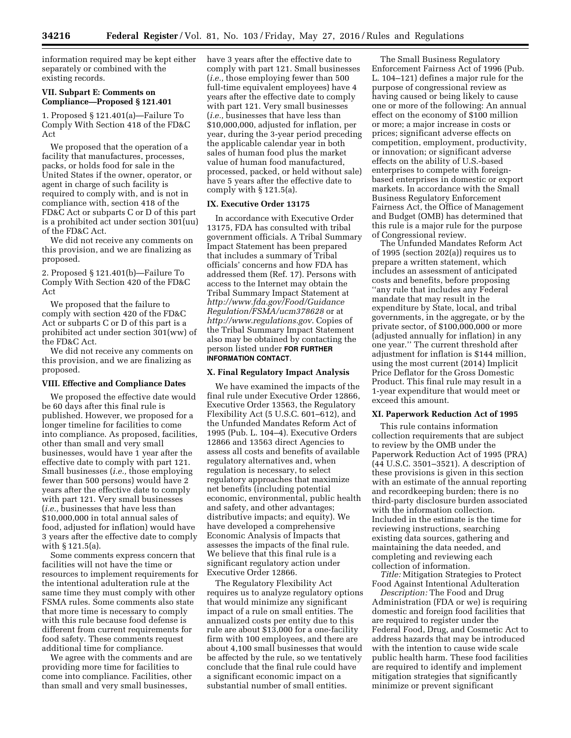information required may be kept either separately or combined with the existing records.

### VII. Subpart E: Comments on Compliance—Proposed § 121.401

1. Proposed § 121.401(a)—Failure To Comply With Section 418 of the FD&C Act

We proposed that the operation of a facility that manufactures, processes, packs, or holds food for sale in the United States if the owner, operator, or agent in charge of such facility is required to comply with, and is not in compliance with, section 418 of the FD&C Act or subparts C or D of this part is a prohibited act under section 301(uu) of the FD&C Act.

We did not receive any comments on this provision, and we are finalizing as proposed.

2. Proposed § 121.401(b)—Failure To Comply With Section 420 of the FD&C Act

We proposed that the failure to comply with section 420 of the FD&C Act or subparts C or D of this part is a prohibited act under section 301(ww) of the FD&C Act.

We did not receive any comments on this provision, and we are finalizing as proposed.

### VIII. Effective and Compliance Dates

We proposed the effective date would be 60 days after this final rule is published. However, we proposed for a longer timeline for facilities to come into compliance. As proposed, facilities, other than small and very small businesses, would have 1 year after the effective date to comply with part 121. Small businesses (*i.e.,* those employing fewer than 500 persons) would have 2 years after the effective date to comply with part 121. Very small businesses (*i.e.,* businesses that have less than $10,000,000 in total annual sales of food, adjusted for inflation) would have 3 years after the effective date to comply with § 121.5(a).

Some comments express concern that facilities will not have the time or resources to implement requirements for the intentional adulteration rule at the same time they must comply with other FSMA rules. Some comments also state that more time is necessary to comply with this rule because food defense is different from current requirements for food safety. These comments request additional time for compliance.

We agree with the comments and are providing more time for facilities to come into compliance. Facilities, other than small and very small businesses, have 3 years after the effective date to comply with part 121. Small businesses (*i.e.,* those employing fewer than 500 full-time equivalent employees) have 4 years after the effective date to comply with part 121. Very small businesses (*i.e.,* businesses that have less than $10,000,000, adjusted for inflation, per year, during the 3-year period preceding the applicable calendar year in both sales of human food plus the market value of human food manufactured, processed, packed, or held without sale) have 5 years after the effective date to comply with § 121.5(a).

### IX. Executive Order 13175

In accordance with Executive Order 13175, FDA has consulted with tribal government officials. A Tribal Summary Impact Statement has been prepared that includes a summary of Tribal officials' concerns and how FDA has addressed them (Ref. 17). Persons with access to the Internet may obtain the Tribal Summary Impact Statement at *http://www.fda.gov/Food/GuidanceRegulation/FSMA/ucm378628* or at *http://www.regulations.gov*. Copies of the Tribal Summary Impact Statement also may be obtained by contacting the person listed under **FOR FURTHER INFORMATION CONTACT**.

### X. Final Regulatory Impact Analysis

We have examined the impacts of the final rule under Executive Order 12866, Executive Order 13563, the Regulatory Flexibility Act (5 U.S.C. 601–612), and the Unfunded Mandates Reform Act of 1995 (Pub. L. 104–4). Executive Orders 12866 and 13563 direct Agencies to assess all costs and benefits of available regulatory alternatives and, when regulation is necessary, to select regulatory approaches that maximize net benefits (including potential economic, environmental, public health and safety, and other advantages; distributive impacts; and equity). We have developed a comprehensive Economic Analysis of Impacts that assesses the impacts of the final rule. We believe that this final rule is a significant regulatory action under Executive Order 12866.

The Regulatory Flexibility Act requires us to analyze regulatory options that would minimize any significant impact of a rule on small entities. The annualized costs per entity due to this rule are about $13,000 for a one-facility firm with 100 employees, and there are about 4,100 small businesses that would be affected by the rule, so we tentatively conclude that the final rule could have a significant economic impact on a substantial number of small entities.

The Small Business Regulatory Enforcement Fairness Act of 1996 (Pub. L. 104–121) defines a major rule for the purpose of congressional review as having caused or being likely to cause one or more of the following: An annual effect on the economy of $100 million or more; a major increase in costs or prices; significant adverse effects on competition, employment, productivity, or innovation; or significant adverse effects on the ability of U.S.-based enterprises to compete with foreign-based enterprises in domestic or export markets. In accordance with the Small Business Regulatory Enforcement Fairness Act, the Office of Management and Budget (OMB) has determined that this rule is a major rule for the purpose of Congressional review.

The Unfunded Mandates Reform Act of 1995 (section 202(a)) requires us to prepare a written statement, which includes an assessment of anticipated costs and benefits, before proposing "any rule that includes any Federal mandate that may result in the expenditure by State, local, and tribal governments, in the aggregate, or by the private sector, of $100,000,000 or more (adjusted annually for inflation) in any one year." The current threshold after adjustment for inflation is $144 million, using the most current (2014) Implicit Price Deflator for the Gross Domestic Product. This final rule may result in a 1-year expenditure that would meet or exceed this amount.

### XI. Paperwork Reduction Act of 1995

This rule contains information collection requirements that are subject to review by the OMB under the Paperwork Reduction Act of 1995 (PRA) (44 U.S.C. 3501–3521). A description of these provisions is given in this section with an estimate of the annual reporting and recordkeeping burden; there is no third-party disclosure burden associated with the information collection. Included in the estimate is the time for reviewing instructions, searching existing data sources, gathering and maintaining the data needed, and completing and reviewing each collection of information.

*Title:* Mitigation Strategies to Protect Food Against Intentional Adulteration

*Description:* The Food and Drug Administration (FDA or we) is requiring domestic and foreign food facilities that are required to register under the Federal Food, Drug, and Cosmetic Act to address hazards that may be introduced with the intention to cause wide scale public health harm. These food facilities are required to identify and implement mitigation strategies that significantly minimize or prevent significant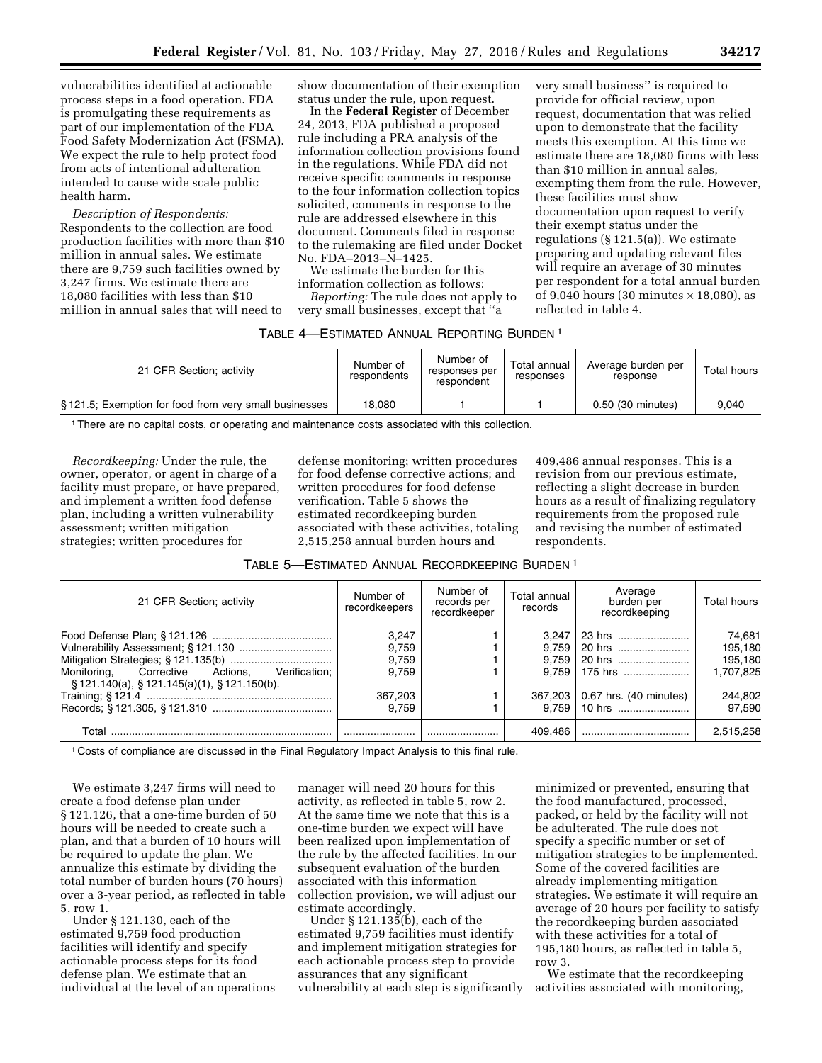vulnerabilities identified at actionable process steps in a food operation. FDA is promulgating these requirements as part of our implementation of the FDA Food Safety Modernization Act (FSMA). We expect the rule to help protect food from acts of intentional adulteration intended to cause wide scale public health harm.

*Description of Respondents:* Respondents to the collection are food production facilities with more than $10 million in annual sales. We estimate there are 9,759 such facilities owned by 3,247 firms. We estimate there are 18,080 facilities with less than $10 million in annual sales that will need to show documentation of their exemption status under the rule, upon request.

In the **Federal Register** of December 24, 2013, FDA published a proposed rule including a PRA analysis of the information collection provisions found in the regulations. While FDA did not receive specific comments in response to the four information collection topics solicited, comments in response to the rule are addressed elsewhere in this document. Comments filed in response to the rulemaking are filed under Docket No. FDA–2013–N–1425.

We estimate the burden for this information collection as follows:

*Reporting:* The rule does not apply to very small businesses, except that "a very small business" is required to provide for official review, upon request, documentation that was relied upon to demonstrate that the facility meets this exemption. At this time we estimate there are 18,080 firms with less than $10 million in annual sales, exempting them from the rule. However, these facilities must show documentation upon request to verify their exempt status under the regulations (§ 121.5(a)). We estimate preparing and updating relevant files will require an average of 30 minutes per respondent for a total annual burden of 9,040 hours (30 minutes × 18,080), as reflected in table 4.

TABLE 4—ESTIMATED ANNUAL REPORTING BURDEN [1]

| 21 CFR Section; activity | Number of respondents | Number of responses per respondent | Total annual responses | Average burden per response | Total hours |
|---|---|---|---|---|---|
| § 121.5; Exemption for food from very small businesses | 18,080 | 1 | 1 | 0.50 (30 minutes) | 9,040 |

[1] There are no capital costs, or operating and maintenance costs associated with this collection.

*Recordkeeping:* Under the rule, the owner, operator, or agent in charge of a facility must prepare, or have prepared, and implement a written food defense plan, including a written vulnerability assessment; written mitigation strategies; written procedures for food defense monitoring; written procedures for food defense corrective actions; and written procedures for food defense verification. Table 5 shows the estimated recordkeeping burden associated with these activities, totaling 2,515,258 annual burden hours and 409,486 annual responses. This is a revision from our previous estimate, reflecting a slight decrease in burden hours as a result of finalizing regulatory requirements from the proposed rule and revising the number of estimated respondents.

TABLE 5—ESTIMATED ANNUAL RECORDKEEPING BURDEN [1]

| 21 CFR Section; activity | Number of recordkeepers | Number of records per recordkeeper | Total annual records | Average burden per recordkeeping | Total hours |
|---|---|---|---|---|---|
| Food Defense Plan; § 121.126 | 3,247 | 1 | 3,247 | 23 hrs | 74,681 |
| Vulnerability Assessment; § 121.130 | 9,759 | 1 | 9,759 | 20 hrs | 195,180 |
| Mitigation Strategies; § 121.135(b) | 9,759 | 1 | 9,759 | 20 hrs | 195,180 |
| Monitoring, Corrective Actions, Verification; § 121.140(a), § 121.145(a)(1), § 121.150(b). | 9,759 | 1 | 9,759 | 175 hrs | 1,707,825 |
| Training; § 121.4 | 367,203 | 1 | 367,203 | 0.67 hrs. (40 minutes) | 244,802 |
| Records; § 121.305, § 121.310 | 9,759 | 1 | 9,759 | 10 hrs | 97,590 |
| Total | | | 409,486 | | 2,515,258 |

[1] Costs of compliance are discussed in the Final Regulatory Impact Analysis to this final rule.

We estimate 3,247 firms will need to create a food defense plan under § 121.126, that a one-time burden of 50 hours will be needed to create such a plan, and that a burden of 10 hours will be required to update the plan. We annualize this estimate by dividing the total number of burden hours (70 hours) over a 3-year period, as reflected in table 5, row 1.

Under § 121.130, each of the estimated 9,759 food production facilities will identify and specify actionable process steps for its food defense plan. We estimate that an individual at the level of an operations manager will need 20 hours for this activity, as reflected in table 5, row 2. At the same time we note that this is a one-time burden we expect will have been realized upon implementation of the rule by the affected facilities. In our subsequent evaluation of the burden associated with this information collection provision, we will adjust our estimate accordingly.

Under § 121.135(b), each of the estimated 9,759 facilities must identify and implement mitigation strategies for each actionable process step to provide assurances that any significant vulnerability at each step is significantly minimized or prevented, ensuring that the food manufactured, processed, packed, or held by the facility will not be adulterated. The rule does not specify a specific number or set of mitigation strategies to be implemented. Some of the covered facilities are already implementing mitigation strategies. We estimate it will require an average of 20 hours per facility to satisfy the recordkeeping burden associated with these activities for a total of 195,180 hours, as reflected in table 5, row 3.

We estimate that the recordkeeping activities associated with monitoring,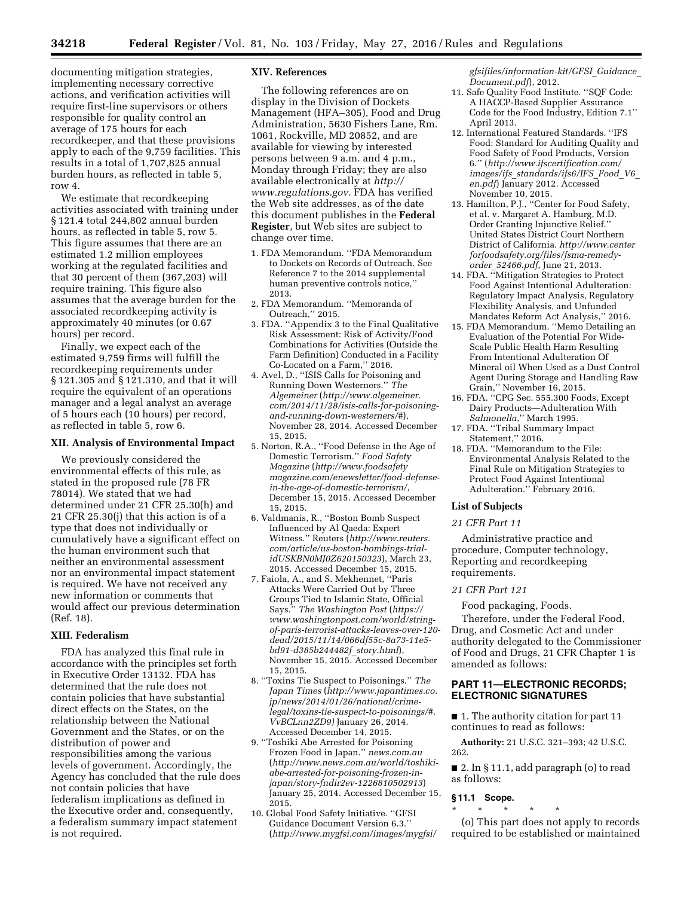documenting mitigation strategies, implementing necessary corrective actions, and verification activities will require first-line supervisors or others responsible for quality control an average of 175 hours for each recordkeeper, and that these provisions apply to each of the 9,759 facilities. This results in a total of 1,707,825 annual burden hours, as reflected in table 5, row 4.

We estimate that recordkeeping activities associated with training under § 121.4 total 244,802 annual burden hours, as reflected in table 5, row 5. This figure assumes that there are an estimated 1.2 million employees working at the regulated facilities and that 30 percent of them (367,203) will require training. This figure also assumes that the average burden for the associated recordkeeping activity is approximately 40 minutes (or 0.67 hours) per record.

Finally, we expect each of the estimated 9,759 firms will fulfill the recordkeeping requirements under § 121.305 and § 121.310, and that it will require the equivalent of an operations manager and a legal analyst an average of 5 hours each (10 hours) per record, as reflected in table 5, row 6.

## XII. Analysis of Environmental Impact

We previously considered the environmental effects of this rule, as stated in the proposed rule (78 FR 78014). We stated that we had determined under 21 CFR 25.30(h) and 21 CFR 25.30(j) that this action is of a type that does not individually or cumulatively have a significant effect on the human environment such that neither an environmental assessment nor an environmental impact statement is required. We have not received any new information or comments that would affect our previous determination (Ref. 18).

## XIII. Federalism

FDA has analyzed this final rule in accordance with the principles set forth in Executive Order 13132. FDA has determined that the rule does not contain policies that have substantial direct effects on the States, on the relationship between the National Government and the States, or on the distribution of power and responsibilities among the various levels of government. Accordingly, the Agency has concluded that the rule does not contain policies that have federalism implications as defined in the Executive order and, consequently, a federalism summary impact statement is not required.

## XIV. References

The following references are on display in the Division of Dockets Management (HFA–305), Food and Drug Administration, 5630 Fishers Lane, Rm. 1061, Rockville, MD 20852, and are available for viewing by interested persons between 9 a.m. and 4 p.m., Monday through Friday; they are also available electronically at *http://www.regulations.gov.* FDA has verified the Web site addresses, as of the date this document publishes in the **Federal Register**, but Web sites are subject to change over time.

1. FDA Memorandum. ''FDA Memorandum to Dockets on Records of Outreach. See Reference 7 to the 2014 supplemental human preventive controls notice,'' 2013.
2. FDA Memorandum. ''Memoranda of Outreach,'' 2015.
3. FDA. ''Appendix 3 to the Final Qualitative Risk Assessment: Risk of Activity/Food Combinations for Activities (Outside the Farm Definition) Conducted in a Facility Co-Located on a Farm,'' 2016.
4. Avel, D., ''ISIS Calls for Poisoning and Running Down Westerners.'' *The Algemeiner* (*http://www.algemeiner.com/2014/11/28/isis-calls-for-poisoning-and-running-down-westerners/#*), November 28, 2014. Accessed December 15, 2015.
5. Norton, R.A., ''Food Defense in the Age of Domestic Terrorism.'' *Food Safety Magazine* (*http://www.foodsafetymagazine.com/enewsletter/food-defense-in-the-age-of-domestic-terrorism/*, December 15, 2015. Accessed December 15, 2015.
6. Valdmanis, R., ''Boston Bomb Suspect Influenced by Al Qaeda: Expert Witness.'' Reuters (*http://www.reuters.com/article/us-boston-bombings-trial-idUSKBN0MJ0Z620150323*), March 23, 2015. Accessed December 15, 2015.
7. Faiola, A., and S. Mekhennet, ''Paris Attacks Were Carried Out by Three Groups Tied to Islamic State, Official Says.'' *The Washington Post* (*https://www.washingtonpost.com/world/string-of-paris-terrorist-attacks-leaves-over-120-dead/2015/11/14/066df55c-8a73-11e5-bd91-d385b244482f_story.html*), November 15, 2015. Accessed December 15, 2015.
8. ''Toxins Tie Suspect to Poisonings.'' *The Japan Times* (*http://www.japantimes.co.jp/news/2014/01/26/national/crime-legal/toxins-tie-suspect-to-poisonings/#.VvBCLnn2ZD9)* January 26, 2014. Accessed December 14, 2015.
9. ''Toshiki Abe Arrested for Poisoning Frozen Food in Japan.'' *news.com.au* (*http://www.news.com.au/world/toshiki-abe-arrested-for-poisoning-frozen-in-japan/story-fndir2ev-1226810502913*) January 25, 2014. Accessed December 15, 2015.
10. Global Food Safety Initiative. ''GFSI Guidance Document Version 6.3.'' (*http://www.mygfsi.com/images/mygfsi/gfsifiles/information-kit/GFSI_Guidance_Document.pdf*), 2012.
11. Safe Quality Food Institute. ''SQF Code: A HACCP-Based Supplier Assurance Code for the Food Industry, Edition 7.1'' April 2013.
12. International Featured Standards. ''IFS Food: Standard for Auditing Quality and Food Safety of Food Products, Version 6.'' (*http://www.ifscertification.com/images/ifs_standards/ifs6/IFS_Food_V6_en.pdf*) January 2012. Accessed November 10, 2015.
13. Hamilton, P.J., ''Center for Food Safety, et al. v. Margaret A. Hamburg, M.D. Order Granting Injunctive Relief.'' United States District Court Northern District of California. *http://www.centerforfoodsafety.org/files/fsma-remedy-order_52466.pdf,* June 21, 2013.
14. FDA. ''Mitigation Strategies to Protect Food Against Intentional Adulteration: Regulatory Impact Analysis, Regulatory Flexibility Analysis, and Unfunded Mandates Reform Act Analysis,'' 2016.
15. FDA Memorandum. ''Memo Detailing an Evaluation of the Potential For Wide-Scale Public Health Harm Resulting From Intentional Adulteration Of Mineral oil When Used as a Dust Control Agent During Storage and Handling Raw Grain,'' November 16, 2015.
16. FDA. ''CPG Sec. 555.300 Foods, Except Dairy Products—Adulteration With *Salmonella,*'' March 1995.
17. FDA. ''Tribal Summary Impact Statement,'' 2016.
18. FDA. ''Memorandum to the File: Environmental Analysis Related to the Final Rule on Mitigation Strategies to Protect Food Against Intentional Adulteration.'' February 2016.

### List of Subjects

*21 CFR Part 11*

Administrative practice and procedure, Computer technology, Reporting and recordkeeping requirements.

*21 CFR Part 121*

Food packaging, Foods.

Therefore, under the Federal Food, Drug, and Cosmetic Act and under authority delegated to the Commissioner of Food and Drugs, 21 CFR Chapter 1 is amended as follows:

## PART 11—ELECTRONIC RECORDS; ELECTRONIC SIGNATURES

■ 1. The authority citation for part 11 continues to read as follows:

**Authority:** 21 U.S.C. 321–393; 42 U.S.C. 262.

■ 2. In § 11.1, add paragraph (o) to read as follows:

### § 11.1 Scope.

\* \* \* \* \*

(o) This part does not apply to records required to be established or maintained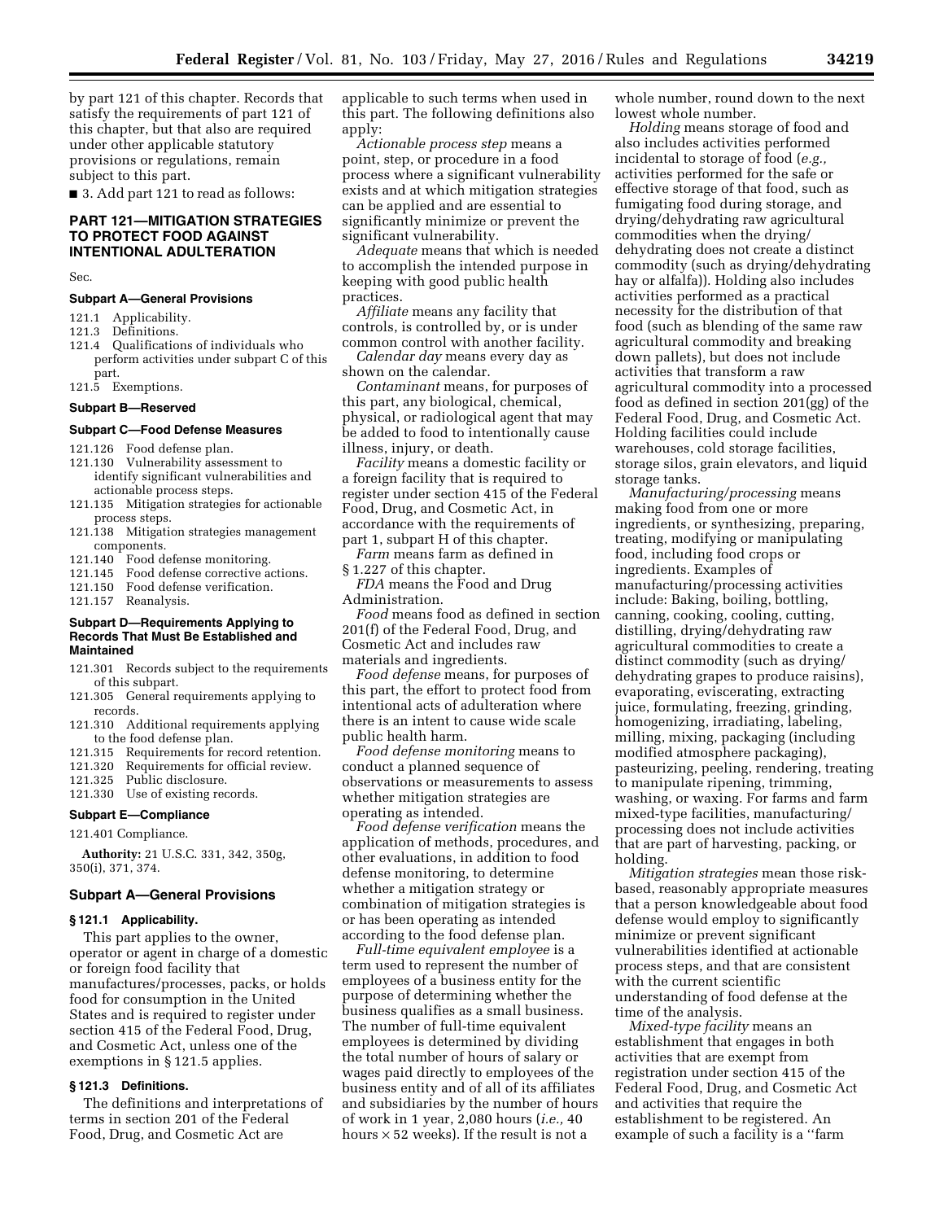by part 121 of this chapter. Records that satisfy the requirements of part 121 of this chapter, but that also are required under other applicable statutory provisions or regulations, remain subject to this part.

■ 3. Add part 121 to read as follows:

## PART 121—MITIGATION STRATEGIES TO PROTECT FOOD AGAINST INTENTIONAL ADULTERATION

Sec.

**Subpart A—General Provisions**

121.1 Applicability.
121.3 Definitions.
121.4 Qualifications of individuals who perform activities under subpart C of this part.
121.5 Exemptions.

**Subpart B—Reserved**

**Subpart C—Food Defense Measures**

121.126 Food defense plan.
121.130 Vulnerability assessment to identify significant vulnerabilities and actionable process steps.
121.135 Mitigation strategies for actionable process steps.
121.138 Mitigation strategies management components.
121.140 Food defense monitoring.
121.145 Food defense corrective actions.
121.150 Food defense verification.
121.157 Reanalysis.

**Subpart D—Requirements Applying to Records That Must Be Established and Maintained**

121.301 Records subject to the requirements of this subpart.
121.305 General requirements applying to records.
121.310 Additional requirements applying to the food defense plan.
121.315 Requirements for record retention.
121.320 Requirements for official review.
121.325 Public disclosure.
121.330 Use of existing records.

**Subpart E—Compliance**

121.401 Compliance.

**Authority:** 21 U.S.C. 331, 342, 350g, 350(i), 371, 374.

### Subpart A—General Provisions

#### § 121.1 Applicability.

This part applies to the owner, operator or agent in charge of a domestic or foreign food facility that manufactures/processes, packs, or holds food for consumption in the United States and is required to register under section 415 of the Federal Food, Drug, and Cosmetic Act, unless one of the exemptions in § 121.5 applies.

#### § 121.3 Definitions.

The definitions and interpretations of terms in section 201 of the Federal Food, Drug, and Cosmetic Act are applicable to such terms when used in this part. The following definitions also apply:

*Actionable process step* means a point, step, or procedure in a food process where a significant vulnerability exists and at which mitigation strategies can be applied and are essential to significantly minimize or prevent the significant vulnerability.

*Adequate* means that which is needed to accomplish the intended purpose in keeping with good public health practices.

*Affiliate* means any facility that controls, is controlled by, or is under common control with another facility.

*Calendar day* means every day as shown on the calendar.

*Contaminant* means, for purposes of this part, any biological, chemical, physical, or radiological agent that may be added to food to intentionally cause illness, injury, or death.

*Facility* means a domestic facility or a foreign facility that is required to register under section 415 of the Federal Food, Drug, and Cosmetic Act, in accordance with the requirements of part 1, subpart H of this chapter.

*Farm* means farm as defined in § 1.227 of this chapter.

*FDA* means the Food and Drug Administration.

*Food* means food as defined in section 201(f) of the Federal Food, Drug, and Cosmetic Act and includes raw materials and ingredients.

*Food defense* means, for purposes of this part, the effort to protect food from intentional acts of adulteration where there is an intent to cause wide scale public health harm.

*Food defense monitoring* means to conduct a planned sequence of observations or measurements to assess whether mitigation strategies are operating as intended.

*Food defense verification* means the application of methods, procedures, and other evaluations, in addition to food defense monitoring, to determine whether a mitigation strategy or combination of mitigation strategies is or has been operating as intended according to the food defense plan.

*Full-time equivalent employee* is a term used to represent the number of employees of a business entity for the purpose of determining whether the business qualifies as a small business. The number of full-time equivalent employees is determined by dividing the total number of hours of salary or wages paid directly to employees of the business entity and of all of its affiliates and subsidiaries by the number of hours of work in 1 year, 2,080 hours (*i.e.,* 40 hours × 52 weeks). If the result is not a whole number, round down to the next lowest whole number.

*Holding* means storage of food and also includes activities performed incidental to storage of food (*e.g.,* activities performed for the safe or effective storage of that food, such as fumigating food during storage, and drying/dehydrating raw agricultural commodities when the drying/dehydrating does not create a distinct commodity (such as drying/dehydrating hay or alfalfa)). Holding also includes activities performed as a practical necessity for the distribution of that food (such as blending of the same raw agricultural commodity and breaking down pallets), but does not include activities that transform a raw agricultural commodity into a processed food as defined in section 201(gg) of the Federal Food, Drug, and Cosmetic Act. Holding facilities could include warehouses, cold storage facilities, storage silos, grain elevators, and liquid storage tanks.

*Manufacturing/processing* means making food from one or more ingredients, or synthesizing, preparing, treating, modifying or manipulating food, including food crops or ingredients. Examples of manufacturing/processing activities include: Baking, boiling, bottling, canning, cooking, cooling, cutting, distilling, drying/dehydrating raw agricultural commodities to create a distinct commodity (such as drying/dehydrating grapes to produce raisins), evaporating, eviscerating, extracting juice, formulating, freezing, grinding, homogenizing, irradiating, labeling, milling, mixing, packaging (including modified atmosphere packaging), pasteurizing, peeling, rendering, treating to manipulate ripening, trimming, washing, or waxing. For farms and farm mixed-type facilities, manufacturing/processing does not include activities that are part of harvesting, packing, or holding.

*Mitigation strategies* mean those risk-based, reasonably appropriate measures that a person knowledgeable about food defense would employ to significantly minimize or prevent significant vulnerabilities identified at actionable process steps, and that are consistent with the current scientific understanding of food defense at the time of the analysis.

*Mixed-type facility* means an establishment that engages in both activities that are exempt from registration under section 415 of the Federal Food, Drug, and Cosmetic Act and activities that require the establishment to be registered. An example of such a facility is a ''farm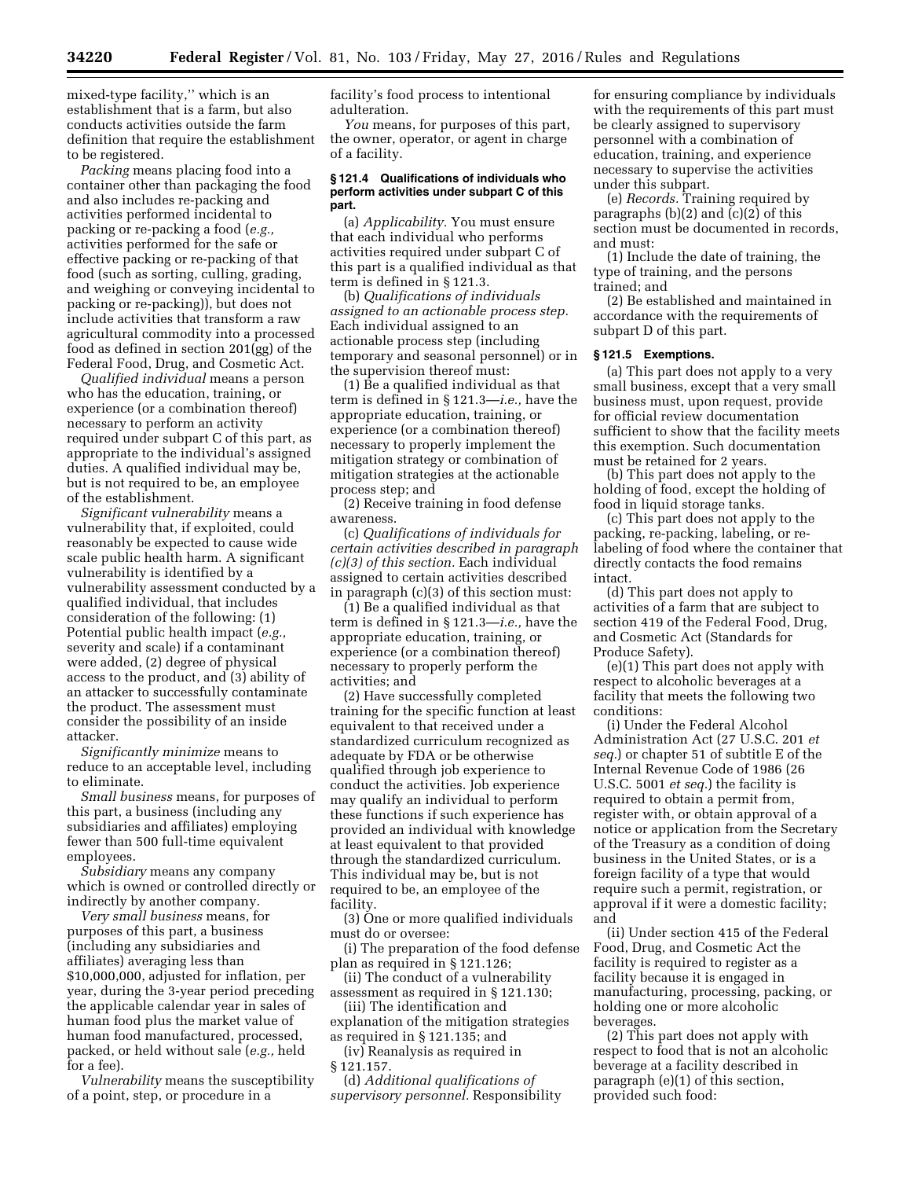mixed-type facility,'' which is an establishment that is a farm, but also conducts activities outside the farm definition that require the establishment to be registered.

*Packing* means placing food into a container other than packaging the food and also includes re-packing and activities performed incidental to packing or re-packing a food (*e.g.,* activities performed for the safe or effective packing or re-packing of that food (such as sorting, culling, grading, and weighing or conveying incidental to packing or re-packing)), but does not include activities that transform a raw agricultural commodity into a processed food as defined in section 201(gg) of the Federal Food, Drug, and Cosmetic Act.

*Qualified individual* means a person who has the education, training, or experience (or a combination thereof) necessary to perform an activity required under subpart C of this part, as appropriate to the individual's assigned duties. A qualified individual may be, but is not required to be, an employee of the establishment.

*Significant vulnerability* means a vulnerability that, if exploited, could reasonably be expected to cause wide scale public health harm. A significant vulnerability is identified by a vulnerability assessment conducted by a qualified individual, that includes consideration of the following: (1) Potential public health impact (*e.g.,* severity and scale) if a contaminant were added, (2) degree of physical access to the product, and (3) ability of an attacker to successfully contaminate the product. The assessment must consider the possibility of an inside attacker.

*Significantly minimize* means to reduce to an acceptable level, including to eliminate.

*Small business* means, for purposes of this part, a business (including any subsidiaries and affiliates) employing fewer than 500 full-time equivalent employees.

*Subsidiary* means any company which is owned or controlled directly or indirectly by another company.

*Very small business* means, for purposes of this part, a business (including any subsidiaries and affiliates) averaging less than $10,000,000, adjusted for inflation, per year, during the 3-year period preceding the applicable calendar year in sales of human food plus the market value of human food manufactured, processed, packed, or held without sale (*e.g.,* held for a fee).

*Vulnerability* means the susceptibility of a point, step, or procedure in a facility's food process to intentional adulteration.

*You* means, for purposes of this part, the owner, operator, or agent in charge of a facility.

**§ 121.4 Qualifications of individuals who perform activities under subpart C of this part.**

(a) *Applicability.* You must ensure that each individual who performs activities required under subpart C of this part is a qualified individual as that term is defined in § 121.3.

(b) *Qualifications of individuals assigned to an actionable process step.* Each individual assigned to an actionable process step (including temporary and seasonal personnel) or in the supervision thereof must:

(1) Be a qualified individual as that term is defined in § 121.3—*i.e.,* have the appropriate education, training, or experience (or a combination thereof) necessary to properly implement the mitigation strategy or combination of mitigation strategies at the actionable process step; and

(2) Receive training in food defense awareness.

(c) *Qualifications of individuals for certain activities described in paragraph (c)(3) of this section.* Each individual assigned to certain activities described in paragraph (c)(3) of this section must:

(1) Be a qualified individual as that term is defined in § 121.3—*i.e.,* have the appropriate education, training, or experience (or a combination thereof) necessary to properly perform the activities; and

(2) Have successfully completed training for the specific function at least equivalent to that received under a standardized curriculum recognized as adequate by FDA or be otherwise qualified through job experience to conduct the activities. Job experience may qualify an individual to perform these functions if such experience has provided an individual with knowledge at least equivalent to that provided through the standardized curriculum. This individual may be, but is not required to be, an employee of the facility.

(3) One or more qualified individuals must do or oversee:

(i) The preparation of the food defense plan as required in § 121.126;

(ii) The conduct of a vulnerability assessment as required in § 121.130;

(iii) The identification and explanation of the mitigation strategies as required in § 121.135; and

(iv) Reanalysis as required in § 121.157.

(d) *Additional qualifications of supervisory personnel.* Responsibility for ensuring compliance by individuals with the requirements of this part must be clearly assigned to supervisory personnel with a combination of education, training, and experience necessary to supervise the activities under this subpart.

(e) *Records.* Training required by paragraphs (b)(2) and (c)(2) of this section must be documented in records, and must:

(1) Include the date of training, the type of training, and the persons trained; and

(2) Be established and maintained in accordance with the requirements of subpart D of this part.

**§ 121.5 Exemptions.**

(a) This part does not apply to a very small business, except that a very small business must, upon request, provide for official review documentation sufficient to show that the facility meets this exemption. Such documentation must be retained for 2 years.

(b) This part does not apply to the holding of food, except the holding of food in liquid storage tanks.

(c) This part does not apply to the packing, re-packing, labeling, or re-labeling of food where the container that directly contacts the food remains intact.

(d) This part does not apply to activities of a farm that are subject to section 419 of the Federal Food, Drug, and Cosmetic Act (Standards for Produce Safety).

(e)(1) This part does not apply with respect to alcoholic beverages at a facility that meets the following two conditions:

(i) Under the Federal Alcohol Administration Act (27 U.S.C. 201 *et seq.*) or chapter 51 of subtitle E of the Internal Revenue Code of 1986 (26 U.S.C. 5001 *et seq.*) the facility is required to obtain a permit from, register with, or obtain approval of a notice or application from the Secretary of the Treasury as a condition of doing business in the United States, or is a foreign facility of a type that would require such a permit, registration, or approval if it were a domestic facility; and

(ii) Under section 415 of the Federal Food, Drug, and Cosmetic Act the facility is required to register as a facility because it is engaged in manufacturing, processing, packing, or holding one or more alcoholic beverages.

(2) This part does not apply with respect to food that is not an alcoholic beverage at a facility described in paragraph (e)(1) of this section, provided such food: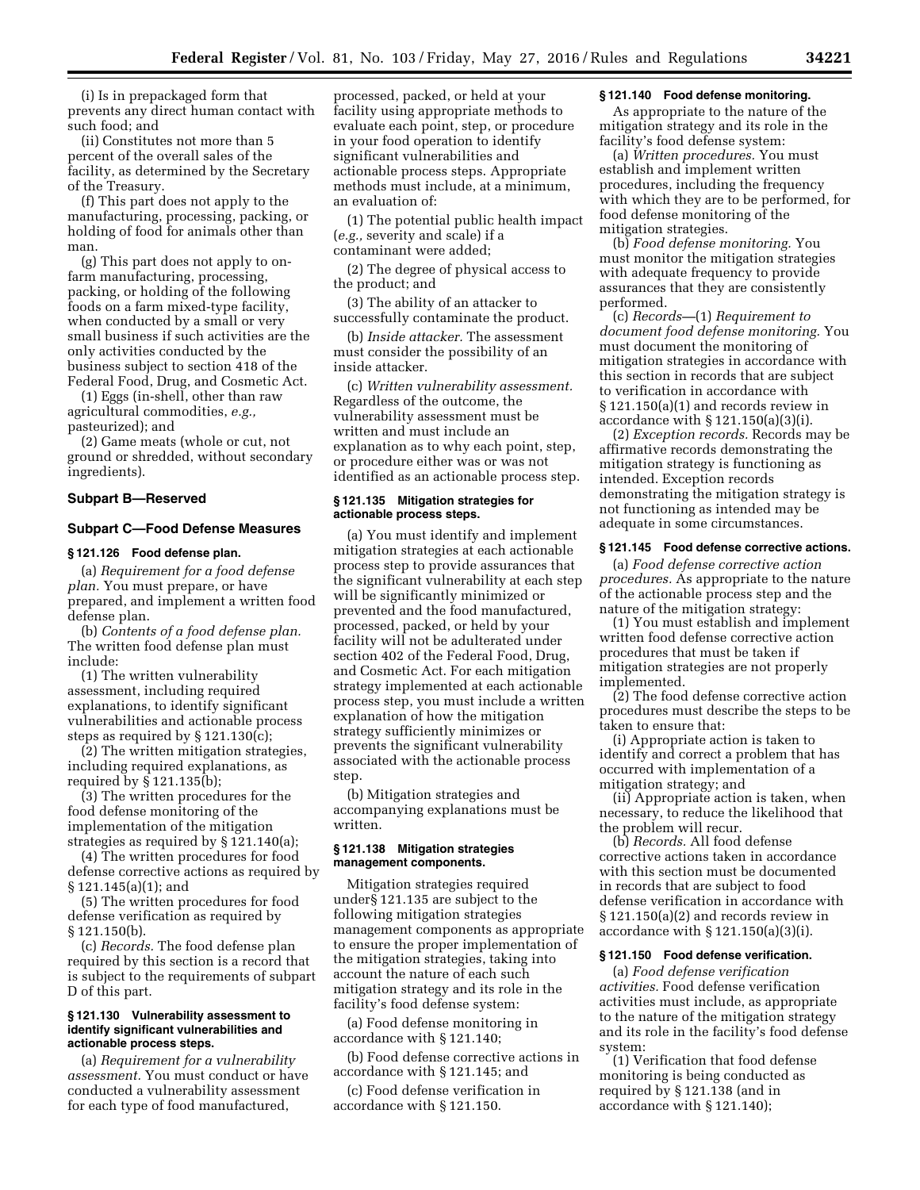(i) Is in prepackaged form that prevents any direct human contact with such food; and

(ii) Constitutes not more than 5 percent of the overall sales of the facility, as determined by the Secretary of the Treasury.

(f) This part does not apply to the manufacturing, processing, packing, or holding of food for animals other than man.

(g) This part does not apply to on-farm manufacturing, processing, packing, or holding of the following foods on a farm mixed-type facility, when conducted by a small or very small business if such activities are the only activities conducted by the business subject to section 418 of the Federal Food, Drug, and Cosmetic Act.

(1) Eggs (in-shell, other than raw agricultural commodities, *e.g.,* pasteurized); and

(2) Game meats (whole or cut, not ground or shredded, without secondary ingredients).

## Subpart B—Reserved

## Subpart C—Food Defense Measures

### § 121.126 Food defense plan.

(a) *Requirement for a food defense plan.* You must prepare, or have prepared, and implement a written food defense plan.

(b) *Contents of a food defense plan.* The written food defense plan must include:

(1) The written vulnerability assessment, including required explanations, to identify significant vulnerabilities and actionable process steps as required by § 121.130(c);

(2) The written mitigation strategies, including required explanations, as required by § 121.135(b);

(3) The written procedures for the food defense monitoring of the implementation of the mitigation strategies as required by § 121.140(a);

(4) The written procedures for food defense corrective actions as required by § 121.145(a)(1); and

(5) The written procedures for food defense verification as required by § 121.150(b).

(c) *Records.* The food defense plan required by this section is a record that is subject to the requirements of subpart D of this part.

### § 121.130 Vulnerability assessment to identify significant vulnerabilities and actionable process steps.

(a) *Requirement for a vulnerability assessment.* You must conduct or have conducted a vulnerability assessment for each type of food manufactured, processed, packed, or held at your facility using appropriate methods to evaluate each point, step, or procedure in your food operation to identify significant vulnerabilities and actionable process steps. Appropriate methods must include, at a minimum, an evaluation of:

(1) The potential public health impact (*e.g.,* severity and scale) if a contaminant were added;

(2) The degree of physical access to the product; and

(3) The ability of an attacker to successfully contaminate the product.

(b) *Inside attacker.* The assessment must consider the possibility of an inside attacker.

(c) *Written vulnerability assessment.* Regardless of the outcome, the vulnerability assessment must be written and must include an explanation as to why each point, step, or procedure either was or was not identified as an actionable process step.

### § 121.135 Mitigation strategies for actionable process steps.

(a) You must identify and implement mitigation strategies at each actionable process step to provide assurances that the significant vulnerability at each step will be significantly minimized or prevented and the food manufactured, processed, packed, or held by your facility will not be adulterated under section 402 of the Federal Food, Drug, and Cosmetic Act. For each mitigation strategy implemented at each actionable process step, you must include a written explanation of how the mitigation strategy sufficiently minimizes or prevents the significant vulnerability associated with the actionable process step.

(b) Mitigation strategies and accompanying explanations must be written.

### § 121.138 Mitigation strategies management components.

Mitigation strategies required under§ 121.135 are subject to the following mitigation strategies management components as appropriate to ensure the proper implementation of the mitigation strategies, taking into account the nature of each such mitigation strategy and its role in the facility's food defense system:

(a) Food defense monitoring in accordance with § 121.140;

(b) Food defense corrective actions in accordance with § 121.145; and

(c) Food defense verification in accordance with § 121.150.

### § 121.140 Food defense monitoring.

As appropriate to the nature of the mitigation strategy and its role in the facility's food defense system:

(a) *Written procedures.* You must establish and implement written procedures, including the frequency with which they are to be performed, for food defense monitoring of the mitigation strategies.

(b) *Food defense monitoring.* You must monitor the mitigation strategies with adequate frequency to provide assurances that they are consistently performed.

(c) *Records*—(1) *Requirement to document food defense monitoring.* You must document the monitoring of mitigation strategies in accordance with this section in records that are subject to verification in accordance with § 121.150(a)(1) and records review in accordance with § 121.150(a)(3)(i).

(2) *Exception records.* Records may be affirmative records demonstrating the mitigation strategy is functioning as intended. Exception records demonstrating the mitigation strategy is not functioning as intended may be adequate in some circumstances.

### § 121.145 Food defense corrective actions.

(a) *Food defense corrective action procedures.* As appropriate to the nature of the actionable process step and the nature of the mitigation strategy:

(1) You must establish and implement written food defense corrective action procedures that must be taken if mitigation strategies are not properly implemented.

(2) The food defense corrective action procedures must describe the steps to be taken to ensure that:

(i) Appropriate action is taken to identify and correct a problem that has occurred with implementation of a mitigation strategy; and

(ii) Appropriate action is taken, when necessary, to reduce the likelihood that the problem will recur.

(b) *Records.* All food defense corrective actions taken in accordance with this section must be documented in records that are subject to food defense verification in accordance with § 121.150(a)(2) and records review in accordance with § 121.150(a)(3)(i).

### § 121.150 Food defense verification.

(a) *Food defense verification activities.* Food defense verification activities must include, as appropriate to the nature of the mitigation strategy and its role in the facility's food defense system:

(1) Verification that food defense monitoring is being conducted as required by § 121.138 (and in accordance with § 121.140);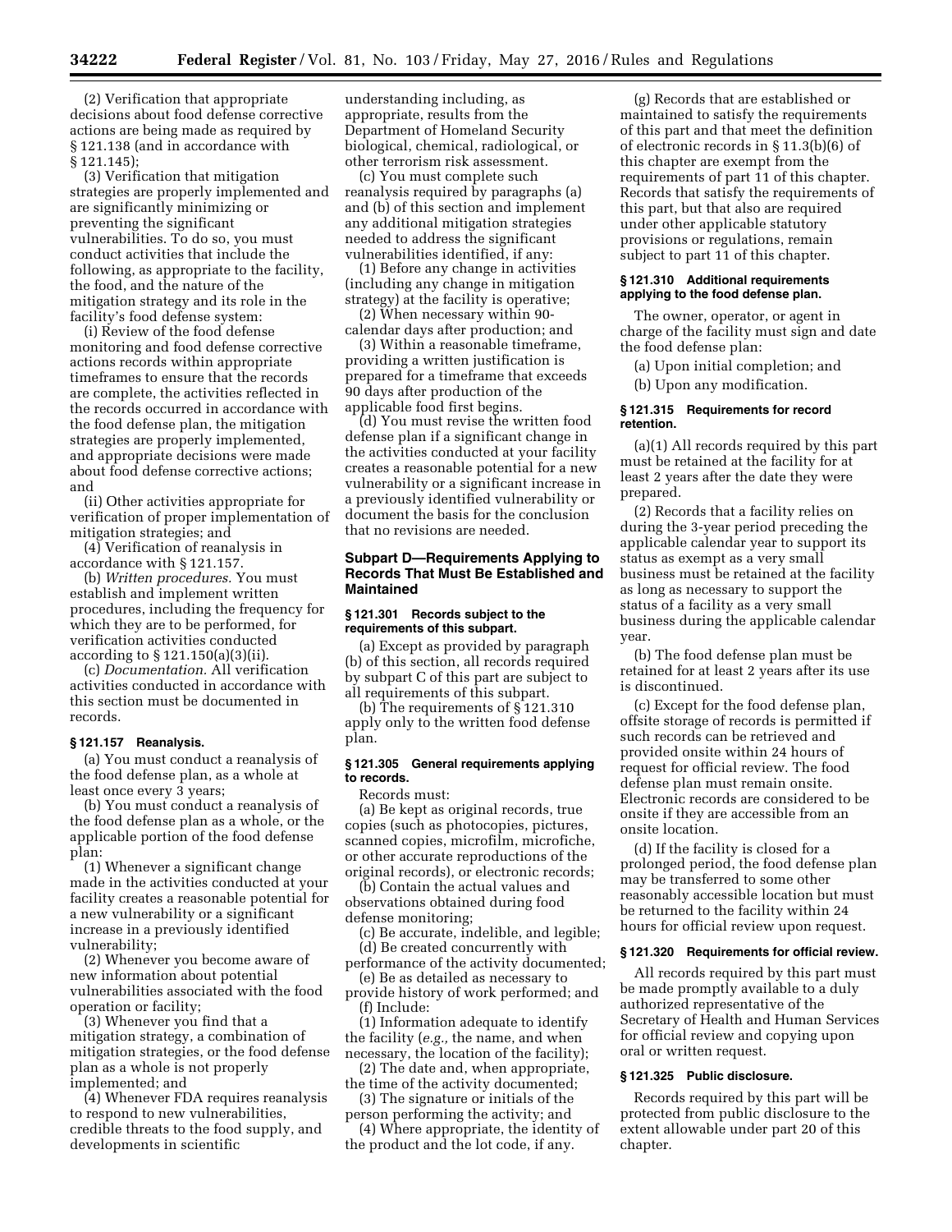(2) Verification that appropriate decisions about food defense corrective actions are being made as required by § 121.138 (and in accordance with § 121.145);

(3) Verification that mitigation strategies are properly implemented and are significantly minimizing or preventing the significant vulnerabilities. To do so, you must conduct activities that include the following, as appropriate to the facility, the food, and the nature of the mitigation strategy and its role in the facility's food defense system:

(i) Review of the food defense monitoring and food defense corrective actions records within appropriate timeframes to ensure that the records are complete, the activities reflected in the records occurred in accordance with the food defense plan, the mitigation strategies are properly implemented, and appropriate decisions were made about food defense corrective actions; and

(ii) Other activities appropriate for verification of proper implementation of mitigation strategies; and

(4) Verification of reanalysis in accordance with § 121.157.

(b) *Written procedures.* You must establish and implement written procedures, including the frequency for which they are to be performed, for verification activities conducted according to § 121.150(a)(3)(ii).

(c) *Documentation.* All verification activities conducted in accordance with this section must be documented in records.

**§ 121.157 Reanalysis.**

(a) You must conduct a reanalysis of the food defense plan, as a whole at least once every 3 years;

(b) You must conduct a reanalysis of the food defense plan as a whole, or the applicable portion of the food defense plan:

(1) Whenever a significant change made in the activities conducted at your facility creates a reasonable potential for a new vulnerability or a significant increase in a previously identified vulnerability;

(2) Whenever you become aware of new information about potential vulnerabilities associated with the food operation or facility;

(3) Whenever you find that a mitigation strategy, a combination of mitigation strategies, or the food defense plan as a whole is not properly implemented; and

(4) Whenever FDA requires reanalysis to respond to new vulnerabilities, credible threats to the food supply, and developments in scientific understanding including, as appropriate, results from the Department of Homeland Security biological, chemical, radiological, or other terrorism risk assessment.

(c) You must complete such reanalysis required by paragraphs (a) and (b) of this section and implement any additional mitigation strategies needed to address the significant vulnerabilities identified, if any:

(1) Before any change in activities (including any change in mitigation strategy) at the facility is operative;

(2) When necessary within 90-calendar days after production; and

(3) Within a reasonable timeframe, providing a written justification is prepared for a timeframe that exceeds 90 days after production of the applicable food first begins.

(d) You must revise the written food defense plan if a significant change in the activities conducted at your facility creates a reasonable potential for a new vulnerability or a significant increase in a previously identified vulnerability or document the basis for the conclusion that no revisions are needed.

## Subpart D—Requirements Applying to Records That Must Be Established and Maintained

**§ 121.301 Records subject to the requirements of this subpart.**

(a) Except as provided by paragraph (b) of this section, all records required by subpart C of this part are subject to all requirements of this subpart.

(b) The requirements of § 121.310 apply only to the written food defense plan.

**§ 121.305 General requirements applying to records.**

Records must:

(a) Be kept as original records, true copies (such as photocopies, pictures, scanned copies, microfilm, microfiche, or other accurate reproductions of the original records), or electronic records;

(b) Contain the actual values and observations obtained during food defense monitoring;

(c) Be accurate, indelible, and legible;

(d) Be created concurrently with performance of the activity documented;

(e) Be as detailed as necessary to provide history of work performed; and

(f) Include:

(1) Information adequate to identify the facility (*e.g.,* the name, and when necessary, the location of the facility);

(2) The date and, when appropriate, the time of the activity documented;

(3) The signature or initials of the person performing the activity; and

(4) Where appropriate, the identity of the product and the lot code, if any.

(g) Records that are established or maintained to satisfy the requirements of this part and that meet the definition of electronic records in § 11.3(b)(6) of this chapter are exempt from the requirements of part 11 of this chapter. Records that satisfy the requirements of this part, but that also are required under other applicable statutory provisions or regulations, remain subject to part 11 of this chapter.

**§ 121.310 Additional requirements applying to the food defense plan.**

The owner, operator, or agent in charge of the facility must sign and date the food defense plan:

(a) Upon initial completion; and

(b) Upon any modification.

**§ 121.315 Requirements for record retention.**

(a)(1) All records required by this part must be retained at the facility for at least 2 years after the date they were prepared.

(2) Records that a facility relies on during the 3-year period preceding the applicable calendar year to support its status as exempt as a very small business must be retained at the facility as long as necessary to support the status of a facility as a very small business during the applicable calendar year.

(b) The food defense plan must be retained for at least 2 years after its use is discontinued.

(c) Except for the food defense plan, offsite storage of records is permitted if such records can be retrieved and provided onsite within 24 hours of request for official review. The food defense plan must remain onsite. Electronic records are considered to be onsite if they are accessible from an onsite location.

(d) If the facility is closed for a prolonged period, the food defense plan may be transferred to some other reasonably accessible location but must be returned to the facility within 24 hours for official review upon request.

**§ 121.320 Requirements for official review.**

All records required by this part must be made promptly available to a duly authorized representative of the Secretary of Health and Human Services for official review and copying upon oral or written request.

**§ 121.325 Public disclosure.**

Records required by this part will be protected from public disclosure to the extent allowable under part 20 of this chapter.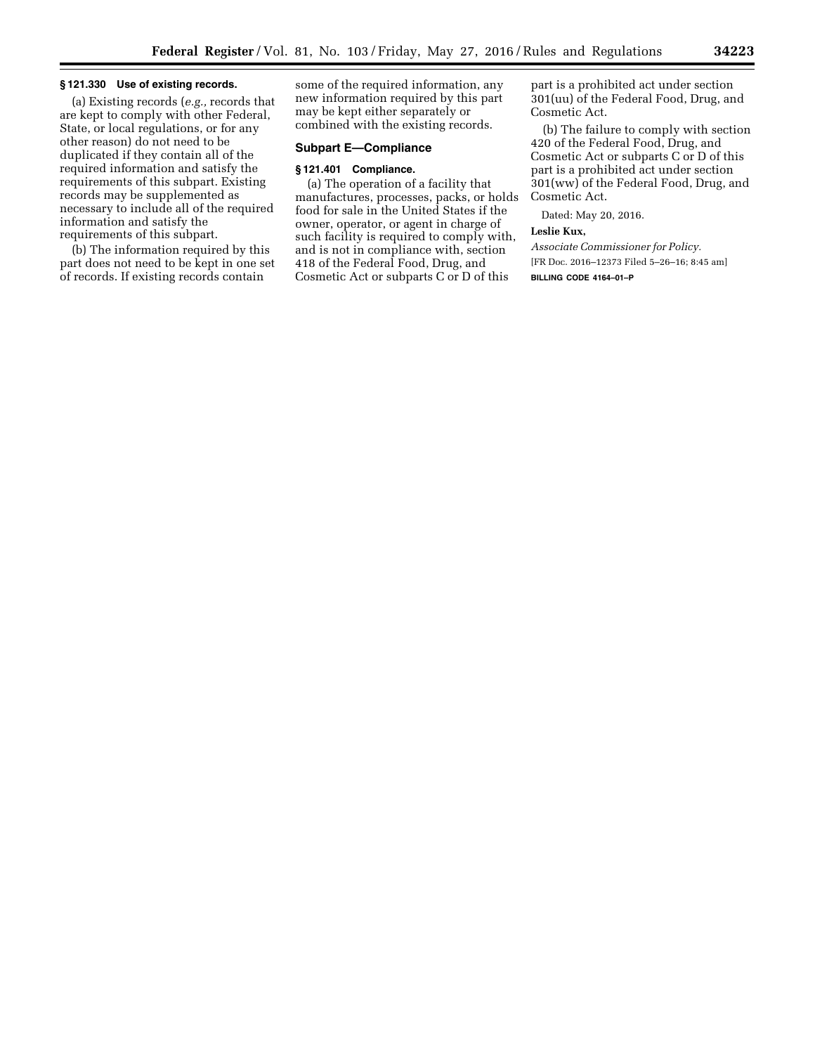### § 121.330 Use of existing records.

(a) Existing records (*e.g.,* records that are kept to comply with other Federal, State, or local regulations, or for any other reason) do not need to be duplicated if they contain all of the required information and satisfy the requirements of this subpart. Existing records may be supplemented as necessary to include all of the required information and satisfy the requirements of this subpart.

(b) The information required by this part does not need to be kept in one set of records. If existing records contain some of the required information, any new information required by this part may be kept either separately or combined with the existing records.

## Subpart E—Compliance

### § 121.401 Compliance.

(a) The operation of a facility that manufactures, processes, packs, or holds food for sale in the United States if the owner, operator, or agent in charge of such facility is required to comply with, and is not in compliance with, section 418 of the Federal Food, Drug, and Cosmetic Act or subparts C or D of this part is a prohibited act under section 301(uu) of the Federal Food, Drug, and Cosmetic Act.

(b) The failure to comply with section 420 of the Federal Food, Drug, and Cosmetic Act or subparts C or D of this part is a prohibited act under section 301(ww) of the Federal Food, Drug, and Cosmetic Act.

Dated: May 20, 2016.

**Leslie Kux,**

*Associate Commissioner for Policy.*

[FR Doc. 2016–12373 Filed 5–26–16; 8:45 am]

**BILLING CODE 4164–01–P**